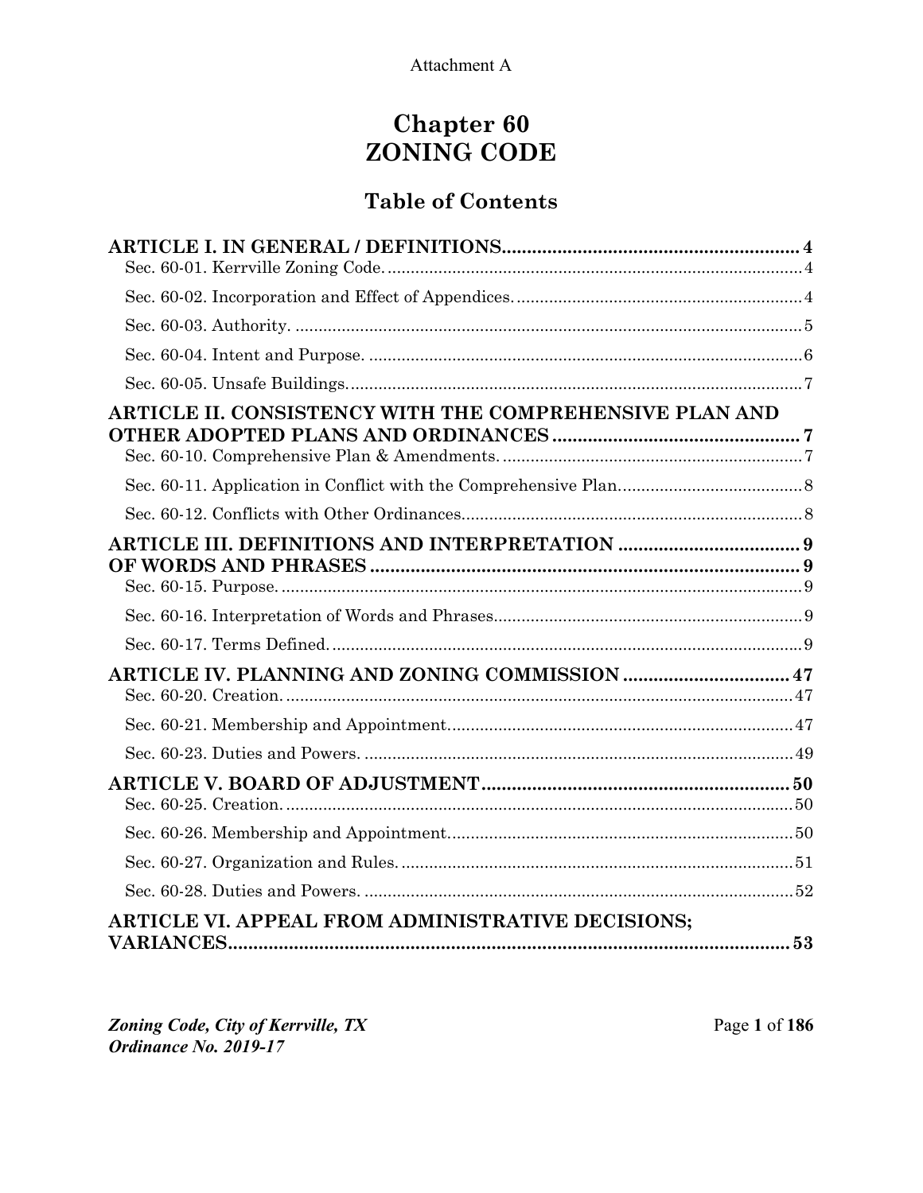Attachment A

# Chapter 60
# ZONING CODE

## Table of Contents

**ARTICLE I. IN GENERAL / DEFINITIONS .......... 4**

Sec. 60-01. Kerrville Zoning Code. .......... 4

Sec. 60-02. Incorporation and Effect of Appendices. .......... 4

Sec. 60-03. Authority. .......... 5

Sec. 60-04. Intent and Purpose. .......... 6

Sec. 60-05. Unsafe Buildings. .......... 7

**ARTICLE II. CONSISTENCY WITH THE COMPREHENSIVE PLAN AND OTHER ADOPTED PLANS AND ORDINANCES .......... 7**

Sec. 60-10. Comprehensive Plan & Amendments. .......... 7

Sec. 60-11. Application in Conflict with the Comprehensive Plan. .......... 8

Sec. 60-12. Conflicts with Other Ordinances. .......... 8

**ARTICLE III. DEFINITIONS AND INTERPRETATION .......... 9**
**OF WORDS AND PHRASES .......... 9**

Sec. 60-15. Purpose. .......... 9

Sec. 60-16. Interpretation of Words and Phrases. .......... 9

Sec. 60-17. Terms Defined. .......... 9

**ARTICLE IV. PLANNING AND ZONING COMMISSION .......... 47**

Sec. 60-20. Creation. .......... 47

Sec. 60-21. Membership and Appointment. .......... 47

Sec. 60-23. Duties and Powers. .......... 49

**ARTICLE V. BOARD OF ADJUSTMENT .......... 50**

Sec. 60-25. Creation. .......... 50

Sec. 60-26. Membership and Appointment. .......... 50

Sec. 60-27. Organization and Rules. .......... 51

Sec. 60-28. Duties and Powers. .......... 52

**ARTICLE VI. APPEAL FROM ADMINISTRATIVE DECISIONS; VARIANCES .......... 53**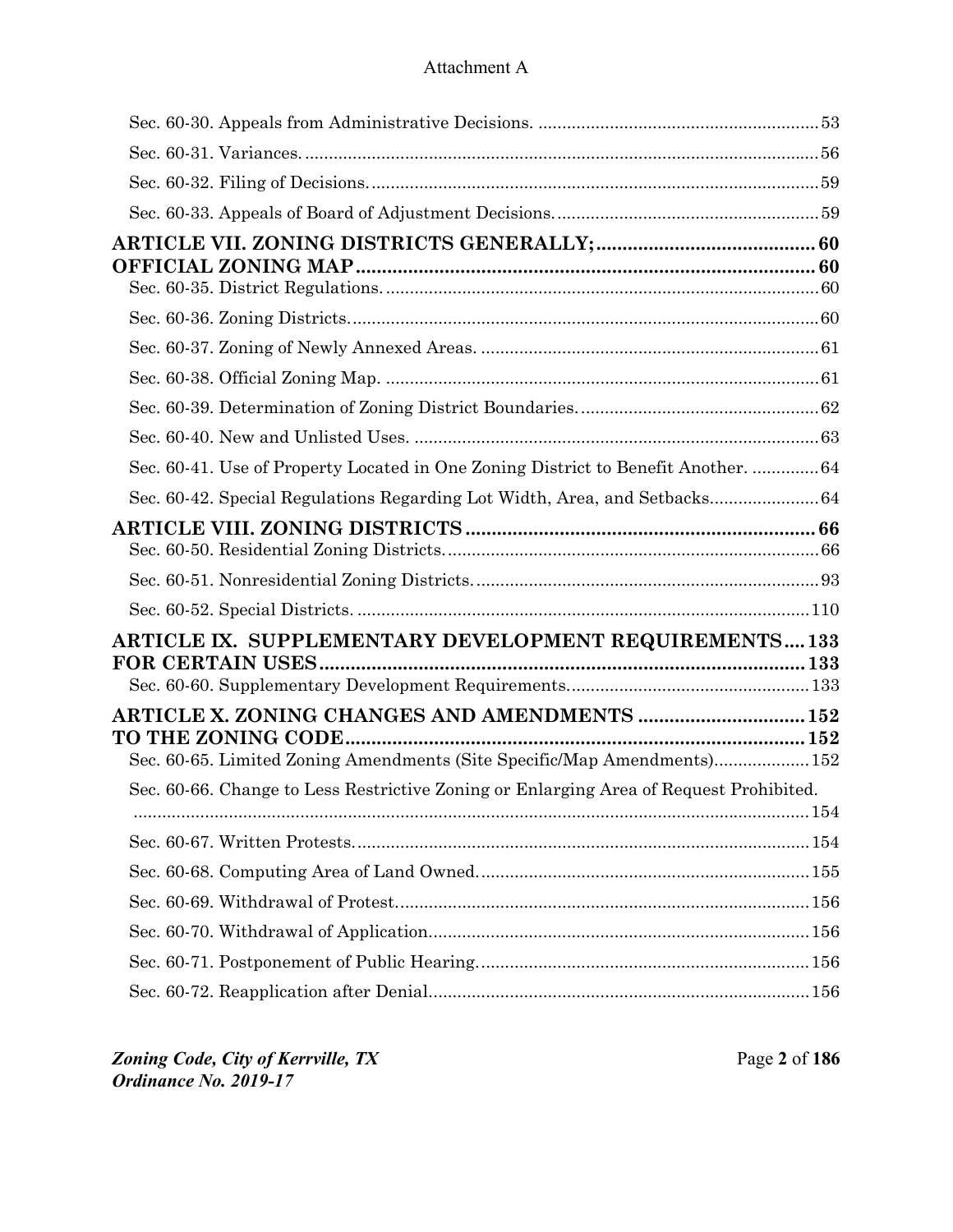Sec. 60-30. Appeals from Administrative Decisions. .......... 53

Sec. 60-31. Variances. .......... 56

Sec. 60-32. Filing of Decisions. .......... 59

Sec. 60-33. Appeals of Board of Adjustment Decisions. .......... 59

**ARTICLE VII. ZONING DISTRICTS GENERALLY; .......... 60**
**OFFICIAL ZONING MAP .......... 60**

Sec. 60-35. District Regulations. .......... 60

Sec. 60-36. Zoning Districts. .......... 60

Sec. 60-37. Zoning of Newly Annexed Areas. .......... 61

Sec. 60-38. Official Zoning Map. .......... 61

Sec. 60-39. Determination of Zoning District Boundaries. .......... 62

Sec. 60-40. New and Unlisted Uses. .......... 63

Sec. 60-41. Use of Property Located in One Zoning District to Benefit Another. .......... 64

Sec. 60-42. Special Regulations Regarding Lot Width, Area, and Setbacks. .......... 64

**ARTICLE VIII. ZONING DISTRICTS .......... 66**

Sec. 60-50. Residential Zoning Districts. .......... 66

Sec. 60-51. Nonresidential Zoning Districts. .......... 93

Sec. 60-52. Special Districts. .......... 110

**ARTICLE IX. SUPPLEMENTARY DEVELOPMENT REQUIREMENTS .......... 133**
**FOR CERTAIN USES .......... 133**

Sec. 60-60. Supplementary Development Requirements. .......... 133

**ARTICLE X. ZONING CHANGES AND AMENDMENTS .......... 152**
**TO THE ZONING CODE .......... 152**

Sec. 60-65. Limited Zoning Amendments (Site Specific/Map Amendments) .......... 152

Sec. 60-66. Change to Less Restrictive Zoning or Enlarging Area of Request Prohibited. .......... 154

Sec. 60-67. Written Protests. .......... 154

Sec. 60-68. Computing Area of Land Owned. .......... 155

Sec. 60-69. Withdrawal of Protest. .......... 156

Sec. 60-70. Withdrawal of Application. .......... 156

Sec. 60-71. Postponement of Public Hearing. .......... 156

Sec. 60-72. Reapplication after Denial. .......... 156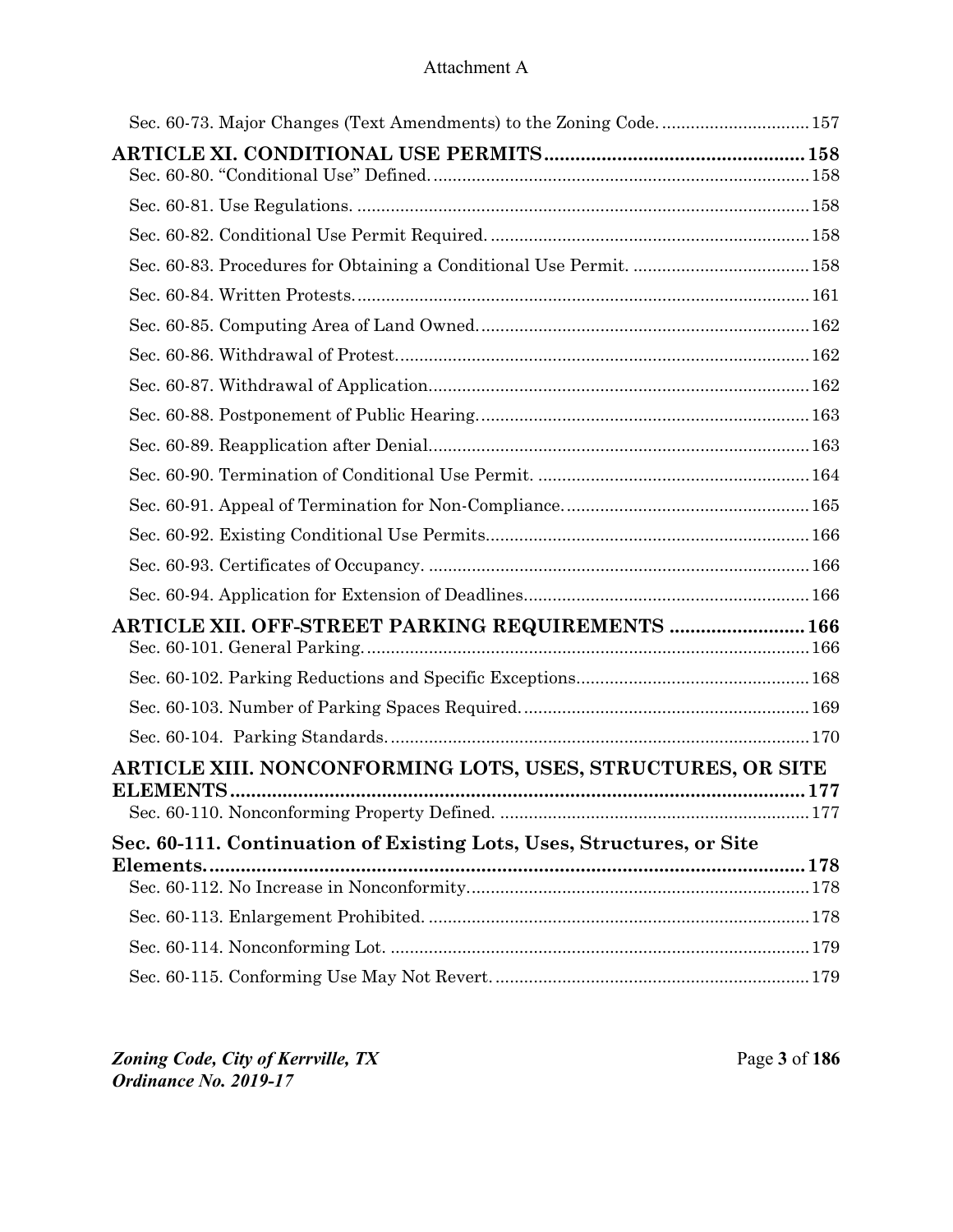Sec. 60-73. Major Changes (Text Amendments) to the Zoning Code. ............................... 157

**ARTICLE XI. CONDITIONAL USE PERMITS .................................................. 158**

Sec. 60-80. "Conditional Use" Defined. ............................................................................ 158

Sec. 60-81. Use Regulations. ............................................................................................. 158

Sec. 60-82. Conditional Use Permit Required. ................................................................. 158

Sec. 60-83. Procedures for Obtaining a Conditional Use Permit. .................................... 158

Sec. 60-84. Written Protests. .............................................................................................. 161

Sec. 60-85. Computing Area of Land Owned. ................................................................... 162

Sec. 60-86. Withdrawal of Protest. ..................................................................................... 162

Sec. 60-87. Withdrawal of Application. .............................................................................. 162

Sec. 60-88. Postponement of Public Hearing. .................................................................... 163

Sec. 60-89. Reapplication after Denial. .............................................................................. 163

Sec. 60-90. Termination of Conditional Use Permit. ......................................................... 164

Sec. 60-91. Appeal of Termination for Non-Compliance. .................................................. 165

Sec. 60-92. Existing Conditional Use Permits. ................................................................... 166

Sec. 60-93. Certificates of Occupancy. ............................................................................... 166

Sec. 60-94. Application for Extension of Deadlines. .......................................................... 166

**ARTICLE XII. OFF-STREET PARKING REQUIREMENTS ......................... 166**

Sec. 60-101. General Parking. ............................................................................................ 166

Sec. 60-102. Parking Reductions and Specific Exceptions. ................................................ 168

Sec. 60-103. Number of Parking Spaces Required. ............................................................ 169

Sec. 60-104. Parking Standards. ........................................................................................ 170

**ARTICLE XIII. NONCONFORMING LOTS, USES, STRUCTURES, OR SITE ELEMENTS ........................................................................................................... 177**

Sec. 60-110. Nonconforming Property Defined. ................................................................. 177

**Sec. 60-111. Continuation of Existing Lots, Uses, Structures, or Site Elements. ................................................................................................................. 178**

Sec. 60-112. No Increase in Nonconformity. ...................................................................... 178

Sec. 60-113. Enlargement Prohibited. ............................................................................... 178

Sec. 60-114. Nonconforming Lot. ....................................................................................... 179

Sec. 60-115. Conforming Use May Not Revert. ................................................................. 179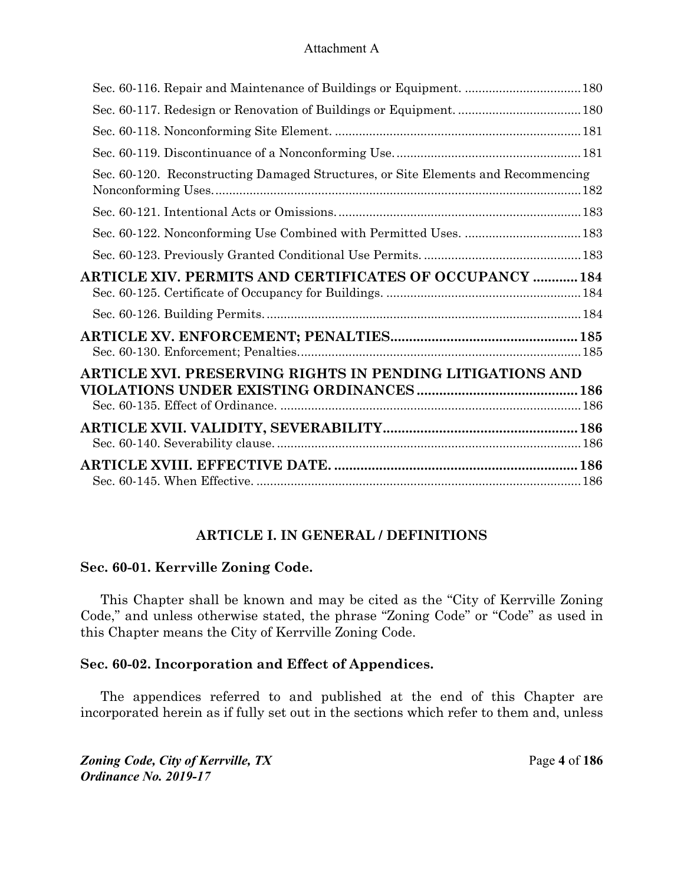Sec. 60-116. Repair and Maintenance of Buildings or Equipment. .................................. 180

Sec. 60-117. Redesign or Renovation of Buildings or Equipment. .................................... 180

Sec. 60-118. Nonconforming Site Element. ........................................................................ 181

Sec. 60-119. Discontinuance of a Nonconforming Use. ...................................................... 181

Sec. 60-120. Reconstructing Damaged Structures, or Site Elements and Recommencing Nonconforming Uses. ........................................................................................................... 182

Sec. 60-121. Intentional Acts or Omissions. ....................................................................... 183

Sec. 60-122. Nonconforming Use Combined with Permitted Uses. .................................. 183

Sec. 60-123. Previously Granted Conditional Use Permits. .............................................. 183

**ARTICLE XIV. PERMITS AND CERTIFICATES OF OCCUPANCY ............ 184**

Sec. 60-125. Certificate of Occupancy for Buildings. ......................................................... 184

Sec. 60-126. Building Permits. ............................................................................................ 184

**ARTICLE XV. ENFORCEMENT; PENALTIES.................................................. 185**

Sec. 60-130. Enforcement; Penalties. .................................................................................. 185

**ARTICLE XVI. PRESERVING RIGHTS IN PENDING LITIGATIONS AND VIOLATIONS UNDER EXISTING ORDINANCES ........................................... 186**

Sec. 60-135. Effect of Ordinance. ........................................................................................ 186

**ARTICLE XVII. VALIDITY, SEVERABILITY.................................................... 186**

Sec. 60-140. Severability clause. ......................................................................................... 186

**ARTICLE XVIII. EFFECTIVE DATE. ................................................................. 186**

Sec. 60-145. When Effective. ................................................................................................ 186

## ARTICLE I. IN GENERAL / DEFINITIONS

### Sec. 60-01. Kerrville Zoning Code.

This Chapter shall be known and may be cited as the "City of Kerrville Zoning Code," and unless otherwise stated, the phrase "Zoning Code" or "Code" as used in this Chapter means the City of Kerrville Zoning Code.

### Sec. 60-02. Incorporation and Effect of Appendices.

The appendices referred to and published at the end of this Chapter are incorporated herein as if fully set out in the sections which refer to them and, unless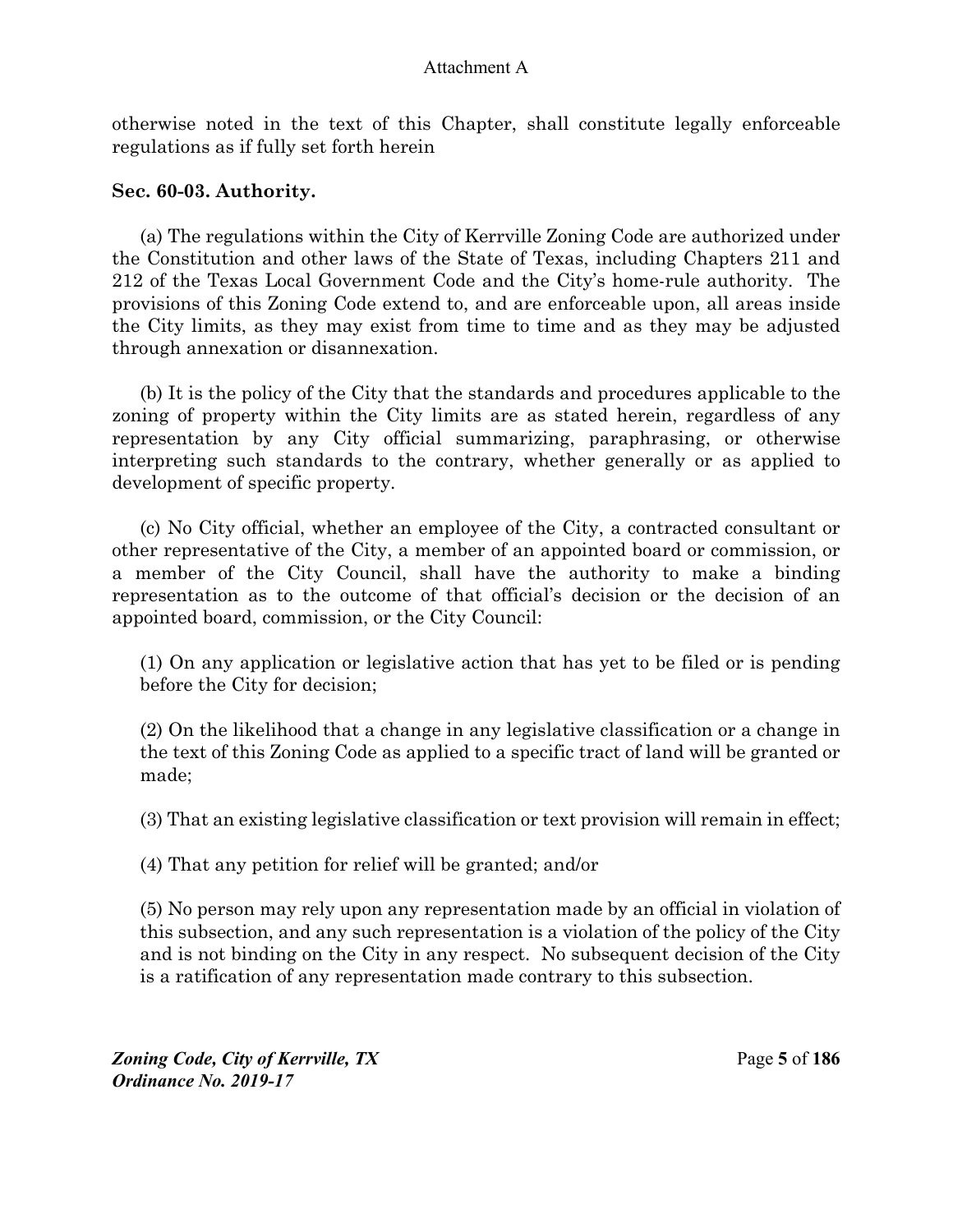otherwise noted in the text of this Chapter, shall constitute legally enforceable regulations as if fully set forth herein

**Sec. 60-03. Authority.**

(a) The regulations within the City of Kerrville Zoning Code are authorized under the Constitution and other laws of the State of Texas, including Chapters 211 and 212 of the Texas Local Government Code and the City's home-rule authority. The provisions of this Zoning Code extend to, and are enforceable upon, all areas inside the City limits, as they may exist from time to time and as they may be adjusted through annexation or disannexation.

(b) It is the policy of the City that the standards and procedures applicable to the zoning of property within the City limits are as stated herein, regardless of any representation by any City official summarizing, paraphrasing, or otherwise interpreting such standards to the contrary, whether generally or as applied to development of specific property.

(c) No City official, whether an employee of the City, a contracted consultant or other representative of the City, a member of an appointed board or commission, or a member of the City Council, shall have the authority to make a binding representation as to the outcome of that official's decision or the decision of an appointed board, commission, or the City Council:

(1) On any application or legislative action that has yet to be filed or is pending before the City for decision;

(2) On the likelihood that a change in any legislative classification or a change in the text of this Zoning Code as applied to a specific tract of land will be granted or made;

(3) That an existing legislative classification or text provision will remain in effect;

(4) That any petition for relief will be granted; and/or

(5) No person may rely upon any representation made by an official in violation of this subsection, and any such representation is a violation of the policy of the City and is not binding on the City in any respect. No subsequent decision of the City is a ratification of any representation made contrary to this subsection.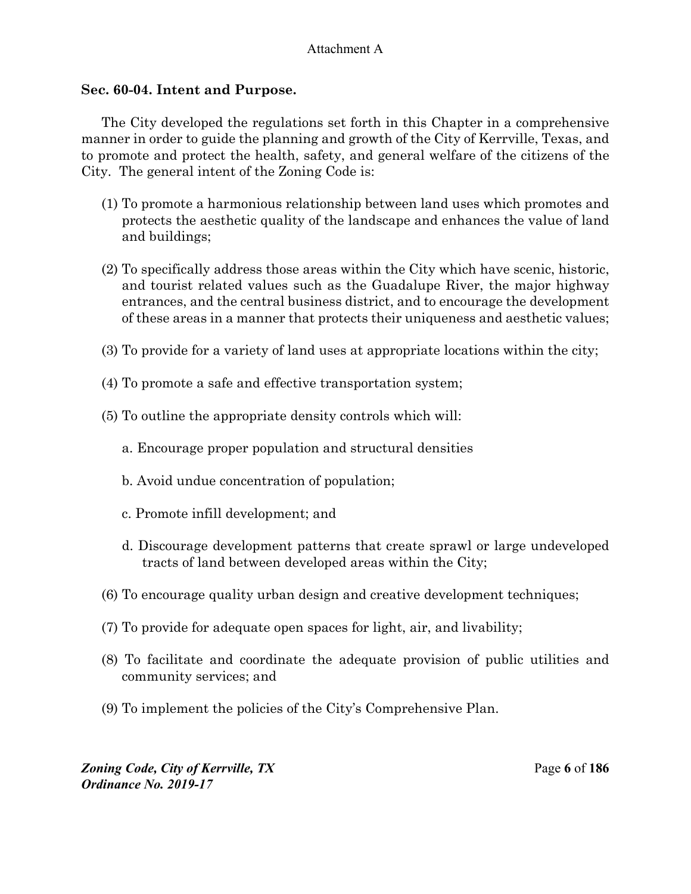Attachment A

## Sec. 60-04. Intent and Purpose.

The City developed the regulations set forth in this Chapter in a comprehensive manner in order to guide the planning and growth of the City of Kerrville, Texas, and to promote and protect the health, safety, and general welfare of the citizens of the City. The general intent of the Zoning Code is:

(1) To promote a harmonious relationship between land uses which promotes and protects the aesthetic quality of the landscape and enhances the value of land and buildings;

(2) To specifically address those areas within the City which have scenic, historic, and tourist related values such as the Guadalupe River, the major highway entrances, and the central business district, and to encourage the development of these areas in a manner that protects their uniqueness and aesthetic values;

(3) To provide for a variety of land uses at appropriate locations within the city;

(4) To promote a safe and effective transportation system;

(5) To outline the appropriate density controls which will:

  a. Encourage proper population and structural densities

  b. Avoid undue concentration of population;

  c. Promote infill development; and

  d. Discourage development patterns that create sprawl or large undeveloped tracts of land between developed areas within the City;

(6) To encourage quality urban design and creative development techniques;

(7) To provide for adequate open spaces for light, air, and livability;

(8) To facilitate and coordinate the adequate provision of public utilities and community services; and

(9) To implement the policies of the City's Comprehensive Plan.

*Zoning Code, City of Kerrville, TX*
*Ordinance No. 2019-17*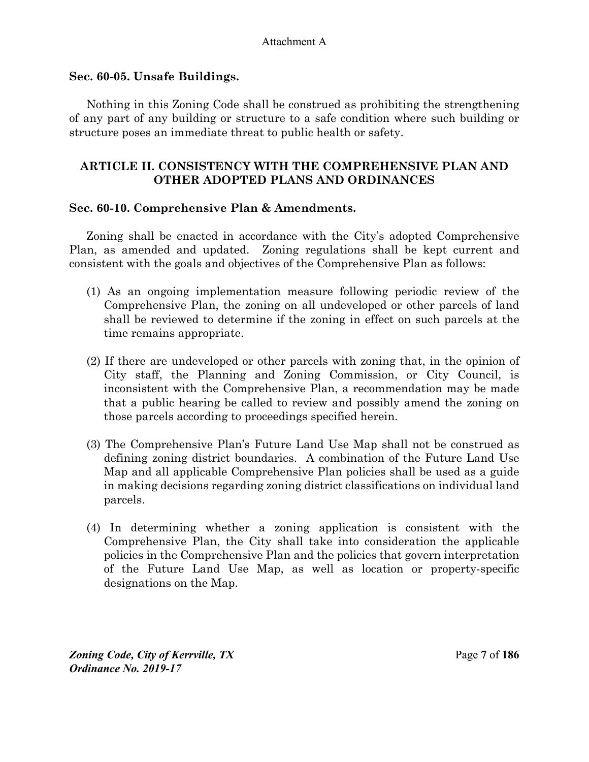### Sec. 60-05. Unsafe Buildings.

Nothing in this Zoning Code shall be construed as prohibiting the strengthening of any part of any building or structure to a safe condition where such building or structure poses an immediate threat to public health or safety.

## ARTICLE II. CONSISTENCY WITH THE COMPREHENSIVE PLAN AND OTHER ADOPTED PLANS AND ORDINANCES

### Sec. 60-10. Comprehensive Plan & Amendments.

Zoning shall be enacted in accordance with the City's adopted Comprehensive Plan, as amended and updated. Zoning regulations shall be kept current and consistent with the goals and objectives of the Comprehensive Plan as follows:

(1) As an ongoing implementation measure following periodic review of the Comprehensive Plan, the zoning on all undeveloped or other parcels of land shall be reviewed to determine if the zoning in effect on such parcels at the time remains appropriate.

(2) If there are undeveloped or other parcels with zoning that, in the opinion of City staff, the Planning and Zoning Commission, or City Council, is inconsistent with the Comprehensive Plan, a recommendation may be made that a public hearing be called to review and possibly amend the zoning on those parcels according to proceedings specified herein.

(3) The Comprehensive Plan's Future Land Use Map shall not be construed as defining zoning district boundaries. A combination of the Future Land Use Map and all applicable Comprehensive Plan policies shall be used as a guide in making decisions regarding zoning district classifications on individual land parcels.

(4) In determining whether a zoning application is consistent with the Comprehensive Plan, the City shall take into consideration the applicable policies in the Comprehensive Plan and the policies that govern interpretation of the Future Land Use Map, as well as location or property-specific designations on the Map.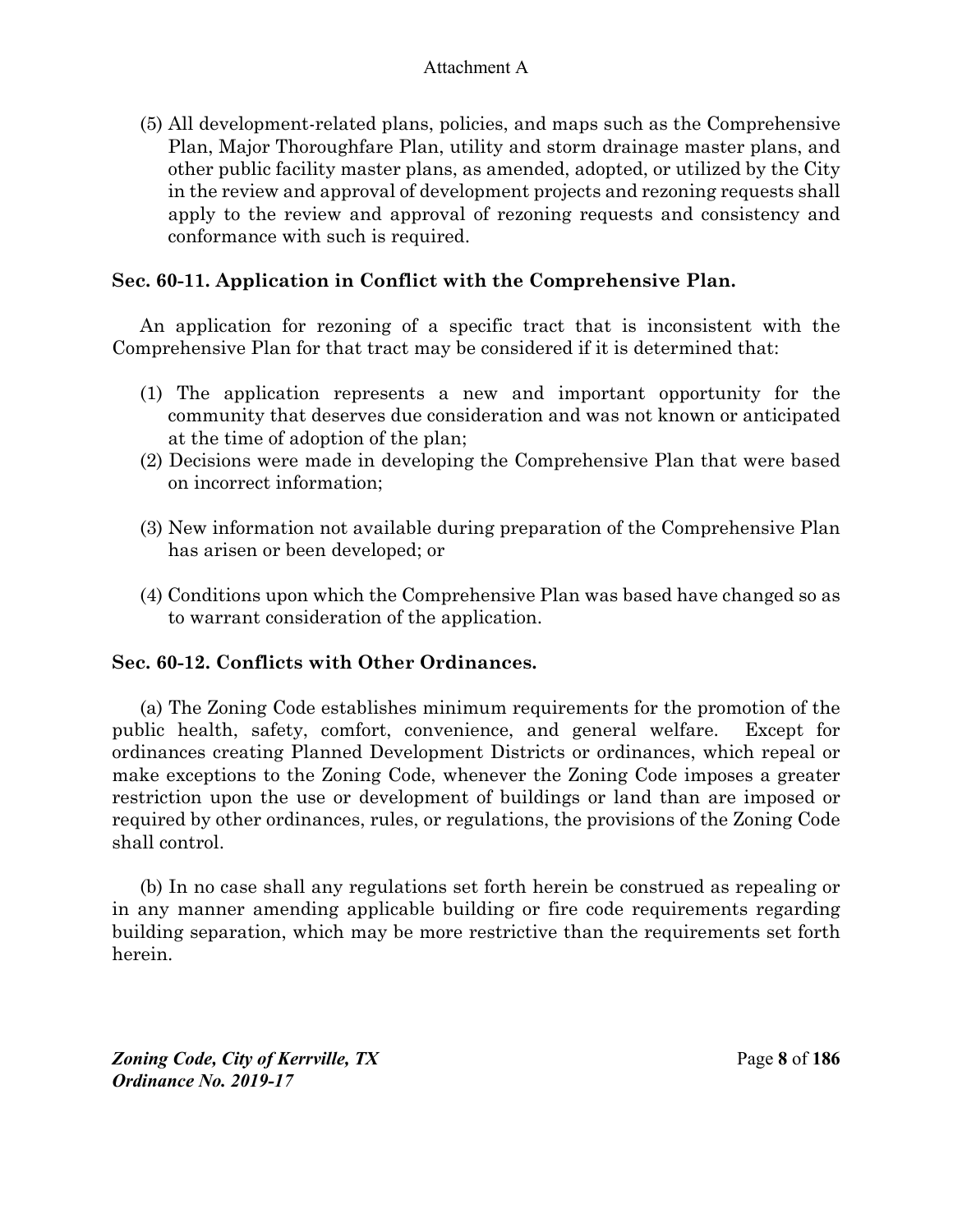(5) All development-related plans, policies, and maps such as the Comprehensive Plan, Major Thoroughfare Plan, utility and storm drainage master plans, and other public facility master plans, as amended, adopted, or utilized by the City in the review and approval of development projects and rezoning requests shall apply to the review and approval of rezoning requests and consistency and conformance with such is required.

### Sec. 60-11. Application in Conflict with the Comprehensive Plan.

An application for rezoning of a specific tract that is inconsistent with the Comprehensive Plan for that tract may be considered if it is determined that:

(1) The application represents a new and important opportunity for the community that deserves due consideration and was not known or anticipated at the time of adoption of the plan;

(2) Decisions were made in developing the Comprehensive Plan that were based on incorrect information;

(3) New information not available during preparation of the Comprehensive Plan has arisen or been developed; or

(4) Conditions upon which the Comprehensive Plan was based have changed so as to warrant consideration of the application.

### Sec. 60-12. Conflicts with Other Ordinances.

(a) The Zoning Code establishes minimum requirements for the promotion of the public health, safety, comfort, convenience, and general welfare. Except for ordinances creating Planned Development Districts or ordinances, which repeal or make exceptions to the Zoning Code, whenever the Zoning Code imposes a greater restriction upon the use or development of buildings or land than are imposed or required by other ordinances, rules, or regulations, the provisions of the Zoning Code shall control.

(b) In no case shall any regulations set forth herein be construed as repealing or in any manner amending applicable building or fire code requirements regarding building separation, which may be more restrictive than the requirements set forth herein.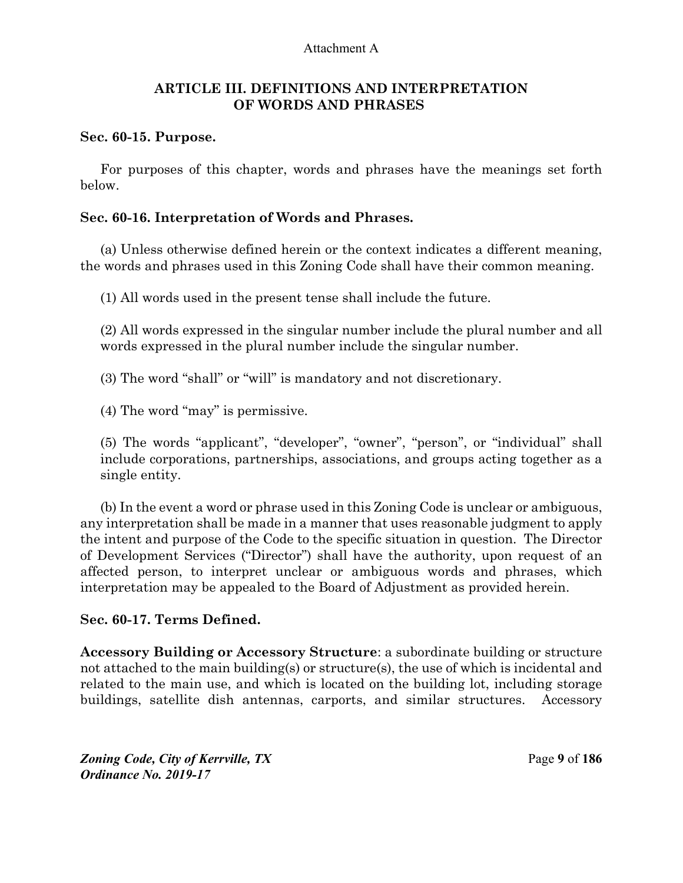Attachment A

## ARTICLE III. DEFINITIONS AND INTERPRETATION OF WORDS AND PHRASES

### Sec. 60-15. Purpose.

For purposes of this chapter, words and phrases have the meanings set forth below.

### Sec. 60-16. Interpretation of Words and Phrases.

(a) Unless otherwise defined herein or the context indicates a different meaning, the words and phrases used in this Zoning Code shall have their common meaning.

(1) All words used in the present tense shall include the future.

(2) All words expressed in the singular number include the plural number and all words expressed in the plural number include the singular number.

(3) The word "shall" or "will" is mandatory and not discretionary.

(4) The word "may" is permissive.

(5) The words "applicant", "developer", "owner", "person", or "individual" shall include corporations, partnerships, associations, and groups acting together as a single entity.

(b) In the event a word or phrase used in this Zoning Code is unclear or ambiguous, any interpretation shall be made in a manner that uses reasonable judgment to apply the intent and purpose of the Code to the specific situation in question. The Director of Development Services ("Director") shall have the authority, upon request of an affected person, to interpret unclear or ambiguous words and phrases, which interpretation may be appealed to the Board of Adjustment as provided herein.

### Sec. 60-17. Terms Defined.

**Accessory Building or Accessory Structure**: a subordinate building or structure not attached to the main building(s) or structure(s), the use of which is incidental and related to the main use, and which is located on the building lot, including storage buildings, satellite dish antennas, carports, and similar structures. Accessory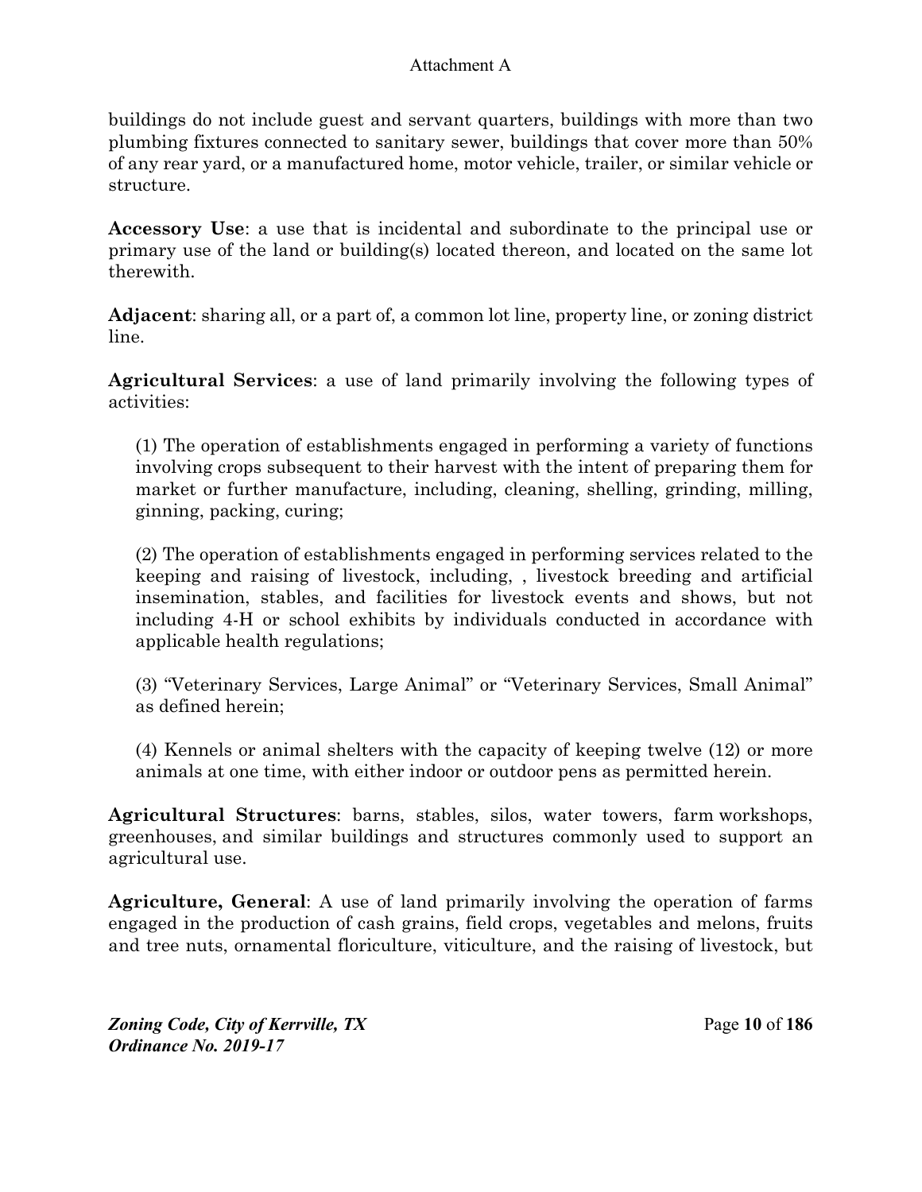buildings do not include guest and servant quarters, buildings with more than two plumbing fixtures connected to sanitary sewer, buildings that cover more than 50% of any rear yard, or a manufactured home, motor vehicle, trailer, or similar vehicle or structure.

**Accessory Use**: a use that is incidental and subordinate to the principal use or primary use of the land or building(s) located thereon, and located on the same lot therewith.

**Adjacent**: sharing all, or a part of, a common lot line, property line, or zoning district line.

**Agricultural Services**: a use of land primarily involving the following types of activities:

(1) The operation of establishments engaged in performing a variety of functions involving crops subsequent to their harvest with the intent of preparing them for market or further manufacture, including, cleaning, shelling, grinding, milling, ginning, packing, curing;

(2) The operation of establishments engaged in performing services related to the keeping and raising of livestock, including, , livestock breeding and artificial insemination, stables, and facilities for livestock events and shows, but not including 4-H or school exhibits by individuals conducted in accordance with applicable health regulations;

(3) "Veterinary Services, Large Animal" or "Veterinary Services, Small Animal" as defined herein;

(4) Kennels or animal shelters with the capacity of keeping twelve (12) or more animals at one time, with either indoor or outdoor pens as permitted herein.

**Agricultural Structures**: barns, stables, silos, water towers, farm workshops, greenhouses, and similar buildings and structures commonly used to support an agricultural use.

**Agriculture, General**: A use of land primarily involving the operation of farms engaged in the production of cash grains, field crops, vegetables and melons, fruits and tree nuts, ornamental floriculture, viticulture, and the raising of livestock, but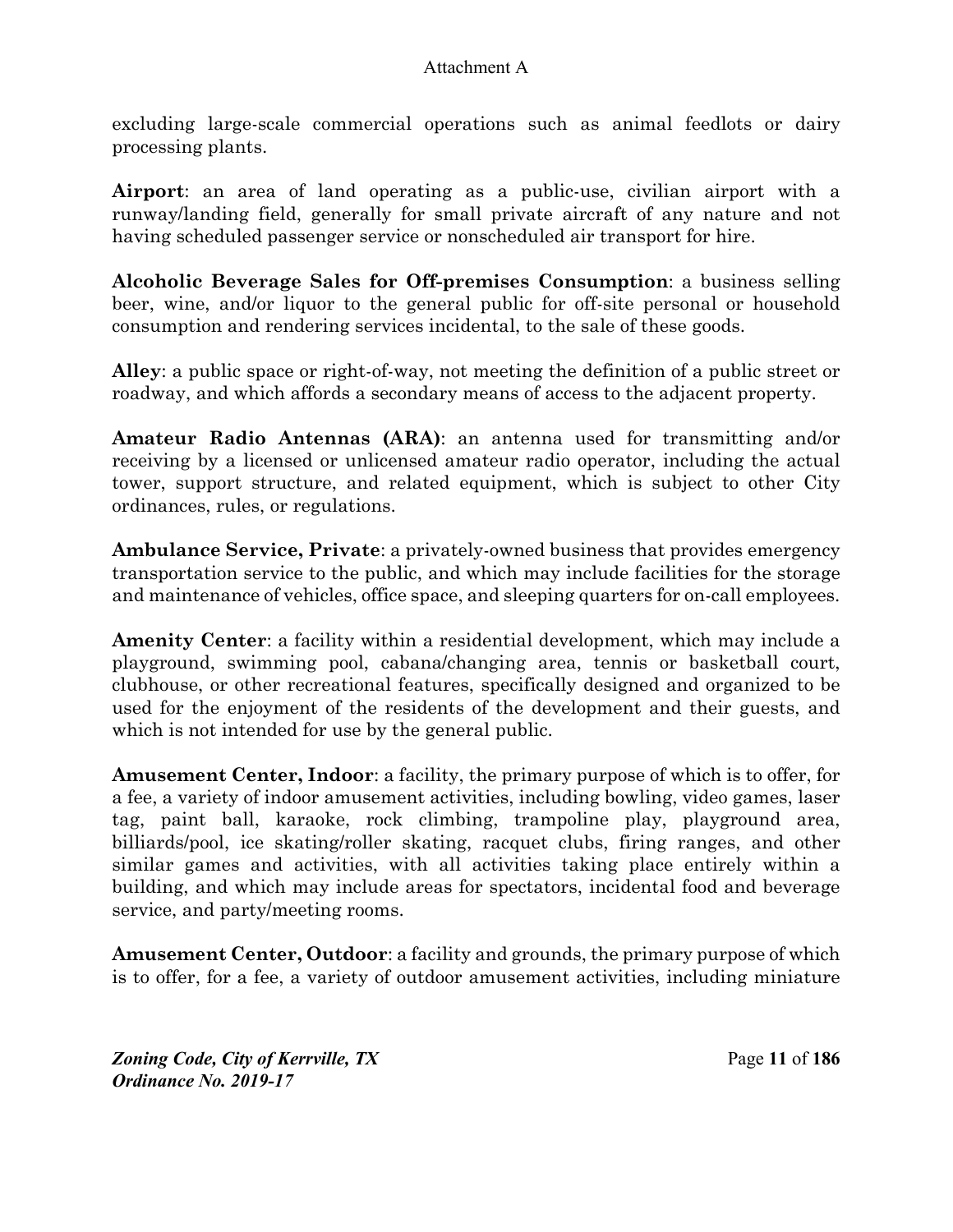excluding large-scale commercial operations such as animal feedlots or dairy processing plants.

**Airport**: an area of land operating as a public-use, civilian airport with a runway/landing field, generally for small private aircraft of any nature and not having scheduled passenger service or nonscheduled air transport for hire.

**Alcoholic Beverage Sales for Off-premises Consumption**: a business selling beer, wine, and/or liquor to the general public for off-site personal or household consumption and rendering services incidental, to the sale of these goods.

**Alley**: a public space or right-of-way, not meeting the definition of a public street or roadway, and which affords a secondary means of access to the adjacent property.

**Amateur Radio Antennas (ARA)**: an antenna used for transmitting and/or receiving by a licensed or unlicensed amateur radio operator, including the actual tower, support structure, and related equipment, which is subject to other City ordinances, rules, or regulations.

**Ambulance Service, Private**: a privately-owned business that provides emergency transportation service to the public, and which may include facilities for the storage and maintenance of vehicles, office space, and sleeping quarters for on-call employees.

**Amenity Center**: a facility within a residential development, which may include a playground, swimming pool, cabana/changing area, tennis or basketball court, clubhouse, or other recreational features, specifically designed and organized to be used for the enjoyment of the residents of the development and their guests, and which is not intended for use by the general public.

**Amusement Center, Indoor**: a facility, the primary purpose of which is to offer, for a fee, a variety of indoor amusement activities, including bowling, video games, laser tag, paint ball, karaoke, rock climbing, trampoline play, playground area, billiards/pool, ice skating/roller skating, racquet clubs, firing ranges, and other similar games and activities, with all activities taking place entirely within a building, and which may include areas for spectators, incidental food and beverage service, and party/meeting rooms.

**Amusement Center, Outdoor**: a facility and grounds, the primary purpose of which is to offer, for a fee, a variety of outdoor amusement activities, including miniature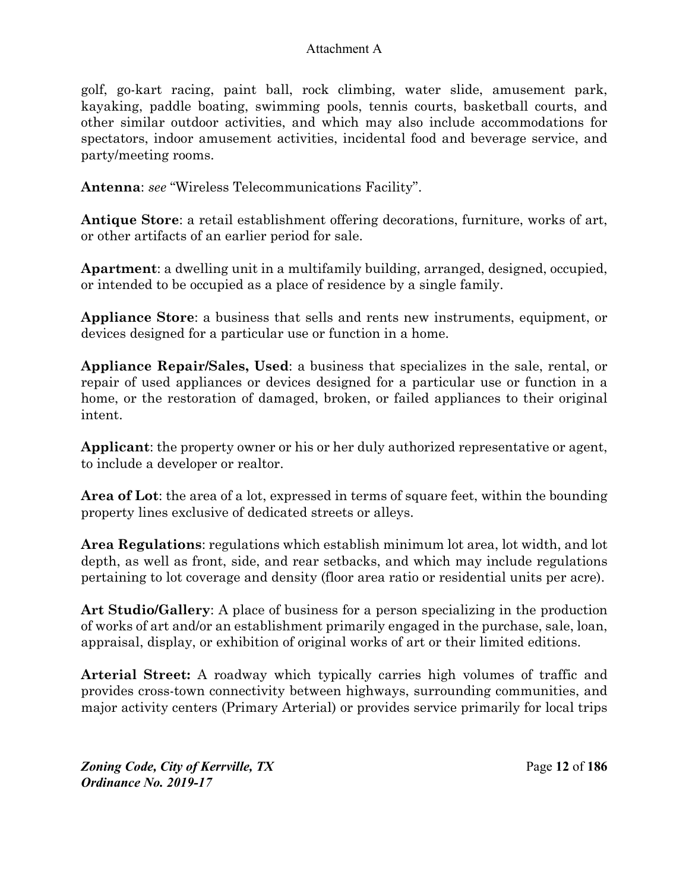golf, go-kart racing, paint ball, rock climbing, water slide, amusement park, kayaking, paddle boating, swimming pools, tennis courts, basketball courts, and other similar outdoor activities, and which may also include accommodations for spectators, indoor amusement activities, incidental food and beverage service, and party/meeting rooms.

**Antenna**: *see* "Wireless Telecommunications Facility".

**Antique Store**: a retail establishment offering decorations, furniture, works of art, or other artifacts of an earlier period for sale.

**Apartment**: a dwelling unit in a multifamily building, arranged, designed, occupied, or intended to be occupied as a place of residence by a single family.

**Appliance Store**: a business that sells and rents new instruments, equipment, or devices designed for a particular use or function in a home.

**Appliance Repair/Sales, Used**: a business that specializes in the sale, rental, or repair of used appliances or devices designed for a particular use or function in a home, or the restoration of damaged, broken, or failed appliances to their original intent.

**Applicant**: the property owner or his or her duly authorized representative or agent, to include a developer or realtor.

**Area of Lot**: the area of a lot, expressed in terms of square feet, within the bounding property lines exclusive of dedicated streets or alleys.

**Area Regulations**: regulations which establish minimum lot area, lot width, and lot depth, as well as front, side, and rear setbacks, and which may include regulations pertaining to lot coverage and density (floor area ratio or residential units per acre).

**Art Studio/Gallery**: A place of business for a person specializing in the production of works of art and/or an establishment primarily engaged in the purchase, sale, loan, appraisal, display, or exhibition of original works of art or their limited editions.

**Arterial Street:** A roadway which typically carries high volumes of traffic and provides cross-town connectivity between highways, surrounding communities, and major activity centers (Primary Arterial) or provides service primarily for local trips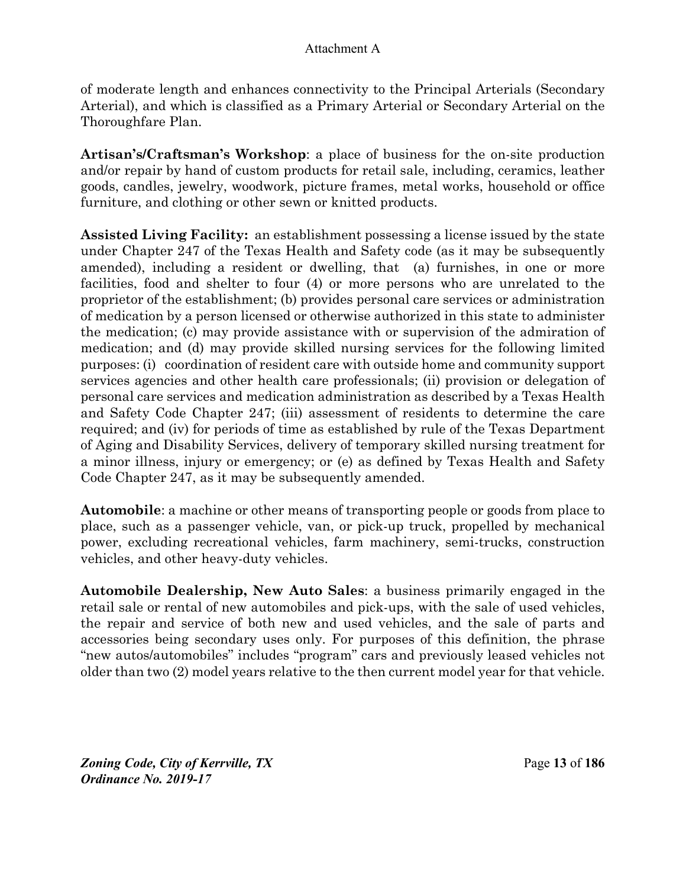of moderate length and enhances connectivity to the Principal Arterials (Secondary Arterial), and which is classified as a Primary Arterial or Secondary Arterial on the Thoroughfare Plan.

**Artisan's/Craftsman's Workshop**: a place of business for the on-site production and/or repair by hand of custom products for retail sale, including, ceramics, leather goods, candles, jewelry, woodwork, picture frames, metal works, household or office furniture, and clothing or other sewn or knitted products.

**Assisted Living Facility:** an establishment possessing a license issued by the state under Chapter 247 of the Texas Health and Safety code (as it may be subsequently amended), including a resident or dwelling, that (a) furnishes, in one or more facilities, food and shelter to four (4) or more persons who are unrelated to the proprietor of the establishment; (b) provides personal care services or administration of medication by a person licensed or otherwise authorized in this state to administer the medication; (c) may provide assistance with or supervision of the admiration of medication; and (d) may provide skilled nursing services for the following limited purposes: (i) coordination of resident care with outside home and community support services agencies and other health care professionals; (ii) provision or delegation of personal care services and medication administration as described by a Texas Health and Safety Code Chapter 247; (iii) assessment of residents to determine the care required; and (iv) for periods of time as established by rule of the Texas Department of Aging and Disability Services, delivery of temporary skilled nursing treatment for a minor illness, injury or emergency; or (e) as defined by Texas Health and Safety Code Chapter 247, as it may be subsequently amended.

**Automobile**: a machine or other means of transporting people or goods from place to place, such as a passenger vehicle, van, or pick-up truck, propelled by mechanical power, excluding recreational vehicles, farm machinery, semi-trucks, construction vehicles, and other heavy-duty vehicles.

**Automobile Dealership, New Auto Sales**: a business primarily engaged in the retail sale or rental of new automobiles and pick-ups, with the sale of used vehicles, the repair and service of both new and used vehicles, and the sale of parts and accessories being secondary uses only. For purposes of this definition, the phrase "new autos/automobiles" includes "program" cars and previously leased vehicles not older than two (2) model years relative to the then current model year for that vehicle.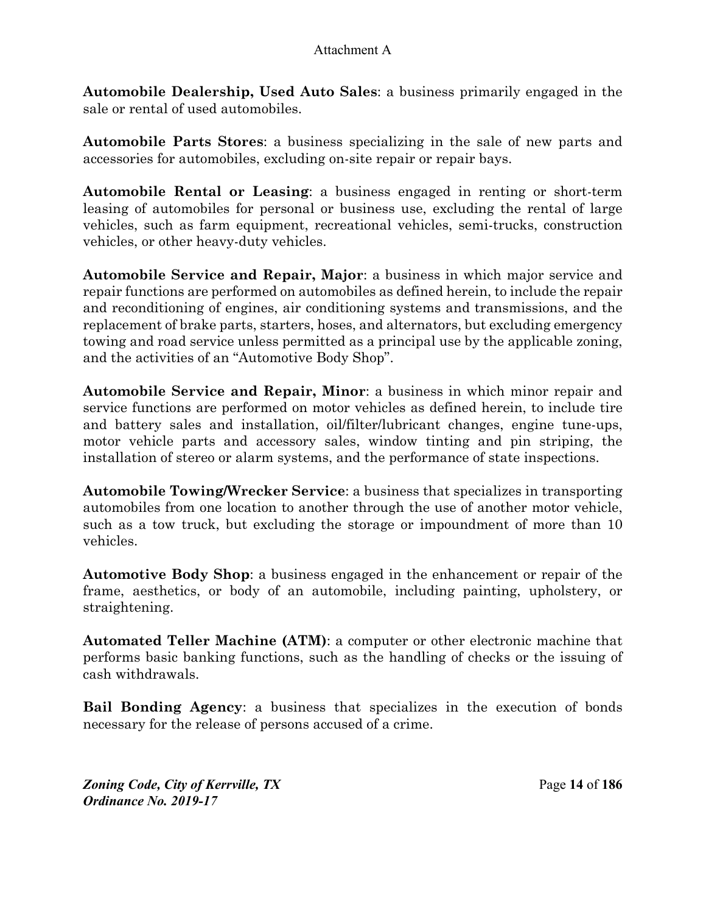**Automobile Dealership, Used Auto Sales**: a business primarily engaged in the sale or rental of used automobiles.

**Automobile Parts Stores**: a business specializing in the sale of new parts and accessories for automobiles, excluding on-site repair or repair bays.

**Automobile Rental or Leasing**: a business engaged in renting or short-term leasing of automobiles for personal or business use, excluding the rental of large vehicles, such as farm equipment, recreational vehicles, semi-trucks, construction vehicles, or other heavy-duty vehicles.

**Automobile Service and Repair, Major**: a business in which major service and repair functions are performed on automobiles as defined herein, to include the repair and reconditioning of engines, air conditioning systems and transmissions, and the replacement of brake parts, starters, hoses, and alternators, but excluding emergency towing and road service unless permitted as a principal use by the applicable zoning, and the activities of an "Automotive Body Shop".

**Automobile Service and Repair, Minor**: a business in which minor repair and service functions are performed on motor vehicles as defined herein, to include tire and battery sales and installation, oil/filter/lubricant changes, engine tune-ups, motor vehicle parts and accessory sales, window tinting and pin striping, the installation of stereo or alarm systems, and the performance of state inspections.

**Automobile Towing/Wrecker Service**: a business that specializes in transporting automobiles from one location to another through the use of another motor vehicle, such as a tow truck, but excluding the storage or impoundment of more than 10 vehicles.

**Automotive Body Shop**: a business engaged in the enhancement or repair of the frame, aesthetics, or body of an automobile, including painting, upholstery, or straightening.

**Automated Teller Machine (ATM)**: a computer or other electronic machine that performs basic banking functions, such as the handling of checks or the issuing of cash withdrawals.

**Bail Bonding Agency**: a business that specializes in the execution of bonds necessary for the release of persons accused of a crime.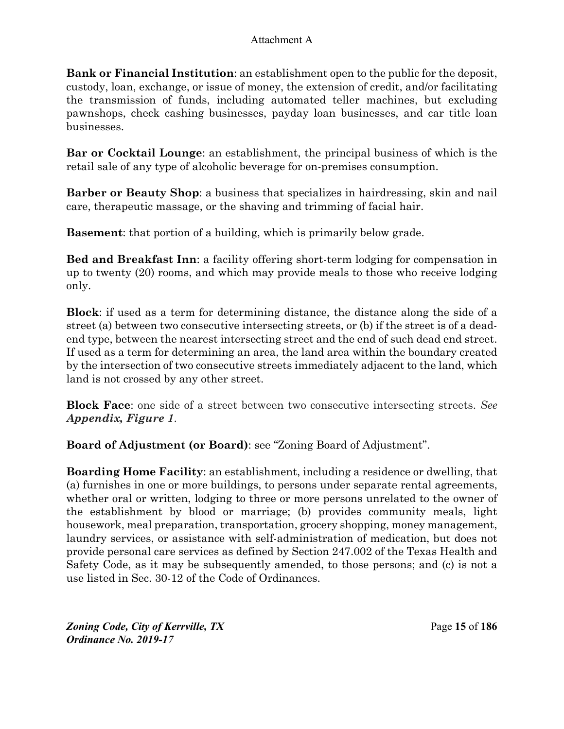**Bank or Financial Institution**: an establishment open to the public for the deposit, custody, loan, exchange, or issue of money, the extension of credit, and/or facilitating the transmission of funds, including automated teller machines, but excluding pawnshops, check cashing businesses, payday loan businesses, and car title loan businesses.

**Bar or Cocktail Lounge**: an establishment, the principal business of which is the retail sale of any type of alcoholic beverage for on-premises consumption.

**Barber or Beauty Shop**: a business that specializes in hairdressing, skin and nail care, therapeutic massage, or the shaving and trimming of facial hair.

**Basement**: that portion of a building, which is primarily below grade.

**Bed and Breakfast Inn**: a facility offering short-term lodging for compensation in up to twenty (20) rooms, and which may provide meals to those who receive lodging only.

**Block**: if used as a term for determining distance, the distance along the side of a street (a) between two consecutive intersecting streets, or (b) if the street is of a dead-end type, between the nearest intersecting street and the end of such dead end street. If used as a term for determining an area, the land area within the boundary created by the intersection of two consecutive streets immediately adjacent to the land, which land is not crossed by any other street.

**Block Face**: one side of a street between two consecutive intersecting streets. *See **Appendix, Figure 1***.

**Board of Adjustment (or Board)**: see "Zoning Board of Adjustment".

**Boarding Home Facility**: an establishment, including a residence or dwelling, that (a) furnishes in one or more buildings, to persons under separate rental agreements, whether oral or written, lodging to three or more persons unrelated to the owner of the establishment by blood or marriage; (b) provides community meals, light housework, meal preparation, transportation, grocery shopping, money management, laundry services, or assistance with self-administration of medication, but does not provide personal care services as defined by Section 247.002 of the Texas Health and Safety Code, as it may be subsequently amended, to those persons; and (c) is not a use listed in Sec. 30-12 of the Code of Ordinances.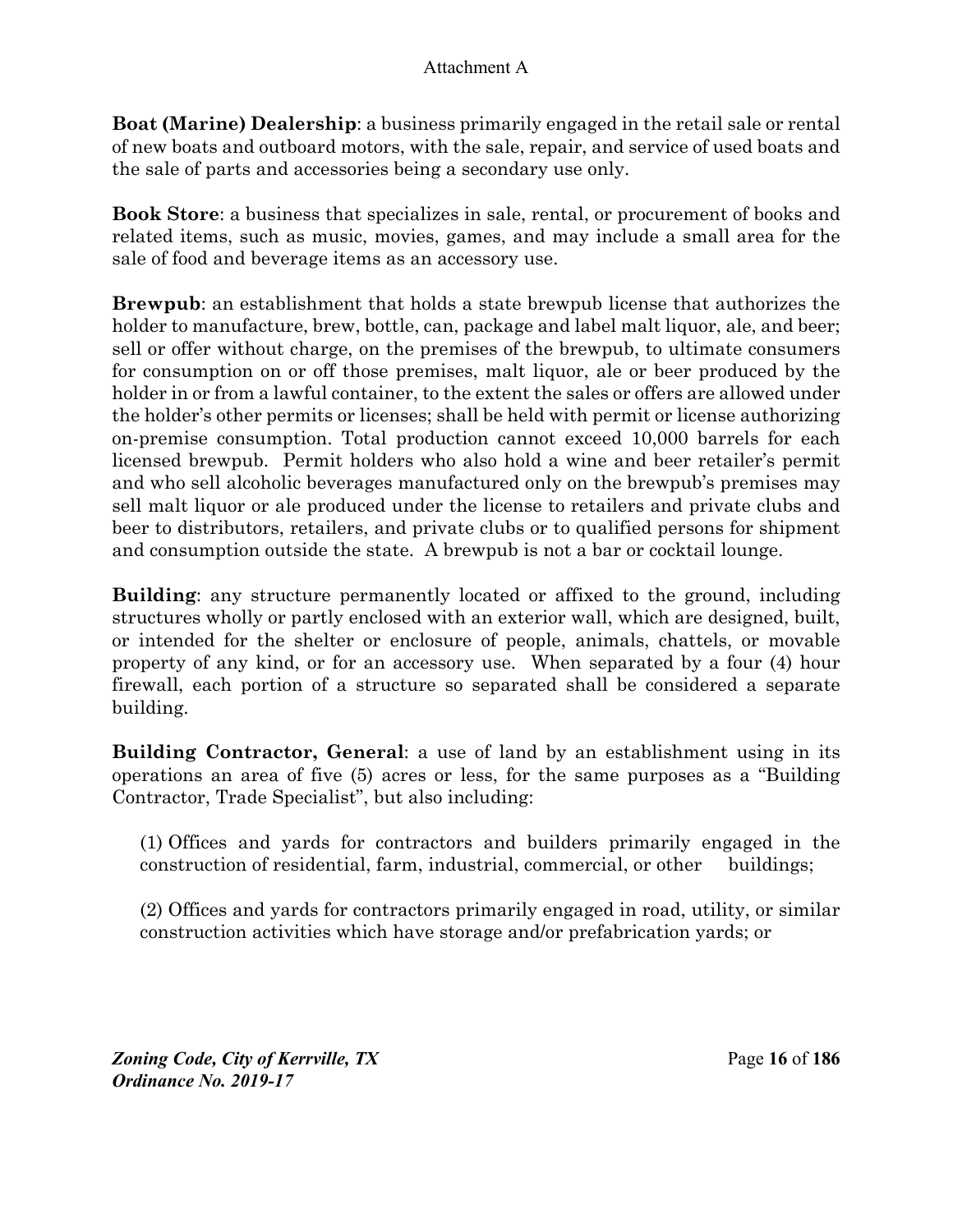**Boat (Marine) Dealership**: a business primarily engaged in the retail sale or rental of new boats and outboard motors, with the sale, repair, and service of used boats and the sale of parts and accessories being a secondary use only.

**Book Store**: a business that specializes in sale, rental, or procurement of books and related items, such as music, movies, games, and may include a small area for the sale of food and beverage items as an accessory use.

**Brewpub**: an establishment that holds a state brewpub license that authorizes the holder to manufacture, brew, bottle, can, package and label malt liquor, ale, and beer; sell or offer without charge, on the premises of the brewpub, to ultimate consumers for consumption on or off those premises, malt liquor, ale or beer produced by the holder in or from a lawful container, to the extent the sales or offers are allowed under the holder's other permits or licenses; shall be held with permit or license authorizing on-premise consumption. Total production cannot exceed 10,000 barrels for each licensed brewpub. Permit holders who also hold a wine and beer retailer's permit and who sell alcoholic beverages manufactured only on the brewpub's premises may sell malt liquor or ale produced under the license to retailers and private clubs and beer to distributors, retailers, and private clubs or to qualified persons for shipment and consumption outside the state. A brewpub is not a bar or cocktail lounge.

**Building**: any structure permanently located or affixed to the ground, including structures wholly or partly enclosed with an exterior wall, which are designed, built, or intended for the shelter or enclosure of people, animals, chattels, or movable property of any kind, or for an accessory use. When separated by a four (4) hour firewall, each portion of a structure so separated shall be considered a separate building.

**Building Contractor, General**: a use of land by an establishment using in its operations an area of five (5) acres or less, for the same purposes as a "Building Contractor, Trade Specialist", but also including:

(1) Offices and yards for contractors and builders primarily engaged in the construction of residential, farm, industrial, commercial, or other buildings;

(2) Offices and yards for contractors primarily engaged in road, utility, or similar construction activities which have storage and/or prefabrication yards; or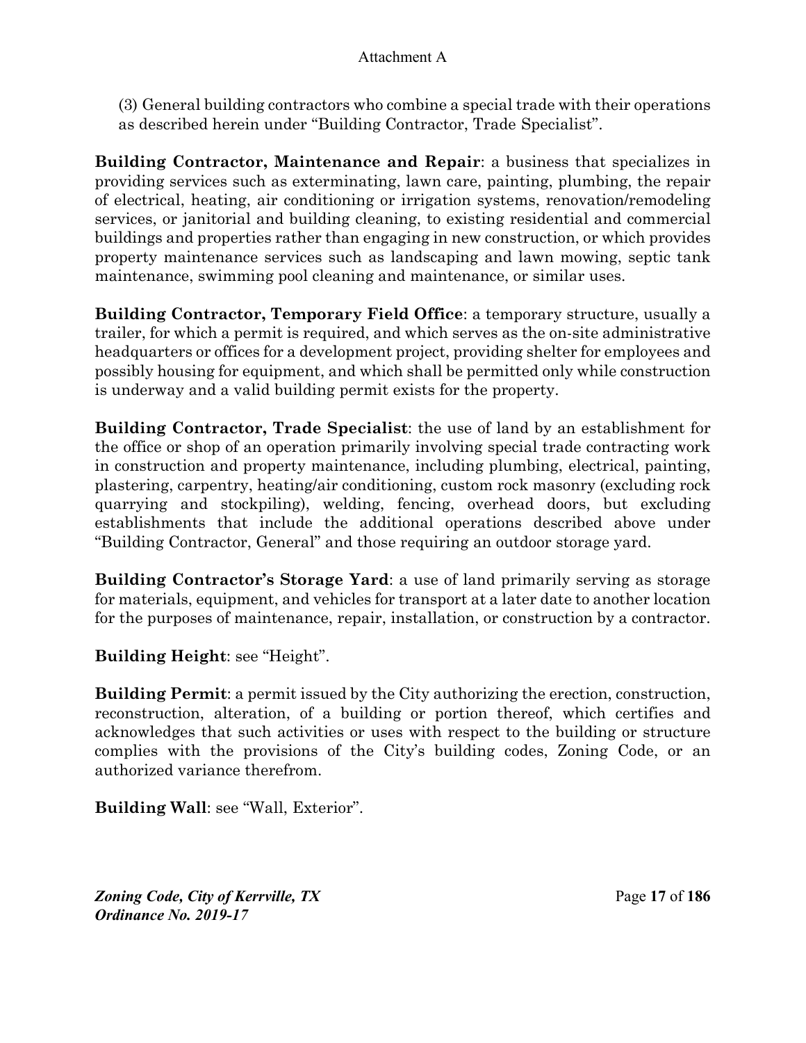(3) General building contractors who combine a special trade with their operations as described herein under "Building Contractor, Trade Specialist".

**Building Contractor, Maintenance and Repair**: a business that specializes in providing services such as exterminating, lawn care, painting, plumbing, the repair of electrical, heating, air conditioning or irrigation systems, renovation/remodeling services, or janitorial and building cleaning, to existing residential and commercial buildings and properties rather than engaging in new construction, or which provides property maintenance services such as landscaping and lawn mowing, septic tank maintenance, swimming pool cleaning and maintenance, or similar uses.

**Building Contractor, Temporary Field Office**: a temporary structure, usually a trailer, for which a permit is required, and which serves as the on-site administrative headquarters or offices for a development project, providing shelter for employees and possibly housing for equipment, and which shall be permitted only while construction is underway and a valid building permit exists for the property.

**Building Contractor, Trade Specialist**: the use of land by an establishment for the office or shop of an operation primarily involving special trade contracting work in construction and property maintenance, including plumbing, electrical, painting, plastering, carpentry, heating/air conditioning, custom rock masonry (excluding rock quarrying and stockpiling), welding, fencing, overhead doors, but excluding establishments that include the additional operations described above under "Building Contractor, General" and those requiring an outdoor storage yard.

**Building Contractor's Storage Yard**: a use of land primarily serving as storage for materials, equipment, and vehicles for transport at a later date to another location for the purposes of maintenance, repair, installation, or construction by a contractor.

**Building Height**: see "Height".

**Building Permit**: a permit issued by the City authorizing the erection, construction, reconstruction, alteration, of a building or portion thereof, which certifies and acknowledges that such activities or uses with respect to the building or structure complies with the provisions of the City's building codes, Zoning Code, or an authorized variance therefrom.

**Building Wall**: see "Wall, Exterior".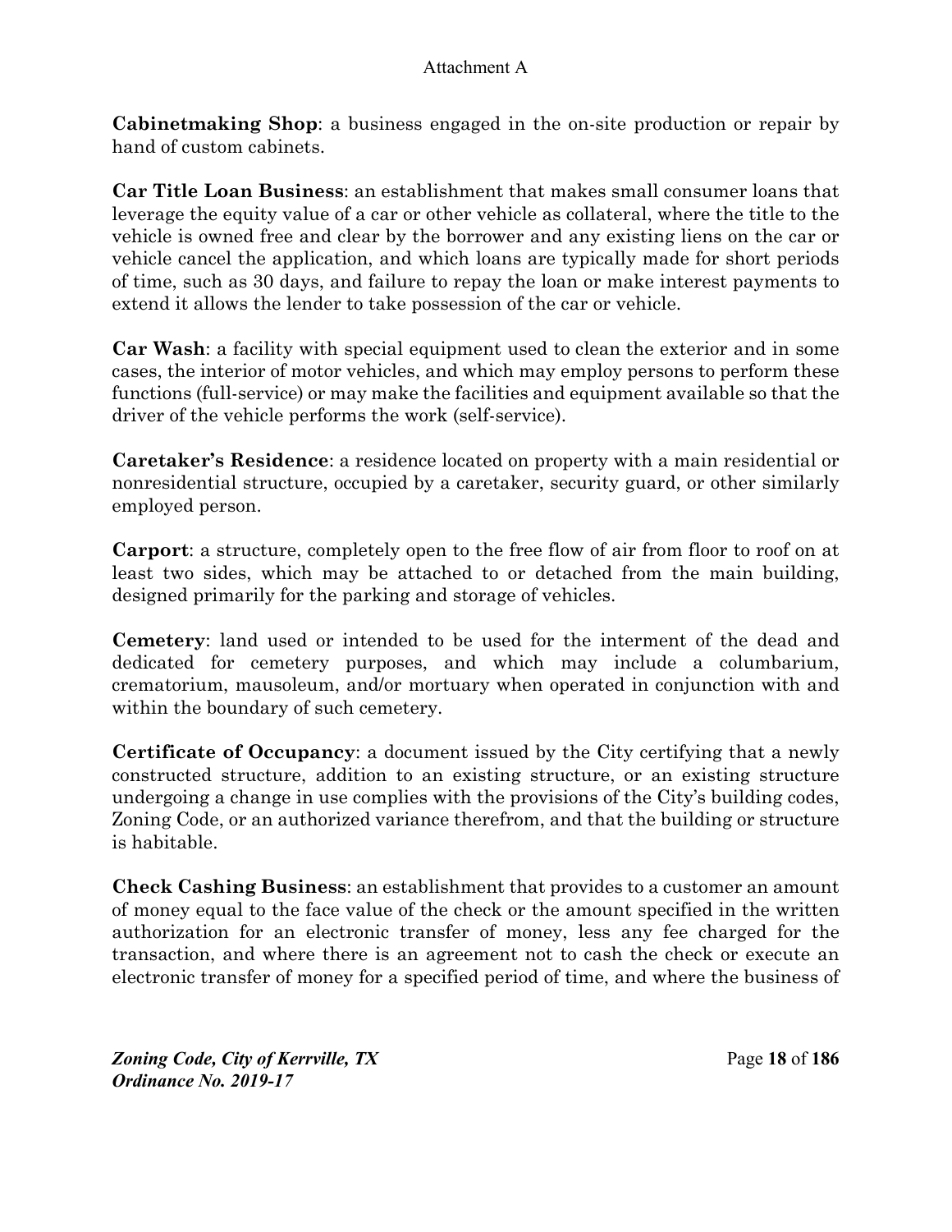**Cabinetmaking Shop**: a business engaged in the on-site production or repair by hand of custom cabinets.

**Car Title Loan Business**: an establishment that makes small consumer loans that leverage the equity value of a car or other vehicle as collateral, where the title to the vehicle is owned free and clear by the borrower and any existing liens on the car or vehicle cancel the application, and which loans are typically made for short periods of time, such as 30 days, and failure to repay the loan or make interest payments to extend it allows the lender to take possession of the car or vehicle.

**Car Wash**: a facility with special equipment used to clean the exterior and in some cases, the interior of motor vehicles, and which may employ persons to perform these functions (full-service) or may make the facilities and equipment available so that the driver of the vehicle performs the work (self-service).

**Caretaker's Residence**: a residence located on property with a main residential or nonresidential structure, occupied by a caretaker, security guard, or other similarly employed person.

**Carport**: a structure, completely open to the free flow of air from floor to roof on at least two sides, which may be attached to or detached from the main building, designed primarily for the parking and storage of vehicles.

**Cemetery**: land used or intended to be used for the interment of the dead and dedicated for cemetery purposes, and which may include a columbarium, crematorium, mausoleum, and/or mortuary when operated in conjunction with and within the boundary of such cemetery.

**Certificate of Occupancy**: a document issued by the City certifying that a newly constructed structure, addition to an existing structure, or an existing structure undergoing a change in use complies with the provisions of the City's building codes, Zoning Code, or an authorized variance therefrom, and that the building or structure is habitable.

**Check Cashing Business**: an establishment that provides to a customer an amount of money equal to the face value of the check or the amount specified in the written authorization for an electronic transfer of money, less any fee charged for the transaction, and where there is an agreement not to cash the check or execute an electronic transfer of money for a specified period of time, and where the business of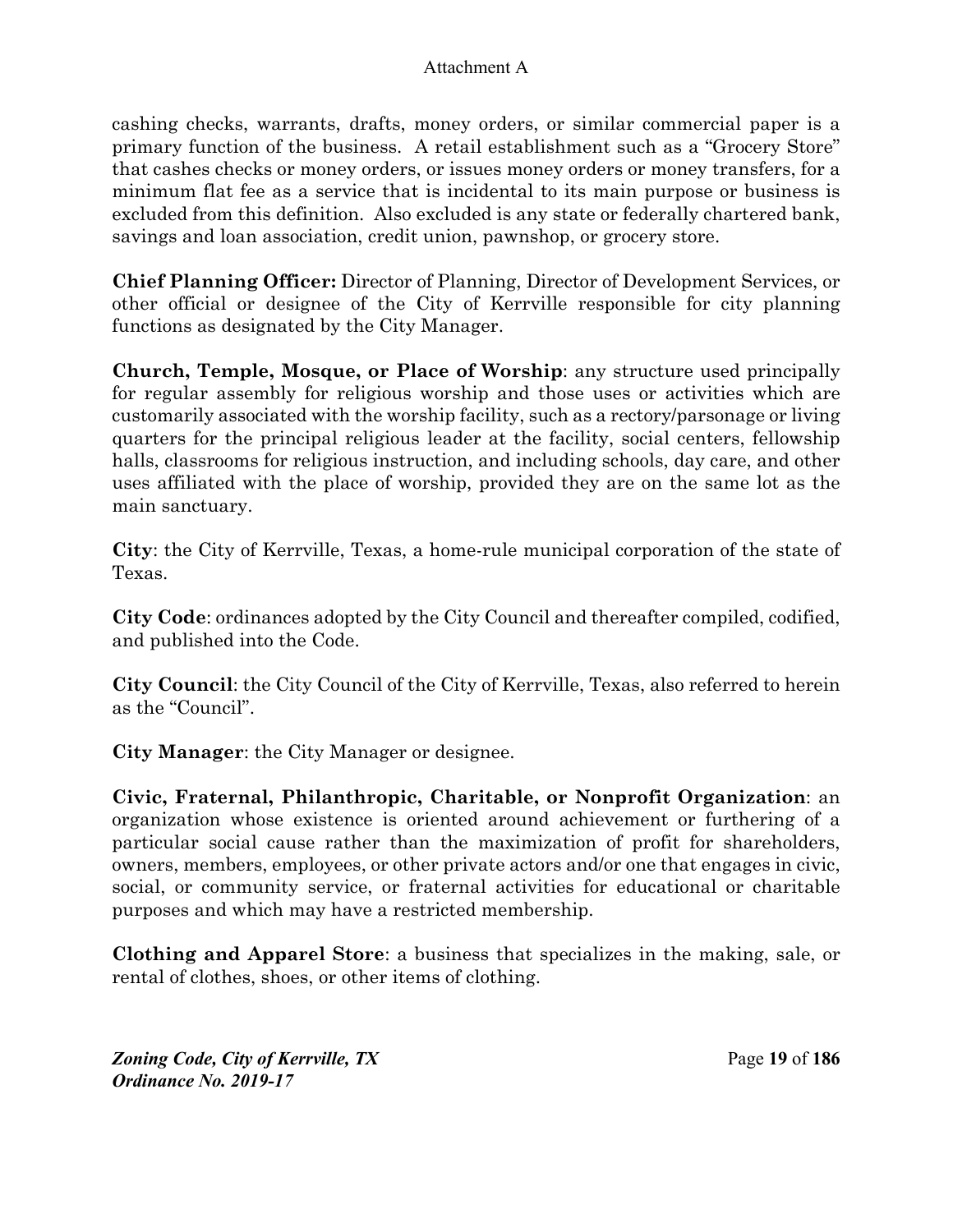cashing checks, warrants, drafts, money orders, or similar commercial paper is a primary function of the business. A retail establishment such as a "Grocery Store" that cashes checks or money orders, or issues money orders or money transfers, for a minimum flat fee as a service that is incidental to its main purpose or business is excluded from this definition. Also excluded is any state or federally chartered bank, savings and loan association, credit union, pawnshop, or grocery store.

**Chief Planning Officer:** Director of Planning, Director of Development Services, or other official or designee of the City of Kerrville responsible for city planning functions as designated by the City Manager.

**Church, Temple, Mosque, or Place of Worship**: any structure used principally for regular assembly for religious worship and those uses or activities which are customarily associated with the worship facility, such as a rectory/parsonage or living quarters for the principal religious leader at the facility, social centers, fellowship halls, classrooms for religious instruction, and including schools, day care, and other uses affiliated with the place of worship, provided they are on the same lot as the main sanctuary.

**City**: the City of Kerrville, Texas, a home-rule municipal corporation of the state of Texas.

**City Code**: ordinances adopted by the City Council and thereafter compiled, codified, and published into the Code.

**City Council**: the City Council of the City of Kerrville, Texas, also referred to herein as the "Council".

**City Manager**: the City Manager or designee.

**Civic, Fraternal, Philanthropic, Charitable, or Nonprofit Organization**: an organization whose existence is oriented around achievement or furthering of a particular social cause rather than the maximization of profit for shareholders, owners, members, employees, or other private actors and/or one that engages in civic, social, or community service, or fraternal activities for educational or charitable purposes and which may have a restricted membership.

**Clothing and Apparel Store**: a business that specializes in the making, sale, or rental of clothes, shoes, or other items of clothing.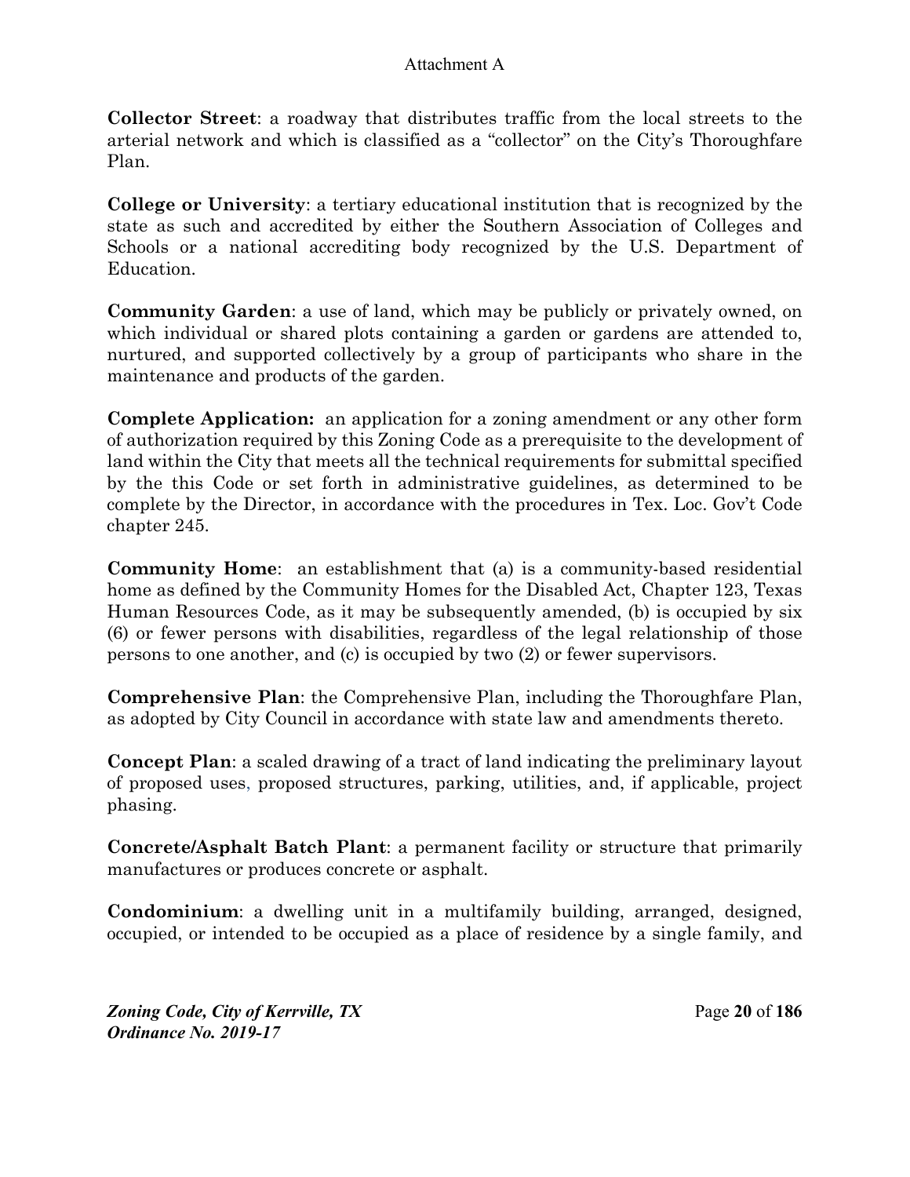**Collector Street**: a roadway that distributes traffic from the local streets to the arterial network and which is classified as a "collector" on the City's Thoroughfare Plan.

**College or University**: a tertiary educational institution that is recognized by the state as such and accredited by either the Southern Association of Colleges and Schools or a national accrediting body recognized by the U.S. Department of Education.

**Community Garden**: a use of land, which may be publicly or privately owned, on which individual or shared plots containing a garden or gardens are attended to, nurtured, and supported collectively by a group of participants who share in the maintenance and products of the garden.

**Complete Application:** an application for a zoning amendment or any other form of authorization required by this Zoning Code as a prerequisite to the development of land within the City that meets all the technical requirements for submittal specified by the this Code or set forth in administrative guidelines, as determined to be complete by the Director, in accordance with the procedures in Tex. Loc. Gov't Code chapter 245.

**Community Home**: an establishment that (a) is a community-based residential home as defined by the Community Homes for the Disabled Act, Chapter 123, Texas Human Resources Code, as it may be subsequently amended, (b) is occupied by six (6) or fewer persons with disabilities, regardless of the legal relationship of those persons to one another, and (c) is occupied by two (2) or fewer supervisors.

**Comprehensive Plan**: the Comprehensive Plan, including the Thoroughfare Plan, as adopted by City Council in accordance with state law and amendments thereto.

**Concept Plan**: a scaled drawing of a tract of land indicating the preliminary layout of proposed uses, proposed structures, parking, utilities, and, if applicable, project phasing.

**Concrete/Asphalt Batch Plant**: a permanent facility or structure that primarily manufactures or produces concrete or asphalt.

**Condominium**: a dwelling unit in a multifamily building, arranged, designed, occupied, or intended to be occupied as a place of residence by a single family, and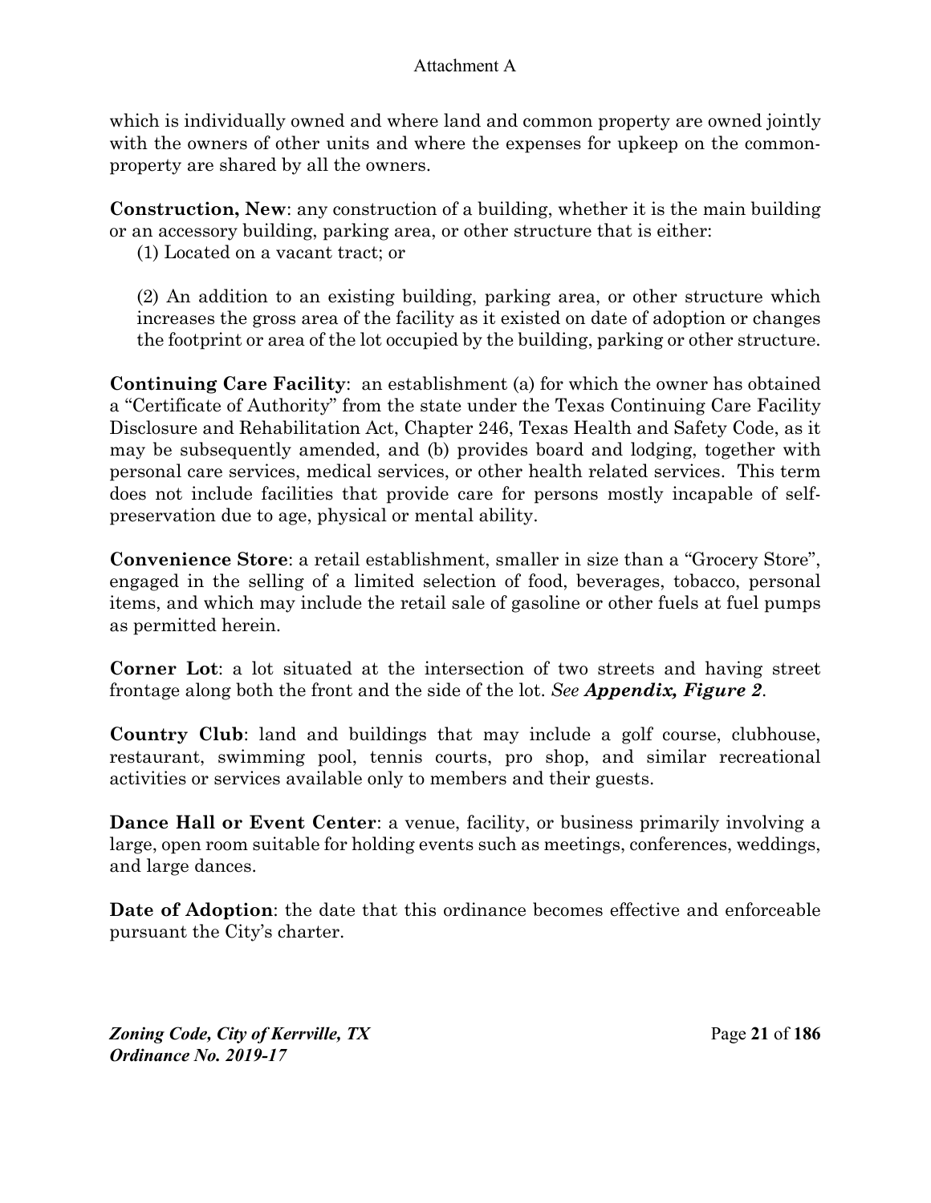which is individually owned and where land and common property are owned jointly with the owners of other units and where the expenses for upkeep on the common-property are shared by all the owners.

**Construction, New**: any construction of a building, whether it is the main building or an accessory building, parking area, or other structure that is either:

(1) Located on a vacant tract; or

(2) An addition to an existing building, parking area, or other structure which increases the gross area of the facility as it existed on date of adoption or changes the footprint or area of the lot occupied by the building, parking or other structure.

**Continuing Care Facility**: an establishment (a) for which the owner has obtained a "Certificate of Authority" from the state under the Texas Continuing Care Facility Disclosure and Rehabilitation Act, Chapter 246, Texas Health and Safety Code, as it may be subsequently amended, and (b) provides board and lodging, together with personal care services, medical services, or other health related services. This term does not include facilities that provide care for persons mostly incapable of self-preservation due to age, physical or mental ability.

**Convenience Store**: a retail establishment, smaller in size than a "Grocery Store", engaged in the selling of a limited selection of food, beverages, tobacco, personal items, and which may include the retail sale of gasoline or other fuels at fuel pumps as permitted herein.

**Corner Lot**: a lot situated at the intersection of two streets and having street frontage along both the front and the side of the lot. *See **Appendix, Figure 2***.

**Country Club**: land and buildings that may include a golf course, clubhouse, restaurant, swimming pool, tennis courts, pro shop, and similar recreational activities or services available only to members and their guests.

**Dance Hall or Event Center**: a venue, facility, or business primarily involving a large, open room suitable for holding events such as meetings, conferences, weddings, and large dances.

**Date of Adoption**: the date that this ordinance becomes effective and enforceable pursuant the City's charter.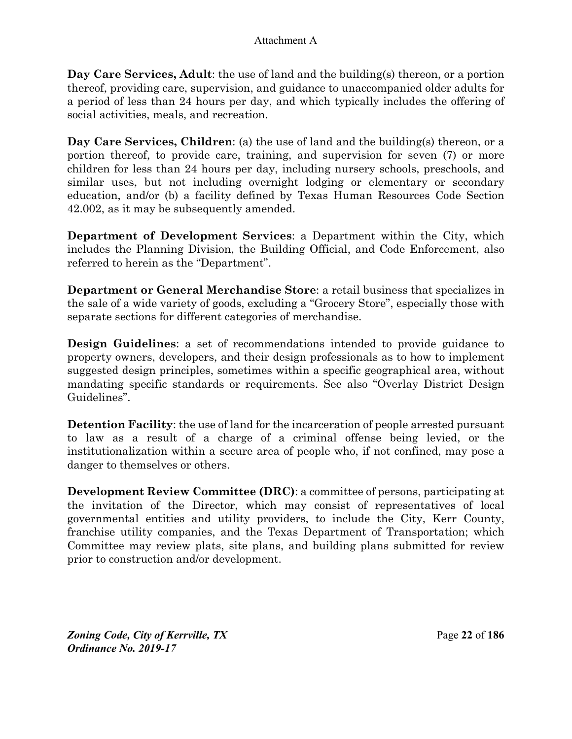**Day Care Services, Adult**: the use of land and the building(s) thereon, or a portion thereof, providing care, supervision, and guidance to unaccompanied older adults for a period of less than 24 hours per day, and which typically includes the offering of social activities, meals, and recreation.

**Day Care Services, Children**: (a) the use of land and the building(s) thereon, or a portion thereof, to provide care, training, and supervision for seven (7) or more children for less than 24 hours per day, including nursery schools, preschools, and similar uses, but not including overnight lodging or elementary or secondary education, and/or (b) a facility defined by Texas Human Resources Code Section 42.002, as it may be subsequently amended.

**Department of Development Services**: a Department within the City, which includes the Planning Division, the Building Official, and Code Enforcement, also referred to herein as the "Department".

**Department or General Merchandise Store**: a retail business that specializes in the sale of a wide variety of goods, excluding a "Grocery Store", especially those with separate sections for different categories of merchandise.

**Design Guidelines**: a set of recommendations intended to provide guidance to property owners, developers, and their design professionals as to how to implement suggested design principles, sometimes within a specific geographical area, without mandating specific standards or requirements. See also "Overlay District Design Guidelines".

**Detention Facility**: the use of land for the incarceration of people arrested pursuant to law as a result of a charge of a criminal offense being levied, or the institutionalization within a secure area of people who, if not confined, may pose a danger to themselves or others.

**Development Review Committee (DRC)**: a committee of persons, participating at the invitation of the Director, which may consist of representatives of local governmental entities and utility providers, to include the City, Kerr County, franchise utility companies, and the Texas Department of Transportation; which Committee may review plats, site plans, and building plans submitted for review prior to construction and/or development.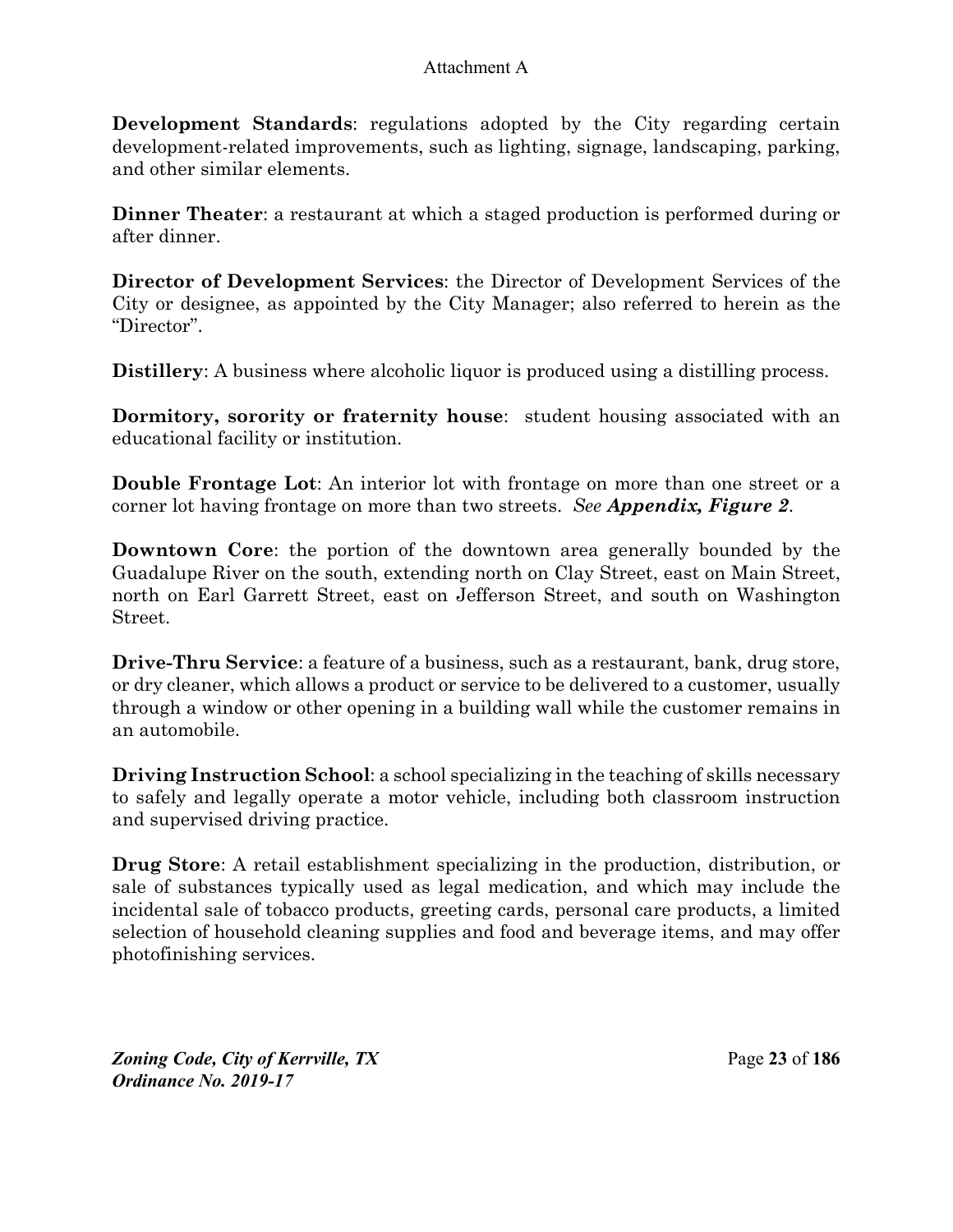**Development Standards**: regulations adopted by the City regarding certain development-related improvements, such as lighting, signage, landscaping, parking, and other similar elements.

**Dinner Theater**: a restaurant at which a staged production is performed during or after dinner.

**Director of Development Services**: the Director of Development Services of the City or designee, as appointed by the City Manager; also referred to herein as the "Director".

**Distillery**: A business where alcoholic liquor is produced using a distilling process.

**Dormitory, sorority or fraternity house**: student housing associated with an educational facility or institution.

**Double Frontage Lot**: An interior lot with frontage on more than one street or a corner lot having frontage on more than two streets. *See **Appendix, Figure 2***.

**Downtown Core**: the portion of the downtown area generally bounded by the Guadalupe River on the south, extending north on Clay Street, east on Main Street, north on Earl Garrett Street, east on Jefferson Street, and south on Washington Street.

**Drive-Thru Service**: a feature of a business, such as a restaurant, bank, drug store, or dry cleaner, which allows a product or service to be delivered to a customer, usually through a window or other opening in a building wall while the customer remains in an automobile.

**Driving Instruction School**: a school specializing in the teaching of skills necessary to safely and legally operate a motor vehicle, including both classroom instruction and supervised driving practice.

**Drug Store**: A retail establishment specializing in the production, distribution, or sale of substances typically used as legal medication, and which may include the incidental sale of tobacco products, greeting cards, personal care products, a limited selection of household cleaning supplies and food and beverage items, and may offer photofinishing services.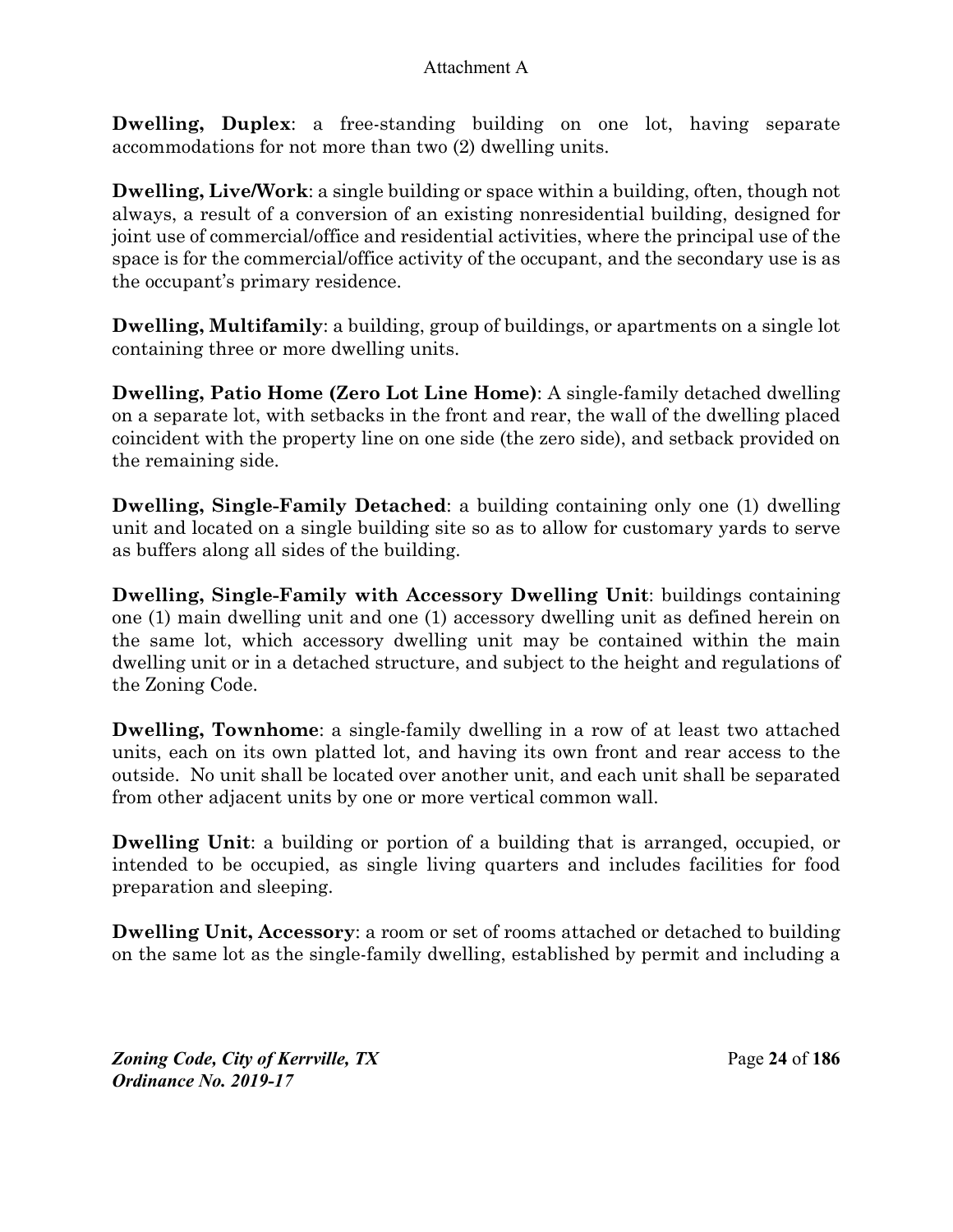**Dwelling, Duplex**: a free-standing building on one lot, having separate accommodations for not more than two (2) dwelling units.

**Dwelling, Live/Work**: a single building or space within a building, often, though not always, a result of a conversion of an existing nonresidential building, designed for joint use of commercial/office and residential activities, where the principal use of the space is for the commercial/office activity of the occupant, and the secondary use is as the occupant's primary residence.

**Dwelling, Multifamily**: a building, group of buildings, or apartments on a single lot containing three or more dwelling units.

**Dwelling, Patio Home (Zero Lot Line Home)**: A single-family detached dwelling on a separate lot, with setbacks in the front and rear, the wall of the dwelling placed coincident with the property line on one side (the zero side), and setback provided on the remaining side.

**Dwelling, Single-Family Detached**: a building containing only one (1) dwelling unit and located on a single building site so as to allow for customary yards to serve as buffers along all sides of the building.

**Dwelling, Single-Family with Accessory Dwelling Unit**: buildings containing one (1) main dwelling unit and one (1) accessory dwelling unit as defined herein on the same lot, which accessory dwelling unit may be contained within the main dwelling unit or in a detached structure, and subject to the height and regulations of the Zoning Code.

**Dwelling, Townhome**: a single-family dwelling in a row of at least two attached units, each on its own platted lot, and having its own front and rear access to the outside. No unit shall be located over another unit, and each unit shall be separated from other adjacent units by one or more vertical common wall.

**Dwelling Unit**: a building or portion of a building that is arranged, occupied, or intended to be occupied, as single living quarters and includes facilities for food preparation and sleeping.

**Dwelling Unit, Accessory**: a room or set of rooms attached or detached to building on the same lot as the single-family dwelling, established by permit and including a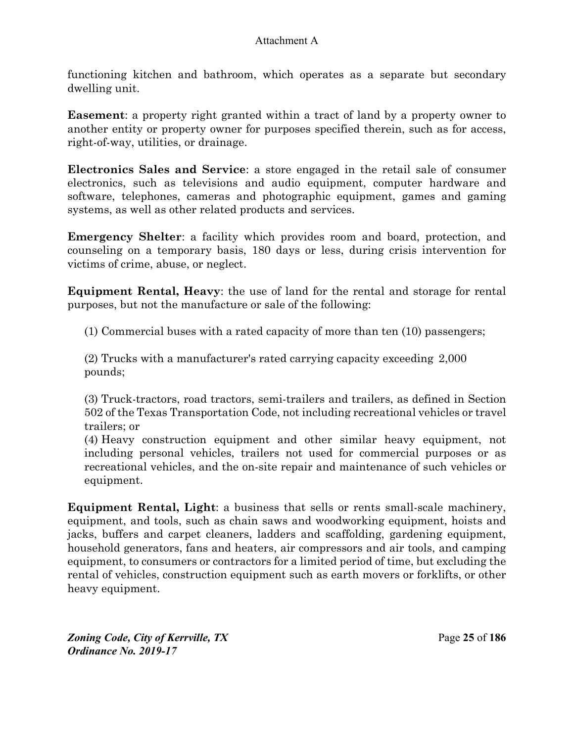functioning kitchen and bathroom, which operates as a separate but secondary dwelling unit.

**Easement**: a property right granted within a tract of land by a property owner to another entity or property owner for purposes specified therein, such as for access, right-of-way, utilities, or drainage.

**Electronics Sales and Service**: a store engaged in the retail sale of consumer electronics, such as televisions and audio equipment, computer hardware and software, telephones, cameras and photographic equipment, games and gaming systems, as well as other related products and services.

**Emergency Shelter**: a facility which provides room and board, protection, and counseling on a temporary basis, 180 days or less, during crisis intervention for victims of crime, abuse, or neglect.

**Equipment Rental, Heavy**: the use of land for the rental and storage for rental purposes, but not the manufacture or sale of the following:

(1) Commercial buses with a rated capacity of more than ten (10) passengers;

(2) Trucks with a manufacturer's rated carrying capacity exceeding 2,000 pounds;

(3) Truck-tractors, road tractors, semi-trailers and trailers, as defined in Section 502 of the Texas Transportation Code, not including recreational vehicles or travel trailers; or

(4) Heavy construction equipment and other similar heavy equipment, not including personal vehicles, trailers not used for commercial purposes or as recreational vehicles, and the on-site repair and maintenance of such vehicles or equipment.

**Equipment Rental, Light**: a business that sells or rents small-scale machinery, equipment, and tools, such as chain saws and woodworking equipment, hoists and jacks, buffers and carpet cleaners, ladders and scaffolding, gardening equipment, household generators, fans and heaters, air compressors and air tools, and camping equipment, to consumers or contractors for a limited period of time, but excluding the rental of vehicles, construction equipment such as earth movers or forklifts, or other heavy equipment.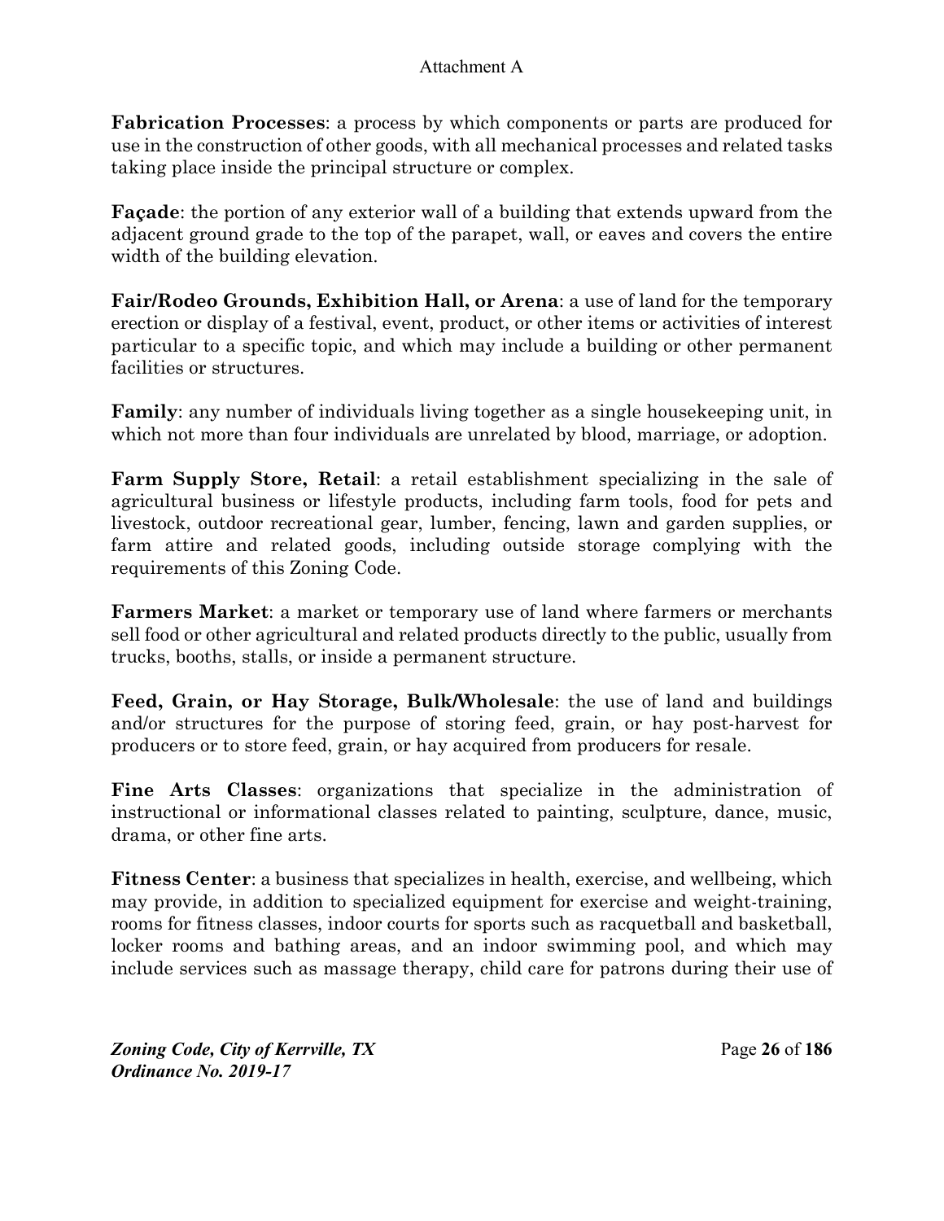**Fabrication Processes**: a process by which components or parts are produced for use in the construction of other goods, with all mechanical processes and related tasks taking place inside the principal structure or complex.

**Façade**: the portion of any exterior wall of a building that extends upward from the adjacent ground grade to the top of the parapet, wall, or eaves and covers the entire width of the building elevation.

**Fair/Rodeo Grounds, Exhibition Hall, or Arena**: a use of land for the temporary erection or display of a festival, event, product, or other items or activities of interest particular to a specific topic, and which may include a building or other permanent facilities or structures.

**Family**: any number of individuals living together as a single housekeeping unit, in which not more than four individuals are unrelated by blood, marriage, or adoption.

**Farm Supply Store, Retail**: a retail establishment specializing in the sale of agricultural business or lifestyle products, including farm tools, food for pets and livestock, outdoor recreational gear, lumber, fencing, lawn and garden supplies, or farm attire and related goods, including outside storage complying with the requirements of this Zoning Code.

**Farmers Market**: a market or temporary use of land where farmers or merchants sell food or other agricultural and related products directly to the public, usually from trucks, booths, stalls, or inside a permanent structure.

**Feed, Grain, or Hay Storage, Bulk/Wholesale**: the use of land and buildings and/or structures for the purpose of storing feed, grain, or hay post-harvest for producers or to store feed, grain, or hay acquired from producers for resale.

**Fine Arts Classes**: organizations that specialize in the administration of instructional or informational classes related to painting, sculpture, dance, music, drama, or other fine arts.

**Fitness Center**: a business that specializes in health, exercise, and wellbeing, which may provide, in addition to specialized equipment for exercise and weight-training, rooms for fitness classes, indoor courts for sports such as racquetball and basketball, locker rooms and bathing areas, and an indoor swimming pool, and which may include services such as massage therapy, child care for patrons during their use of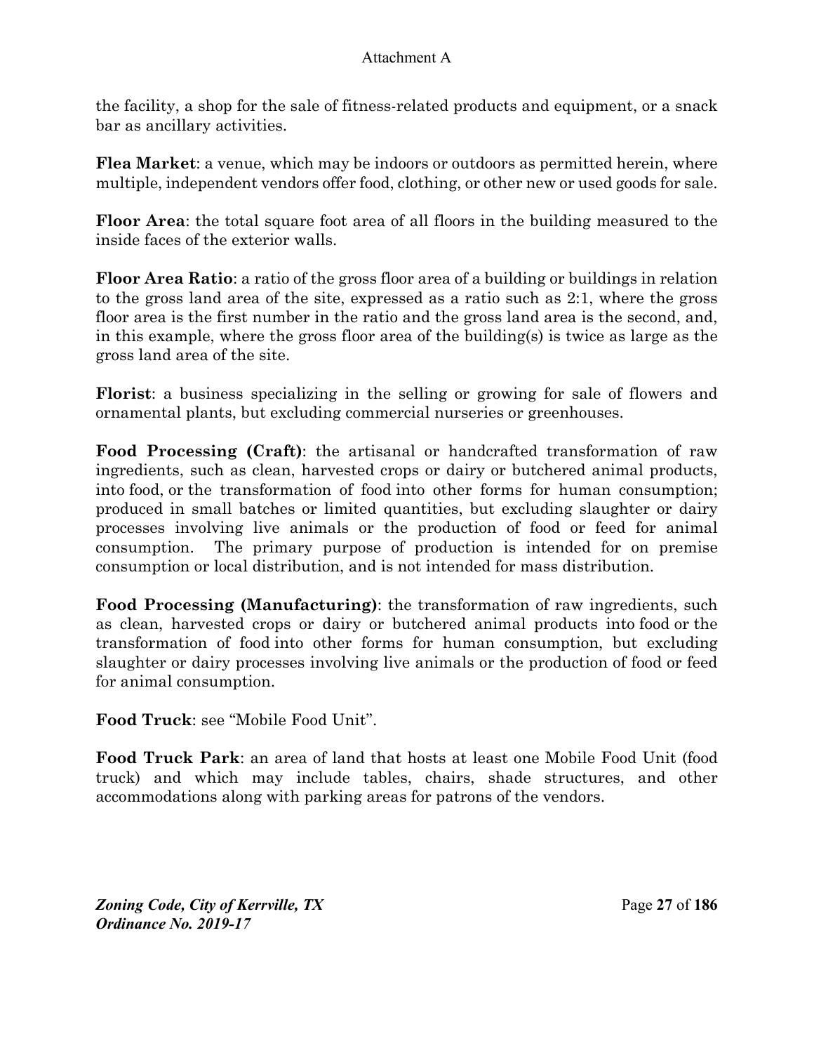the facility, a shop for the sale of fitness-related products and equipment, or a snack bar as ancillary activities.

**Flea Market**: a venue, which may be indoors or outdoors as permitted herein, where multiple, independent vendors offer food, clothing, or other new or used goods for sale.

**Floor Area**: the total square foot area of all floors in the building measured to the inside faces of the exterior walls.

**Floor Area Ratio**: a ratio of the gross floor area of a building or buildings in relation to the gross land area of the site, expressed as a ratio such as 2:1, where the gross floor area is the first number in the ratio and the gross land area is the second, and, in this example, where the gross floor area of the building(s) is twice as large as the gross land area of the site.

**Florist**: a business specializing in the selling or growing for sale of flowers and ornamental plants, but excluding commercial nurseries or greenhouses.

**Food Processing (Craft)**: the artisanal or handcrafted transformation of raw ingredients, such as clean, harvested crops or dairy or butchered animal products, into food, or the transformation of food into other forms for human consumption; produced in small batches or limited quantities, but excluding slaughter or dairy processes involving live animals or the production of food or feed for animal consumption. The primary purpose of production is intended for on premise consumption or local distribution, and is not intended for mass distribution.

**Food Processing (Manufacturing)**: the transformation of raw ingredients, such as clean, harvested crops or dairy or butchered animal products into food or the transformation of food into other forms for human consumption, but excluding slaughter or dairy processes involving live animals or the production of food or feed for animal consumption.

**Food Truck**: see "Mobile Food Unit".

**Food Truck Park**: an area of land that hosts at least one Mobile Food Unit (food truck) and which may include tables, chairs, shade structures, and other accommodations along with parking areas for patrons of the vendors.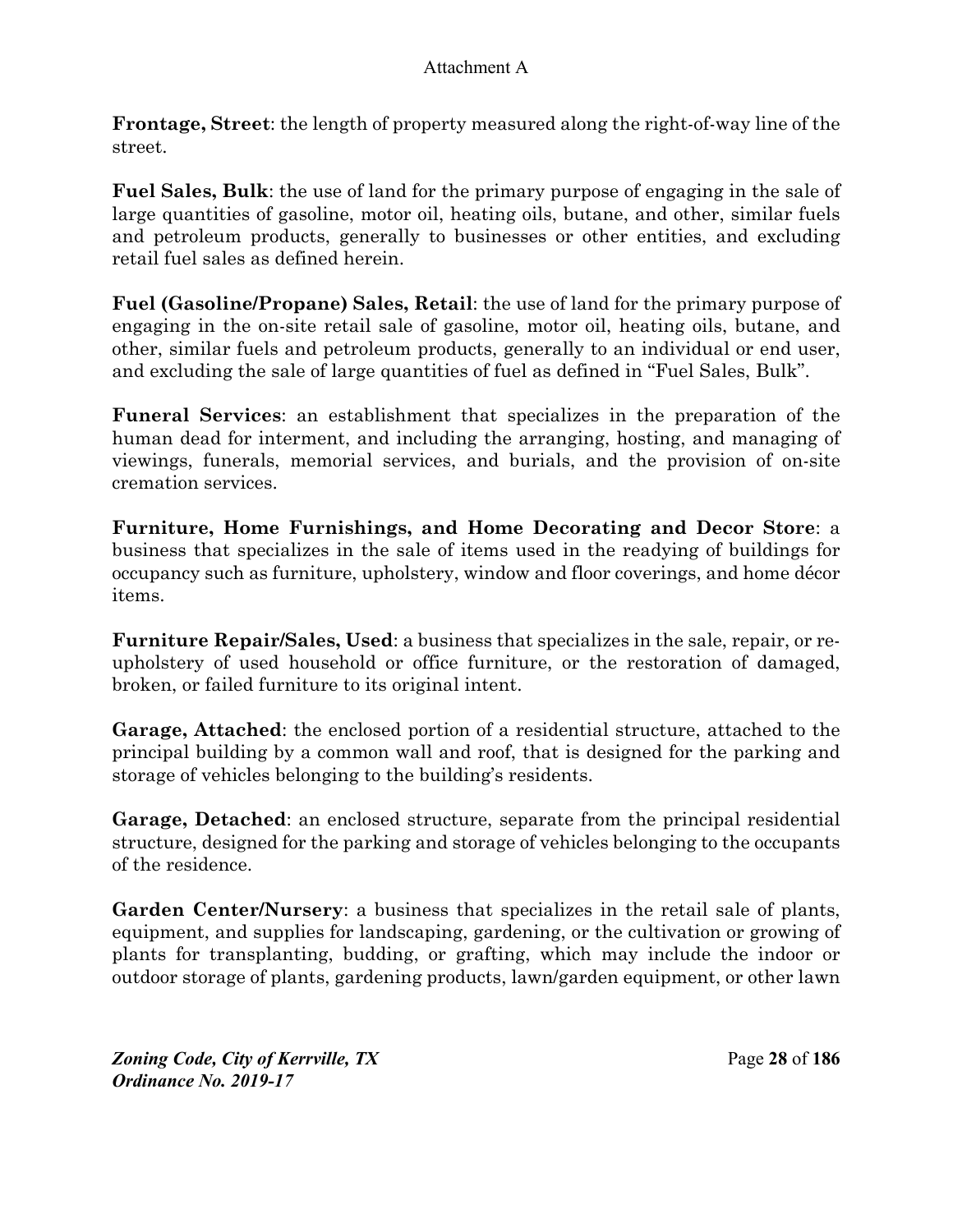**Frontage, Street**: the length of property measured along the right-of-way line of the street.

**Fuel Sales, Bulk**: the use of land for the primary purpose of engaging in the sale of large quantities of gasoline, motor oil, heating oils, butane, and other, similar fuels and petroleum products, generally to businesses or other entities, and excluding retail fuel sales as defined herein.

**Fuel (Gasoline/Propane) Sales, Retail**: the use of land for the primary purpose of engaging in the on-site retail sale of gasoline, motor oil, heating oils, butane, and other, similar fuels and petroleum products, generally to an individual or end user, and excluding the sale of large quantities of fuel as defined in "Fuel Sales, Bulk".

**Funeral Services**: an establishment that specializes in the preparation of the human dead for interment, and including the arranging, hosting, and managing of viewings, funerals, memorial services, and burials, and the provision of on-site cremation services.

**Furniture, Home Furnishings, and Home Decorating and Decor Store**: a business that specializes in the sale of items used in the readying of buildings for occupancy such as furniture, upholstery, window and floor coverings, and home décor items.

**Furniture Repair/Sales, Used**: a business that specializes in the sale, repair, or re-upholstery of used household or office furniture, or the restoration of damaged, broken, or failed furniture to its original intent.

**Garage, Attached**: the enclosed portion of a residential structure, attached to the principal building by a common wall and roof, that is designed for the parking and storage of vehicles belonging to the building's residents.

**Garage, Detached**: an enclosed structure, separate from the principal residential structure, designed for the parking and storage of vehicles belonging to the occupants of the residence.

**Garden Center/Nursery**: a business that specializes in the retail sale of plants, equipment, and supplies for landscaping, gardening, or the cultivation or growing of plants for transplanting, budding, or grafting, which may include the indoor or outdoor storage of plants, gardening products, lawn/garden equipment, or other lawn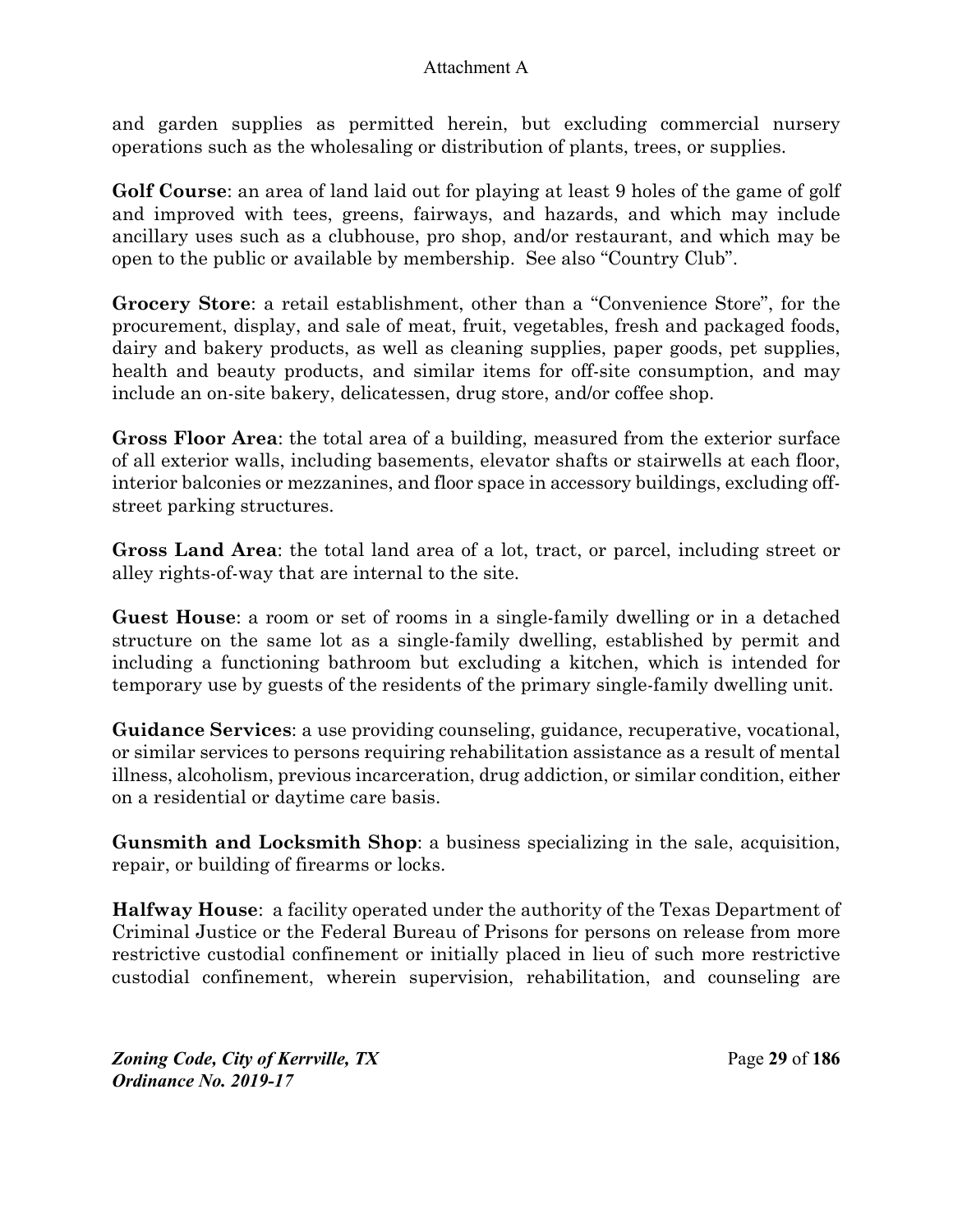and garden supplies as permitted herein, but excluding commercial nursery operations such as the wholesaling or distribution of plants, trees, or supplies.

**Golf Course**: an area of land laid out for playing at least 9 holes of the game of golf and improved with tees, greens, fairways, and hazards, and which may include ancillary uses such as a clubhouse, pro shop, and/or restaurant, and which may be open to the public or available by membership. See also "Country Club".

**Grocery Store**: a retail establishment, other than a "Convenience Store", for the procurement, display, and sale of meat, fruit, vegetables, fresh and packaged foods, dairy and bakery products, as well as cleaning supplies, paper goods, pet supplies, health and beauty products, and similar items for off-site consumption, and may include an on-site bakery, delicatessen, drug store, and/or coffee shop.

**Gross Floor Area**: the total area of a building, measured from the exterior surface of all exterior walls, including basements, elevator shafts or stairwells at each floor, interior balconies or mezzanines, and floor space in accessory buildings, excluding off-street parking structures.

**Gross Land Area**: the total land area of a lot, tract, or parcel, including street or alley rights-of-way that are internal to the site.

**Guest House**: a room or set of rooms in a single-family dwelling or in a detached structure on the same lot as a single-family dwelling, established by permit and including a functioning bathroom but excluding a kitchen, which is intended for temporary use by guests of the residents of the primary single-family dwelling unit.

**Guidance Services**: a use providing counseling, guidance, recuperative, vocational, or similar services to persons requiring rehabilitation assistance as a result of mental illness, alcoholism, previous incarceration, drug addiction, or similar condition, either on a residential or daytime care basis.

**Gunsmith and Locksmith Shop**: a business specializing in the sale, acquisition, repair, or building of firearms or locks.

**Halfway House**: a facility operated under the authority of the Texas Department of Criminal Justice or the Federal Bureau of Prisons for persons on release from more restrictive custodial confinement or initially placed in lieu of such more restrictive custodial confinement, wherein supervision, rehabilitation, and counseling are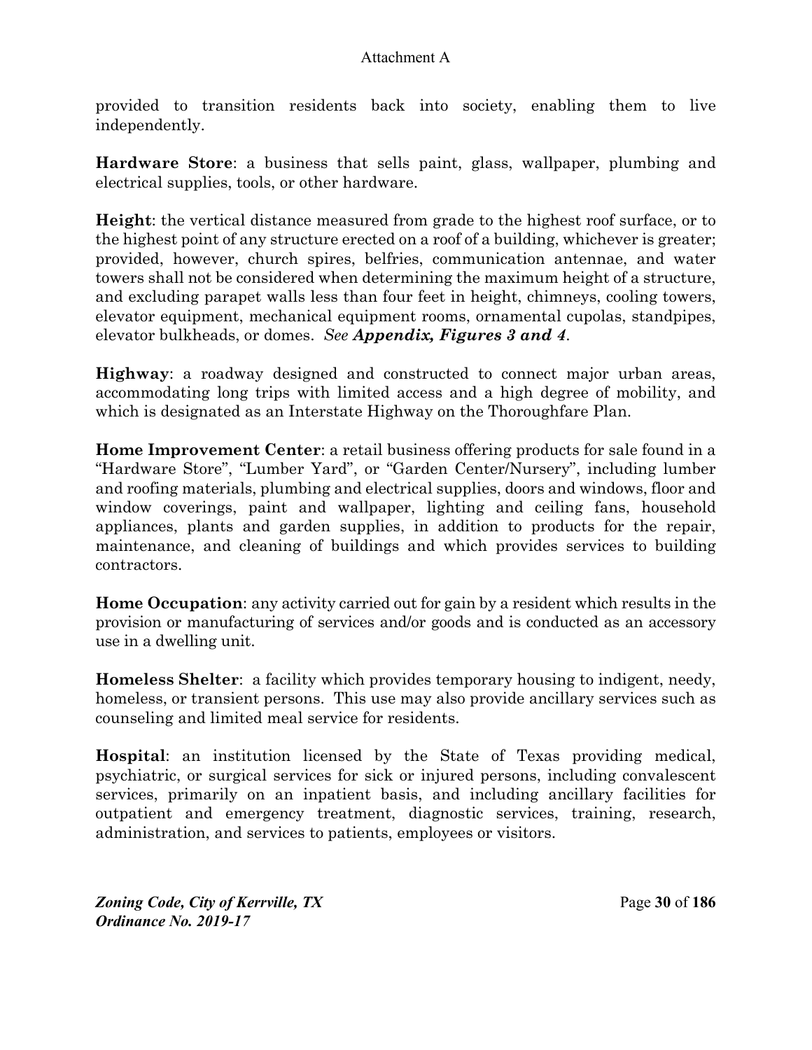provided to transition residents back into society, enabling them to live independently.

**Hardware Store**: a business that sells paint, glass, wallpaper, plumbing and electrical supplies, tools, or other hardware.

**Height**: the vertical distance measured from grade to the highest roof surface, or to the highest point of any structure erected on a roof of a building, whichever is greater; provided, however, church spires, belfries, communication antennae, and water towers shall not be considered when determining the maximum height of a structure, and excluding parapet walls less than four feet in height, chimneys, cooling towers, elevator equipment, mechanical equipment rooms, ornamental cupolas, standpipes, elevator bulkheads, or domes. *See **Appendix, Figures 3 and 4***.

**Highway**: a roadway designed and constructed to connect major urban areas, accommodating long trips with limited access and a high degree of mobility, and which is designated as an Interstate Highway on the Thoroughfare Plan.

**Home Improvement Center**: a retail business offering products for sale found in a "Hardware Store", "Lumber Yard", or "Garden Center/Nursery", including lumber and roofing materials, plumbing and electrical supplies, doors and windows, floor and window coverings, paint and wallpaper, lighting and ceiling fans, household appliances, plants and garden supplies, in addition to products for the repair, maintenance, and cleaning of buildings and which provides services to building contractors.

**Home Occupation**: any activity carried out for gain by a resident which results in the provision or manufacturing of services and/or goods and is conducted as an accessory use in a dwelling unit.

**Homeless Shelter**: a facility which provides temporary housing to indigent, needy, homeless, or transient persons. This use may also provide ancillary services such as counseling and limited meal service for residents.

**Hospital**: an institution licensed by the State of Texas providing medical, psychiatric, or surgical services for sick or injured persons, including convalescent services, primarily on an inpatient basis, and including ancillary facilities for outpatient and emergency treatment, diagnostic services, training, research, administration, and services to patients, employees or visitors.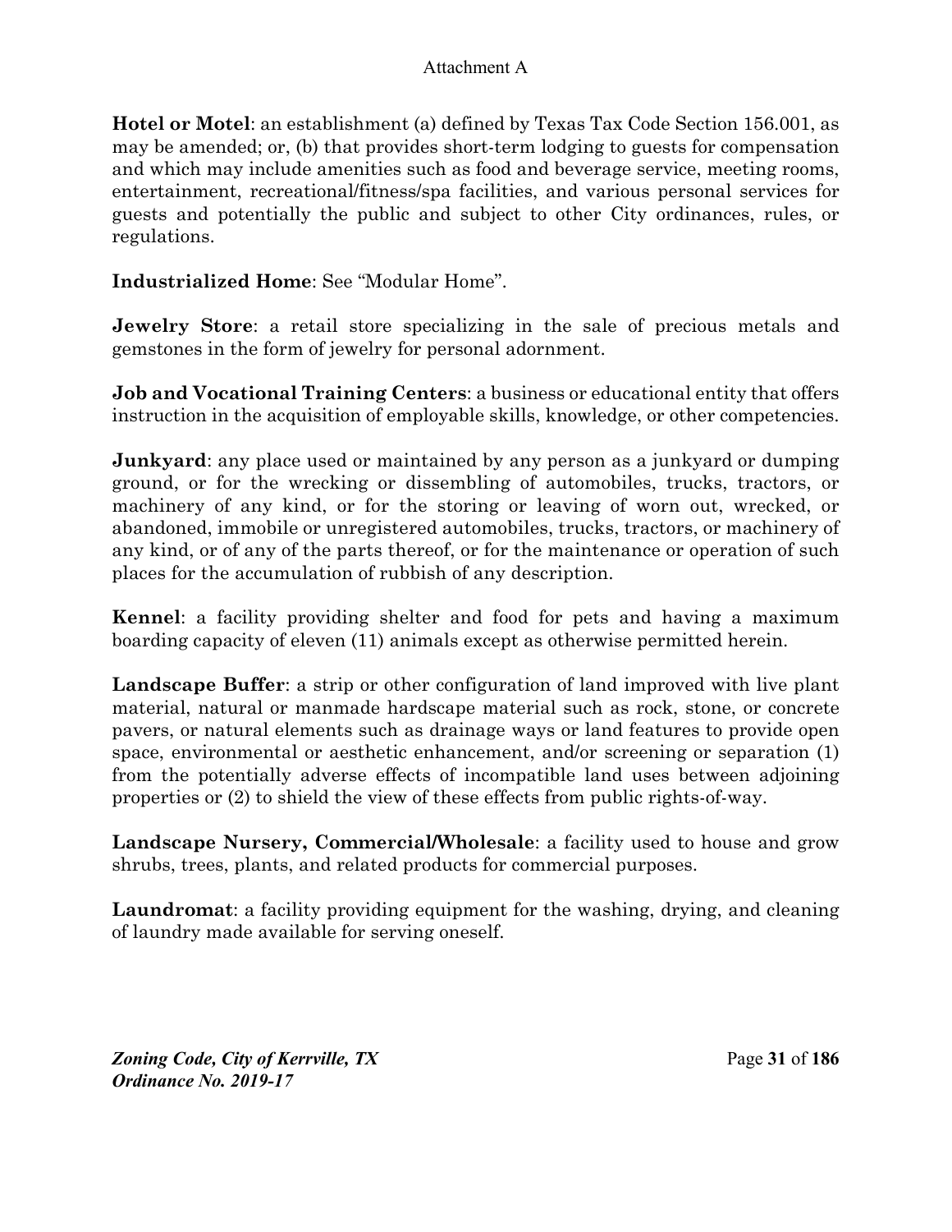**Hotel or Motel**: an establishment (a) defined by Texas Tax Code Section 156.001, as may be amended; or, (b) that provides short-term lodging to guests for compensation and which may include amenities such as food and beverage service, meeting rooms, entertainment, recreational/fitness/spa facilities, and various personal services for guests and potentially the public and subject to other City ordinances, rules, or regulations.

**Industrialized Home**: See "Modular Home".

**Jewelry Store**: a retail store specializing in the sale of precious metals and gemstones in the form of jewelry for personal adornment.

**Job and Vocational Training Centers**: a business or educational entity that offers instruction in the acquisition of employable skills, knowledge, or other competencies.

**Junkyard**: any place used or maintained by any person as a junkyard or dumping ground, or for the wrecking or dissembling of automobiles, trucks, tractors, or machinery of any kind, or for the storing or leaving of worn out, wrecked, or abandoned, immobile or unregistered automobiles, trucks, tractors, or machinery of any kind, or of any of the parts thereof, or for the maintenance or operation of such places for the accumulation of rubbish of any description.

**Kennel**: a facility providing shelter and food for pets and having a maximum boarding capacity of eleven (11) animals except as otherwise permitted herein.

**Landscape Buffer**: a strip or other configuration of land improved with live plant material, natural or manmade hardscape material such as rock, stone, or concrete pavers, or natural elements such as drainage ways or land features to provide open space, environmental or aesthetic enhancement, and/or screening or separation (1) from the potentially adverse effects of incompatible land uses between adjoining properties or (2) to shield the view of these effects from public rights-of-way.

**Landscape Nursery, Commercial/Wholesale**: a facility used to house and grow shrubs, trees, plants, and related products for commercial purposes.

**Laundromat**: a facility providing equipment for the washing, drying, and cleaning of laundry made available for serving oneself.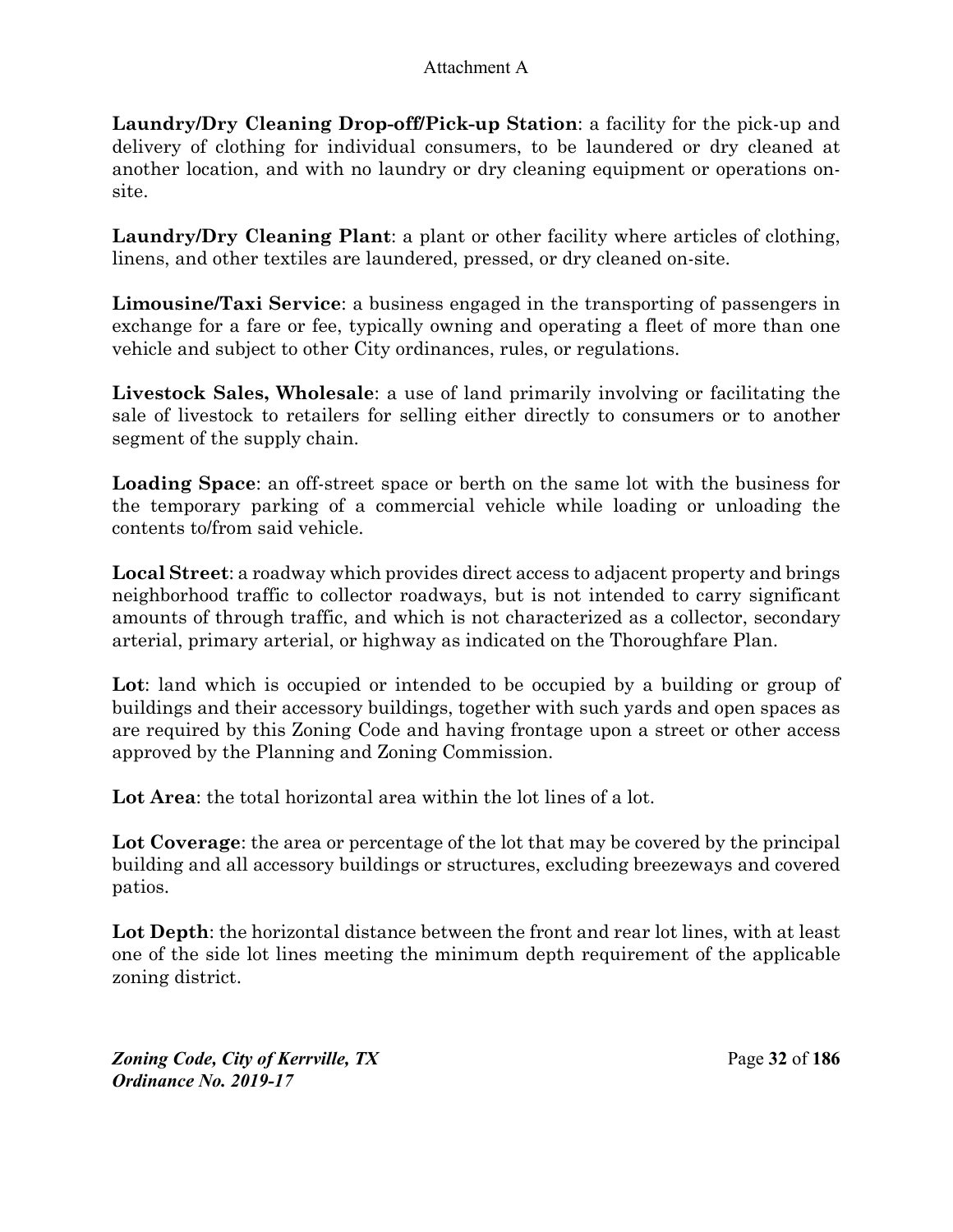**Laundry/Dry Cleaning Drop-off/Pick-up Station**: a facility for the pick-up and delivery of clothing for individual consumers, to be laundered or dry cleaned at another location, and with no laundry or dry cleaning equipment or operations on-site.

**Laundry/Dry Cleaning Plant**: a plant or other facility where articles of clothing, linens, and other textiles are laundered, pressed, or dry cleaned on-site.

**Limousine/Taxi Service**: a business engaged in the transporting of passengers in exchange for a fare or fee, typically owning and operating a fleet of more than one vehicle and subject to other City ordinances, rules, or regulations.

**Livestock Sales, Wholesale**: a use of land primarily involving or facilitating the sale of livestock to retailers for selling either directly to consumers or to another segment of the supply chain.

**Loading Space**: an off-street space or berth on the same lot with the business for the temporary parking of a commercial vehicle while loading or unloading the contents to/from said vehicle.

**Local Street**: a roadway which provides direct access to adjacent property and brings neighborhood traffic to collector roadways, but is not intended to carry significant amounts of through traffic, and which is not characterized as a collector, secondary arterial, primary arterial, or highway as indicated on the Thoroughfare Plan.

**Lot**: land which is occupied or intended to be occupied by a building or group of buildings and their accessory buildings, together with such yards and open spaces as are required by this Zoning Code and having frontage upon a street or other access approved by the Planning and Zoning Commission.

**Lot Area**: the total horizontal area within the lot lines of a lot.

**Lot Coverage**: the area or percentage of the lot that may be covered by the principal building and all accessory buildings or structures, excluding breezeways and covered patios.

**Lot Depth**: the horizontal distance between the front and rear lot lines, with at least one of the side lot lines meeting the minimum depth requirement of the applicable zoning district.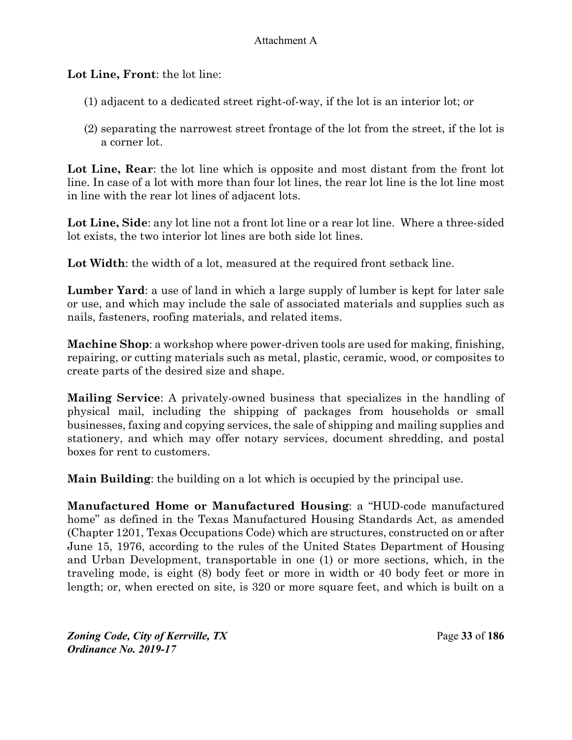**Lot Line, Front**: the lot line:

(1) adjacent to a dedicated street right-of-way, if the lot is an interior lot; or

(2) separating the narrowest street frontage of the lot from the street, if the lot is a corner lot.

**Lot Line, Rear**: the lot line which is opposite and most distant from the front lot line. In case of a lot with more than four lot lines, the rear lot line is the lot line most in line with the rear lot lines of adjacent lots.

**Lot Line, Side**: any lot line not a front lot line or a rear lot line. Where a three-sided lot exists, the two interior lot lines are both side lot lines.

**Lot Width**: the width of a lot, measured at the required front setback line.

**Lumber Yard**: a use of land in which a large supply of lumber is kept for later sale or use, and which may include the sale of associated materials and supplies such as nails, fasteners, roofing materials, and related items.

**Machine Shop**: a workshop where power-driven tools are used for making, finishing, repairing, or cutting materials such as metal, plastic, ceramic, wood, or composites to create parts of the desired size and shape.

**Mailing Service**: A privately-owned business that specializes in the handling of physical mail, including the shipping of packages from households or small businesses, faxing and copying services, the sale of shipping and mailing supplies and stationery, and which may offer notary services, document shredding, and postal boxes for rent to customers.

**Main Building**: the building on a lot which is occupied by the principal use.

**Manufactured Home or Manufactured Housing**: a "HUD-code manufactured home" as defined in the Texas Manufactured Housing Standards Act, as amended (Chapter 1201, Texas Occupations Code) which are structures, constructed on or after June 15, 1976, according to the rules of the United States Department of Housing and Urban Development, transportable in one (1) or more sections, which, in the traveling mode, is eight (8) body feet or more in width or 40 body feet or more in length; or, when erected on site, is 320 or more square feet, and which is built on a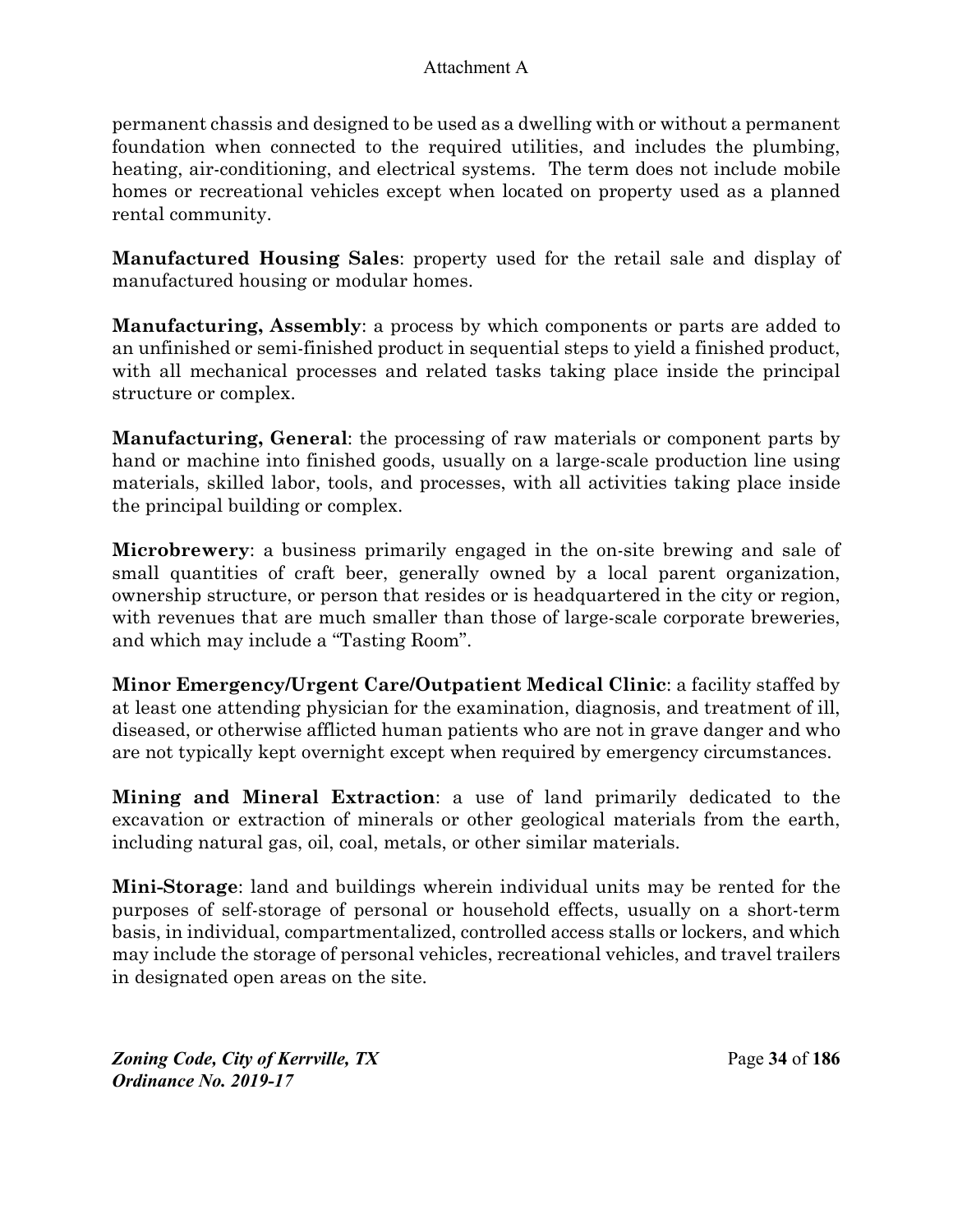permanent chassis and designed to be used as a dwelling with or without a permanent foundation when connected to the required utilities, and includes the plumbing, heating, air-conditioning, and electrical systems. The term does not include mobile homes or recreational vehicles except when located on property used as a planned rental community.

**Manufactured Housing Sales**: property used for the retail sale and display of manufactured housing or modular homes.

**Manufacturing, Assembly**: a process by which components or parts are added to an unfinished or semi-finished product in sequential steps to yield a finished product, with all mechanical processes and related tasks taking place inside the principal structure or complex.

**Manufacturing, General**: the processing of raw materials or component parts by hand or machine into finished goods, usually on a large-scale production line using materials, skilled labor, tools, and processes, with all activities taking place inside the principal building or complex.

**Microbrewery**: a business primarily engaged in the on-site brewing and sale of small quantities of craft beer, generally owned by a local parent organization, ownership structure, or person that resides or is headquartered in the city or region, with revenues that are much smaller than those of large-scale corporate breweries, and which may include a "Tasting Room".

**Minor Emergency/Urgent Care/Outpatient Medical Clinic**: a facility staffed by at least one attending physician for the examination, diagnosis, and treatment of ill, diseased, or otherwise afflicted human patients who are not in grave danger and who are not typically kept overnight except when required by emergency circumstances.

**Mining and Mineral Extraction**: a use of land primarily dedicated to the excavation or extraction of minerals or other geological materials from the earth, including natural gas, oil, coal, metals, or other similar materials.

**Mini-Storage**: land and buildings wherein individual units may be rented for the purposes of self-storage of personal or household effects, usually on a short-term basis, in individual, compartmentalized, controlled access stalls or lockers, and which may include the storage of personal vehicles, recreational vehicles, and travel trailers in designated open areas on the site.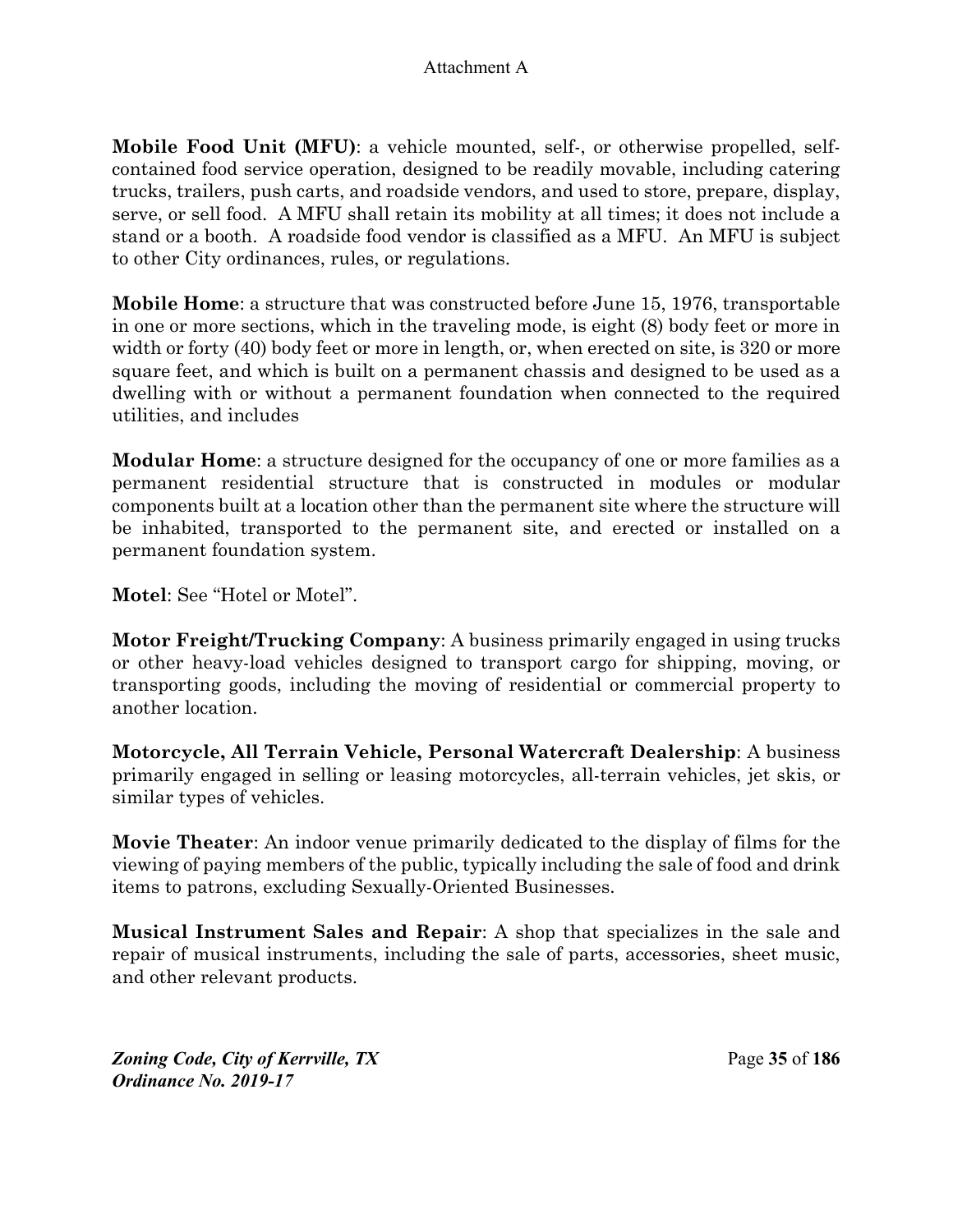**Mobile Food Unit (MFU)**: a vehicle mounted, self-, or otherwise propelled, self-contained food service operation, designed to be readily movable, including catering trucks, trailers, push carts, and roadside vendors, and used to store, prepare, display, serve, or sell food. A MFU shall retain its mobility at all times; it does not include a stand or a booth. A roadside food vendor is classified as a MFU. An MFU is subject to other City ordinances, rules, or regulations.

**Mobile Home**: a structure that was constructed before June 15, 1976, transportable in one or more sections, which in the traveling mode, is eight (8) body feet or more in width or forty (40) body feet or more in length, or, when erected on site, is 320 or more square feet, and which is built on a permanent chassis and designed to be used as a dwelling with or without a permanent foundation when connected to the required utilities, and includes

**Modular Home**: a structure designed for the occupancy of one or more families as a permanent residential structure that is constructed in modules or modular components built at a location other than the permanent site where the structure will be inhabited, transported to the permanent site, and erected or installed on a permanent foundation system.

**Motel**: See "Hotel or Motel".

**Motor Freight/Trucking Company**: A business primarily engaged in using trucks or other heavy-load vehicles designed to transport cargo for shipping, moving, or transporting goods, including the moving of residential or commercial property to another location.

**Motorcycle, All Terrain Vehicle, Personal Watercraft Dealership**: A business primarily engaged in selling or leasing motorcycles, all-terrain vehicles, jet skis, or similar types of vehicles.

**Movie Theater**: An indoor venue primarily dedicated to the display of films for the viewing of paying members of the public, typically including the sale of food and drink items to patrons, excluding Sexually-Oriented Businesses.

**Musical Instrument Sales and Repair**: A shop that specializes in the sale and repair of musical instruments, including the sale of parts, accessories, sheet music, and other relevant products.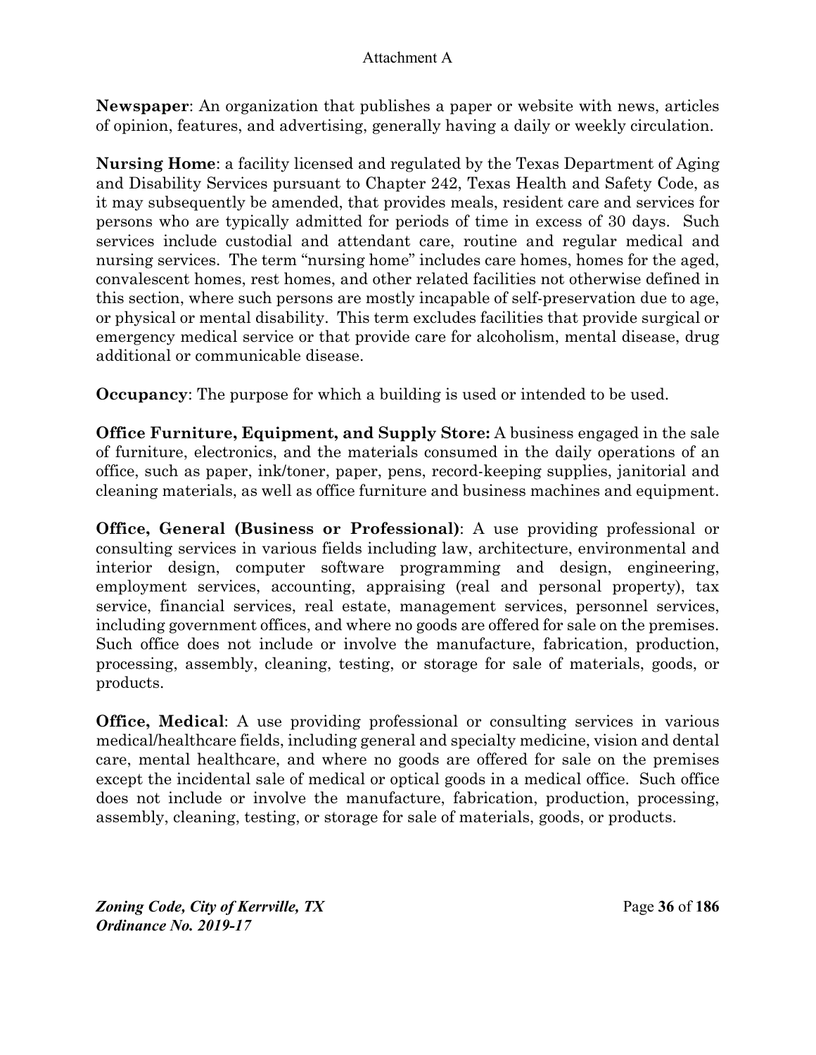**Newspaper**: An organization that publishes a paper or website with news, articles of opinion, features, and advertising, generally having a daily or weekly circulation.

**Nursing Home**: a facility licensed and regulated by the Texas Department of Aging and Disability Services pursuant to Chapter 242, Texas Health and Safety Code, as it may subsequently be amended, that provides meals, resident care and services for persons who are typically admitted for periods of time in excess of 30 days. Such services include custodial and attendant care, routine and regular medical and nursing services. The term "nursing home" includes care homes, homes for the aged, convalescent homes, rest homes, and other related facilities not otherwise defined in this section, where such persons are mostly incapable of self-preservation due to age, or physical or mental disability. This term excludes facilities that provide surgical or emergency medical service or that provide care for alcoholism, mental disease, drug additional or communicable disease.

**Occupancy**: The purpose for which a building is used or intended to be used.

**Office Furniture, Equipment, and Supply Store:** A business engaged in the sale of furniture, electronics, and the materials consumed in the daily operations of an office, such as paper, ink/toner, paper, pens, record-keeping supplies, janitorial and cleaning materials, as well as office furniture and business machines and equipment.

**Office, General (Business or Professional)**: A use providing professional or consulting services in various fields including law, architecture, environmental and interior design, computer software programming and design, engineering, employment services, accounting, appraising (real and personal property), tax service, financial services, real estate, management services, personnel services, including government offices, and where no goods are offered for sale on the premises. Such office does not include or involve the manufacture, fabrication, production, processing, assembly, cleaning, testing, or storage for sale of materials, goods, or products.

**Office, Medical**: A use providing professional or consulting services in various medical/healthcare fields, including general and specialty medicine, vision and dental care, mental healthcare, and where no goods are offered for sale on the premises except the incidental sale of medical or optical goods in a medical office. Such office does not include or involve the manufacture, fabrication, production, processing, assembly, cleaning, testing, or storage for sale of materials, goods, or products.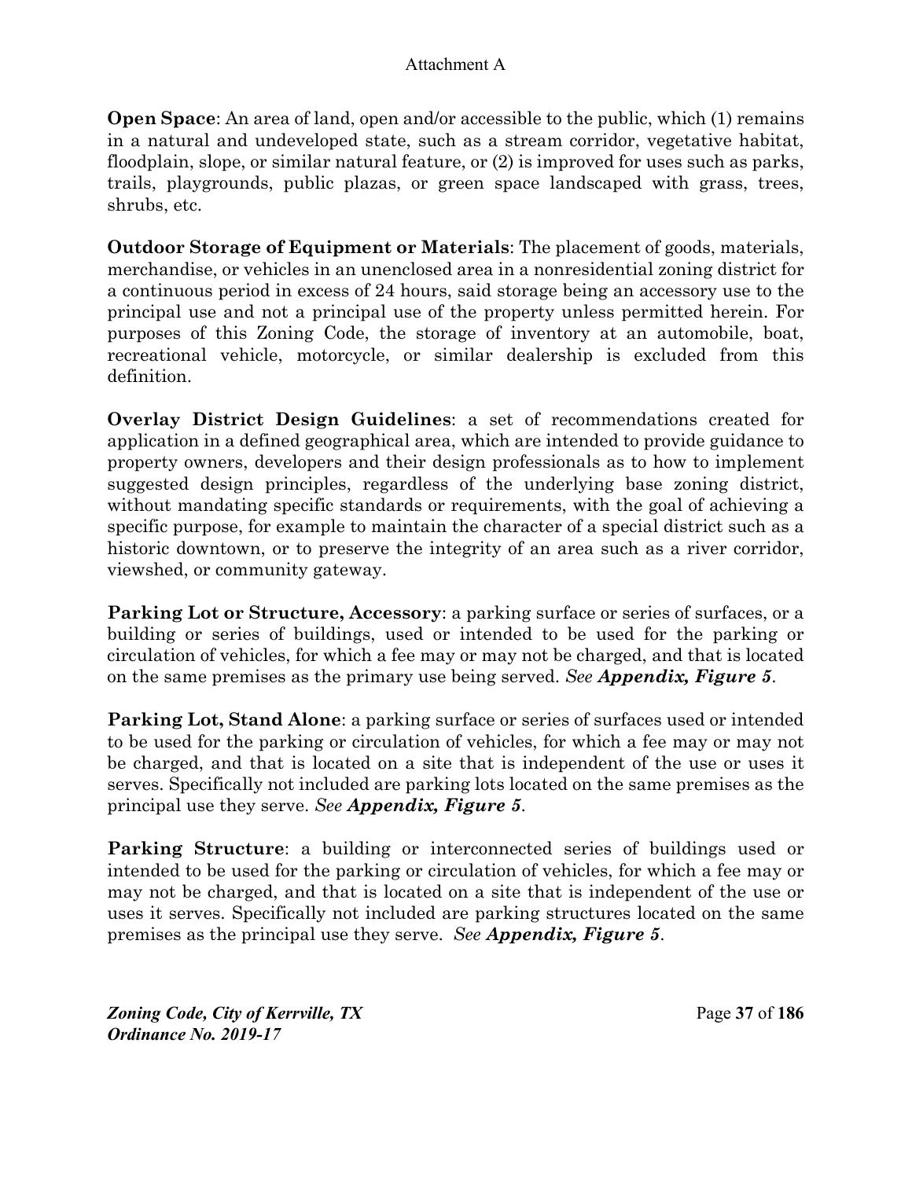**Open Space**: An area of land, open and/or accessible to the public, which (1) remains in a natural and undeveloped state, such as a stream corridor, vegetative habitat, floodplain, slope, or similar natural feature, or (2) is improved for uses such as parks, trails, playgrounds, public plazas, or green space landscaped with grass, trees, shrubs, etc.

**Outdoor Storage of Equipment or Materials**: The placement of goods, materials, merchandise, or vehicles in an unenclosed area in a nonresidential zoning district for a continuous period in excess of 24 hours, said storage being an accessory use to the principal use and not a principal use of the property unless permitted herein. For purposes of this Zoning Code, the storage of inventory at an automobile, boat, recreational vehicle, motorcycle, or similar dealership is excluded from this definition.

**Overlay District Design Guidelines**: a set of recommendations created for application in a defined geographical area, which are intended to provide guidance to property owners, developers and their design professionals as to how to implement suggested design principles, regardless of the underlying base zoning district, without mandating specific standards or requirements, with the goal of achieving a specific purpose, for example to maintain the character of a special district such as a historic downtown, or to preserve the integrity of an area such as a river corridor, viewshed, or community gateway.

**Parking Lot or Structure, Accessory**: a parking surface or series of surfaces, or a building or series of buildings, used or intended to be used for the parking or circulation of vehicles, for which a fee may or may not be charged, and that is located on the same premises as the primary use being served. *See **Appendix, Figure 5***.

**Parking Lot, Stand Alone**: a parking surface or series of surfaces used or intended to be used for the parking or circulation of vehicles, for which a fee may or may not be charged, and that is located on a site that is independent of the use or uses it serves. Specifically not included are parking lots located on the same premises as the principal use they serve. *See **Appendix, Figure 5***.

**Parking Structure**: a building or interconnected series of buildings used or intended to be used for the parking or circulation of vehicles, for which a fee may or may not be charged, and that is located on a site that is independent of the use or uses it serves. Specifically not included are parking structures located on the same premises as the principal use they serve. *See **Appendix, Figure 5***.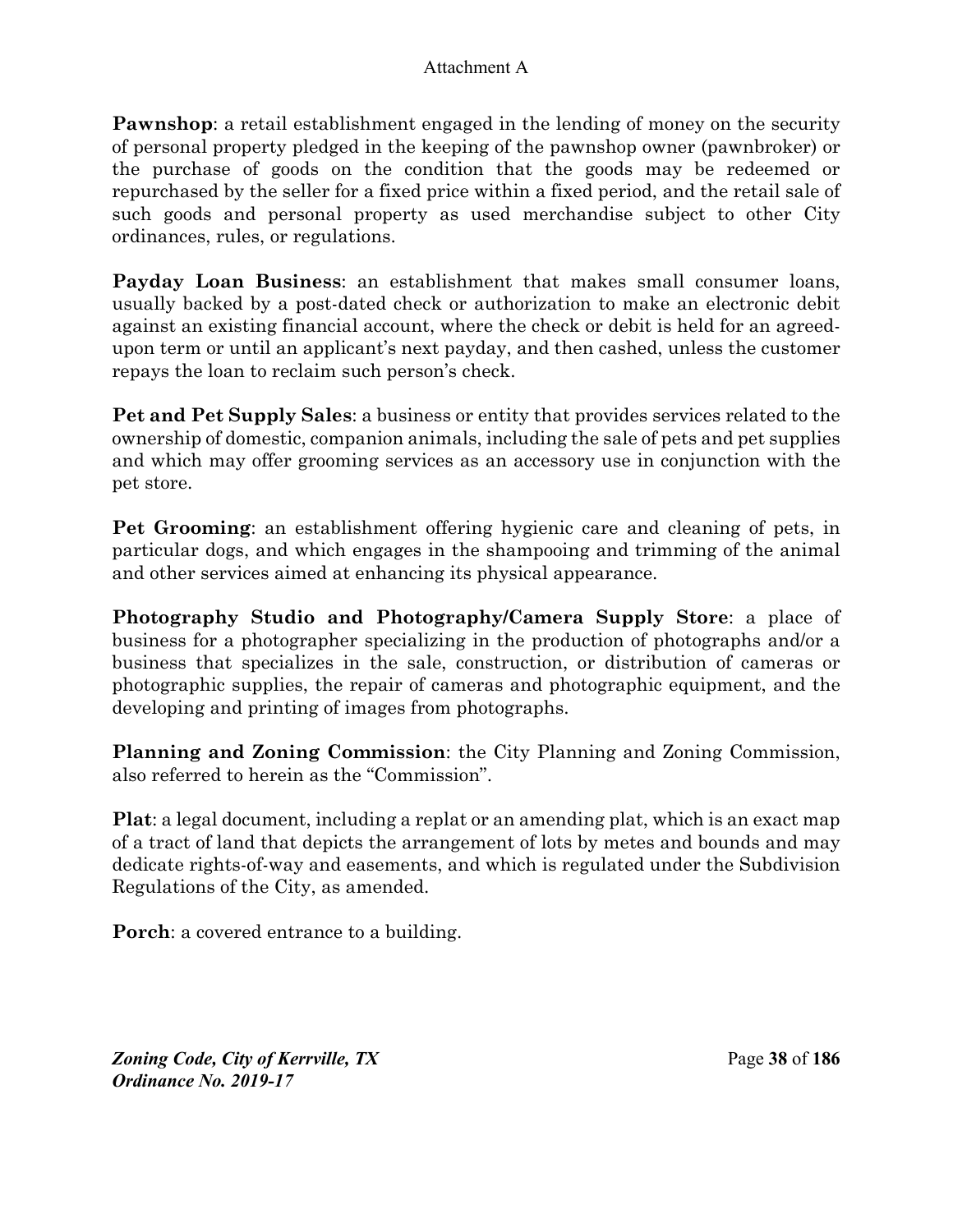**Pawnshop**: a retail establishment engaged in the lending of money on the security of personal property pledged in the keeping of the pawnshop owner (pawnbroker) or the purchase of goods on the condition that the goods may be redeemed or repurchased by the seller for a fixed price within a fixed period, and the retail sale of such goods and personal property as used merchandise subject to other City ordinances, rules, or regulations.

**Payday Loan Business**: an establishment that makes small consumer loans, usually backed by a post-dated check or authorization to make an electronic debit against an existing financial account, where the check or debit is held for an agreed-upon term or until an applicant's next payday, and then cashed, unless the customer repays the loan to reclaim such person's check.

**Pet and Pet Supply Sales**: a business or entity that provides services related to the ownership of domestic, companion animals, including the sale of pets and pet supplies and which may offer grooming services as an accessory use in conjunction with the pet store.

**Pet Grooming**: an establishment offering hygienic care and cleaning of pets, in particular dogs, and which engages in the shampooing and trimming of the animal and other services aimed at enhancing its physical appearance.

**Photography Studio and Photography/Camera Supply Store**: a place of business for a photographer specializing in the production of photographs and/or a business that specializes in the sale, construction, or distribution of cameras or photographic supplies, the repair of cameras and photographic equipment, and the developing and printing of images from photographs.

**Planning and Zoning Commission**: the City Planning and Zoning Commission, also referred to herein as the "Commission".

**Plat**: a legal document, including a replat or an amending plat, which is an exact map of a tract of land that depicts the arrangement of lots by metes and bounds and may dedicate rights-of-way and easements, and which is regulated under the Subdivision Regulations of the City, as amended.

**Porch**: a covered entrance to a building.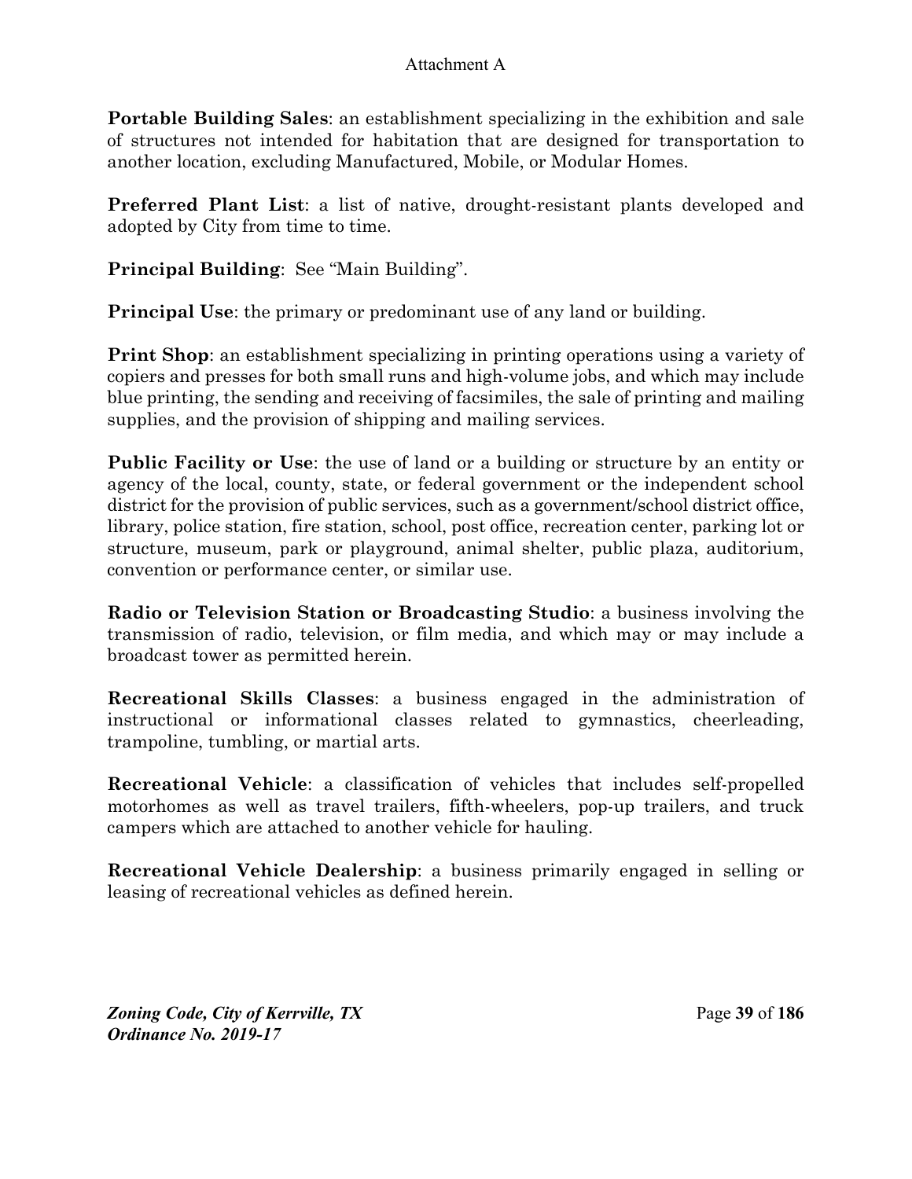**Portable Building Sales**: an establishment specializing in the exhibition and sale of structures not intended for habitation that are designed for transportation to another location, excluding Manufactured, Mobile, or Modular Homes.

**Preferred Plant List**: a list of native, drought-resistant plants developed and adopted by City from time to time.

**Principal Building**: See "Main Building".

**Principal Use**: the primary or predominant use of any land or building.

**Print Shop**: an establishment specializing in printing operations using a variety of copiers and presses for both small runs and high-volume jobs, and which may include blue printing, the sending and receiving of facsimiles, the sale of printing and mailing supplies, and the provision of shipping and mailing services.

**Public Facility or Use**: the use of land or a building or structure by an entity or agency of the local, county, state, or federal government or the independent school district for the provision of public services, such as a government/school district office, library, police station, fire station, school, post office, recreation center, parking lot or structure, museum, park or playground, animal shelter, public plaza, auditorium, convention or performance center, or similar use.

**Radio or Television Station or Broadcasting Studio**: a business involving the transmission of radio, television, or film media, and which may or may include a broadcast tower as permitted herein.

**Recreational Skills Classes**: a business engaged in the administration of instructional or informational classes related to gymnastics, cheerleading, trampoline, tumbling, or martial arts.

**Recreational Vehicle**: a classification of vehicles that includes self-propelled motorhomes as well as travel trailers, fifth-wheelers, pop-up trailers, and truck campers which are attached to another vehicle for hauling.

**Recreational Vehicle Dealership**: a business primarily engaged in selling or leasing of recreational vehicles as defined herein.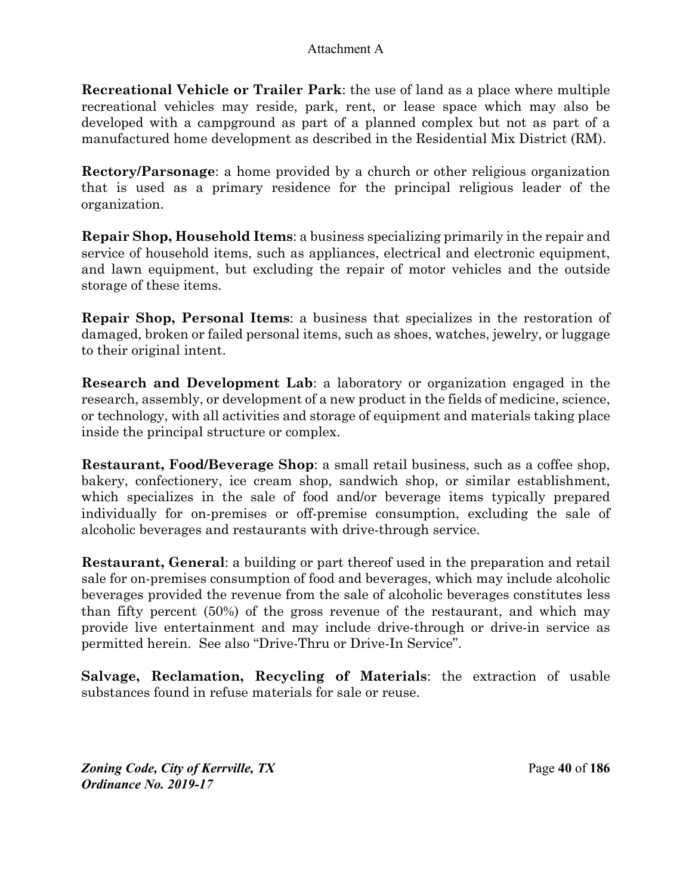**Recreational Vehicle or Trailer Park**: the use of land as a place where multiple recreational vehicles may reside, park, rent, or lease space which may also be developed with a campground as part of a planned complex but not as part of a manufactured home development as described in the Residential Mix District (RM).

**Rectory/Parsonage**: a home provided by a church or other religious organization that is used as a primary residence for the principal religious leader of the organization.

**Repair Shop, Household Items**: a business specializing primarily in the repair and service of household items, such as appliances, electrical and electronic equipment, and lawn equipment, but excluding the repair of motor vehicles and the outside storage of these items.

**Repair Shop, Personal Items**: a business that specializes in the restoration of damaged, broken or failed personal items, such as shoes, watches, jewelry, or luggage to their original intent.

**Research and Development Lab**: a laboratory or organization engaged in the research, assembly, or development of a new product in the fields of medicine, science, or technology, with all activities and storage of equipment and materials taking place inside the principal structure or complex.

**Restaurant, Food/Beverage Shop**: a small retail business, such as a coffee shop, bakery, confectionery, ice cream shop, sandwich shop, or similar establishment, which specializes in the sale of food and/or beverage items typically prepared individually for on-premises or off-premise consumption, excluding the sale of alcoholic beverages and restaurants with drive-through service.

**Restaurant, General**: a building or part thereof used in the preparation and retail sale for on-premises consumption of food and beverages, which may include alcoholic beverages provided the revenue from the sale of alcoholic beverages constitutes less than fifty percent (50%) of the gross revenue of the restaurant, and which may provide live entertainment and may include drive-through or drive-in service as permitted herein. See also "Drive-Thru or Drive-In Service".

**Salvage, Reclamation, Recycling of Materials**: the extraction of usable substances found in refuse materials for sale or reuse.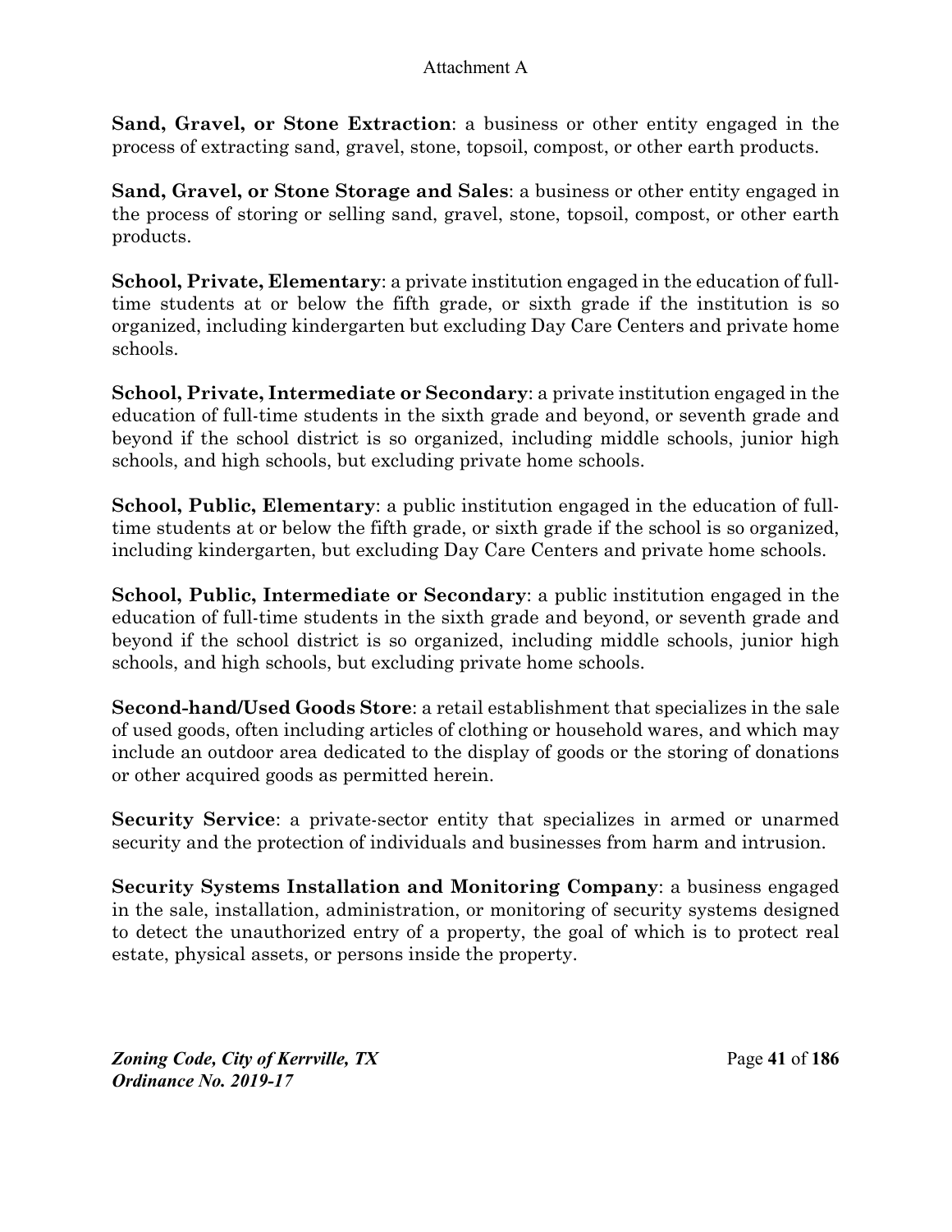**Sand, Gravel, or Stone Extraction**: a business or other entity engaged in the process of extracting sand, gravel, stone, topsoil, compost, or other earth products.

**Sand, Gravel, or Stone Storage and Sales**: a business or other entity engaged in the process of storing or selling sand, gravel, stone, topsoil, compost, or other earth products.

**School, Private, Elementary**: a private institution engaged in the education of full-time students at or below the fifth grade, or sixth grade if the institution is so organized, including kindergarten but excluding Day Care Centers and private home schools.

**School, Private, Intermediate or Secondary**: a private institution engaged in the education of full-time students in the sixth grade and beyond, or seventh grade and beyond if the school district is so organized, including middle schools, junior high schools, and high schools, but excluding private home schools.

**School, Public, Elementary**: a public institution engaged in the education of full-time students at or below the fifth grade, or sixth grade if the school is so organized, including kindergarten, but excluding Day Care Centers and private home schools.

**School, Public, Intermediate or Secondary**: a public institution engaged in the education of full-time students in the sixth grade and beyond, or seventh grade and beyond if the school district is so organized, including middle schools, junior high schools, and high schools, but excluding private home schools.

**Second-hand/Used Goods Store**: a retail establishment that specializes in the sale of used goods, often including articles of clothing or household wares, and which may include an outdoor area dedicated to the display of goods or the storing of donations or other acquired goods as permitted herein.

**Security Service**: a private-sector entity that specializes in armed or unarmed security and the protection of individuals and businesses from harm and intrusion.

**Security Systems Installation and Monitoring Company**: a business engaged in the sale, installation, administration, or monitoring of security systems designed to detect the unauthorized entry of a property, the goal of which is to protect real estate, physical assets, or persons inside the property.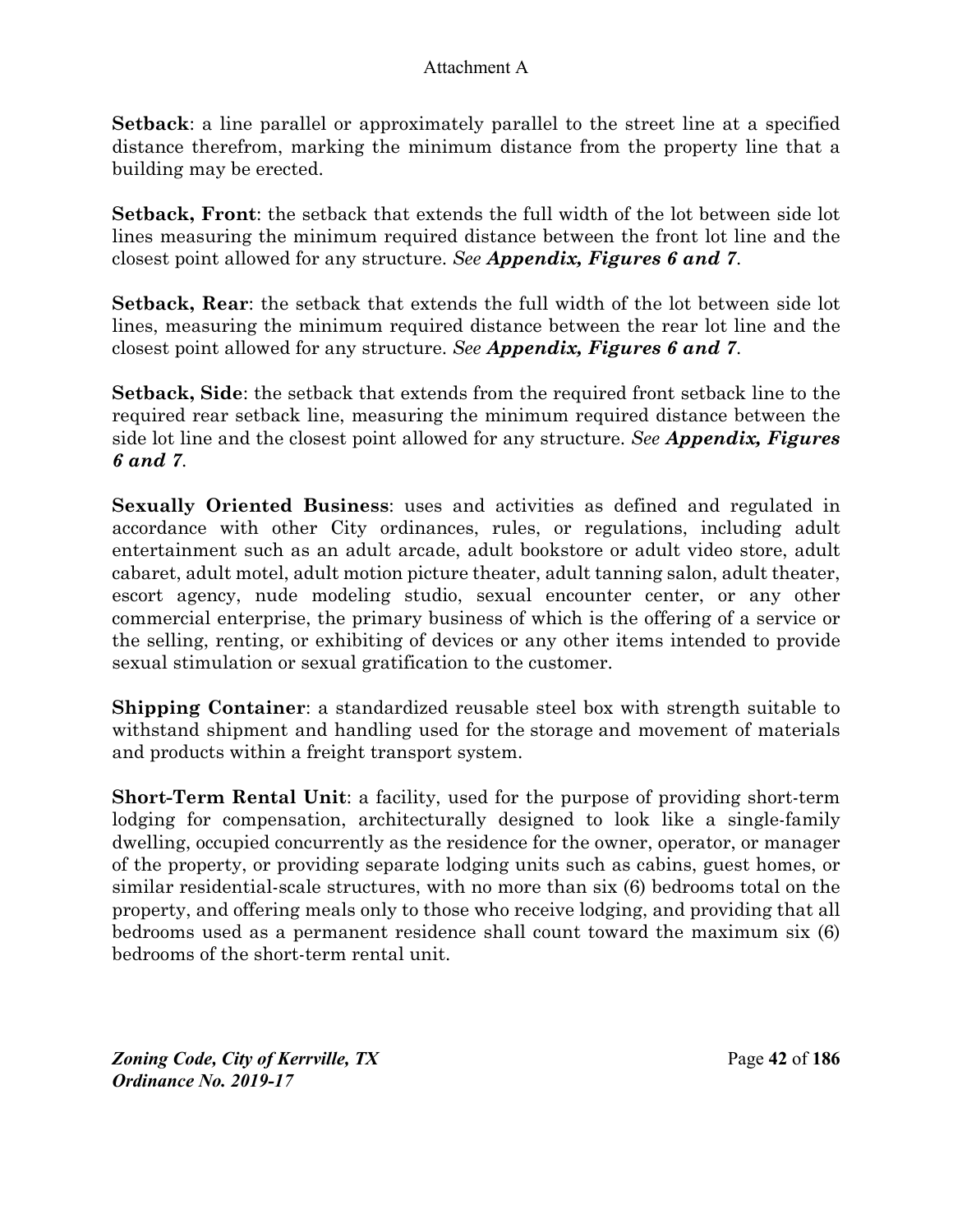**Setback**: a line parallel or approximately parallel to the street line at a specified distance therefrom, marking the minimum distance from the property line that a building may be erected.

**Setback, Front**: the setback that extends the full width of the lot between side lot lines measuring the minimum required distance between the front lot line and the closest point allowed for any structure. *See* ***Appendix, Figures 6 and 7***.

**Setback, Rear**: the setback that extends the full width of the lot between side lot lines, measuring the minimum required distance between the rear lot line and the closest point allowed for any structure. *See* ***Appendix, Figures 6 and 7***.

**Setback, Side**: the setback that extends from the required front setback line to the required rear setback line, measuring the minimum required distance between the side lot line and the closest point allowed for any structure. *See* ***Appendix, Figures 6 and 7***.

**Sexually Oriented Business**: uses and activities as defined and regulated in accordance with other City ordinances, rules, or regulations, including adult entertainment such as an adult arcade, adult bookstore or adult video store, adult cabaret, adult motel, adult motion picture theater, adult tanning salon, adult theater, escort agency, nude modeling studio, sexual encounter center, or any other commercial enterprise, the primary business of which is the offering of a service or the selling, renting, or exhibiting of devices or any other items intended to provide sexual stimulation or sexual gratification to the customer.

**Shipping Container**: a standardized reusable steel box with strength suitable to withstand shipment and handling used for the storage and movement of materials and products within a freight transport system.

**Short-Term Rental Unit**: a facility, used for the purpose of providing short-term lodging for compensation, architecturally designed to look like a single-family dwelling, occupied concurrently as the residence for the owner, operator, or manager of the property, or providing separate lodging units such as cabins, guest homes, or similar residential-scale structures, with no more than six (6) bedrooms total on the property, and offering meals only to those who receive lodging, and providing that all bedrooms used as a permanent residence shall count toward the maximum six (6) bedrooms of the short-term rental unit.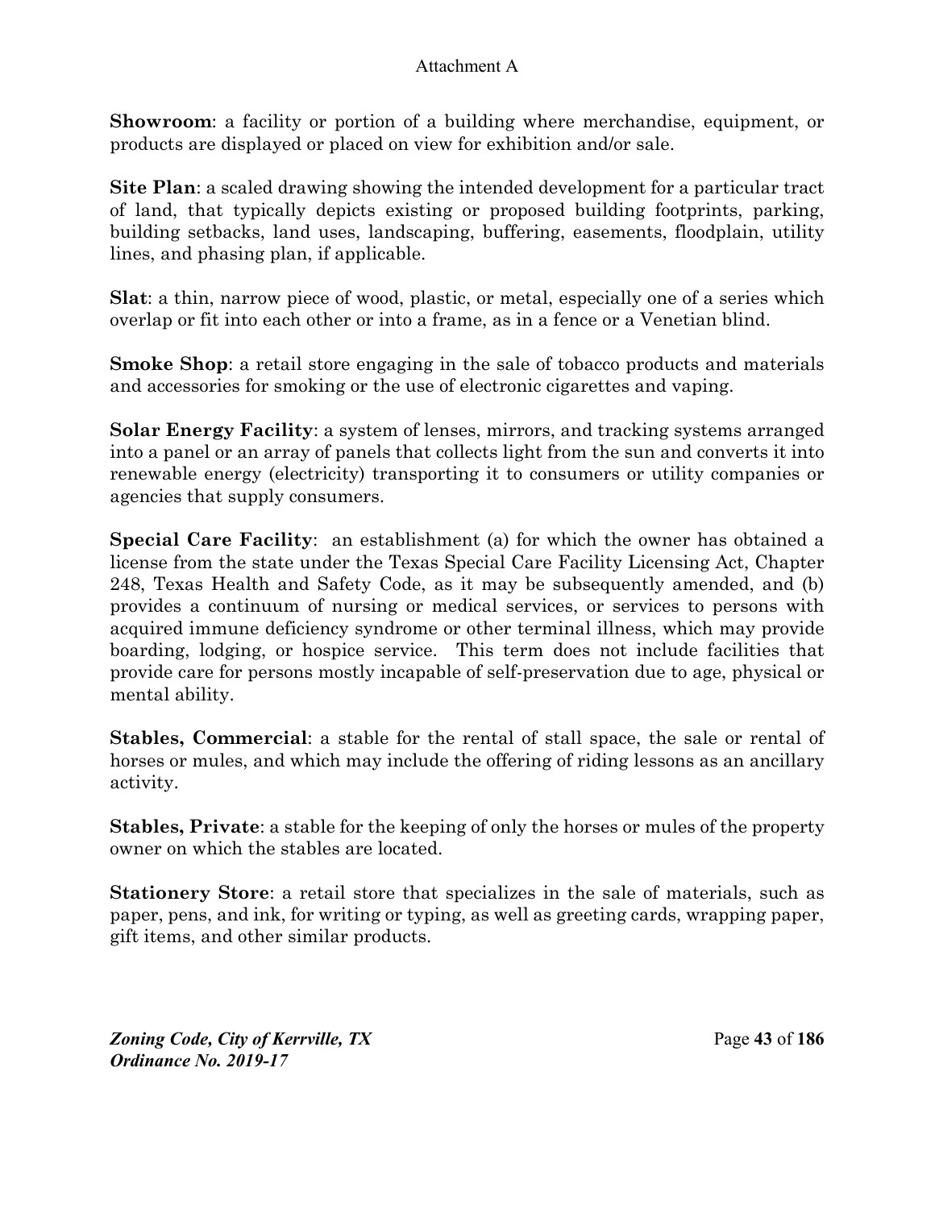**Showroom**: a facility or portion of a building where merchandise, equipment, or products are displayed or placed on view for exhibition and/or sale.

**Site Plan**: a scaled drawing showing the intended development for a particular tract of land, that typically depicts existing or proposed building footprints, parking, building setbacks, land uses, landscaping, buffering, easements, floodplain, utility lines, and phasing plan, if applicable.

**Slat**: a thin, narrow piece of wood, plastic, or metal, especially one of a series which overlap or fit into each other or into a frame, as in a fence or a Venetian blind.

**Smoke Shop**: a retail store engaging in the sale of tobacco products and materials and accessories for smoking or the use of electronic cigarettes and vaping.

**Solar Energy Facility**: a system of lenses, mirrors, and tracking systems arranged into a panel or an array of panels that collects light from the sun and converts it into renewable energy (electricity) transporting it to consumers or utility companies or agencies that supply consumers.

**Special Care Facility**: an establishment (a) for which the owner has obtained a license from the state under the Texas Special Care Facility Licensing Act, Chapter 248, Texas Health and Safety Code, as it may be subsequently amended, and (b) provides a continuum of nursing or medical services, or services to persons with acquired immune deficiency syndrome or other terminal illness, which may provide boarding, lodging, or hospice service. This term does not include facilities that provide care for persons mostly incapable of self-preservation due to age, physical or mental ability.

**Stables, Commercial**: a stable for the rental of stall space, the sale or rental of horses or mules, and which may include the offering of riding lessons as an ancillary activity.

**Stables, Private**: a stable for the keeping of only the horses or mules of the property owner on which the stables are located.

**Stationery Store**: a retail store that specializes in the sale of materials, such as paper, pens, and ink, for writing or typing, as well as greeting cards, wrapping paper, gift items, and other similar products.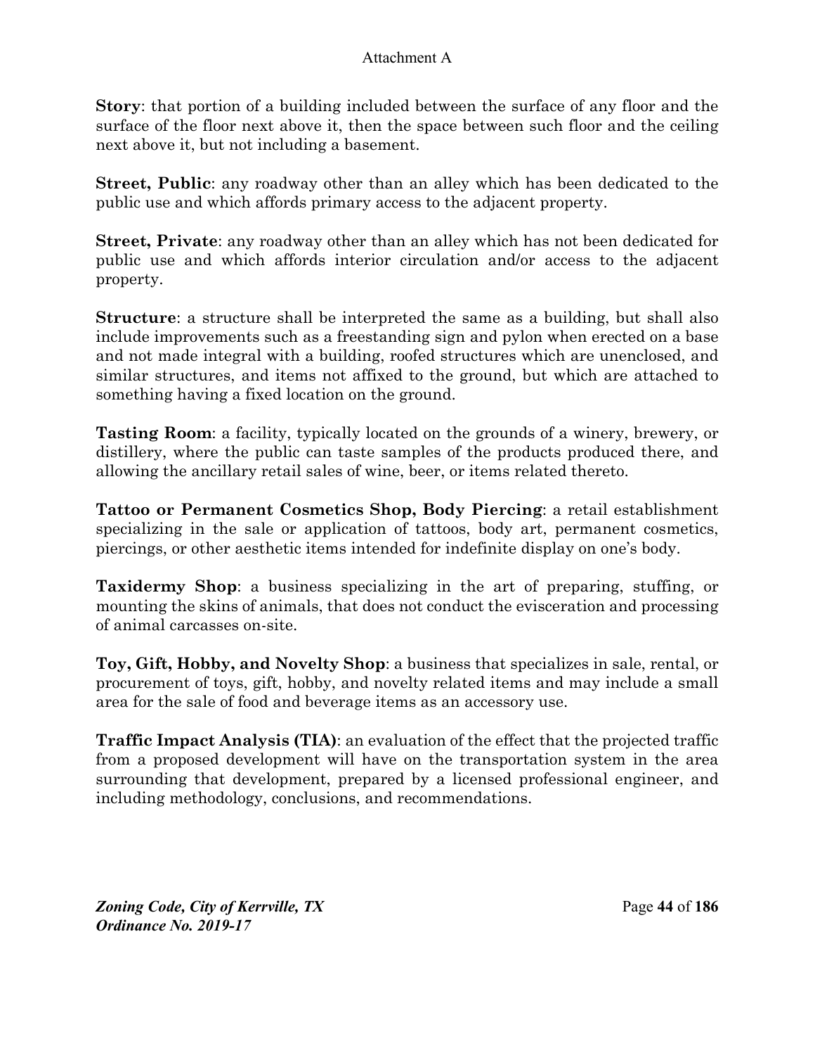**Story**: that portion of a building included between the surface of any floor and the surface of the floor next above it, then the space between such floor and the ceiling next above it, but not including a basement.

**Street, Public**: any roadway other than an alley which has been dedicated to the public use and which affords primary access to the adjacent property.

**Street, Private**: any roadway other than an alley which has not been dedicated for public use and which affords interior circulation and/or access to the adjacent property.

**Structure**: a structure shall be interpreted the same as a building, but shall also include improvements such as a freestanding sign and pylon when erected on a base and not made integral with a building, roofed structures which are unenclosed, and similar structures, and items not affixed to the ground, but which are attached to something having a fixed location on the ground.

**Tasting Room**: a facility, typically located on the grounds of a winery, brewery, or distillery, where the public can taste samples of the products produced there, and allowing the ancillary retail sales of wine, beer, or items related thereto.

**Tattoo or Permanent Cosmetics Shop, Body Piercing**: a retail establishment specializing in the sale or application of tattoos, body art, permanent cosmetics, piercings, or other aesthetic items intended for indefinite display on one's body.

**Taxidermy Shop**: a business specializing in the art of preparing, stuffing, or mounting the skins of animals, that does not conduct the evisceration and processing of animal carcasses on-site.

**Toy, Gift, Hobby, and Novelty Shop**: a business that specializes in sale, rental, or procurement of toys, gift, hobby, and novelty related items and may include a small area for the sale of food and beverage items as an accessory use.

**Traffic Impact Analysis (TIA)**: an evaluation of the effect that the projected traffic from a proposed development will have on the transportation system in the area surrounding that development, prepared by a licensed professional engineer, and including methodology, conclusions, and recommendations.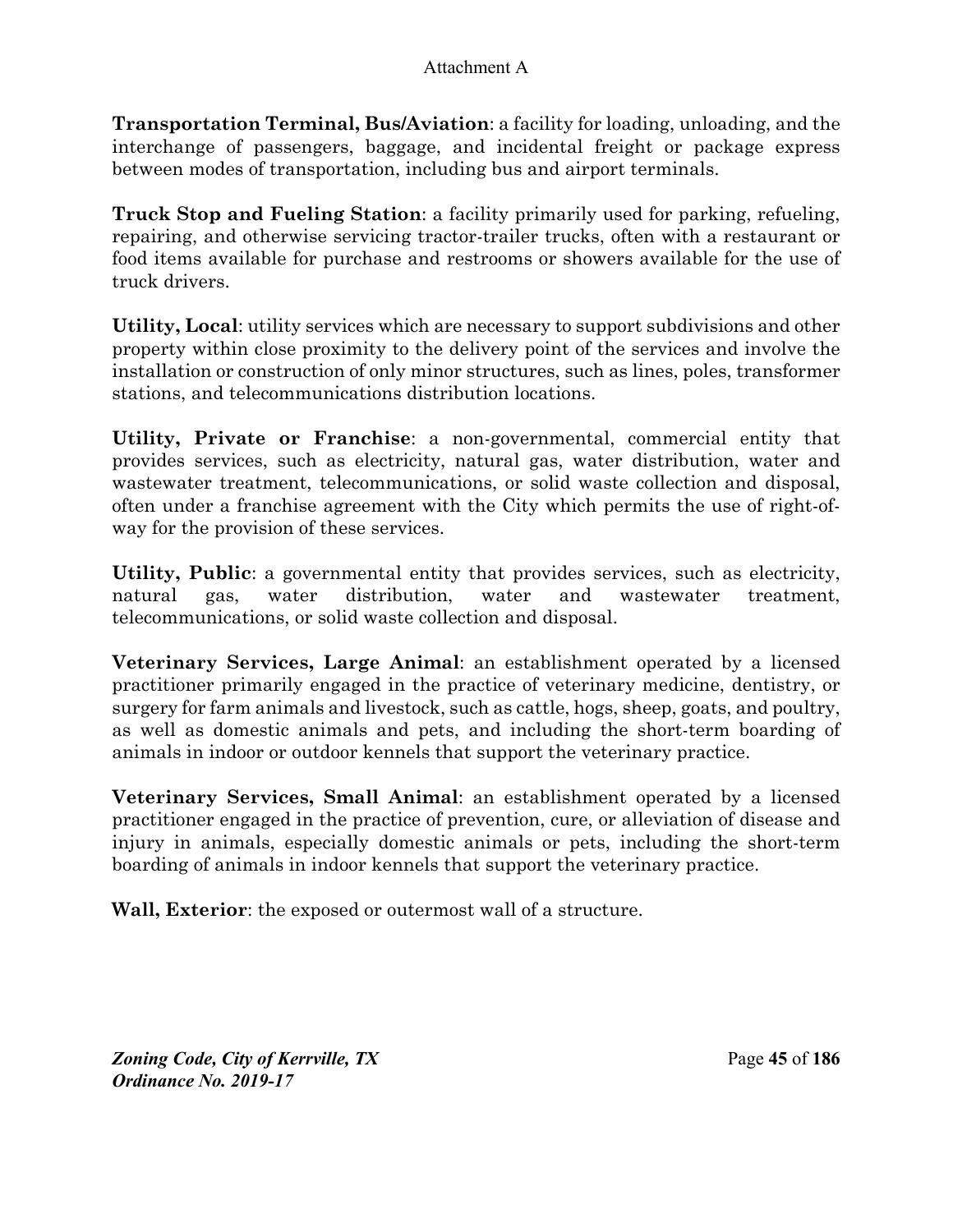**Transportation Terminal, Bus/Aviation**: a facility for loading, unloading, and the interchange of passengers, baggage, and incidental freight or package express between modes of transportation, including bus and airport terminals.

**Truck Stop and Fueling Station**: a facility primarily used for parking, refueling, repairing, and otherwise servicing tractor-trailer trucks, often with a restaurant or food items available for purchase and restrooms or showers available for the use of truck drivers.

**Utility, Local**: utility services which are necessary to support subdivisions and other property within close proximity to the delivery point of the services and involve the installation or construction of only minor structures, such as lines, poles, transformer stations, and telecommunications distribution locations.

**Utility, Private or Franchise**: a non-governmental, commercial entity that provides services, such as electricity, natural gas, water distribution, water and wastewater treatment, telecommunications, or solid waste collection and disposal, often under a franchise agreement with the City which permits the use of right-of-way for the provision of these services.

**Utility, Public**: a governmental entity that provides services, such as electricity, natural gas, water distribution, water and wastewater treatment, telecommunications, or solid waste collection and disposal.

**Veterinary Services, Large Animal**: an establishment operated by a licensed practitioner primarily engaged in the practice of veterinary medicine, dentistry, or surgery for farm animals and livestock, such as cattle, hogs, sheep, goats, and poultry, as well as domestic animals and pets, and including the short-term boarding of animals in indoor or outdoor kennels that support the veterinary practice.

**Veterinary Services, Small Animal**: an establishment operated by a licensed practitioner engaged in the practice of prevention, cure, or alleviation of disease and injury in animals, especially domestic animals or pets, including the short-term boarding of animals in indoor kennels that support the veterinary practice.

**Wall, Exterior**: the exposed or outermost wall of a structure.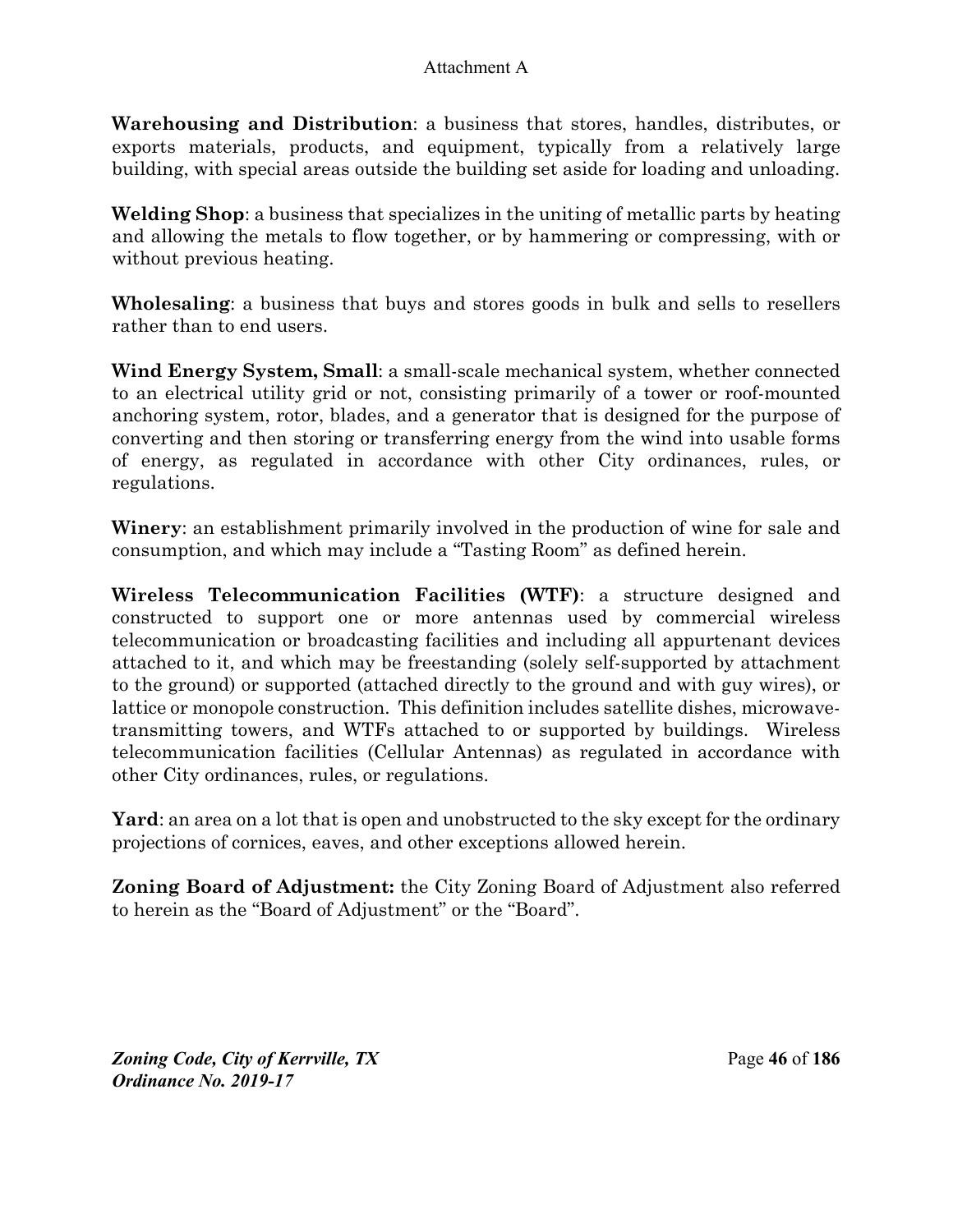**Warehousing and Distribution**: a business that stores, handles, distributes, or exports materials, products, and equipment, typically from a relatively large building, with special areas outside the building set aside for loading and unloading.

**Welding Shop**: a business that specializes in the uniting of metallic parts by heating and allowing the metals to flow together, or by hammering or compressing, with or without previous heating.

**Wholesaling**: a business that buys and stores goods in bulk and sells to resellers rather than to end users.

**Wind Energy System, Small**: a small-scale mechanical system, whether connected to an electrical utility grid or not, consisting primarily of a tower or roof-mounted anchoring system, rotor, blades, and a generator that is designed for the purpose of converting and then storing or transferring energy from the wind into usable forms of energy, as regulated in accordance with other City ordinances, rules, or regulations.

**Winery**: an establishment primarily involved in the production of wine for sale and consumption, and which may include a "Tasting Room" as defined herein.

**Wireless Telecommunication Facilities (WTF)**: a structure designed and constructed to support one or more antennas used by commercial wireless telecommunication or broadcasting facilities and including all appurtenant devices attached to it, and which may be freestanding (solely self-supported by attachment to the ground) or supported (attached directly to the ground and with guy wires), or lattice or monopole construction. This definition includes satellite dishes, microwave-transmitting towers, and WTFs attached to or supported by buildings. Wireless telecommunication facilities (Cellular Antennas) as regulated in accordance with other City ordinances, rules, or regulations.

**Yard**: an area on a lot that is open and unobstructed to the sky except for the ordinary projections of cornices, eaves, and other exceptions allowed herein.

**Zoning Board of Adjustment:** the City Zoning Board of Adjustment also referred to herein as the "Board of Adjustment" or the "Board".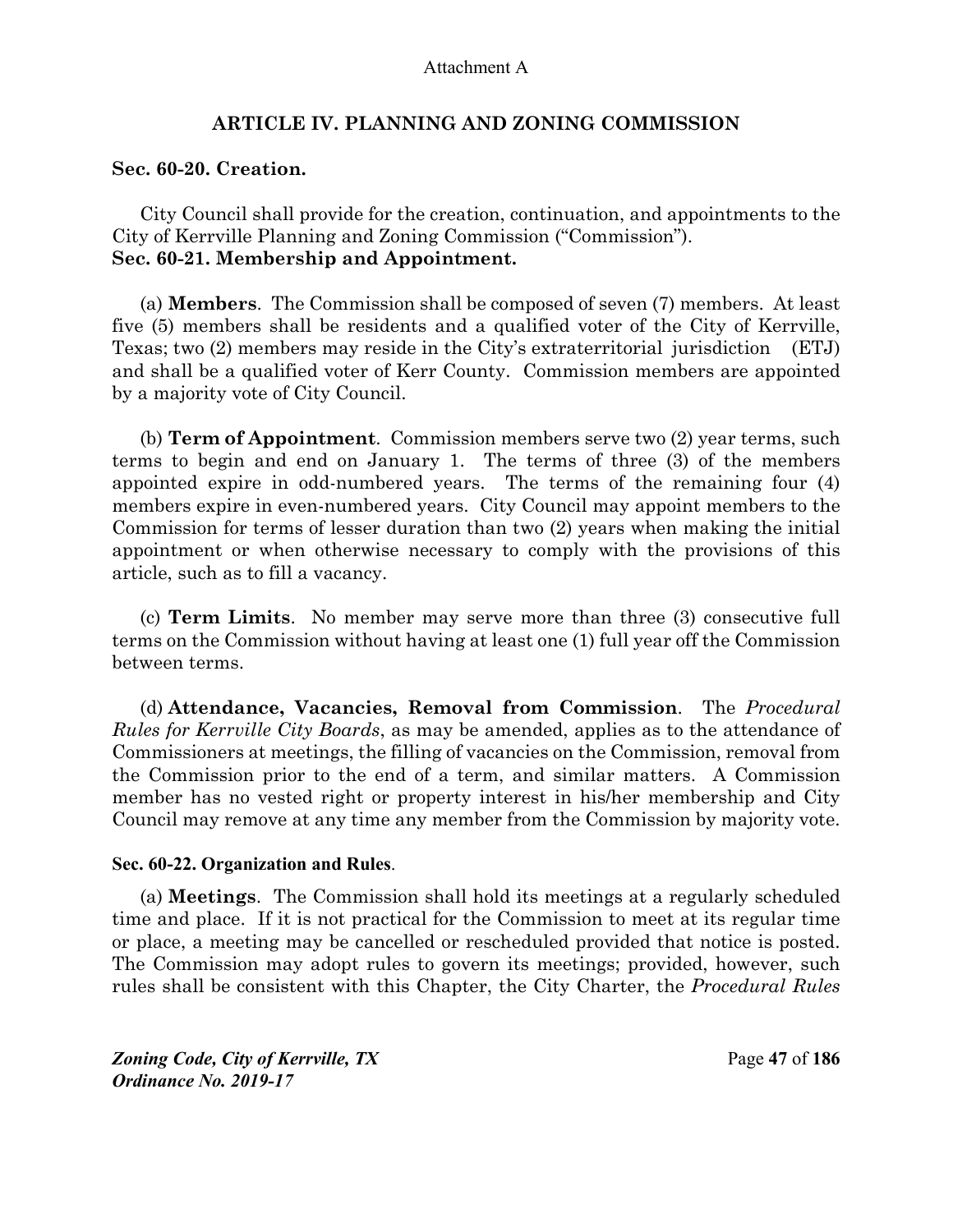Attachment A

# ARTICLE IV. PLANNING AND ZONING COMMISSION

## Sec. 60-20. Creation.

City Council shall provide for the creation, continuation, and appointments to the City of Kerrville Planning and Zoning Commission ("Commission").

## Sec. 60-21. Membership and Appointment.

(a) **Members**. The Commission shall be composed of seven (7) members. At least five (5) members shall be residents and a qualified voter of the City of Kerrville, Texas; two (2) members may reside in the City's extraterritorial jurisdiction (ETJ) and shall be a qualified voter of Kerr County. Commission members are appointed by a majority vote of City Council.

(b) **Term of Appointment**. Commission members serve two (2) year terms, such terms to begin and end on January 1. The terms of three (3) of the members appointed expire in odd-numbered years. The terms of the remaining four (4) members expire in even-numbered years. City Council may appoint members to the Commission for terms of lesser duration than two (2) years when making the initial appointment or when otherwise necessary to comply with the provisions of this article, such as to fill a vacancy.

(c) **Term Limits**. No member may serve more than three (3) consecutive full terms on the Commission without having at least one (1) full year off the Commission between terms.

(d) **Attendance, Vacancies, Removal from Commission**. The *Procedural Rules for Kerrville City Boards*, as may be amended, applies as to the attendance of Commissioners at meetings, the filling of vacancies on the Commission, removal from the Commission prior to the end of a term, and similar matters. A Commission member has no vested right or property interest in his/her membership and City Council may remove at any time any member from the Commission by majority vote.

## Sec. 60-22. Organization and Rules.

(a) **Meetings**. The Commission shall hold its meetings at a regularly scheduled time and place. If it is not practical for the Commission to meet at its regular time or place, a meeting may be cancelled or rescheduled provided that notice is posted. The Commission may adopt rules to govern its meetings; provided, however, such rules shall be consistent with this Chapter, the City Charter, the *Procedural Rules*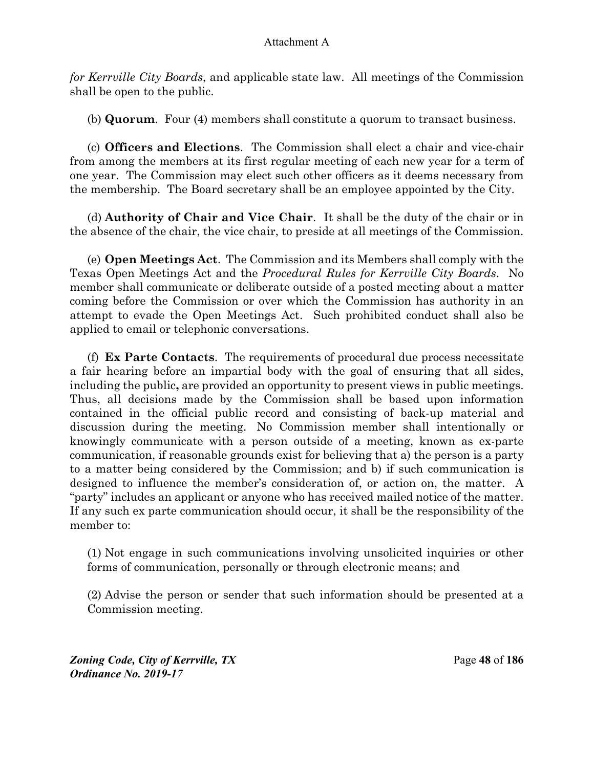*for Kerrville City Boards*, and applicable state law. All meetings of the Commission shall be open to the public.

(b) **Quorum**. Four (4) members shall constitute a quorum to transact business.

(c) **Officers and Elections**. The Commission shall elect a chair and vice-chair from among the members at its first regular meeting of each new year for a term of one year. The Commission may elect such other officers as it deems necessary from the membership. The Board secretary shall be an employee appointed by the City.

(d) **Authority of Chair and Vice Chair**. It shall be the duty of the chair or in the absence of the chair, the vice chair, to preside at all meetings of the Commission.

(e) **Open Meetings Act**. The Commission and its Members shall comply with the Texas Open Meetings Act and the *Procedural Rules for Kerrville City Boards*. No member shall communicate or deliberate outside of a posted meeting about a matter coming before the Commission or over which the Commission has authority in an attempt to evade the Open Meetings Act. Such prohibited conduct shall also be applied to email or telephonic conversations.

(f) **Ex Parte Contacts**. The requirements of procedural due process necessitate a fair hearing before an impartial body with the goal of ensuring that all sides, including the public**,** are provided an opportunity to present views in public meetings. Thus, all decisions made by the Commission shall be based upon information contained in the official public record and consisting of back-up material and discussion during the meeting. No Commission member shall intentionally or knowingly communicate with a person outside of a meeting, known as ex-parte communication, if reasonable grounds exist for believing that a) the person is a party to a matter being considered by the Commission; and b) if such communication is designed to influence the member's consideration of, or action on, the matter. A "party" includes an applicant or anyone who has received mailed notice of the matter. If any such ex parte communication should occur, it shall be the responsibility of the member to:

(1) Not engage in such communications involving unsolicited inquiries or other forms of communication, personally or through electronic means; and

(2) Advise the person or sender that such information should be presented at a Commission meeting.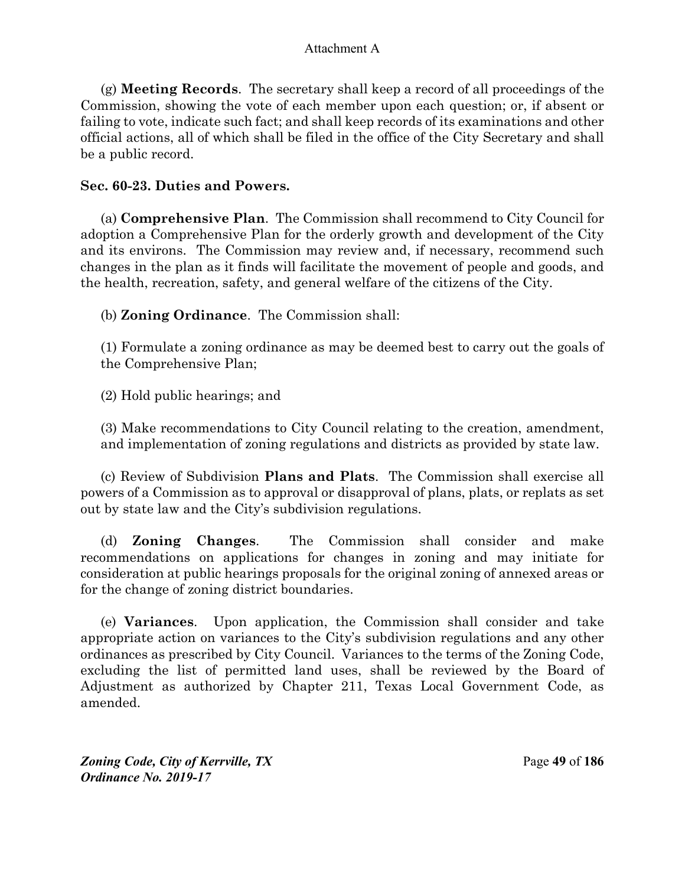(g) **Meeting Records**. The secretary shall keep a record of all proceedings of the Commission, showing the vote of each member upon each question; or, if absent or failing to vote, indicate such fact; and shall keep records of its examinations and other official actions, all of which shall be filed in the office of the City Secretary and shall be a public record.

### Sec. 60-23. Duties and Powers.

(a) **Comprehensive Plan**. The Commission shall recommend to City Council for adoption a Comprehensive Plan for the orderly growth and development of the City and its environs. The Commission may review and, if necessary, recommend such changes in the plan as it finds will facilitate the movement of people and goods, and the health, recreation, safety, and general welfare of the citizens of the City.

(b) **Zoning Ordinance**. The Commission shall:

(1) Formulate a zoning ordinance as may be deemed best to carry out the goals of the Comprehensive Plan;

(2) Hold public hearings; and

(3) Make recommendations to City Council relating to the creation, amendment, and implementation of zoning regulations and districts as provided by state law.

(c) Review of Subdivision **Plans and Plats**. The Commission shall exercise all powers of a Commission as to approval or disapproval of plans, plats, or replats as set out by state law and the City's subdivision regulations.

(d) **Zoning Changes**. The Commission shall consider and make recommendations on applications for changes in zoning and may initiate for consideration at public hearings proposals for the original zoning of annexed areas or for the change of zoning district boundaries.

(e) **Variances**. Upon application, the Commission shall consider and take appropriate action on variances to the City's subdivision regulations and any other ordinances as prescribed by City Council. Variances to the terms of the Zoning Code, excluding the list of permitted land uses, shall be reviewed by the Board of Adjustment as authorized by Chapter 211, Texas Local Government Code, as amended.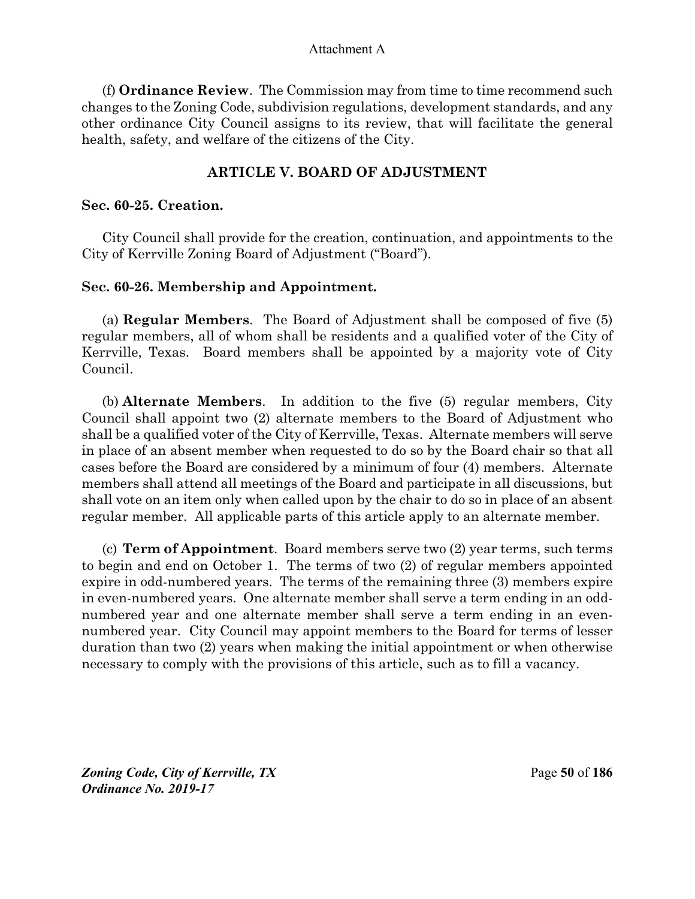(f) **Ordinance Review**. The Commission may from time to time recommend such changes to the Zoning Code, subdivision regulations, development standards, and any other ordinance City Council assigns to its review, that will facilitate the general health, safety, and welfare of the citizens of the City.

## ARTICLE V. BOARD OF ADJUSTMENT

### Sec. 60-25. Creation.

City Council shall provide for the creation, continuation, and appointments to the City of Kerrville Zoning Board of Adjustment ("Board").

### Sec. 60-26. Membership and Appointment.

(a) **Regular Members**. The Board of Adjustment shall be composed of five (5) regular members, all of whom shall be residents and a qualified voter of the City of Kerrville, Texas. Board members shall be appointed by a majority vote of City Council.

(b) **Alternate Members**. In addition to the five (5) regular members, City Council shall appoint two (2) alternate members to the Board of Adjustment who shall be a qualified voter of the City of Kerrville, Texas. Alternate members will serve in place of an absent member when requested to do so by the Board chair so that all cases before the Board are considered by a minimum of four (4) members. Alternate members shall attend all meetings of the Board and participate in all discussions, but shall vote on an item only when called upon by the chair to do so in place of an absent regular member. All applicable parts of this article apply to an alternate member.

(c) **Term of Appointment**. Board members serve two (2) year terms, such terms to begin and end on October 1. The terms of two (2) of regular members appointed expire in odd-numbered years. The terms of the remaining three (3) members expire in even-numbered years. One alternate member shall serve a term ending in an odd-numbered year and one alternate member shall serve a term ending in an even-numbered year. City Council may appoint members to the Board for terms of lesser duration than two (2) years when making the initial appointment or when otherwise necessary to comply with the provisions of this article, such as to fill a vacancy.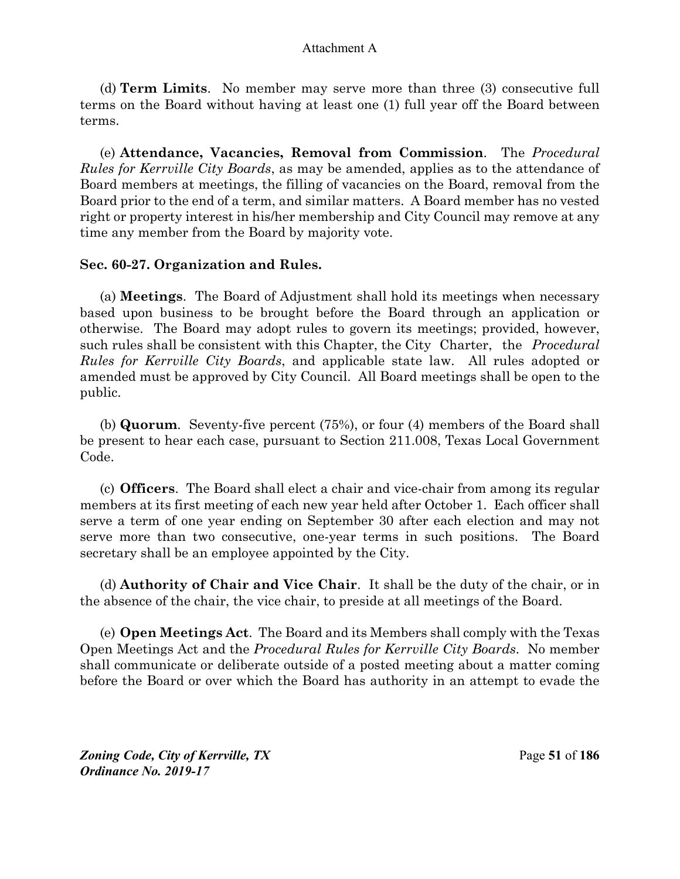(d) **Term Limits**. No member may serve more than three (3) consecutive full terms on the Board without having at least one (1) full year off the Board between terms.

(e) **Attendance, Vacancies, Removal from Commission**. The *Procedural Rules for Kerrville City Boards*, as may be amended, applies as to the attendance of Board members at meetings, the filling of vacancies on the Board, removal from the Board prior to the end of a term, and similar matters. A Board member has no vested right or property interest in his/her membership and City Council may remove at any time any member from the Board by majority vote.

### Sec. 60-27. Organization and Rules.

(a) **Meetings**. The Board of Adjustment shall hold its meetings when necessary based upon business to be brought before the Board through an application or otherwise. The Board may adopt rules to govern its meetings; provided, however, such rules shall be consistent with this Chapter, the City Charter, the *Procedural Rules for Kerrville City Boards*, and applicable state law. All rules adopted or amended must be approved by City Council. All Board meetings shall be open to the public.

(b) **Quorum**. Seventy-five percent (75%), or four (4) members of the Board shall be present to hear each case, pursuant to Section 211.008, Texas Local Government Code.

(c) **Officers**. The Board shall elect a chair and vice-chair from among its regular members at its first meeting of each new year held after October 1. Each officer shall serve a term of one year ending on September 30 after each election and may not serve more than two consecutive, one-year terms in such positions. The Board secretary shall be an employee appointed by the City.

(d) **Authority of Chair and Vice Chair**. It shall be the duty of the chair, or in the absence of the chair, the vice chair, to preside at all meetings of the Board.

(e) **Open Meetings Act**. The Board and its Members shall comply with the Texas Open Meetings Act and the *Procedural Rules for Kerrville City Boards*. No member shall communicate or deliberate outside of a posted meeting about a matter coming before the Board or over which the Board has authority in an attempt to evade the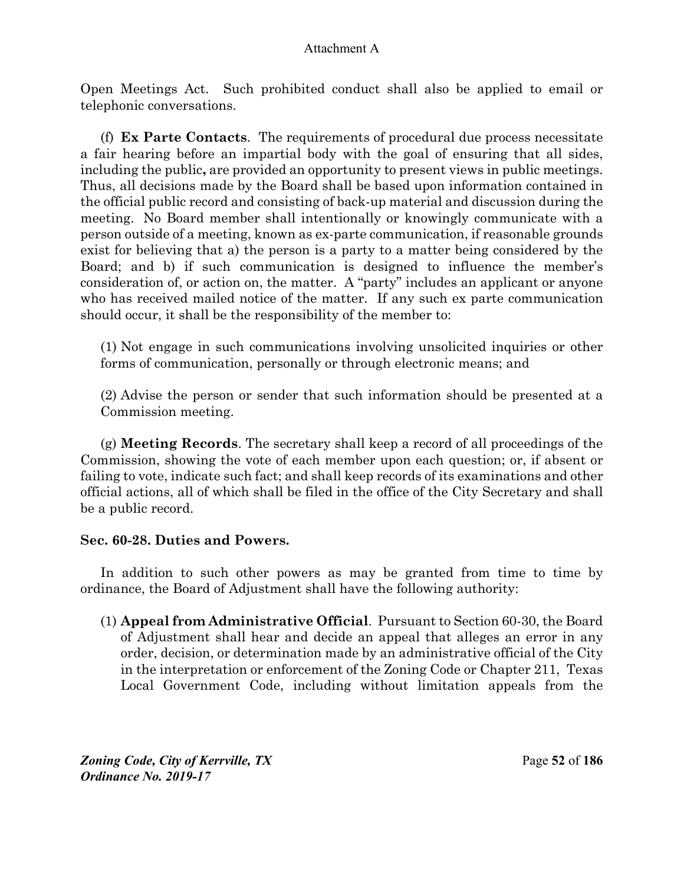Open Meetings Act. Such prohibited conduct shall also be applied to email or telephonic conversations.

(f) **Ex Parte Contacts**. The requirements of procedural due process necessitate a fair hearing before an impartial body with the goal of ensuring that all sides, including the public**,** are provided an opportunity to present views in public meetings. Thus, all decisions made by the Board shall be based upon information contained in the official public record and consisting of back-up material and discussion during the meeting. No Board member shall intentionally or knowingly communicate with a person outside of a meeting, known as ex-parte communication, if reasonable grounds exist for believing that a) the person is a party to a matter being considered by the Board; and b) if such communication is designed to influence the member's consideration of, or action on, the matter. A "party" includes an applicant or anyone who has received mailed notice of the matter. If any such ex parte communication should occur, it shall be the responsibility of the member to:

(1) Not engage in such communications involving unsolicited inquiries or other forms of communication, personally or through electronic means; and

(2) Advise the person or sender that such information should be presented at a Commission meeting.

(g) **Meeting Records**. The secretary shall keep a record of all proceedings of the Commission, showing the vote of each member upon each question; or, if absent or failing to vote, indicate such fact; and shall keep records of its examinations and other official actions, all of which shall be filed in the office of the City Secretary and shall be a public record.

**Sec. 60-28. Duties and Powers.**

In addition to such other powers as may be granted from time to time by ordinance, the Board of Adjustment shall have the following authority:

(1) **Appeal from Administrative Official**. Pursuant to Section 60-30, the Board of Adjustment shall hear and decide an appeal that alleges an error in any order, decision, or determination made by an administrative official of the City in the interpretation or enforcement of the Zoning Code or Chapter 211, Texas Local Government Code, including without limitation appeals from the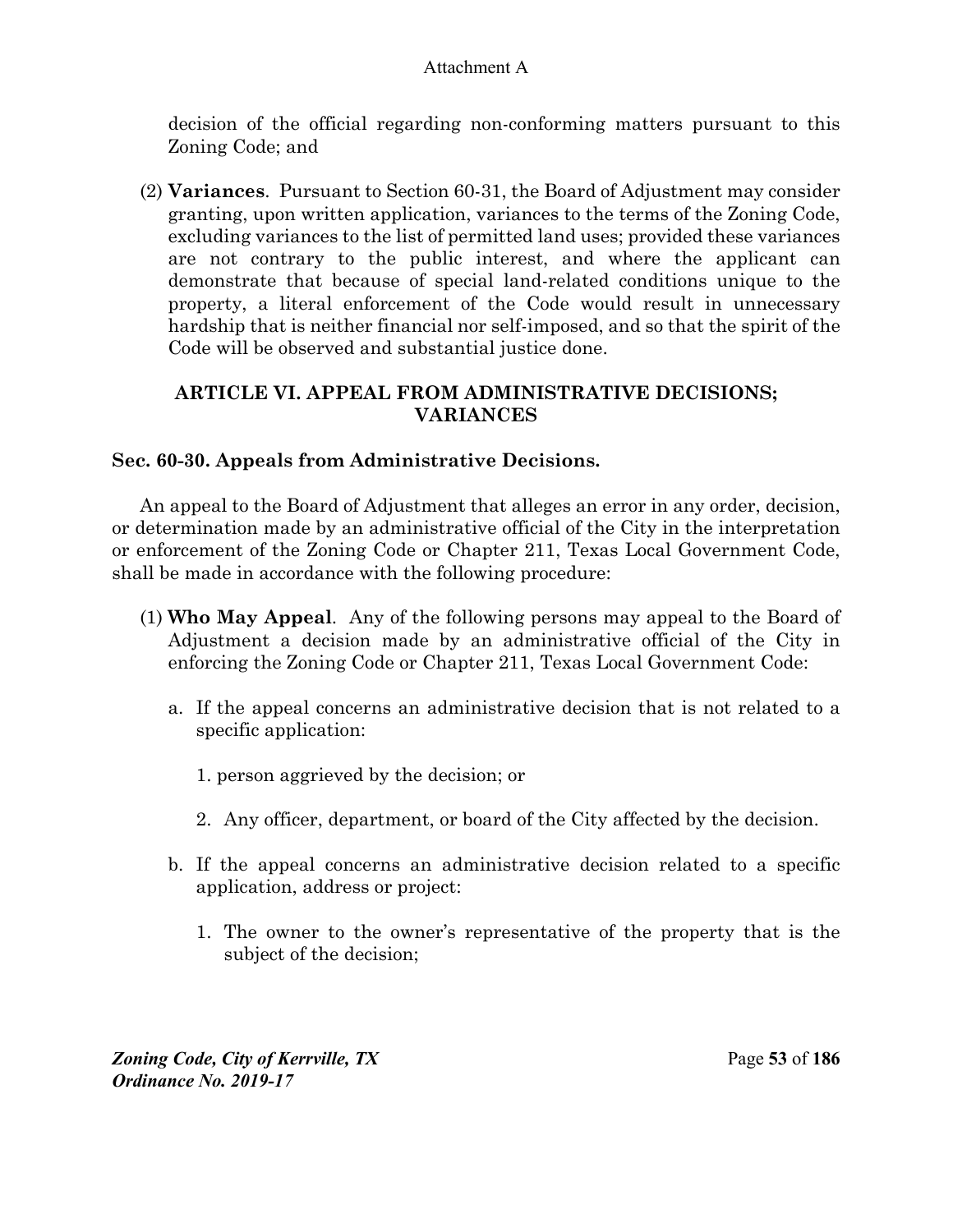decision of the official regarding non-conforming matters pursuant to this Zoning Code; and

(2) **Variances**. Pursuant to Section 60-31, the Board of Adjustment may consider granting, upon written application, variances to the terms of the Zoning Code, excluding variances to the list of permitted land uses; provided these variances are not contrary to the public interest, and where the applicant can demonstrate that because of special land-related conditions unique to the property, a literal enforcement of the Code would result in unnecessary hardship that is neither financial nor self-imposed, and so that the spirit of the Code will be observed and substantial justice done.

## ARTICLE VI. APPEAL FROM ADMINISTRATIVE DECISIONS; VARIANCES

### Sec. 60-30. Appeals from Administrative Decisions.

An appeal to the Board of Adjustment that alleges an error in any order, decision, or determination made by an administrative official of the City in the interpretation or enforcement of the Zoning Code or Chapter 211, Texas Local Government Code, shall be made in accordance with the following procedure:

(1) **Who May Appeal**. Any of the following persons may appeal to the Board of Adjustment a decision made by an administrative official of the City in enforcing the Zoning Code or Chapter 211, Texas Local Government Code:

   a. If the appeal concerns an administrative decision that is not related to a specific application:

      1. person aggrieved by the decision; or

      2. Any officer, department, or board of the City affected by the decision.

   b. If the appeal concerns an administrative decision related to a specific application, address or project:

      1. The owner to the owner's representative of the property that is the subject of the decision;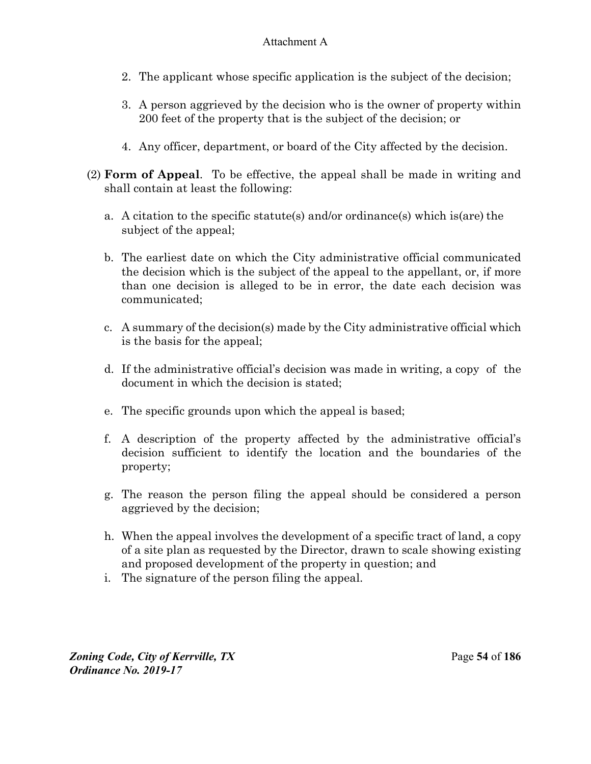2. The applicant whose specific application is the subject of the decision;

3. A person aggrieved by the decision who is the owner of property within 200 feet of the property that is the subject of the decision; or

4. Any officer, department, or board of the City affected by the decision.

(2) **Form of Appeal**. To be effective, the appeal shall be made in writing and shall contain at least the following:

a. A citation to the specific statute(s) and/or ordinance(s) which is(are) the subject of the appeal;

b. The earliest date on which the City administrative official communicated the decision which is the subject of the appeal to the appellant, or, if more than one decision is alleged to be in error, the date each decision was communicated;

c. A summary of the decision(s) made by the City administrative official which is the basis for the appeal;

d. If the administrative official's decision was made in writing, a copy of the document in which the decision is stated;

e. The specific grounds upon which the appeal is based;

f. A description of the property affected by the administrative official's decision sufficient to identify the location and the boundaries of the property;

g. The reason the person filing the appeal should be considered a person aggrieved by the decision;

h. When the appeal involves the development of a specific tract of land, a copy of a site plan as requested by the Director, drawn to scale showing existing and proposed development of the property in question; and

i. The signature of the person filing the appeal.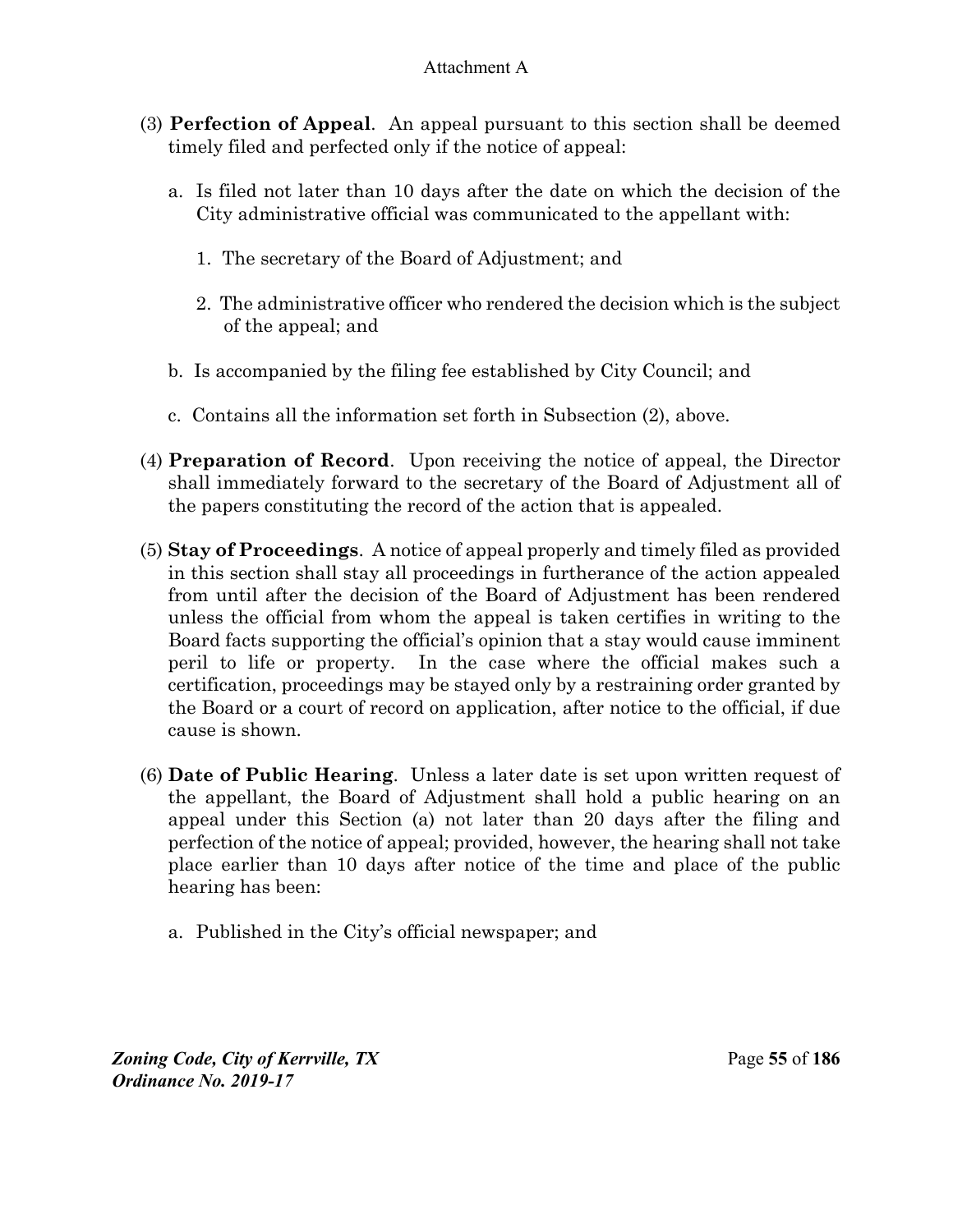(3) **Perfection of Appeal**. An appeal pursuant to this section shall be deemed timely filed and perfected only if the notice of appeal:

   a. Is filed not later than 10 days after the date on which the decision of the City administrative official was communicated to the appellant with:

      1. The secretary of the Board of Adjustment; and

      2. The administrative officer who rendered the decision which is the subject of the appeal; and

   b. Is accompanied by the filing fee established by City Council; and

   c. Contains all the information set forth in Subsection (2), above.

(4) **Preparation of Record**. Upon receiving the notice of appeal, the Director shall immediately forward to the secretary of the Board of Adjustment all of the papers constituting the record of the action that is appealed.

(5) **Stay of Proceedings**. A notice of appeal properly and timely filed as provided in this section shall stay all proceedings in furtherance of the action appealed from until after the decision of the Board of Adjustment has been rendered unless the official from whom the appeal is taken certifies in writing to the Board facts supporting the official's opinion that a stay would cause imminent peril to life or property. In the case where the official makes such a certification, proceedings may be stayed only by a restraining order granted by the Board or a court of record on application, after notice to the official, if due cause is shown.

(6) **Date of Public Hearing**. Unless a later date is set upon written request of the appellant, the Board of Adjustment shall hold a public hearing on an appeal under this Section (a) not later than 20 days after the filing and perfection of the notice of appeal; provided, however, the hearing shall not take place earlier than 10 days after notice of the time and place of the public hearing has been:

   a. Published in the City's official newspaper; and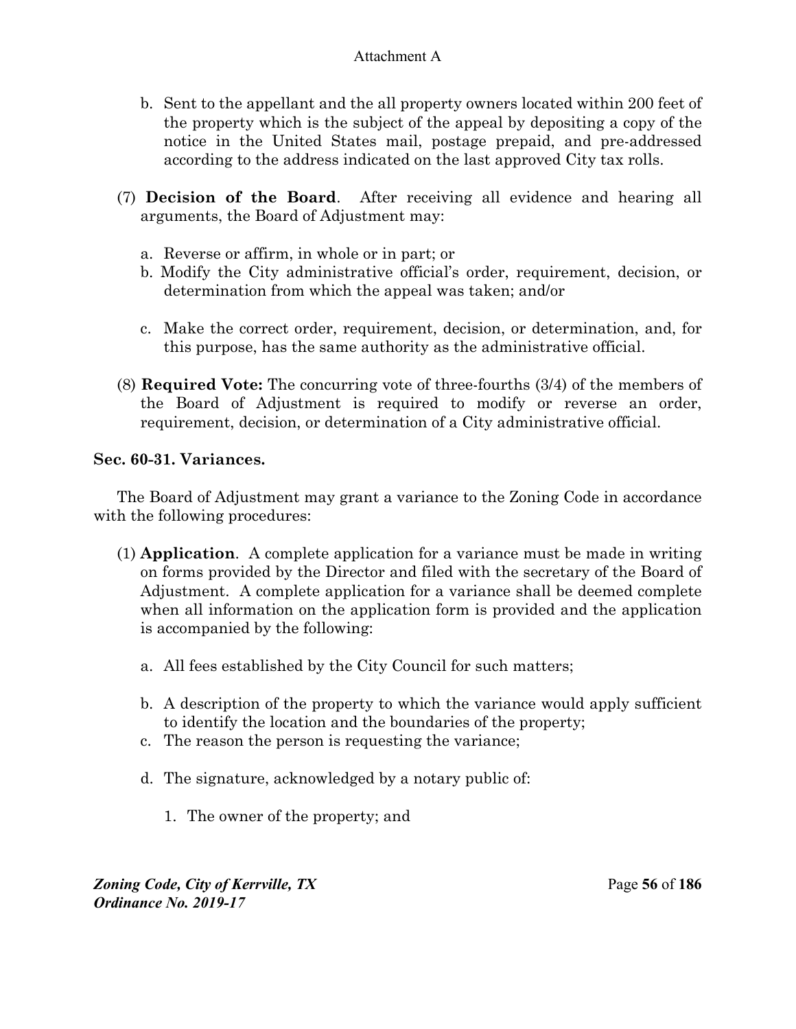b. Sent to the appellant and the all property owners located within 200 feet of the property which is the subject of the appeal by depositing a copy of the notice in the United States mail, postage prepaid, and pre-addressed according to the address indicated on the last approved City tax rolls.

(7) **Decision of the Board**. After receiving all evidence and hearing all arguments, the Board of Adjustment may:

a. Reverse or affirm, in whole or in part; or

b. Modify the City administrative official's order, requirement, decision, or determination from which the appeal was taken; and/or

c. Make the correct order, requirement, decision, or determination, and, for this purpose, has the same authority as the administrative official.

(8) **Required Vote:** The concurring vote of three-fourths (3/4) of the members of the Board of Adjustment is required to modify or reverse an order, requirement, decision, or determination of a City administrative official.

### Sec. 60-31. Variances.

The Board of Adjustment may grant a variance to the Zoning Code in accordance with the following procedures:

(1) **Application**. A complete application for a variance must be made in writing on forms provided by the Director and filed with the secretary of the Board of Adjustment. A complete application for a variance shall be deemed complete when all information on the application form is provided and the application is accompanied by the following:

a. All fees established by the City Council for such matters;

b. A description of the property to which the variance would apply sufficient to identify the location and the boundaries of the property;

c. The reason the person is requesting the variance;

d. The signature, acknowledged by a notary public of:

1. The owner of the property; and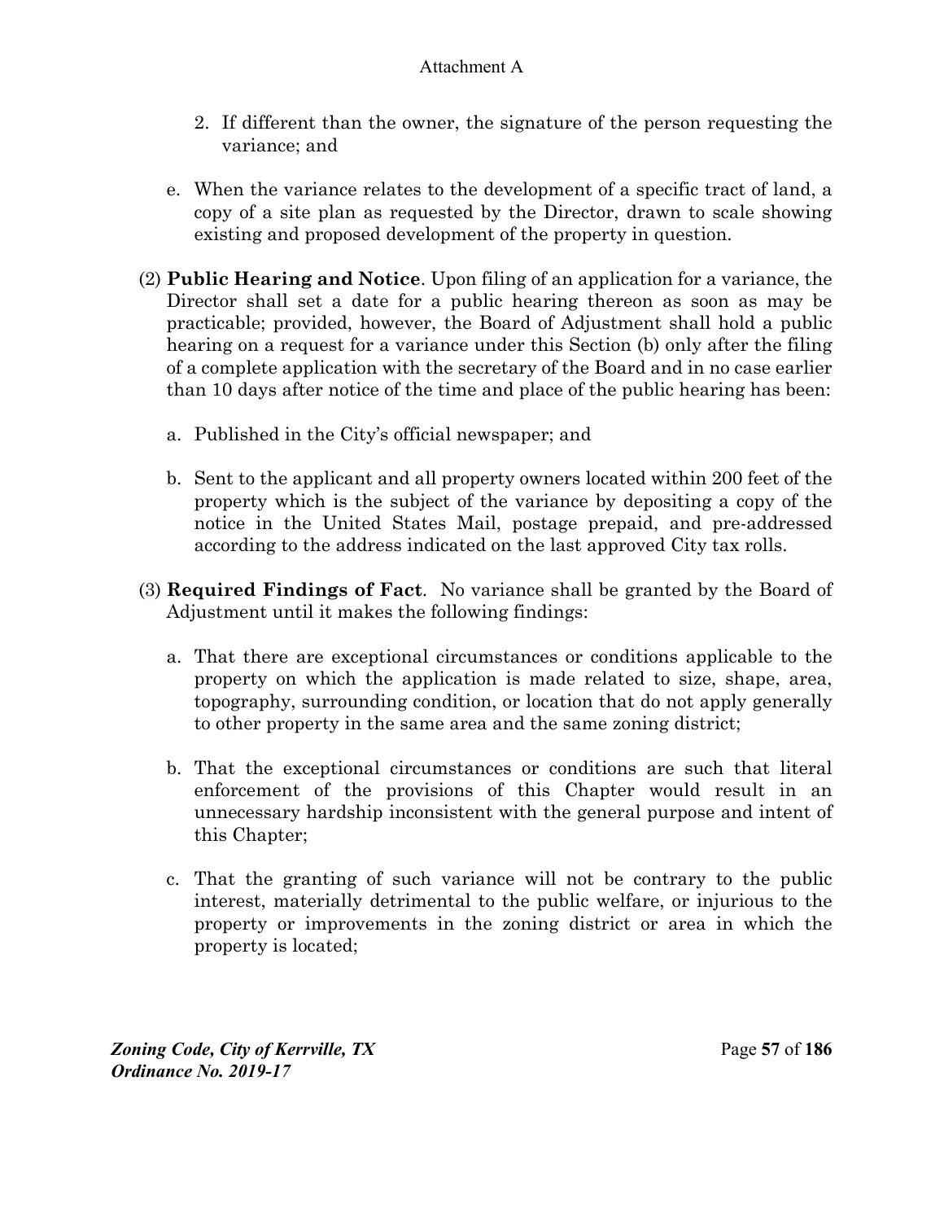2. If different than the owner, the signature of the person requesting the variance; and

e. When the variance relates to the development of a specific tract of land, a copy of a site plan as requested by the Director, drawn to scale showing existing and proposed development of the property in question.

(2) **Public Hearing and Notice**. Upon filing of an application for a variance, the Director shall set a date for a public hearing thereon as soon as may be practicable; provided, however, the Board of Adjustment shall hold a public hearing on a request for a variance under this Section (b) only after the filing of a complete application with the secretary of the Board and in no case earlier than 10 days after notice of the time and place of the public hearing has been:

a. Published in the City's official newspaper; and

b. Sent to the applicant and all property owners located within 200 feet of the property which is the subject of the variance by depositing a copy of the notice in the United States Mail, postage prepaid, and pre-addressed according to the address indicated on the last approved City tax rolls.

(3) **Required Findings of Fact**. No variance shall be granted by the Board of Adjustment until it makes the following findings:

a. That there are exceptional circumstances or conditions applicable to the property on which the application is made related to size, shape, area, topography, surrounding condition, or location that do not apply generally to other property in the same area and the same zoning district;

b. That the exceptional circumstances or conditions are such that literal enforcement of the provisions of this Chapter would result in an unnecessary hardship inconsistent with the general purpose and intent of this Chapter;

c. That the granting of such variance will not be contrary to the public interest, materially detrimental to the public welfare, or injurious to the property or improvements in the zoning district or area in which the property is located;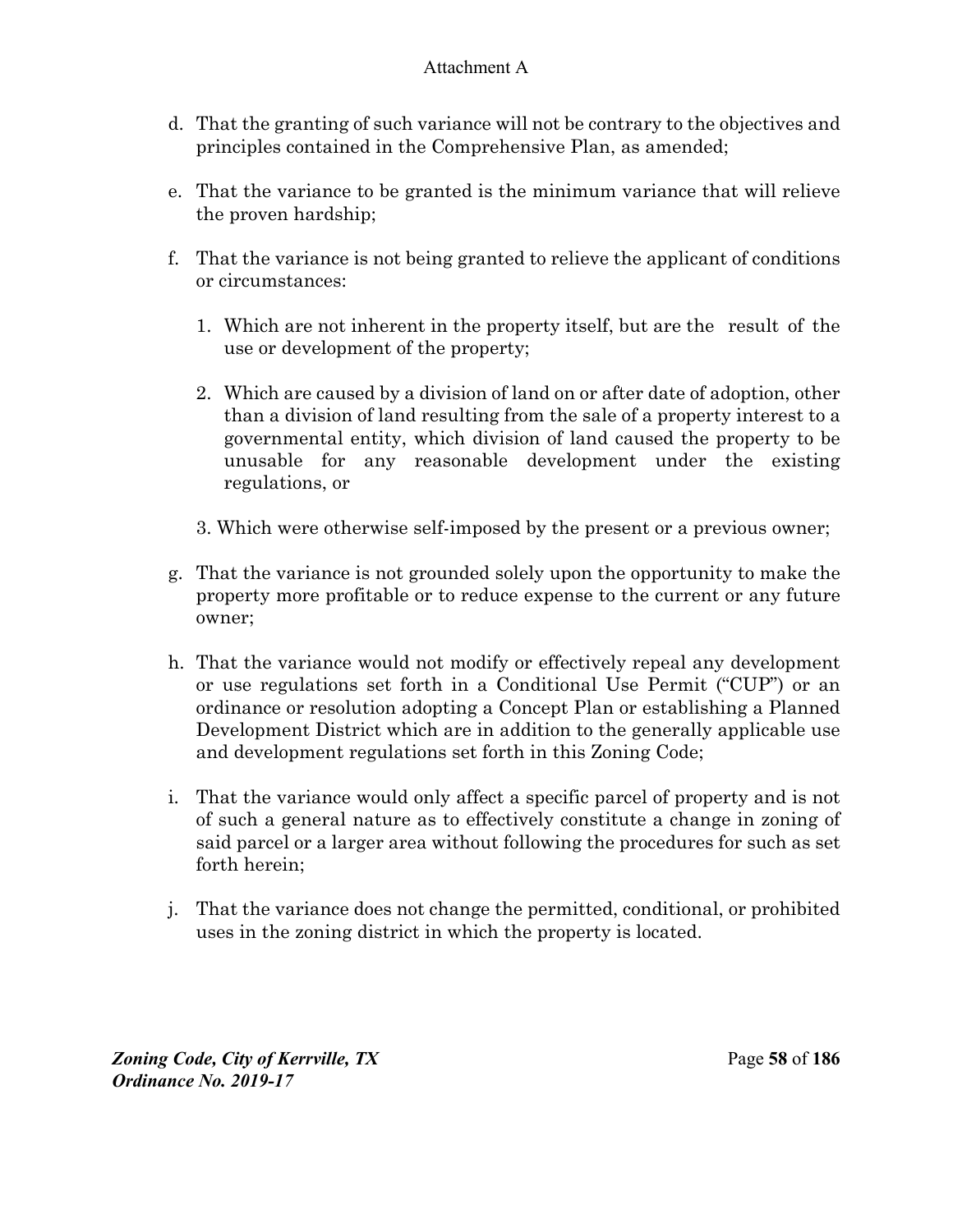d. That the granting of such variance will not be contrary to the objectives and principles contained in the Comprehensive Plan, as amended;

e. That the variance to be granted is the minimum variance that will relieve the proven hardship;

f. That the variance is not being granted to relieve the applicant of conditions or circumstances:

   1. Which are not inherent in the property itself, but are the result of the use or development of the property;

   2. Which are caused by a division of land on or after date of adoption, other than a division of land resulting from the sale of a property interest to a governmental entity, which division of land caused the property to be unusable for any reasonable development under the existing regulations, or

   3. Which were otherwise self-imposed by the present or a previous owner;

g. That the variance is not grounded solely upon the opportunity to make the property more profitable or to reduce expense to the current or any future owner;

h. That the variance would not modify or effectively repeal any development or use regulations set forth in a Conditional Use Permit ("CUP") or an ordinance or resolution adopting a Concept Plan or establishing a Planned Development District which are in addition to the generally applicable use and development regulations set forth in this Zoning Code;

i. That the variance would only affect a specific parcel of property and is not of such a general nature as to effectively constitute a change in zoning of said parcel or a larger area without following the procedures for such as set forth herein;

j. That the variance does not change the permitted, conditional, or prohibited uses in the zoning district in which the property is located.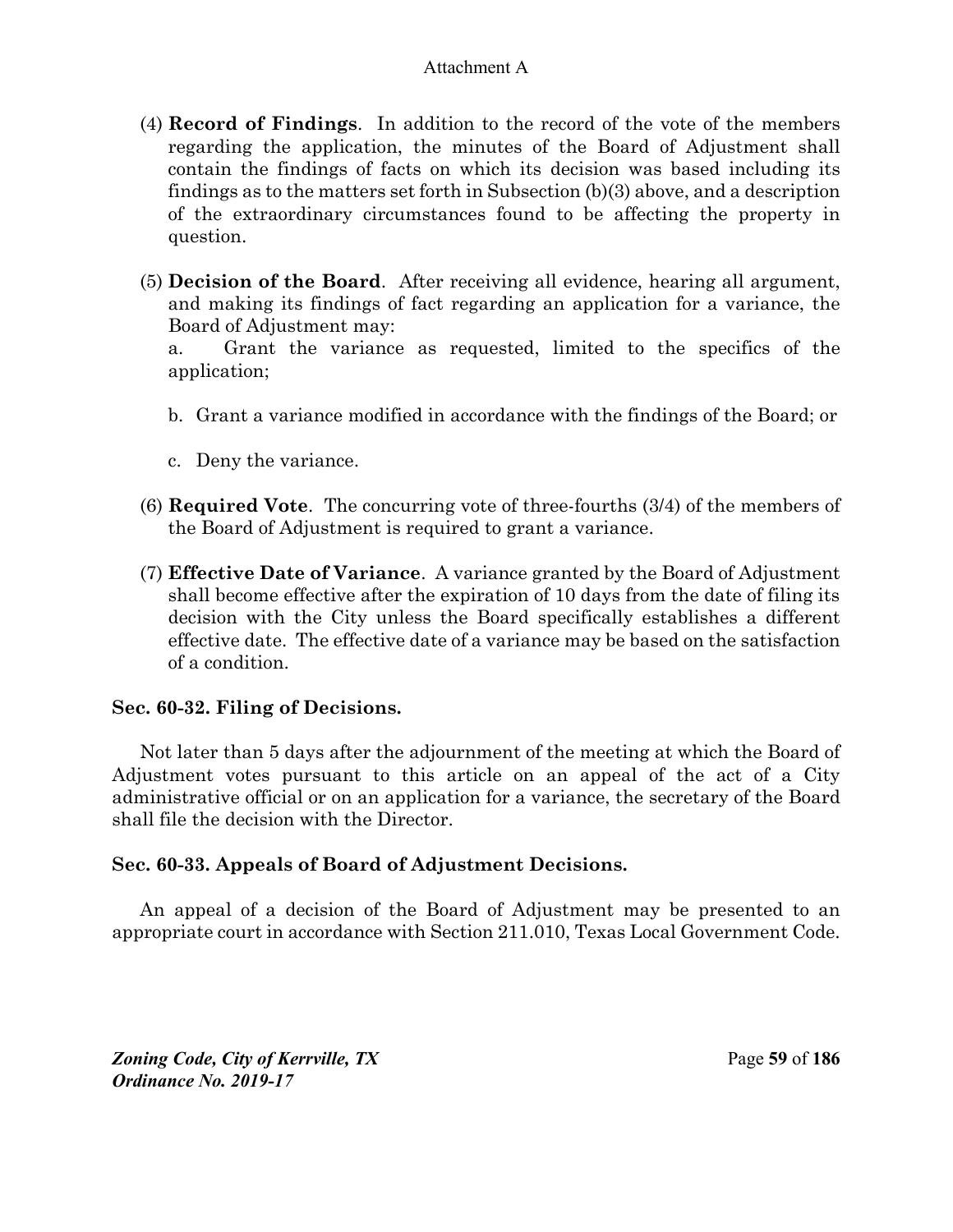(4) **Record of Findings**. In addition to the record of the vote of the members regarding the application, the minutes of the Board of Adjustment shall contain the findings of facts on which its decision was based including its findings as to the matters set forth in Subsection (b)(3) above, and a description of the extraordinary circumstances found to be affecting the property in question.

(5) **Decision of the Board**. After receiving all evidence, hearing all argument, and making its findings of fact regarding an application for a variance, the Board of Adjustment may:

a. Grant the variance as requested, limited to the specifics of the application;

b. Grant a variance modified in accordance with the findings of the Board; or

c. Deny the variance.

(6) **Required Vote**. The concurring vote of three-fourths (3/4) of the members of the Board of Adjustment is required to grant a variance.

(7) **Effective Date of Variance**. A variance granted by the Board of Adjustment shall become effective after the expiration of 10 days from the date of filing its decision with the City unless the Board specifically establishes a different effective date. The effective date of a variance may be based on the satisfaction of a condition.

### Sec. 60-32. Filing of Decisions.

Not later than 5 days after the adjournment of the meeting at which the Board of Adjustment votes pursuant to this article on an appeal of the act of a City administrative official or on an application for a variance, the secretary of the Board shall file the decision with the Director.

### Sec. 60-33. Appeals of Board of Adjustment Decisions.

An appeal of a decision of the Board of Adjustment may be presented to an appropriate court in accordance with Section 211.010, Texas Local Government Code.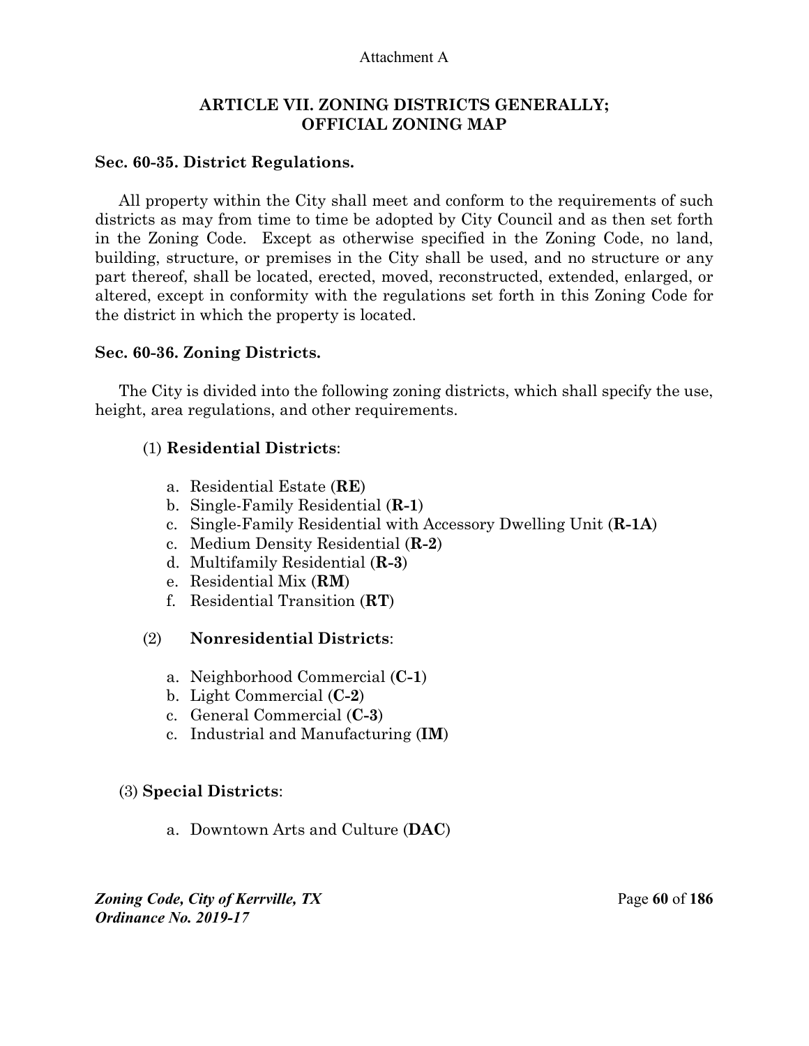Attachment A

# ARTICLE VII. ZONING DISTRICTS GENERALLY; OFFICIAL ZONING MAP

## Sec. 60-35. District Regulations.

All property within the City shall meet and conform to the requirements of such districts as may from time to time be adopted by City Council and as then set forth in the Zoning Code. Except as otherwise specified in the Zoning Code, no land, building, structure, or premises in the City shall be used, and no structure or any part thereof, shall be located, erected, moved, reconstructed, extended, enlarged, or altered, except in conformity with the regulations set forth in this Zoning Code for the district in which the property is located.

## Sec. 60-36. Zoning Districts.

The City is divided into the following zoning districts, which shall specify the use, height, area regulations, and other requirements.

(1) **Residential Districts**:

a. Residential Estate (**RE**)
b. Single-Family Residential (**R-1**)
c. Single-Family Residential with Accessory Dwelling Unit (**R-1A**)
c. Medium Density Residential (**R-2**)
d. Multifamily Residential (**R-3**)
e. Residential Mix (**RM**)
f. Residential Transition (**RT**)

(2) **Nonresidential Districts**:

a. Neighborhood Commercial (**C-1**)
b. Light Commercial (**C-2**)
c. General Commercial (**C-3**)
c. Industrial and Manufacturing (**IM**)

(3) **Special Districts**:

a. Downtown Arts and Culture (**DAC**)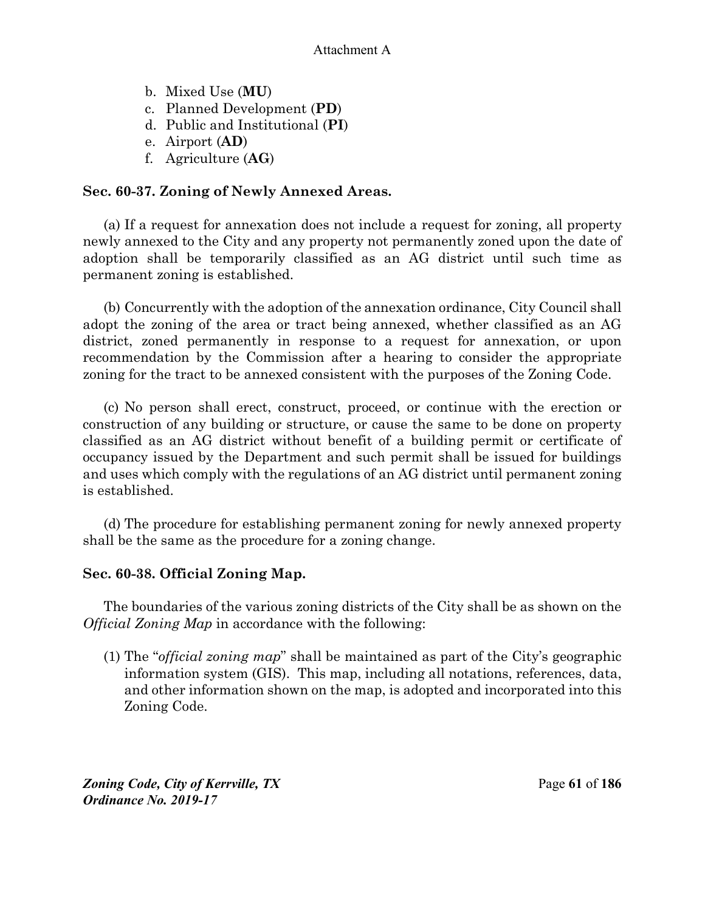b. Mixed Use (**MU**)
c. Planned Development (**PD**)
d. Public and Institutional (**PI**)
e. Airport (**AD**)
f. Agriculture (**AG**)

### Sec. 60-37. Zoning of Newly Annexed Areas.

(a) If a request for annexation does not include a request for zoning, all property newly annexed to the City and any property not permanently zoned upon the date of adoption shall be temporarily classified as an AG district until such time as permanent zoning is established.

(b) Concurrently with the adoption of the annexation ordinance, City Council shall adopt the zoning of the area or tract being annexed, whether classified as an AG district, zoned permanently in response to a request for annexation, or upon recommendation by the Commission after a hearing to consider the appropriate zoning for the tract to be annexed consistent with the purposes of the Zoning Code.

(c) No person shall erect, construct, proceed, or continue with the erection or construction of any building or structure, or cause the same to be done on property classified as an AG district without benefit of a building permit or certificate of occupancy issued by the Department and such permit shall be issued for buildings and uses which comply with the regulations of an AG district until permanent zoning is established.

(d) The procedure for establishing permanent zoning for newly annexed property shall be the same as the procedure for a zoning change.

### Sec. 60-38. Official Zoning Map.

The boundaries of the various zoning districts of the City shall be as shown on the *Official Zoning Map* in accordance with the following:

(1) The "*official zoning map*" shall be maintained as part of the City's geographic information system (GIS). This map, including all notations, references, data, and other information shown on the map, is adopted and incorporated into this Zoning Code.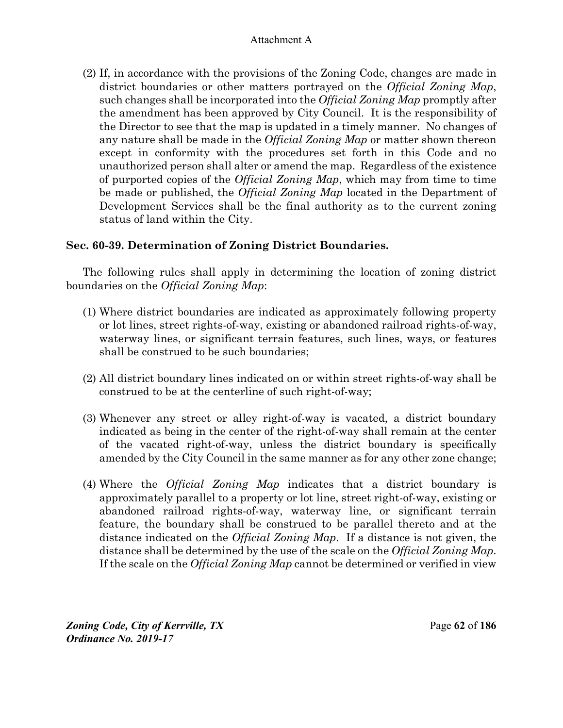(2) If, in accordance with the provisions of the Zoning Code, changes are made in district boundaries or other matters portrayed on the *Official Zoning Map*, such changes shall be incorporated into the *Official Zoning Map* promptly after the amendment has been approved by City Council. It is the responsibility of the Director to see that the map is updated in a timely manner. No changes of any nature shall be made in the *Official Zoning Map* or matter shown thereon except in conformity with the procedures set forth in this Code and no unauthorized person shall alter or amend the map. Regardless of the existence of purported copies of the *Official Zoning Map*, which may from time to time be made or published, the *Official Zoning Map* located in the Department of Development Services shall be the final authority as to the current zoning status of land within the City.

### Sec. 60-39. Determination of Zoning District Boundaries.

The following rules shall apply in determining the location of zoning district boundaries on the *Official Zoning Map*:

(1) Where district boundaries are indicated as approximately following property or lot lines, street rights-of-way, existing or abandoned railroad rights-of-way, waterway lines, or significant terrain features, such lines, ways, or features shall be construed to be such boundaries;

(2) All district boundary lines indicated on or within street rights-of-way shall be construed to be at the centerline of such right-of-way;

(3) Whenever any street or alley right-of-way is vacated, a district boundary indicated as being in the center of the right-of-way shall remain at the center of the vacated right-of-way, unless the district boundary is specifically amended by the City Council in the same manner as for any other zone change;

(4) Where the *Official Zoning Map* indicates that a district boundary is approximately parallel to a property or lot line, street right-of-way, existing or abandoned railroad rights-of-way, waterway line, or significant terrain feature, the boundary shall be construed to be parallel thereto and at the distance indicated on the *Official Zoning Map*. If a distance is not given, the distance shall be determined by the use of the scale on the *Official Zoning Map*. If the scale on the *Official Zoning Map* cannot be determined or verified in view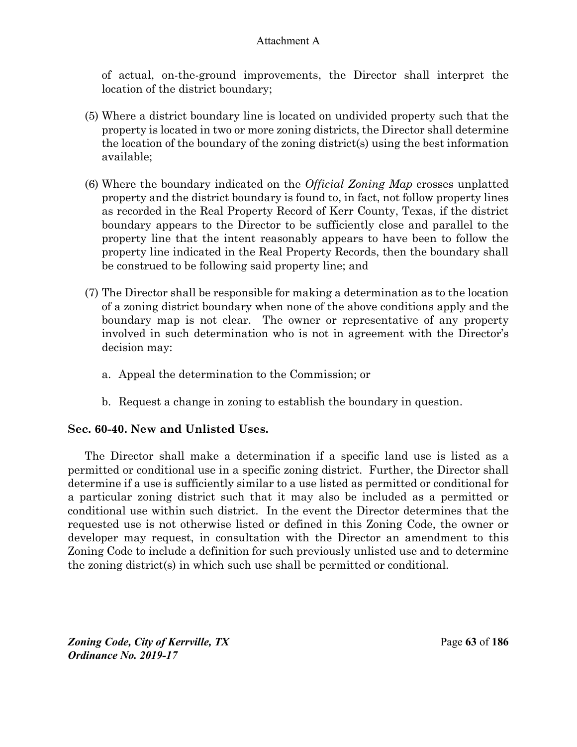of actual, on-the-ground improvements, the Director shall interpret the location of the district boundary;

(5) Where a district boundary line is located on undivided property such that the property is located in two or more zoning districts, the Director shall determine the location of the boundary of the zoning district(s) using the best information available;

(6) Where the boundary indicated on the *Official Zoning Map* crosses unplatted property and the district boundary is found to, in fact, not follow property lines as recorded in the Real Property Record of Kerr County, Texas, if the district boundary appears to the Director to be sufficiently close and parallel to the property line that the intent reasonably appears to have been to follow the property line indicated in the Real Property Records, then the boundary shall be construed to be following said property line; and

(7) The Director shall be responsible for making a determination as to the location of a zoning district boundary when none of the above conditions apply and the boundary map is not clear. The owner or representative of any property involved in such determination who is not in agreement with the Director's decision may:

   a. Appeal the determination to the Commission; or

   b. Request a change in zoning to establish the boundary in question.

**Sec. 60-40. New and Unlisted Uses.**

The Director shall make a determination if a specific land use is listed as a permitted or conditional use in a specific zoning district. Further, the Director shall determine if a use is sufficiently similar to a use listed as permitted or conditional for a particular zoning district such that it may also be included as a permitted or conditional use within such district. In the event the Director determines that the requested use is not otherwise listed or defined in this Zoning Code, the owner or developer may request, in consultation with the Director an amendment to this Zoning Code to include a definition for such previously unlisted use and to determine the zoning district(s) in which such use shall be permitted or conditional.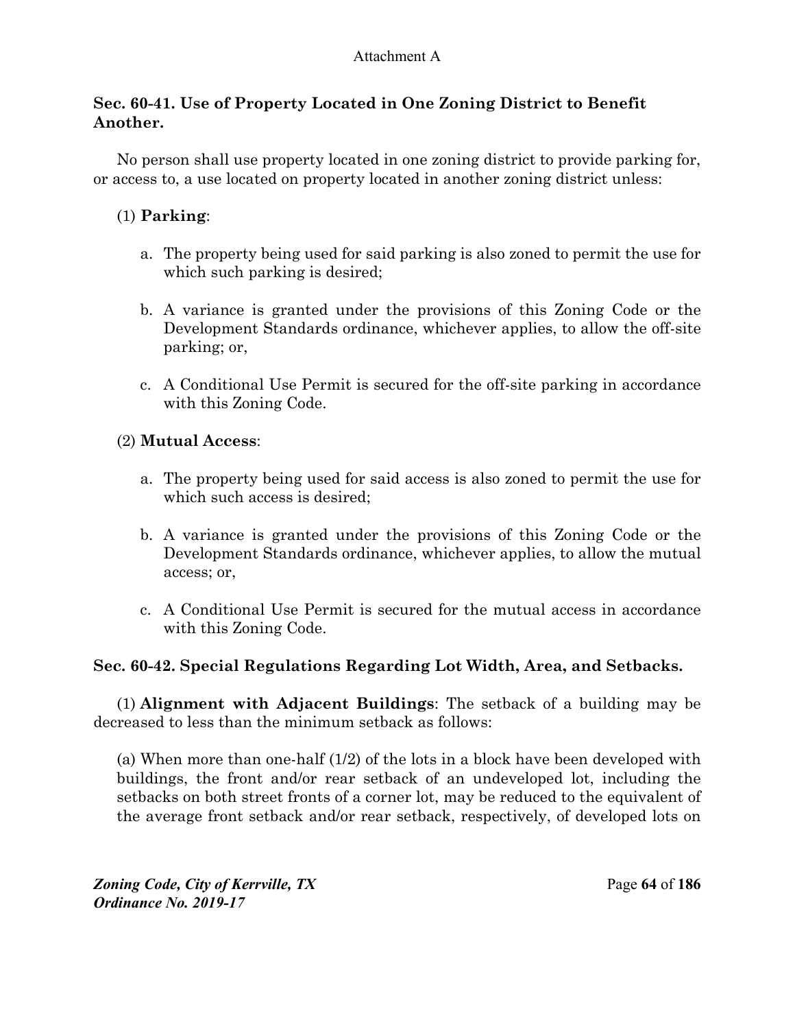### Sec. 60-41. Use of Property Located in One Zoning District to Benefit Another.

No person shall use property located in one zoning district to provide parking for, or access to, a use located on property located in another zoning district unless:

(1) **Parking**:

a. The property being used for said parking is also zoned to permit the use for which such parking is desired;

b. A variance is granted under the provisions of this Zoning Code or the Development Standards ordinance, whichever applies, to allow the off-site parking; or,

c. A Conditional Use Permit is secured for the off-site parking in accordance with this Zoning Code.

(2) **Mutual Access**:

a. The property being used for said access is also zoned to permit the use for which such access is desired;

b. A variance is granted under the provisions of this Zoning Code or the Development Standards ordinance, whichever applies, to allow the mutual access; or,

c. A Conditional Use Permit is secured for the mutual access in accordance with this Zoning Code.

### Sec. 60-42. Special Regulations Regarding Lot Width, Area, and Setbacks.

(1) **Alignment with Adjacent Buildings**: The setback of a building may be decreased to less than the minimum setback as follows:

(a) When more than one-half (1/2) of the lots in a block have been developed with buildings, the front and/or rear setback of an undeveloped lot, including the setbacks on both street fronts of a corner lot, may be reduced to the equivalent of the average front setback and/or rear setback, respectively, of developed lots on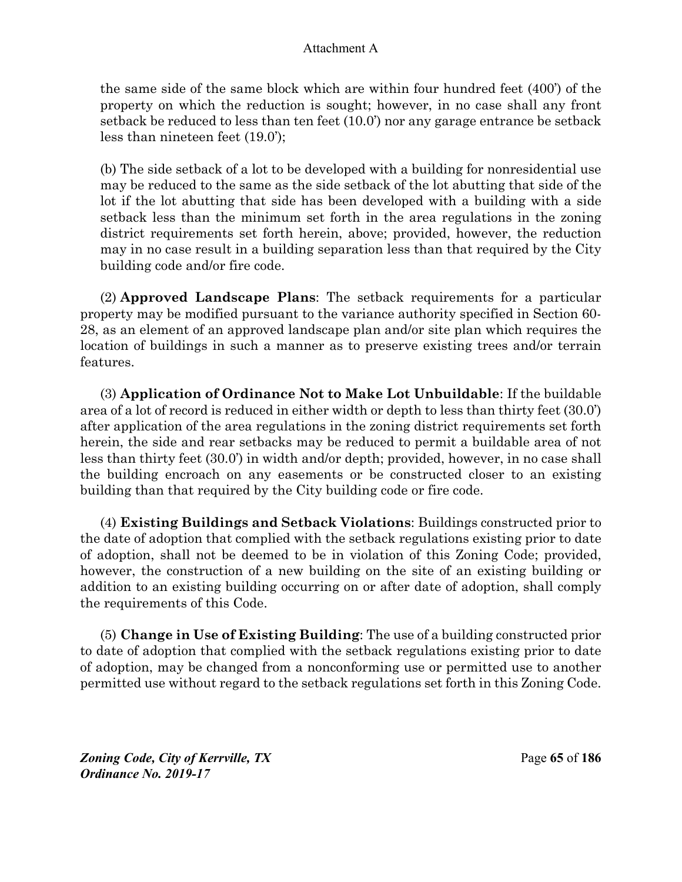the same side of the same block which are within four hundred feet (400') of the property on which the reduction is sought; however, in no case shall any front setback be reduced to less than ten feet (10.0') nor any garage entrance be setback less than nineteen feet (19.0');

(b) The side setback of a lot to be developed with a building for nonresidential use may be reduced to the same as the side setback of the lot abutting that side of the lot if the lot abutting that side has been developed with a building with a side setback less than the minimum set forth in the area regulations in the zoning district requirements set forth herein, above; provided, however, the reduction may in no case result in a building separation less than that required by the City building code and/or fire code.

(2) **Approved Landscape Plans**: The setback requirements for a particular property may be modified pursuant to the variance authority specified in Section 60-28, as an element of an approved landscape plan and/or site plan which requires the location of buildings in such a manner as to preserve existing trees and/or terrain features.

(3) **Application of Ordinance Not to Make Lot Unbuildable**: If the buildable area of a lot of record is reduced in either width or depth to less than thirty feet (30.0') after application of the area regulations in the zoning district requirements set forth herein, the side and rear setbacks may be reduced to permit a buildable area of not less than thirty feet (30.0') in width and/or depth; provided, however, in no case shall the building encroach on any easements or be constructed closer to an existing building than that required by the City building code or fire code.

(4) **Existing Buildings and Setback Violations**: Buildings constructed prior to the date of adoption that complied with the setback regulations existing prior to date of adoption, shall not be deemed to be in violation of this Zoning Code; provided, however, the construction of a new building on the site of an existing building or addition to an existing building occurring on or after date of adoption, shall comply the requirements of this Code.

(5) **Change in Use of Existing Building**: The use of a building constructed prior to date of adoption that complied with the setback regulations existing prior to date of adoption, may be changed from a nonconforming use or permitted use to another permitted use without regard to the setback regulations set forth in this Zoning Code.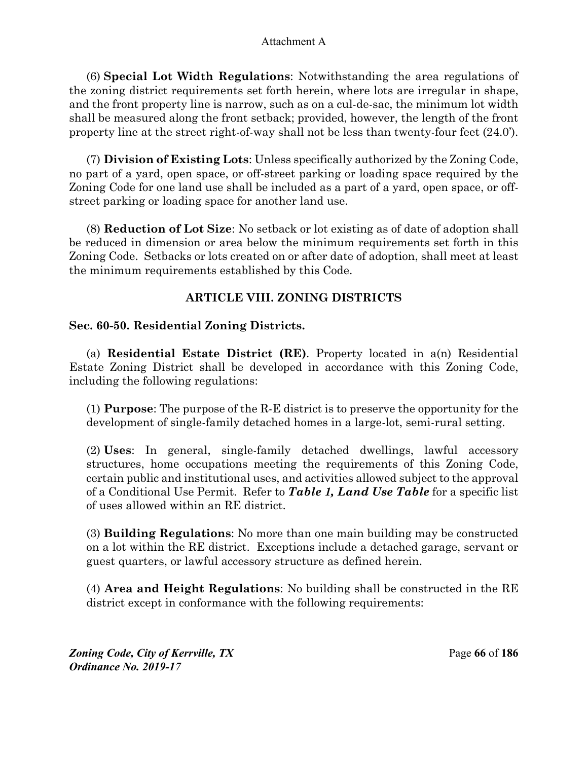(6) **Special Lot Width Regulations**: Notwithstanding the area regulations of the zoning district requirements set forth herein, where lots are irregular in shape, and the front property line is narrow, such as on a cul-de-sac, the minimum lot width shall be measured along the front setback; provided, however, the length of the front property line at the street right-of-way shall not be less than twenty-four feet (24.0').

(7) **Division of Existing Lots**: Unless specifically authorized by the Zoning Code, no part of a yard, open space, or off-street parking or loading space required by the Zoning Code for one land use shall be included as a part of a yard, open space, or off-street parking or loading space for another land use.

(8) **Reduction of Lot Size**: No setback or lot existing as of date of adoption shall be reduced in dimension or area below the minimum requirements set forth in this Zoning Code. Setbacks or lots created on or after date of adoption, shall meet at least the minimum requirements established by this Code.

## ARTICLE VIII. ZONING DISTRICTS

### Sec. 60-50. Residential Zoning Districts.

(a) **Residential Estate District (RE)**. Property located in a(n) Residential Estate Zoning District shall be developed in accordance with this Zoning Code, including the following regulations:

(1) **Purpose**: The purpose of the R-E district is to preserve the opportunity for the development of single-family detached homes in a large-lot, semi-rural setting.

(2) **Uses**: In general, single-family detached dwellings, lawful accessory structures, home occupations meeting the requirements of this Zoning Code, certain public and institutional uses, and activities allowed subject to the approval of a Conditional Use Permit. Refer to ***Table 1, Land Use Table*** for a specific list of uses allowed within an RE district.

(3) **Building Regulations**: No more than one main building may be constructed on a lot within the RE district. Exceptions include a detached garage, servant or guest quarters, or lawful accessory structure as defined herein.

(4) **Area and Height Regulations**: No building shall be constructed in the RE district except in conformance with the following requirements: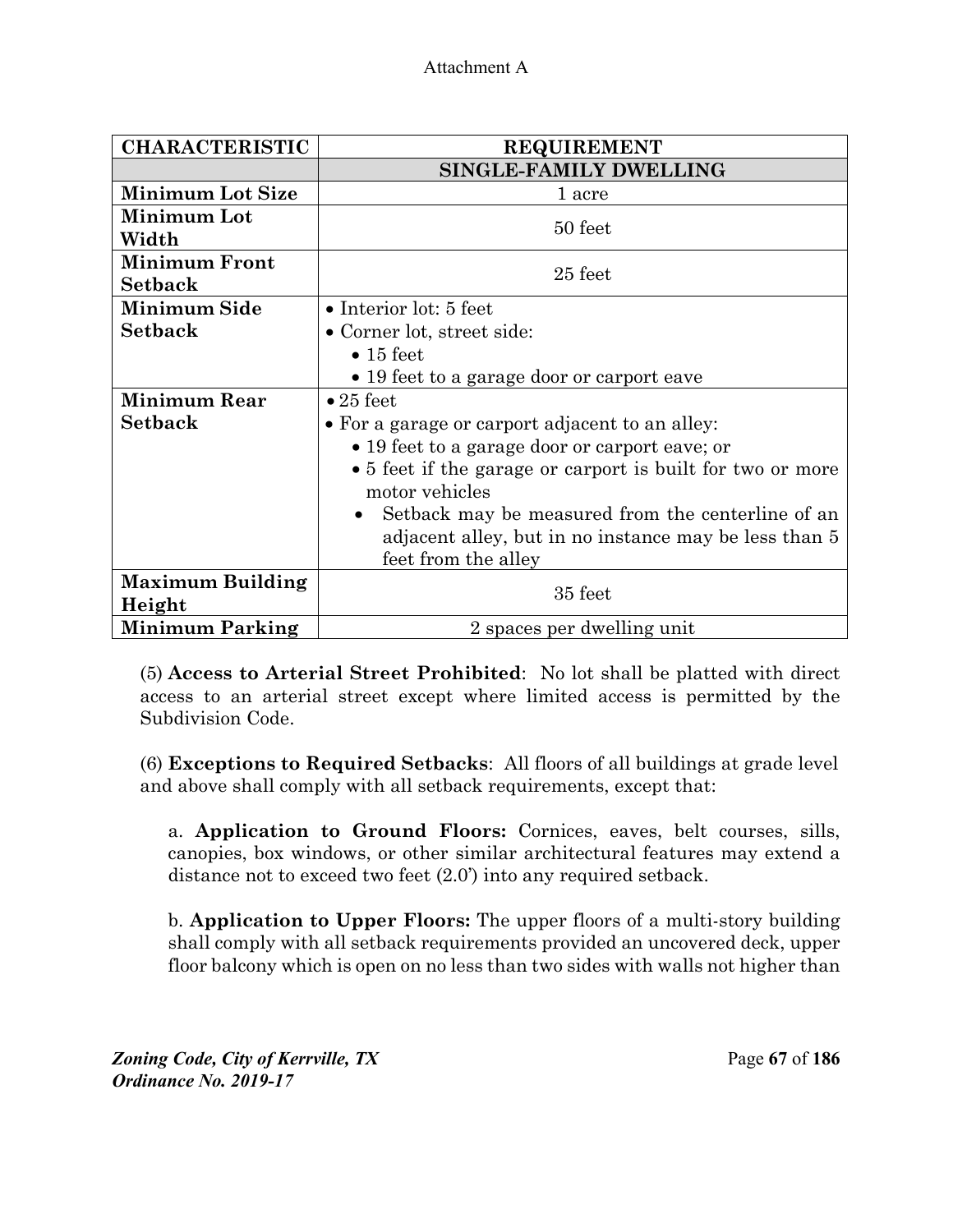| CHARACTERISTIC | REQUIREMENT |
|---|---|
| | **SINGLE-FAMILY DWELLING** |
| **Minimum Lot Size** | 1 acre |
| **Minimum Lot Width** | 50 feet |
| **Minimum Front Setback** | 25 feet |
| **Minimum Side Setback** | • Interior lot: 5 feet<br>• Corner lot, street side:<br>  • 15 feet<br>  • 19 feet to a garage door or carport eave |
| **Minimum Rear Setback** | • 25 feet<br>• For a garage or carport adjacent to an alley:<br>  • 19 feet to a garage door or carport eave; or<br>  • 5 feet if the garage or carport is built for two or more motor vehicles<br>  • Setback may be measured from the centerline of an adjacent alley, but in no instance may be less than 5 feet from the alley |
| **Maximum Building Height** | 35 feet |
| **Minimum Parking** | 2 spaces per dwelling unit |

(5) **Access to Arterial Street Prohibited**: No lot shall be platted with direct access to an arterial street except where limited access is permitted by the Subdivision Code.

(6) **Exceptions to Required Setbacks**: All floors of all buildings at grade level and above shall comply with all setback requirements, except that:

a. **Application to Ground Floors:** Cornices, eaves, belt courses, sills, canopies, box windows, or other similar architectural features may extend a distance not to exceed two feet (2.0') into any required setback.

b. **Application to Upper Floors:** The upper floors of a multi-story building shall comply with all setback requirements provided an uncovered deck, upper floor balcony which is open on no less than two sides with walls not higher than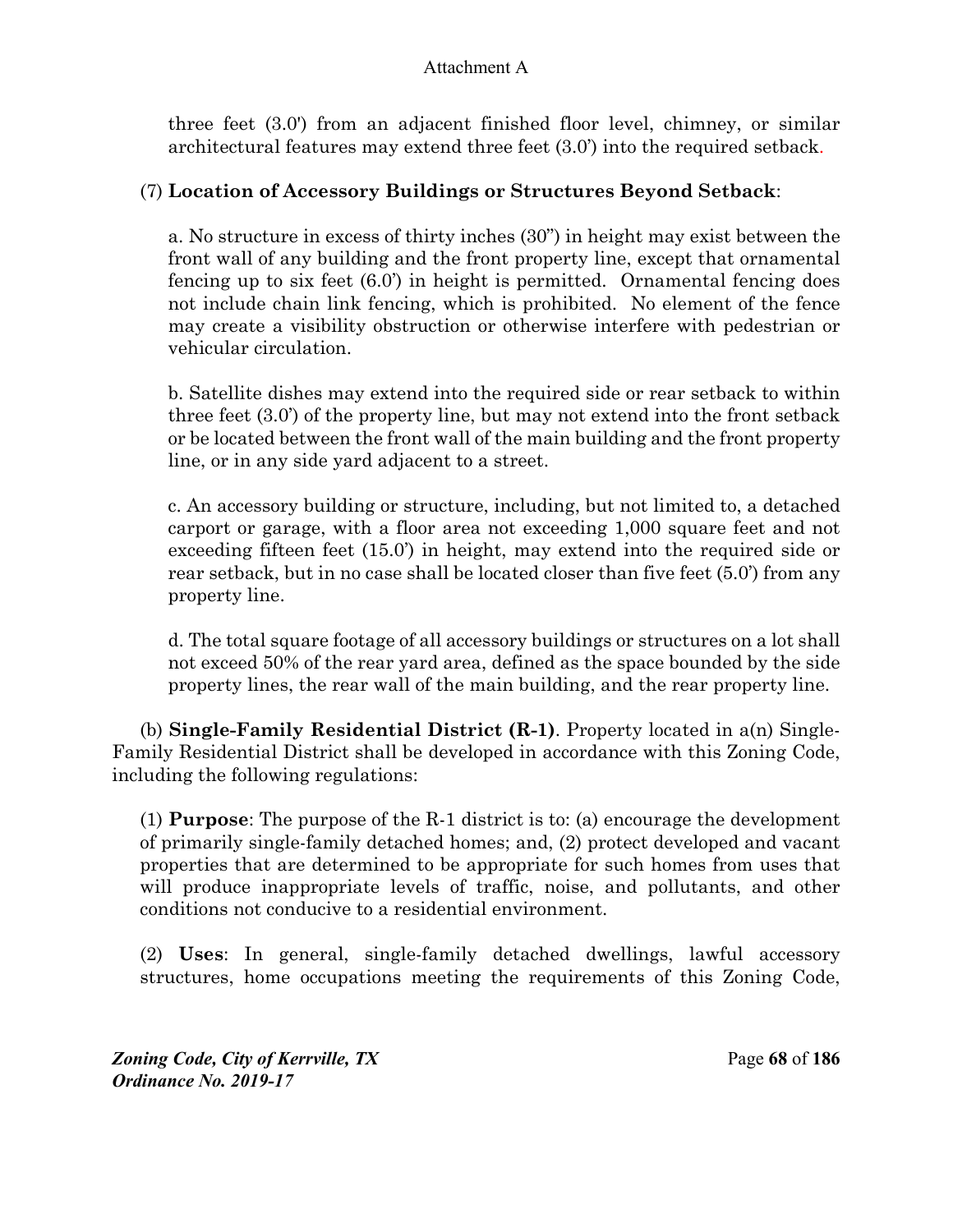three feet (3.0') from an adjacent finished floor level, chimney, or similar architectural features may extend three feet (3.0') into the required setback.

(7) **Location of Accessory Buildings or Structures Beyond Setback**:

a. No structure in excess of thirty inches (30") in height may exist between the front wall of any building and the front property line, except that ornamental fencing up to six feet (6.0') in height is permitted. Ornamental fencing does not include chain link fencing, which is prohibited. No element of the fence may create a visibility obstruction or otherwise interfere with pedestrian or vehicular circulation.

b. Satellite dishes may extend into the required side or rear setback to within three feet (3.0') of the property line, but may not extend into the front setback or be located between the front wall of the main building and the front property line, or in any side yard adjacent to a street.

c. An accessory building or structure, including, but not limited to, a detached carport or garage, with a floor area not exceeding 1,000 square feet and not exceeding fifteen feet (15.0') in height, may extend into the required side or rear setback, but in no case shall be located closer than five feet (5.0') from any property line.

d. The total square footage of all accessory buildings or structures on a lot shall not exceed 50% of the rear yard area, defined as the space bounded by the side property lines, the rear wall of the main building, and the rear property line.

(b) **Single-Family Residential District (R-1)**. Property located in a(n) Single-Family Residential District shall be developed in accordance with this Zoning Code, including the following regulations:

(1) **Purpose**: The purpose of the R-1 district is to: (a) encourage the development of primarily single-family detached homes; and, (2) protect developed and vacant properties that are determined to be appropriate for such homes from uses that will produce inappropriate levels of traffic, noise, and pollutants, and other conditions not conducive to a residential environment.

(2) **Uses**: In general, single-family detached dwellings, lawful accessory structures, home occupations meeting the requirements of this Zoning Code,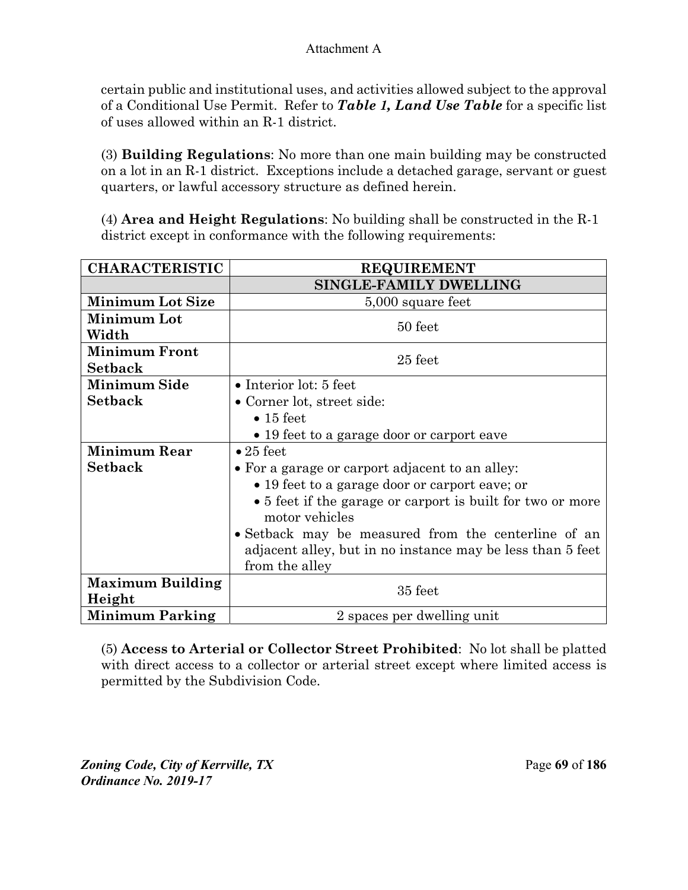certain public and institutional uses, and activities allowed subject to the approval of a Conditional Use Permit. Refer to ***Table 1, Land Use Table*** for a specific list of uses allowed within an R-1 district.

(3) **Building Regulations**: No more than one main building may be constructed on a lot in an R-1 district. Exceptions include a detached garage, servant or guest quarters, or lawful accessory structure as defined herein.

(4) **Area and Height Regulations**: No building shall be constructed in the R-1 district except in conformance with the following requirements:

| CHARACTERISTIC | REQUIREMENT |
|---|---|
| | **SINGLE-FAMILY DWELLING** |
| **Minimum Lot Size** | 5,000 square feet |
| **Minimum Lot Width** | 50 feet |
| **Minimum Front Setback** | 25 feet |
| **Minimum Side Setback** | • Interior lot: 5 feet<br>• Corner lot, street side:<br>&nbsp;&nbsp;• 15 feet<br>&nbsp;&nbsp;• 19 feet to a garage door or carport eave |
| **Minimum Rear Setback** | • 25 feet<br>• For a garage or carport adjacent to an alley:<br>&nbsp;&nbsp;• 19 feet to a garage door or carport eave; or<br>&nbsp;&nbsp;• 5 feet if the garage or carport is built for two or more motor vehicles<br>• Setback may be measured from the centerline of an adjacent alley, but in no instance may be less than 5 feet from the alley |
| **Maximum Building Height** | 35 feet |
| **Minimum Parking** | 2 spaces per dwelling unit |

(5) **Access to Arterial or Collector Street Prohibited**: No lot shall be platted with direct access to a collector or arterial street except where limited access is permitted by the Subdivision Code.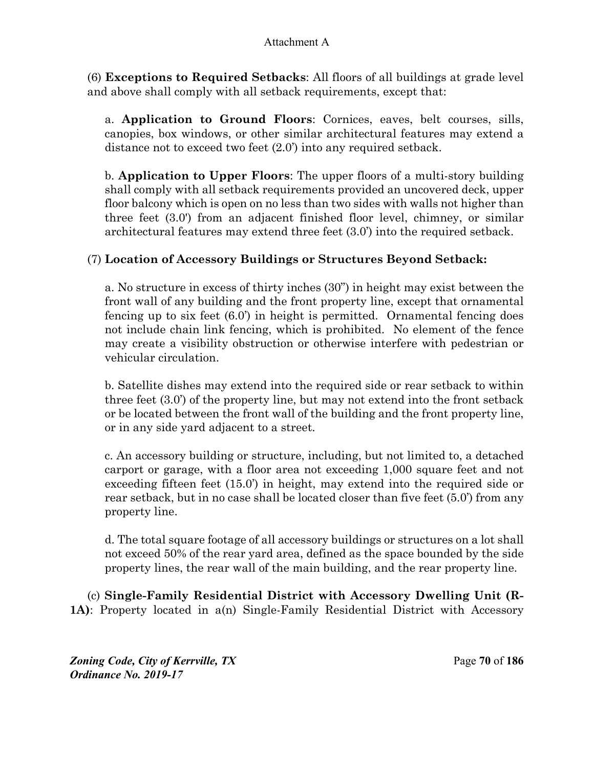(6) **Exceptions to Required Setbacks**: All floors of all buildings at grade level and above shall comply with all setback requirements, except that:

a. **Application to Ground Floors**: Cornices, eaves, belt courses, sills, canopies, box windows, or other similar architectural features may extend a distance not to exceed two feet (2.0') into any required setback.

b. **Application to Upper Floors**: The upper floors of a multi-story building shall comply with all setback requirements provided an uncovered deck, upper floor balcony which is open on no less than two sides with walls not higher than three feet (3.0') from an adjacent finished floor level, chimney, or similar architectural features may extend three feet (3.0') into the required setback.

(7) **Location of Accessory Buildings or Structures Beyond Setback:**

a. No structure in excess of thirty inches (30") in height may exist between the front wall of any building and the front property line, except that ornamental fencing up to six feet (6.0') in height is permitted. Ornamental fencing does not include chain link fencing, which is prohibited. No element of the fence may create a visibility obstruction or otherwise interfere with pedestrian or vehicular circulation.

b. Satellite dishes may extend into the required side or rear setback to within three feet (3.0') of the property line, but may not extend into the front setback or be located between the front wall of the building and the front property line, or in any side yard adjacent to a street.

c. An accessory building or structure, including, but not limited to, a detached carport or garage, with a floor area not exceeding 1,000 square feet and not exceeding fifteen feet (15.0') in height, may extend into the required side or rear setback, but in no case shall be located closer than five feet (5.0') from any property line.

d. The total square footage of all accessory buildings or structures on a lot shall not exceed 50% of the rear yard area, defined as the space bounded by the side property lines, the rear wall of the main building, and the rear property line.

(c) **Single-Family Residential District with Accessory Dwelling Unit (R-1A)**: Property located in a(n) Single-Family Residential District with Accessory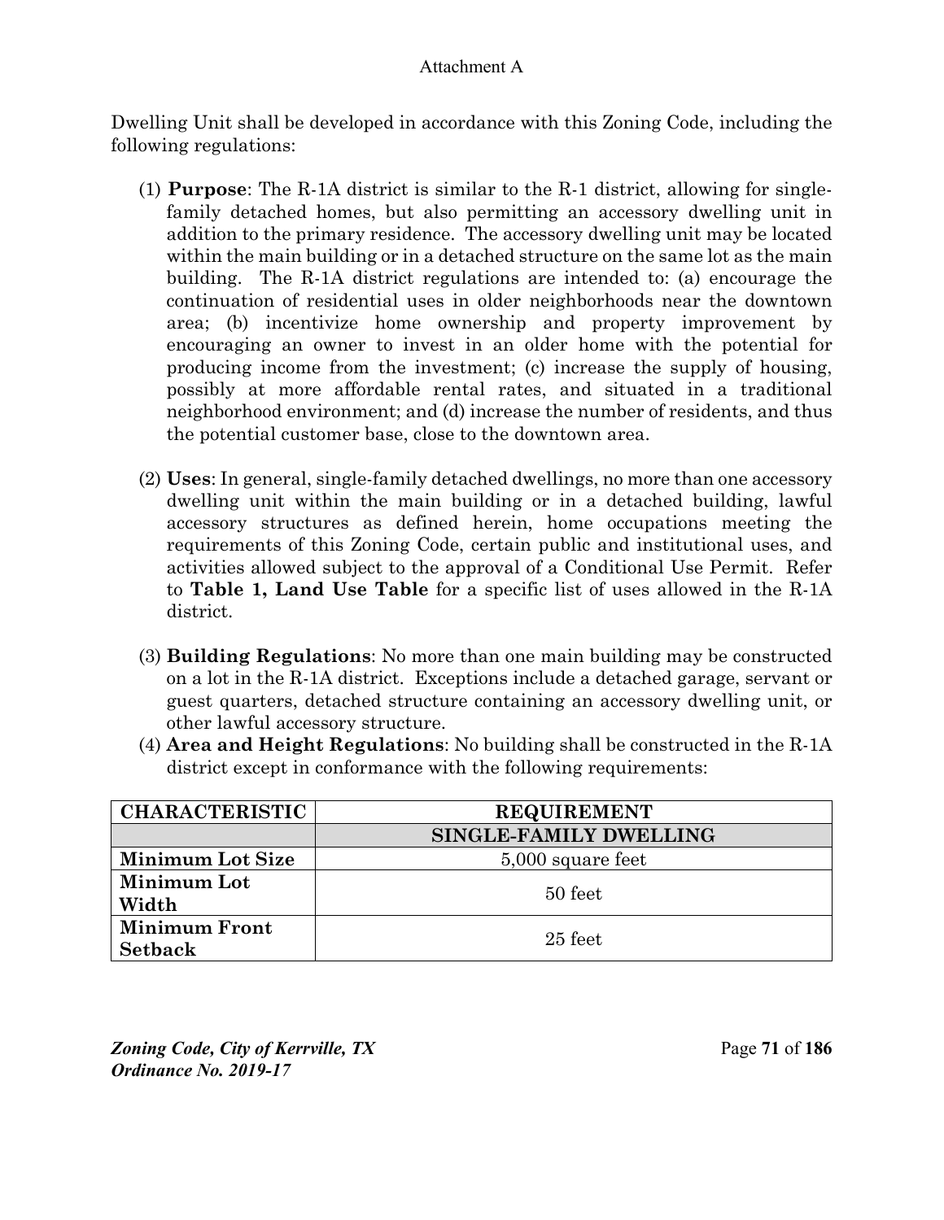Dwelling Unit shall be developed in accordance with this Zoning Code, including the following regulations:

(1) **Purpose**: The R-1A district is similar to the R-1 district, allowing for single-family detached homes, but also permitting an accessory dwelling unit in addition to the primary residence. The accessory dwelling unit may be located within the main building or in a detached structure on the same lot as the main building. The R-1A district regulations are intended to: (a) encourage the continuation of residential uses in older neighborhoods near the downtown area; (b) incentivize home ownership and property improvement by encouraging an owner to invest in an older home with the potential for producing income from the investment; (c) increase the supply of housing, possibly at more affordable rental rates, and situated in a traditional neighborhood environment; and (d) increase the number of residents, and thus the potential customer base, close to the downtown area.

(2) **Uses**: In general, single-family detached dwellings, no more than one accessory dwelling unit within the main building or in a detached building, lawful accessory structures as defined herein, home occupations meeting the requirements of this Zoning Code, certain public and institutional uses, and activities allowed subject to the approval of a Conditional Use Permit. Refer to **Table 1, Land Use Table** for a specific list of uses allowed in the R-1A district.

(3) **Building Regulations**: No more than one main building may be constructed on a lot in the R-1A district. Exceptions include a detached garage, servant or guest quarters, detached structure containing an accessory dwelling unit, or other lawful accessory structure.

(4) **Area and Height Regulations**: No building shall be constructed in the R-1A district except in conformance with the following requirements:

| CHARACTERISTIC | REQUIREMENT |
|---|---|
| | **SINGLE-FAMILY DWELLING** |
| **Minimum Lot Size** | 5,000 square feet |
| **Minimum Lot Width** | 50 feet |
| **Minimum Front Setback** | 25 feet |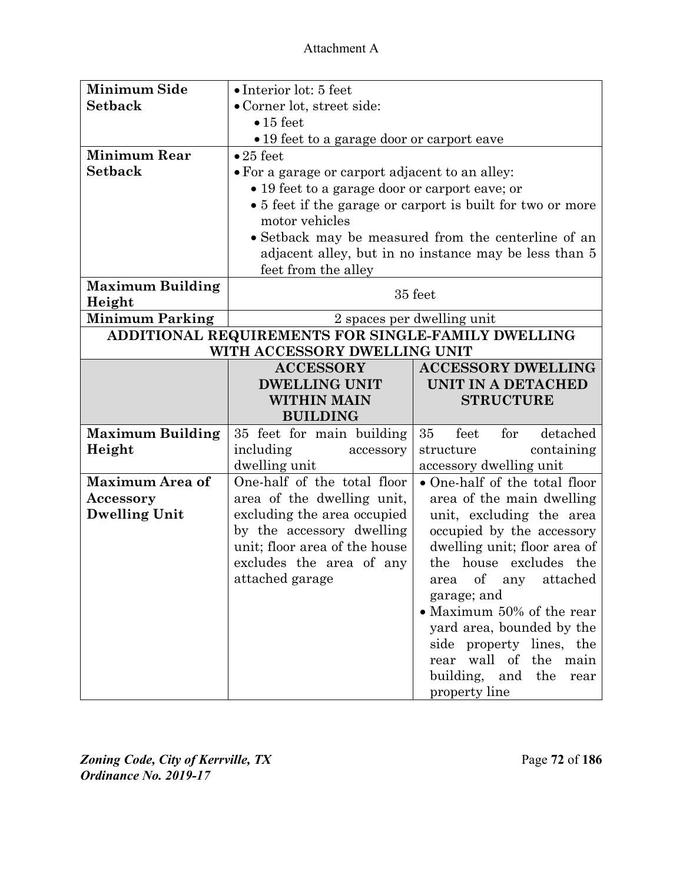Attachment A

| | | |
|---|---|---|
| **Minimum Side Setback** | • Interior lot: 5 feet<br>• Corner lot, street side:<br>  • 15 feet<br>  • 19 feet to a garage door or carport eave | |
| **Minimum Rear Setback** | • 25 feet<br>• For a garage or carport adjacent to an alley:<br>  • 19 feet to a garage door or carport eave; or<br>  • 5 feet if the garage or carport is built for two or more motor vehicles<br>  • Setback may be measured from the centerline of an adjacent alley, but in no instance may be less than 5 feet from the alley | |
| **Maximum Building Height** | 35 feet | |
| **Minimum Parking** | 2 spaces per dwelling unit | |
| **ADDITIONAL REQUIREMENTS FOR SINGLE-FAMILY DWELLING WITH ACCESSORY DWELLING UNIT** | | |
| | **ACCESSORY DWELLING UNIT WITHIN MAIN BUILDING** | **ACCESSORY DWELLING UNIT IN A DETACHED STRUCTURE** |
| **Maximum Building Height** | 35 feet for main building including accessory dwelling unit | 35 feet for detached structure containing accessory dwelling unit |
| **Maximum Area of Accessory Dwelling Unit** | One-half of the total floor area of the dwelling unit, excluding the area occupied by the accessory dwelling unit; floor area of the house excludes the area of any attached garage | • One-half of the total floor area of the main dwelling unit, excluding the area occupied by the accessory dwelling unit; floor area of the house excludes the area of any attached garage; and<br>• Maximum 50% of the rear yard area, bounded by the side property lines, the rear wall of the main building, and the rear property line |

*Zoning Code, City of Kerrville, TX*
*Ordinance No. 2019-17*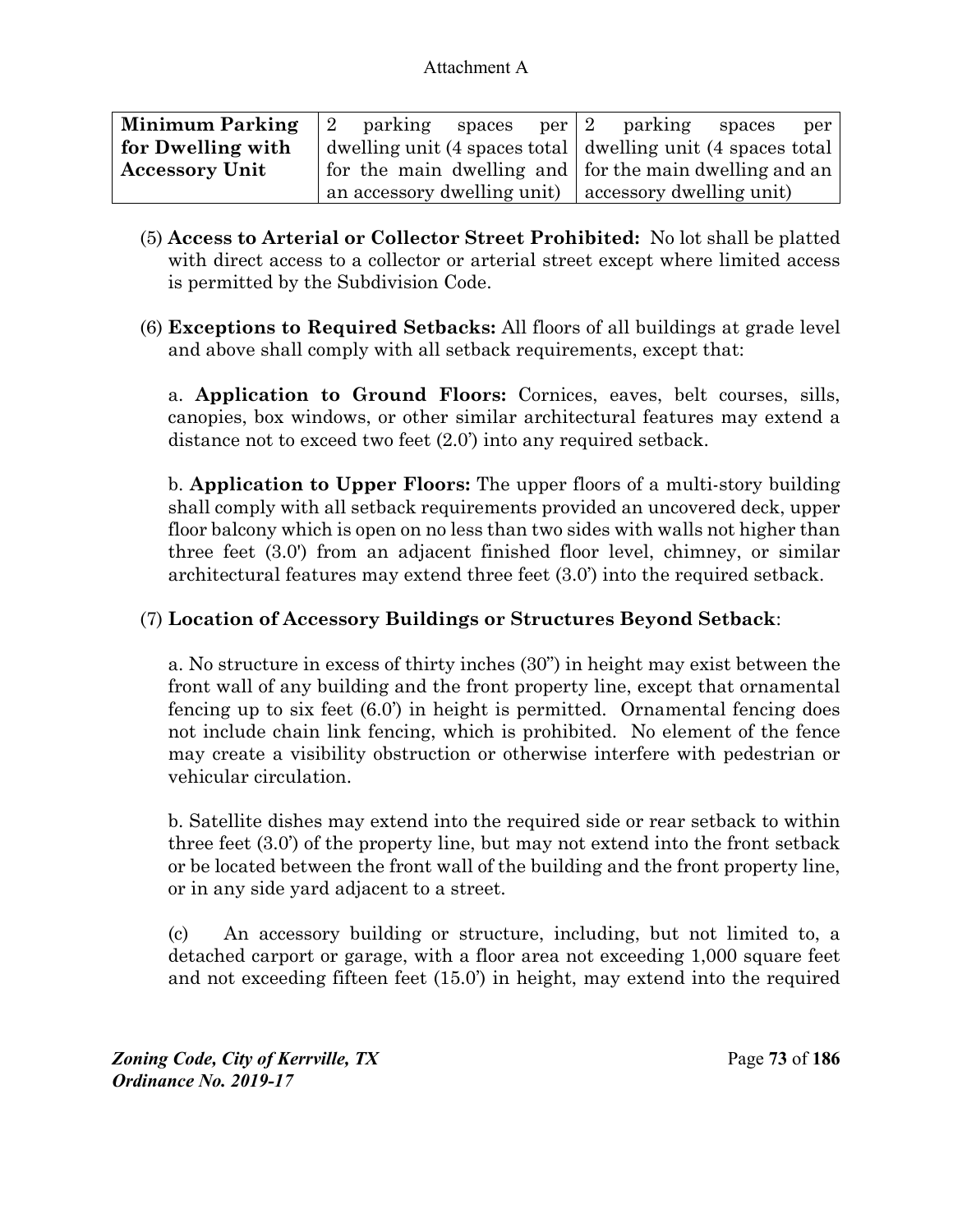Attachment A

| Minimum Parking for Dwelling with Accessory Unit | 2 parking spaces per dwelling unit (4 spaces total for the main dwelling and an accessory dwelling unit) | 2 parking spaces per dwelling unit (4 spaces total for the main dwelling and an accessory dwelling unit) |
|---|---|---|

(5) **Access to Arterial or Collector Street Prohibited:** No lot shall be platted with direct access to a collector or arterial street except where limited access is permitted by the Subdivision Code.

(6) **Exceptions to Required Setbacks:** All floors of all buildings at grade level and above shall comply with all setback requirements, except that:

a. **Application to Ground Floors:** Cornices, eaves, belt courses, sills, canopies, box windows, or other similar architectural features may extend a distance not to exceed two feet (2.0') into any required setback.

b. **Application to Upper Floors:** The upper floors of a multi-story building shall comply with all setback requirements provided an uncovered deck, upper floor balcony which is open on no less than two sides with walls not higher than three feet (3.0') from an adjacent finished floor level, chimney, or similar architectural features may extend three feet (3.0') into the required setback.

(7) **Location of Accessory Buildings or Structures Beyond Setback**:

a. No structure in excess of thirty inches (30") in height may exist between the front wall of any building and the front property line, except that ornamental fencing up to six feet (6.0') in height is permitted. Ornamental fencing does not include chain link fencing, which is prohibited. No element of the fence may create a visibility obstruction or otherwise interfere with pedestrian or vehicular circulation.

b. Satellite dishes may extend into the required side or rear setback to within three feet (3.0') of the property line, but may not extend into the front setback or be located between the front wall of the building and the front property line, or in any side yard adjacent to a street.

(c) An accessory building or structure, including, but not limited to, a detached carport or garage, with a floor area not exceeding 1,000 square feet and not exceeding fifteen feet (15.0') in height, may extend into the required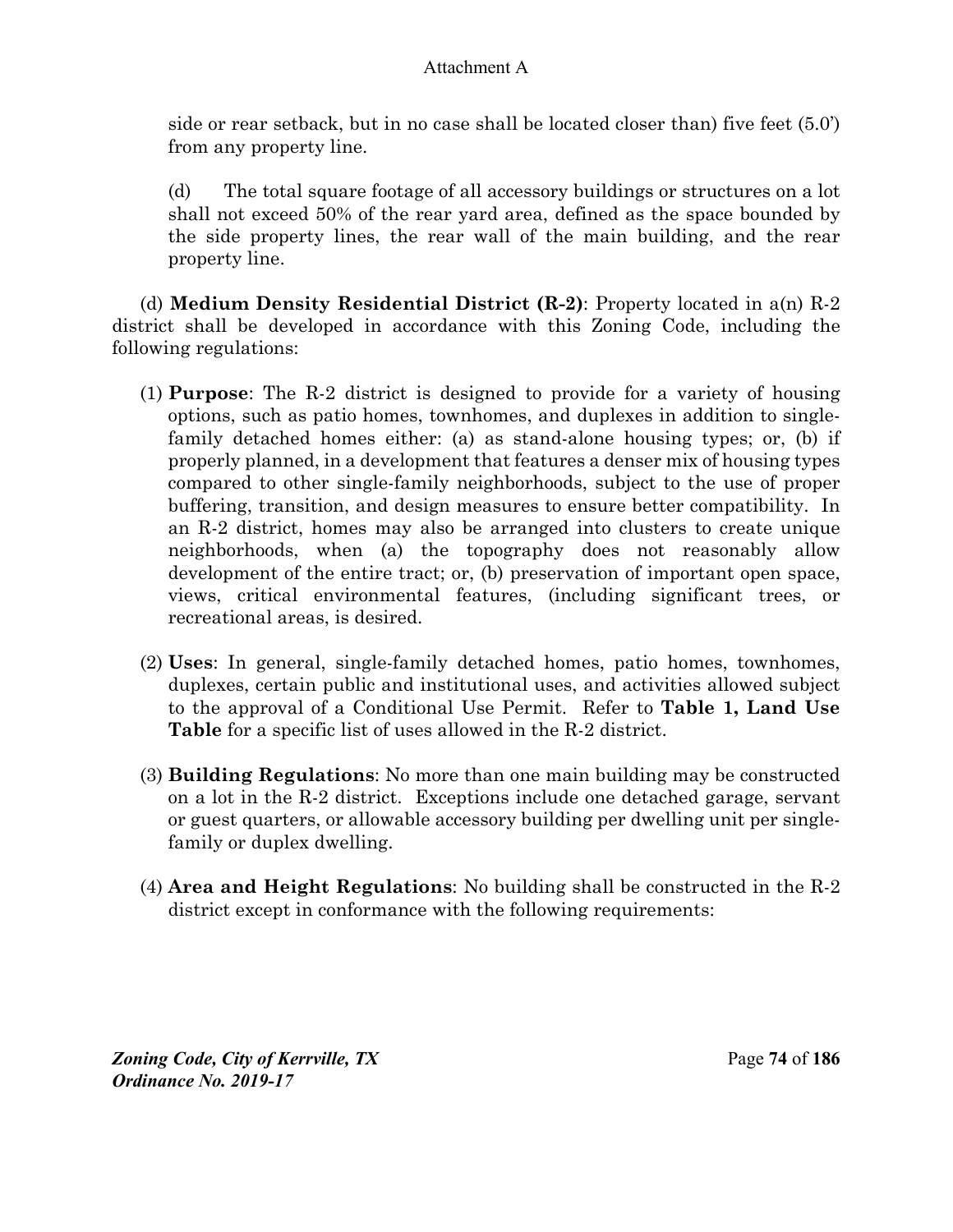side or rear setback, but in no case shall be located closer than) five feet (5.0') from any property line.

(d) The total square footage of all accessory buildings or structures on a lot shall not exceed 50% of the rear yard area, defined as the space bounded by the side property lines, the rear wall of the main building, and the rear property line.

(d) **Medium Density Residential District (R-2)**: Property located in a(n) R-2 district shall be developed in accordance with this Zoning Code, including the following regulations:

(1) **Purpose**: The R-2 district is designed to provide for a variety of housing options, such as patio homes, townhomes, and duplexes in addition to single-family detached homes either: (a) as stand-alone housing types; or, (b) if properly planned, in a development that features a denser mix of housing types compared to other single-family neighborhoods, subject to the use of proper buffering, transition, and design measures to ensure better compatibility. In an R-2 district, homes may also be arranged into clusters to create unique neighborhoods, when (a) the topography does not reasonably allow development of the entire tract; or, (b) preservation of important open space, views, critical environmental features, (including significant trees, or recreational areas, is desired.

(2) **Uses**: In general, single-family detached homes, patio homes, townhomes, duplexes, certain public and institutional uses, and activities allowed subject to the approval of a Conditional Use Permit. Refer to **Table 1, Land Use Table** for a specific list of uses allowed in the R-2 district.

(3) **Building Regulations**: No more than one main building may be constructed on a lot in the R-2 district. Exceptions include one detached garage, servant or guest quarters, or allowable accessory building per dwelling unit per single-family or duplex dwelling.

(4) **Area and Height Regulations**: No building shall be constructed in the R-2 district except in conformance with the following requirements: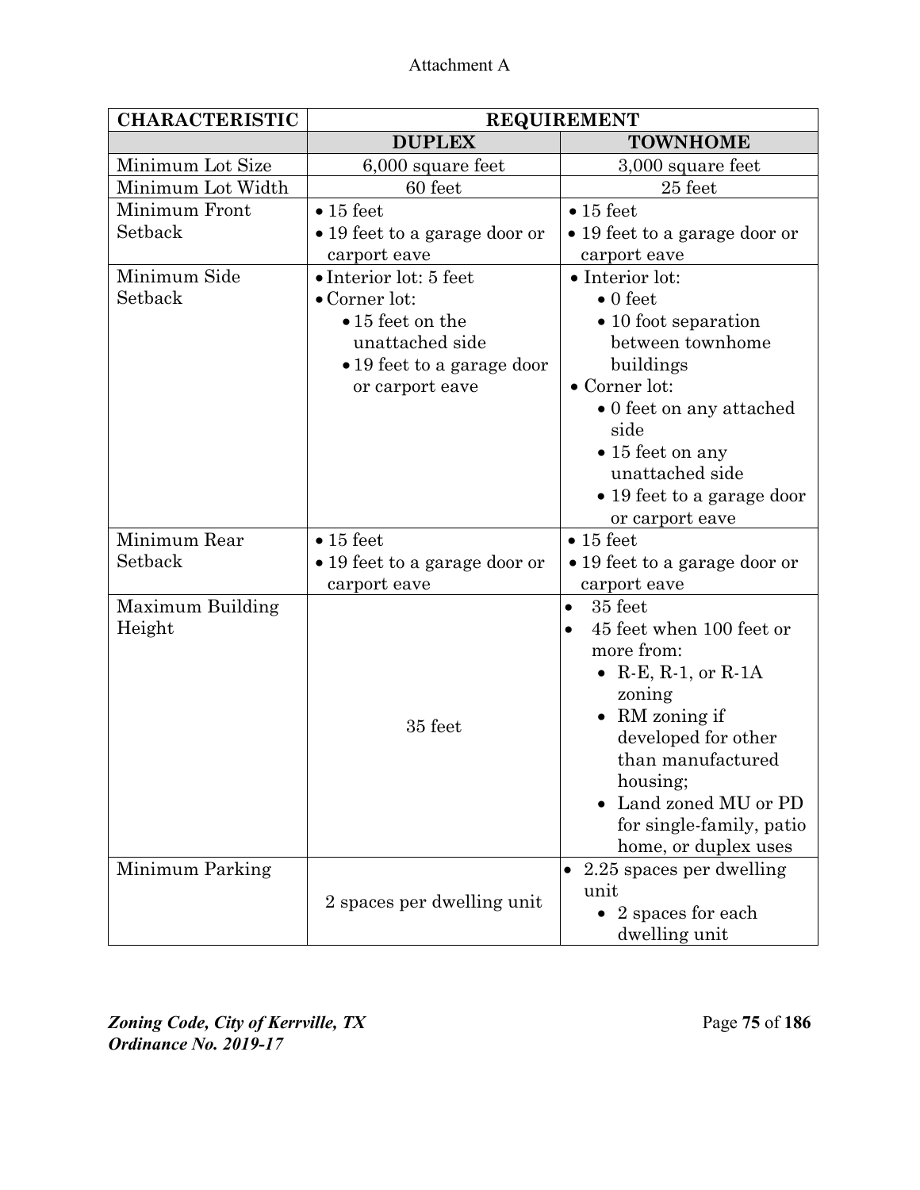Attachment A

| CHARACTERISTIC | REQUIREMENT | |
|---|---|---|
| | **DUPLEX** | **TOWNHOME** |
| Minimum Lot Size | 6,000 square feet | 3,000 square feet |
| Minimum Lot Width | 60 feet | 25 feet |
| Minimum Front Setback | • 15 feet<br>• 19 feet to a garage door or carport eave | • 15 feet<br>• 19 feet to a garage door or carport eave |
| Minimum Side Setback | • Interior lot: 5 feet<br>• Corner lot:<br>  • 15 feet on the unattached side<br>  • 19 feet to a garage door or carport eave | • Interior lot:<br>  • 0 feet<br>  • 10 foot separation between townhome buildings<br>• Corner lot:<br>  • 0 feet on any attached side<br>  • 15 feet on any unattached side<br>  • 19 feet to a garage door or carport eave |
| Minimum Rear Setback | • 15 feet<br>• 19 feet to a garage door or carport eave | • 15 feet<br>• 19 feet to a garage door or carport eave |
| Maximum Building Height | 35 feet | • 35 feet<br>• 45 feet when 100 feet or more from:<br>  • R-E, R-1, or R-1A zoning<br>  • RM zoning if developed for other than manufactured housing;<br>  • Land zoned MU or PD for single-family, patio home, or duplex uses |
| Minimum Parking | 2 spaces per dwelling unit | • 2.25 spaces per dwelling unit<br>  • 2 spaces for each dwelling unit |

*Zoning Code, City of Kerrville, TX*
*Ordinance No. 2019-17*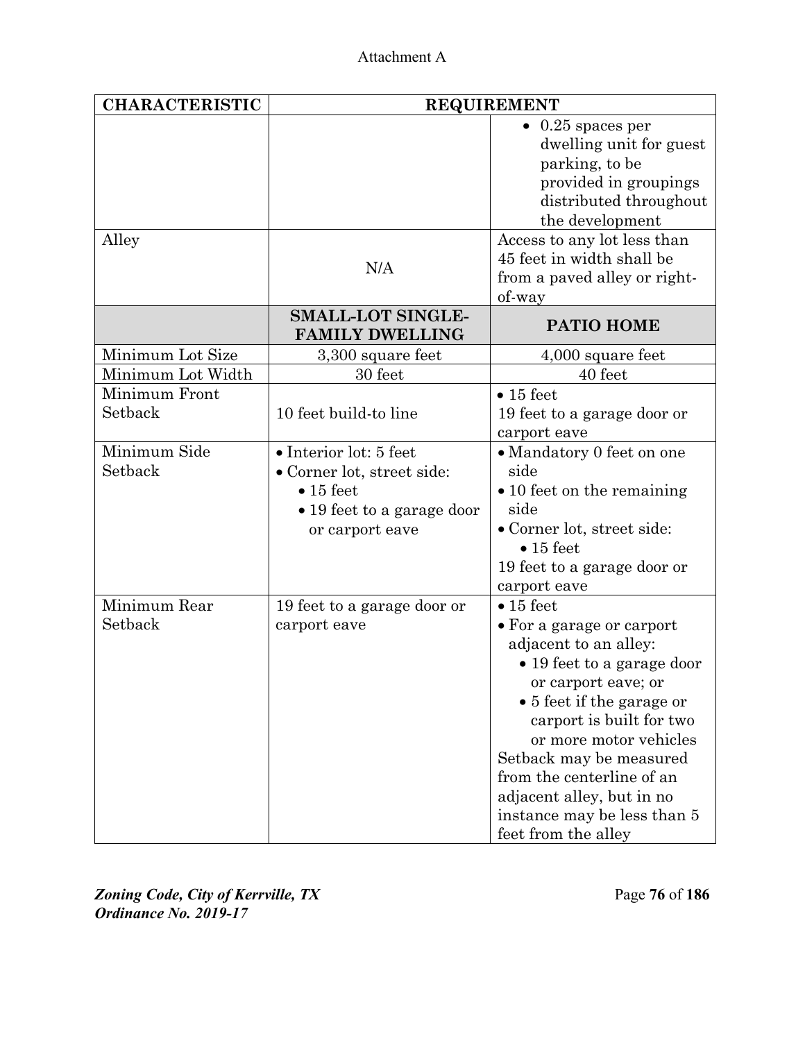Attachment A

| CHARACTERISTIC | REQUIREMENT | |
|---|---|---|
| | | • 0.25 spaces per dwelling unit for guest parking, to be provided in groupings distributed throughout the development |
| Alley | N/A | Access to any lot less than 45 feet in width shall be from a paved alley or right-of-way |
| | **SMALL-LOT SINGLE-FAMILY DWELLING** | **PATIO HOME** |
| Minimum Lot Size | 3,300 square feet | 4,000 square feet |
| Minimum Lot Width | 30 feet | 40 feet |
| Minimum Front Setback | 10 feet build-to line | • 15 feet<br>19 feet to a garage door or carport eave |
| Minimum Side Setback | • Interior lot: 5 feet<br>• Corner lot, street side:<br>• 15 feet<br>• 19 feet to a garage door or carport eave | • Mandatory 0 feet on one side<br>• 10 feet on the remaining side<br>• Corner lot, street side:<br>• 15 feet<br>19 feet to a garage door or carport eave |
| Minimum Rear Setback | 19 feet to a garage door or carport eave | • 15 feet<br>• For a garage or carport adjacent to an alley:<br>• 19 feet to a garage door or carport eave; or<br>• 5 feet if the garage or carport is built for two or more motor vehicles<br>Setback may be measured from the centerline of an adjacent alley, but in no instance may be less than 5 feet from the alley |

*Zoning Code, City of Kerrville, TX*
*Ordinance No. 2019-17*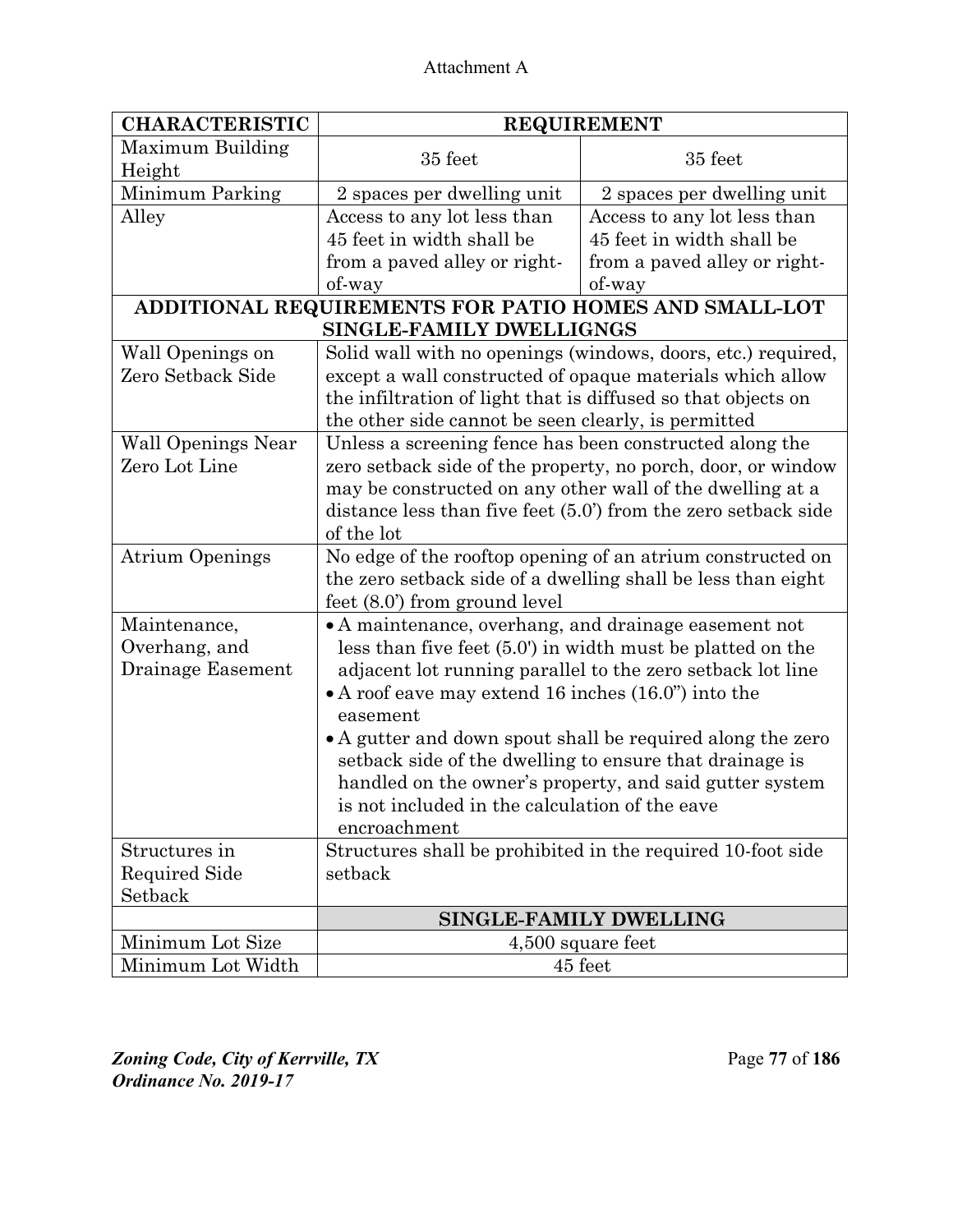Attachment A

| CHARACTERISTIC | REQUIREMENT | |
|---|---|---|
| Maximum Building Height | 35 feet | 35 feet |
| Minimum Parking | 2 spaces per dwelling unit | 2 spaces per dwelling unit |
| Alley | Access to any lot less than 45 feet in width shall be from a paved alley or right-of-way | Access to any lot less than 45 feet in width shall be from a paved alley or right-of-way |
| **ADDITIONAL REQUIREMENTS FOR PATIO HOMES AND SMALL-LOT SINGLE-FAMILY DWELLIGNGS** | | |
| Wall Openings on Zero Setback Side | Solid wall with no openings (windows, doors, etc.) required, except a wall constructed of opaque materials which allow the infiltration of light that is diffused so that objects on the other side cannot be seen clearly, is permitted | |
| Wall Openings Near Zero Lot Line | Unless a screening fence has been constructed along the zero setback side of the property, no porch, door, or window may be constructed on any other wall of the dwelling at a distance less than five feet (5.0') from the zero setback side of the lot | |
| Atrium Openings | No edge of the rooftop opening of an atrium constructed on the zero setback side of a dwelling shall be less than eight feet (8.0') from ground level | |
| Maintenance, Overhang, and Drainage Easement | • A maintenance, overhang, and drainage easement not less than five feet (5.0') in width must be platted on the adjacent lot running parallel to the zero setback lot line<br>• A roof eave may extend 16 inches (16.0") into the easement<br>• A gutter and down spout shall be required along the zero setback side of the dwelling to ensure that drainage is handled on the owner's property, and said gutter system is not included in the calculation of the eave encroachment | |
| Structures in Required Side Setback | Structures shall be prohibited in the required 10-foot side setback | |
| | **SINGLE-FAMILY DWELLING** | |
| Minimum Lot Size | 4,500 square feet | |
| Minimum Lot Width | 45 feet | |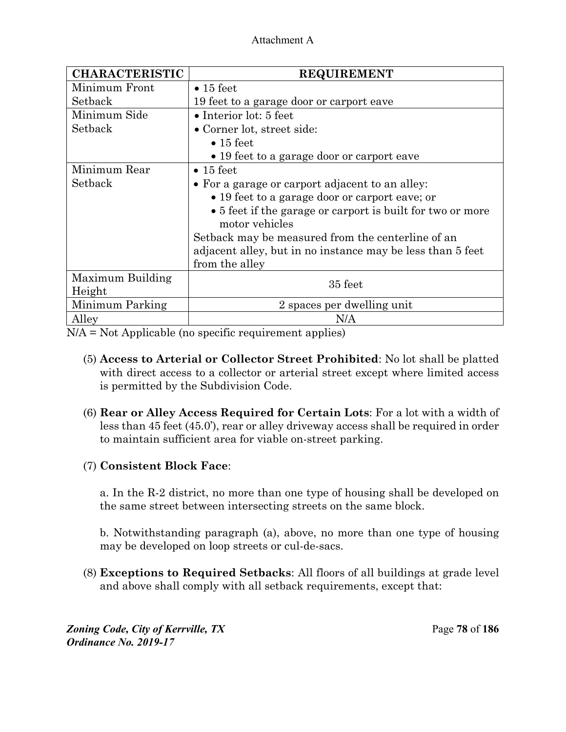Attachment A

| CHARACTERISTIC | REQUIREMENT |
| --- | --- |
| Minimum Front Setback | • 15 feet<br>19 feet to a garage door or carport eave |
| Minimum Side Setback | • Interior lot: 5 feet<br>• Corner lot, street side:<br>  • 15 feet<br>  • 19 feet to a garage door or carport eave |
| Minimum Rear Setback | • 15 feet<br>• For a garage or carport adjacent to an alley:<br>  • 19 feet to a garage door or carport eave; or<br>  • 5 feet if the garage or carport is built for two or more motor vehicles<br>Setback may be measured from the centerline of an adjacent alley, but in no instance may be less than 5 feet from the alley |
| Maximum Building Height | 35 feet |
| Minimum Parking | 2 spaces per dwelling unit |
| Alley | N/A |

N/A = Not Applicable (no specific requirement applies)

(5) **Access to Arterial or Collector Street Prohibited**: No lot shall be platted with direct access to a collector or arterial street except where limited access is permitted by the Subdivision Code.

(6) **Rear or Alley Access Required for Certain Lots**: For a lot with a width of less than 45 feet (45.0'), rear or alley driveway access shall be required in order to maintain sufficient area for viable on-street parking.

(7) **Consistent Block Face**:

a. In the R-2 district, no more than one type of housing shall be developed on the same street between intersecting streets on the same block.

b. Notwithstanding paragraph (a), above, no more than one type of housing may be developed on loop streets or cul-de-sacs.

(8) **Exceptions to Required Setbacks**: All floors of all buildings at grade level and above shall comply with all setback requirements, except that: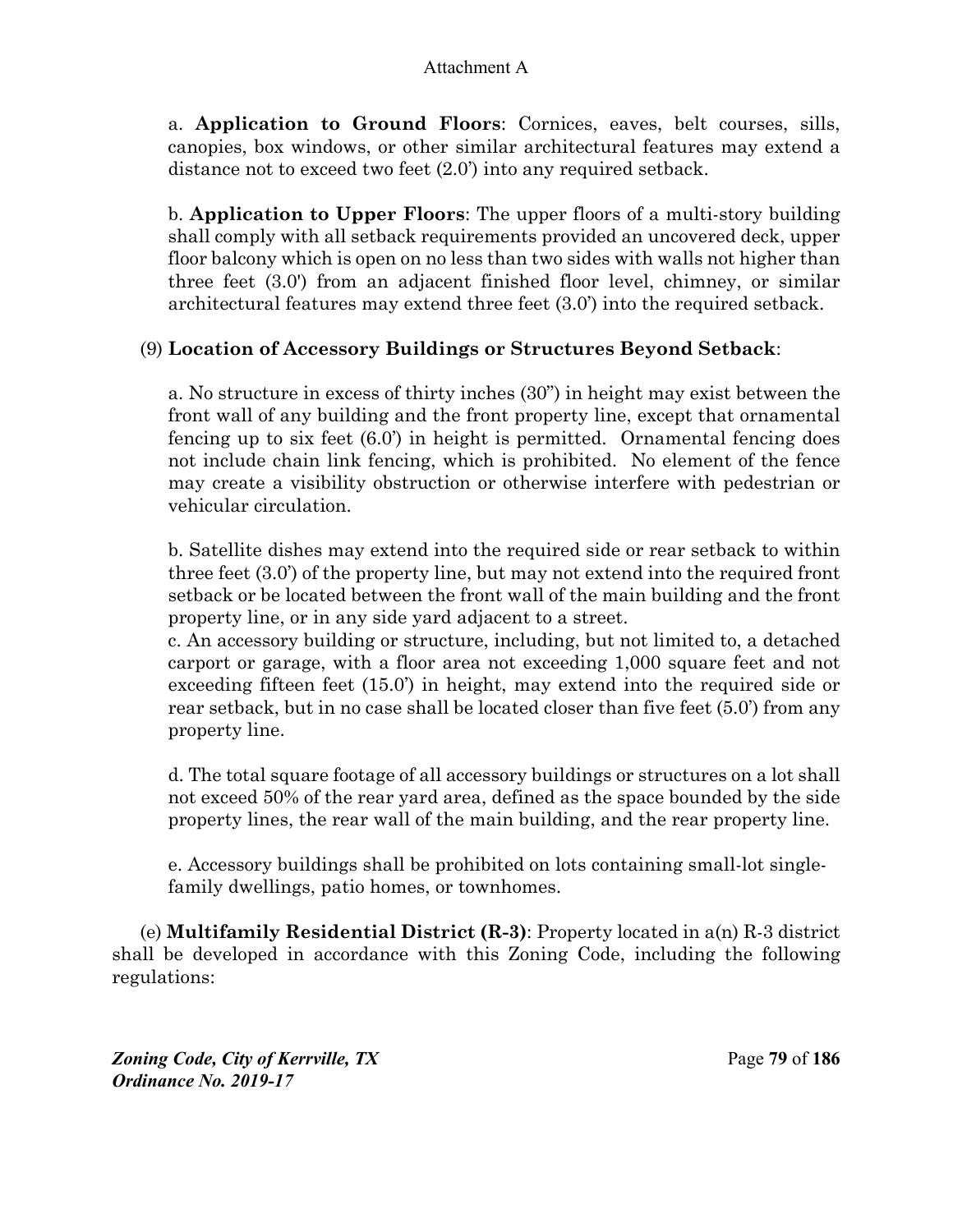a. **Application to Ground Floors**: Cornices, eaves, belt courses, sills, canopies, box windows, or other similar architectural features may extend a distance not to exceed two feet (2.0') into any required setback.

b. **Application to Upper Floors**: The upper floors of a multi-story building shall comply with all setback requirements provided an uncovered deck, upper floor balcony which is open on no less than two sides with walls not higher than three feet (3.0') from an adjacent finished floor level, chimney, or similar architectural features may extend three feet (3.0') into the required setback.

(9) **Location of Accessory Buildings or Structures Beyond Setback**:

a. No structure in excess of thirty inches (30") in height may exist between the front wall of any building and the front property line, except that ornamental fencing up to six feet (6.0') in height is permitted. Ornamental fencing does not include chain link fencing, which is prohibited. No element of the fence may create a visibility obstruction or otherwise interfere with pedestrian or vehicular circulation.

b. Satellite dishes may extend into the required side or rear setback to within three feet (3.0') of the property line, but may not extend into the required front setback or be located between the front wall of the main building and the front property line, or in any side yard adjacent to a street.

c. An accessory building or structure, including, but not limited to, a detached carport or garage, with a floor area not exceeding 1,000 square feet and not exceeding fifteen feet (15.0') in height, may extend into the required side or rear setback, but in no case shall be located closer than five feet (5.0') from any property line.

d. The total square footage of all accessory buildings or structures on a lot shall not exceed 50% of the rear yard area, defined as the space bounded by the side property lines, the rear wall of the main building, and the rear property line.

e. Accessory buildings shall be prohibited on lots containing small-lot single-family dwellings, patio homes, or townhomes.

(e) **Multifamily Residential District (R-3)**: Property located in a(n) R-3 district shall be developed in accordance with this Zoning Code, including the following regulations: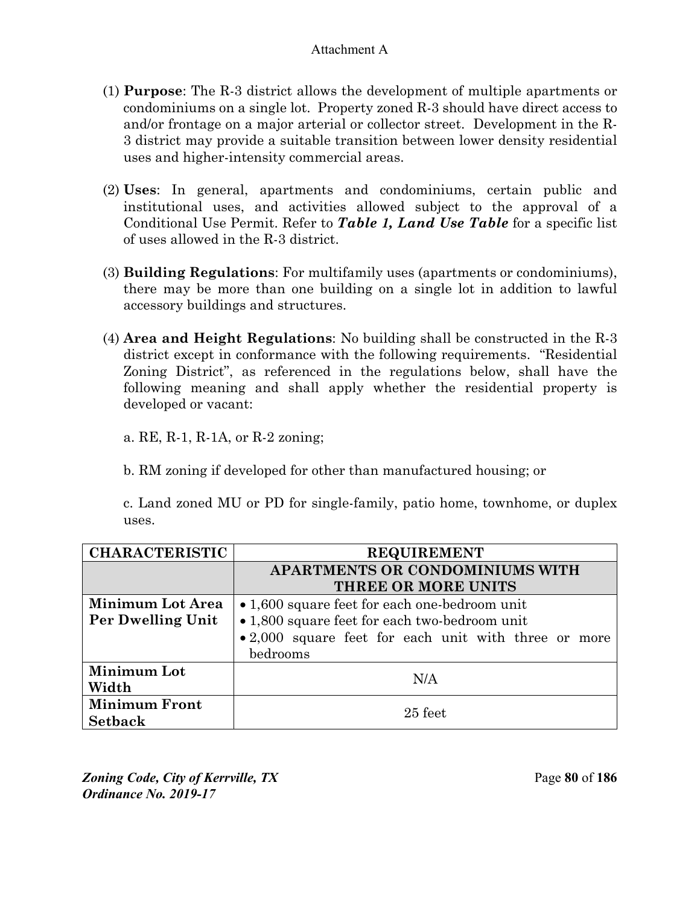Attachment A

(1) **Purpose**: The R-3 district allows the development of multiple apartments or condominiums on a single lot. Property zoned R-3 should have direct access to and/or frontage on a major arterial or collector street. Development in the R-3 district may provide a suitable transition between lower density residential uses and higher-intensity commercial areas.

(2) **Uses**: In general, apartments and condominiums, certain public and institutional uses, and activities allowed subject to the approval of a Conditional Use Permit. Refer to ***Table 1, Land Use Table*** for a specific list of uses allowed in the R-3 district.

(3) **Building Regulations**: For multifamily uses (apartments or condominiums), there may be more than one building on a single lot in addition to lawful accessory buildings and structures.

(4) **Area and Height Regulations**: No building shall be constructed in the R-3 district except in conformance with the following requirements. "Residential Zoning District", as referenced in the regulations below, shall have the following meaning and shall apply whether the residential property is developed or vacant:

a. RE, R-1, R-1A, or R-2 zoning;

b. RM zoning if developed for other than manufactured housing; or

c. Land zoned MU or PD for single-family, patio home, townhome, or duplex uses.

| CHARACTERISTIC | REQUIREMENT |
|---|---|
| | **APARTMENTS OR CONDOMINIUMS WITH THREE OR MORE UNITS** |
| **Minimum Lot Area Per Dwelling Unit** | • 1,600 square feet for each one-bedroom unit<br>• 1,800 square feet for each two-bedroom unit<br>• 2,000 square feet for each unit with three or more bedrooms |
| **Minimum Lot Width** | N/A |
| **Minimum Front Setback** | 25 feet |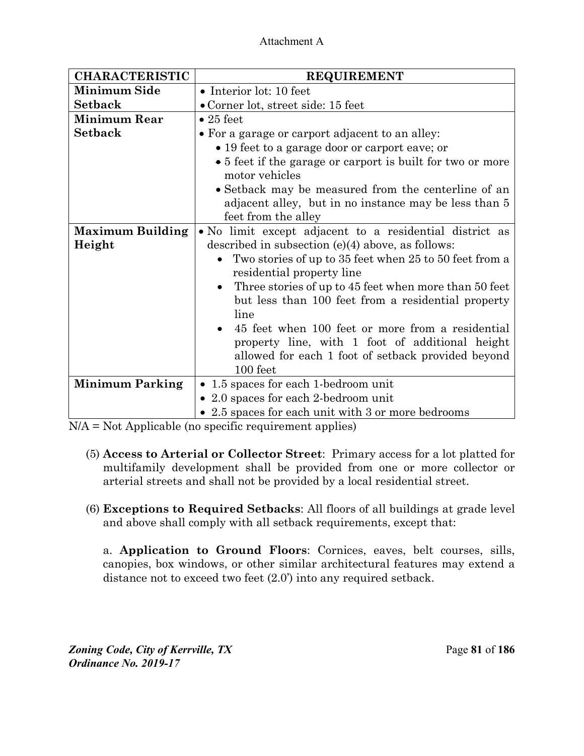Attachment A

| CHARACTERISTIC | REQUIREMENT |
|---|---|
| **Minimum Side Setback** | • Interior lot: 10 feet<br>• Corner lot, street side: 15 feet |
| **Minimum Rear Setback** | • 25 feet<br>• For a garage or carport adjacent to an alley:<br>&nbsp;&nbsp;• 19 feet to a garage door or carport eave; or<br>&nbsp;&nbsp;• 5 feet if the garage or carport is built for two or more motor vehicles<br>&nbsp;&nbsp;• Setback may be measured from the centerline of an adjacent alley, but in no instance may be less than 5 feet from the alley |
| **Maximum Building Height** | • No limit except adjacent to a residential district as described in subsection (e)(4) above, as follows:<br>&nbsp;&nbsp;• Two stories of up to 35 feet when 25 to 50 feet from a residential property line<br>&nbsp;&nbsp;• Three stories of up to 45 feet when more than 50 feet but less than 100 feet from a residential property line<br>&nbsp;&nbsp;• 45 feet when 100 feet or more from a residential property line, with 1 foot of additional height allowed for each 1 foot of setback provided beyond 100 feet |
| **Minimum Parking** | • 1.5 spaces for each 1-bedroom unit<br>• 2.0 spaces for each 2-bedroom unit<br>• 2.5 spaces for each unit with 3 or more bedrooms |

N/A = Not Applicable (no specific requirement applies)

(5) **Access to Arterial or Collector Street**: Primary access for a lot platted for multifamily development shall be provided from one or more collector or arterial streets and shall not be provided by a local residential street.

(6) **Exceptions to Required Setbacks**: All floors of all buildings at grade level and above shall comply with all setback requirements, except that:

a. **Application to Ground Floors**: Cornices, eaves, belt courses, sills, canopies, box windows, or other similar architectural features may extend a distance not to exceed two feet (2.0') into any required setback.

*Zoning Code, City of Kerrville, TX*
*Ordinance No. 2019-17*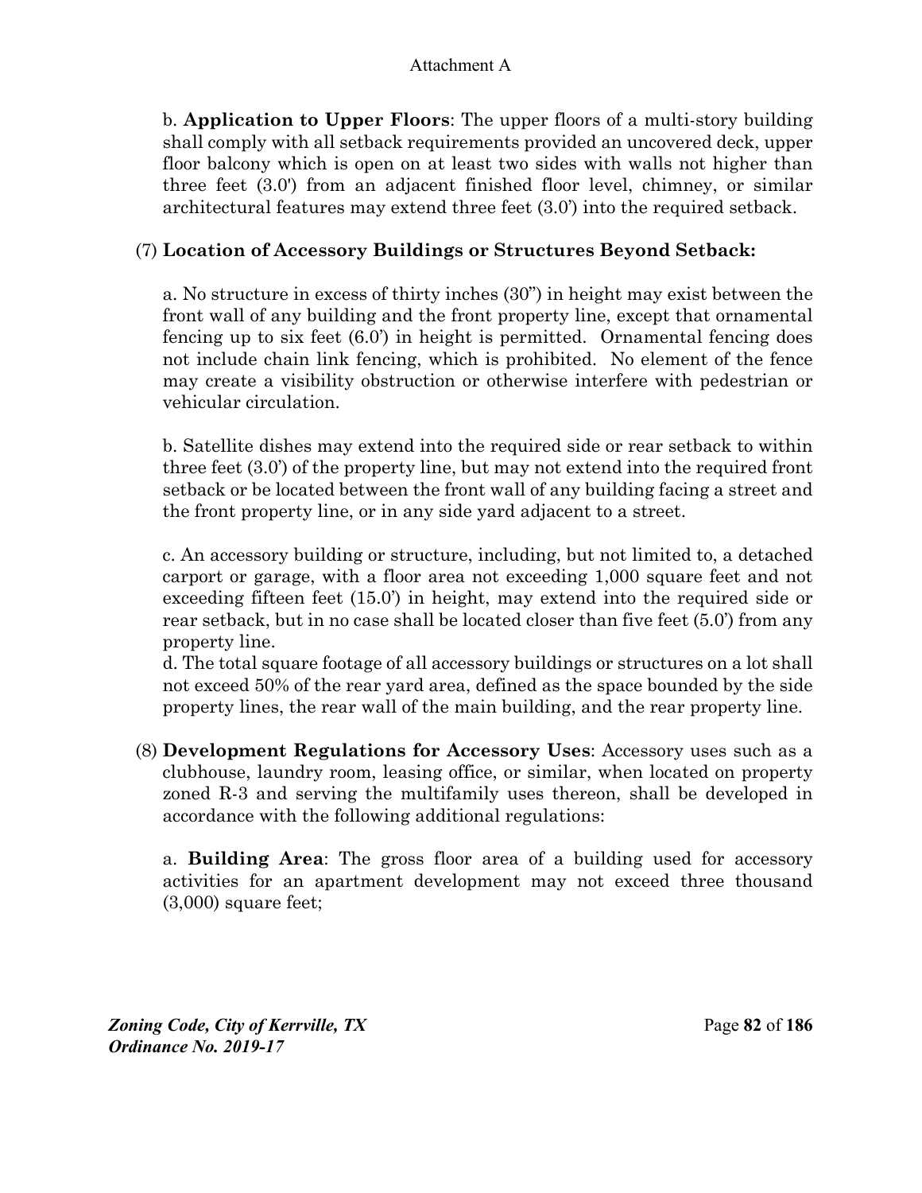b. **Application to Upper Floors**: The upper floors of a multi-story building shall comply with all setback requirements provided an uncovered deck, upper floor balcony which is open on at least two sides with walls not higher than three feet (3.0') from an adjacent finished floor level, chimney, or similar architectural features may extend three feet (3.0') into the required setback.

(7) **Location of Accessory Buildings or Structures Beyond Setback:**

a. No structure in excess of thirty inches (30") in height may exist between the front wall of any building and the front property line, except that ornamental fencing up to six feet (6.0') in height is permitted. Ornamental fencing does not include chain link fencing, which is prohibited. No element of the fence may create a visibility obstruction or otherwise interfere with pedestrian or vehicular circulation.

b. Satellite dishes may extend into the required side or rear setback to within three feet (3.0') of the property line, but may not extend into the required front setback or be located between the front wall of any building facing a street and the front property line, or in any side yard adjacent to a street.

c. An accessory building or structure, including, but not limited to, a detached carport or garage, with a floor area not exceeding 1,000 square feet and not exceeding fifteen feet (15.0') in height, may extend into the required side or rear setback, but in no case shall be located closer than five feet (5.0') from any property line.

d. The total square footage of all accessory buildings or structures on a lot shall not exceed 50% of the rear yard area, defined as the space bounded by the side property lines, the rear wall of the main building, and the rear property line.

(8) **Development Regulations for Accessory Uses**: Accessory uses such as a clubhouse, laundry room, leasing office, or similar, when located on property zoned R-3 and serving the multifamily uses thereon, shall be developed in accordance with the following additional regulations:

a. **Building Area**: The gross floor area of a building used for accessory activities for an apartment development may not exceed three thousand (3,000) square feet;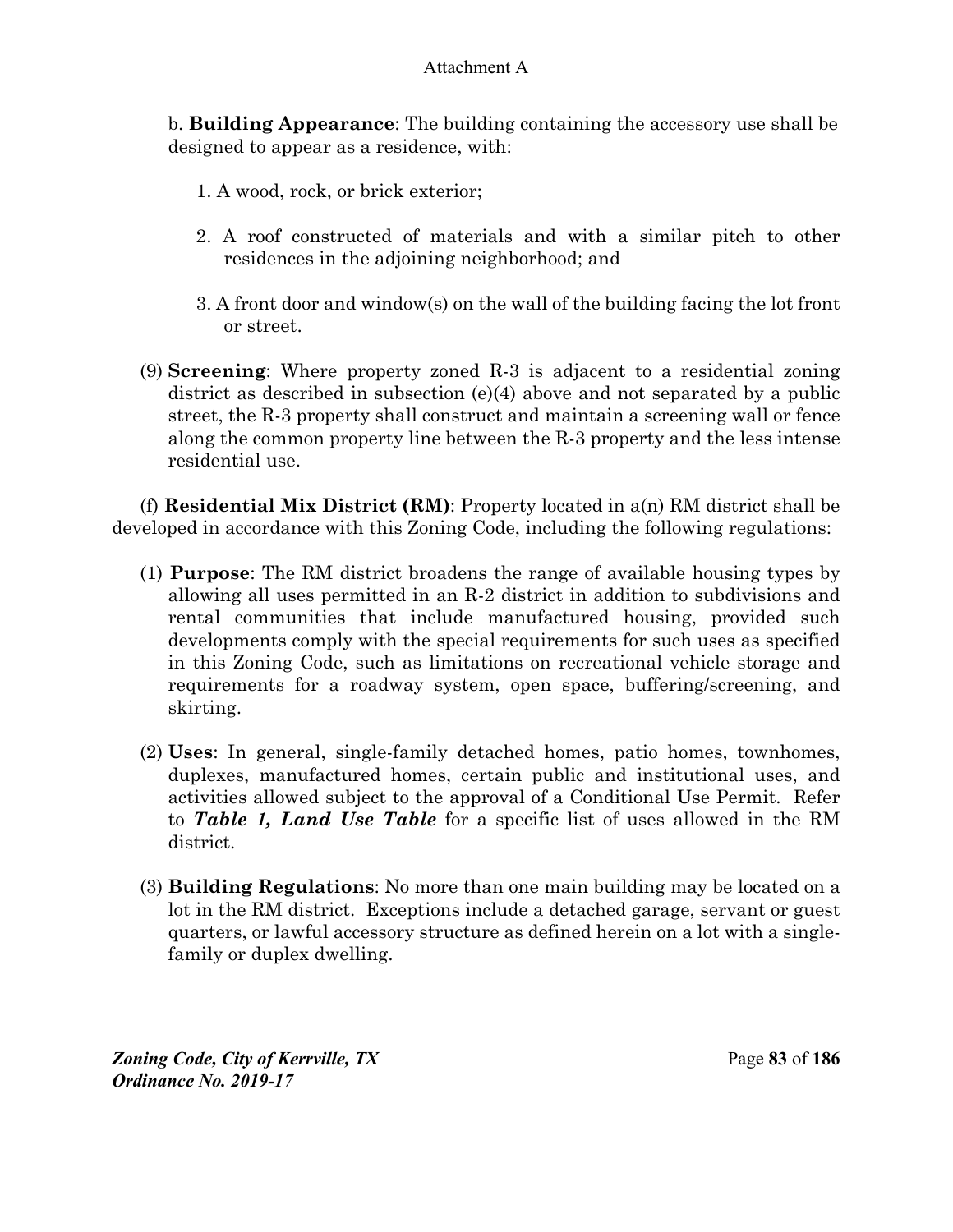b. **Building Appearance**: The building containing the accessory use shall be designed to appear as a residence, with:

1. A wood, rock, or brick exterior;

2. A roof constructed of materials and with a similar pitch to other residences in the adjoining neighborhood; and

3. A front door and window(s) on the wall of the building facing the lot front or street.

(9) **Screening**: Where property zoned R-3 is adjacent to a residential zoning district as described in subsection (e)(4) above and not separated by a public street, the R-3 property shall construct and maintain a screening wall or fence along the common property line between the R-3 property and the less intense residential use.

(f) **Residential Mix District (RM)**: Property located in a(n) RM district shall be developed in accordance with this Zoning Code, including the following regulations:

(1) **Purpose**: The RM district broadens the range of available housing types by allowing all uses permitted in an R-2 district in addition to subdivisions and rental communities that include manufactured housing, provided such developments comply with the special requirements for such uses as specified in this Zoning Code, such as limitations on recreational vehicle storage and requirements for a roadway system, open space, buffering/screening, and skirting.

(2) **Uses**: In general, single-family detached homes, patio homes, townhomes, duplexes, manufactured homes, certain public and institutional uses, and activities allowed subject to the approval of a Conditional Use Permit. Refer to ***Table 1, Land Use Table*** for a specific list of uses allowed in the RM district.

(3) **Building Regulations**: No more than one main building may be located on a lot in the RM district. Exceptions include a detached garage, servant or guest quarters, or lawful accessory structure as defined herein on a lot with a single-family or duplex dwelling.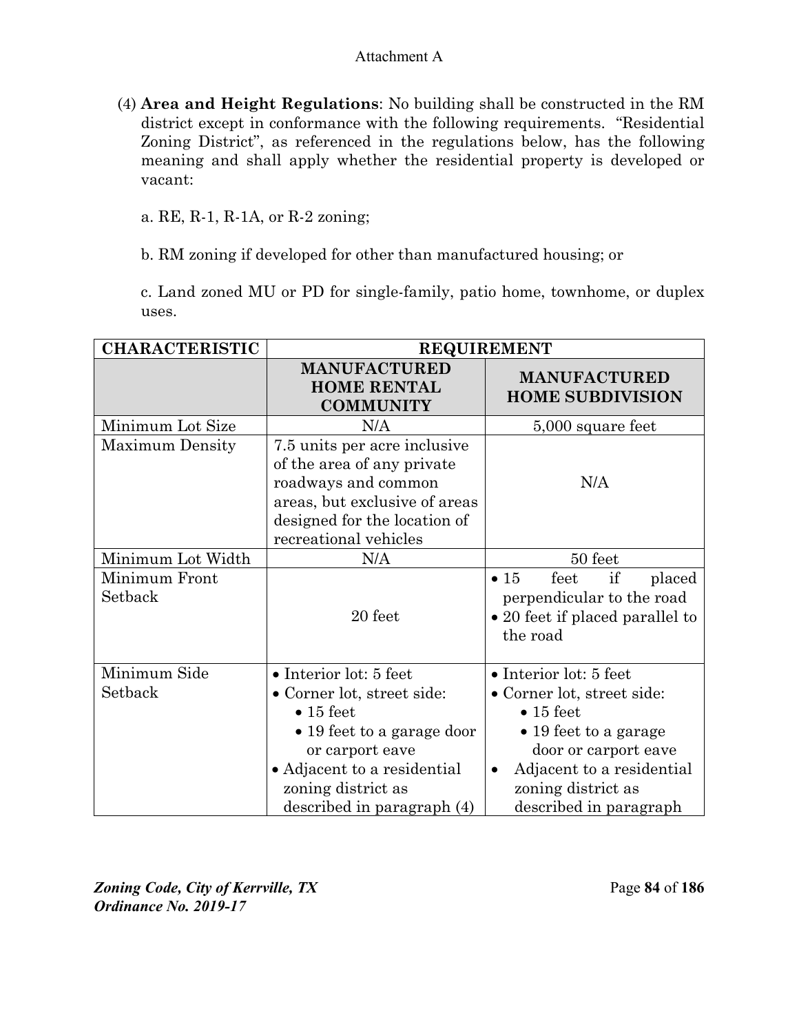Attachment A

(4) **Area and Height Regulations**: No building shall be constructed in the RM district except in conformance with the following requirements. "Residential Zoning District", as referenced in the regulations below, has the following meaning and shall apply whether the residential property is developed or vacant:

a. RE, R-1, R-1A, or R-2 zoning;

b. RM zoning if developed for other than manufactured housing; or

c. Land zoned MU or PD for single-family, patio home, townhome, or duplex uses.

| CHARACTERISTIC | REQUIREMENT | |
|---|---|---|
| | **MANUFACTURED HOME RENTAL COMMUNITY** | **MANUFACTURED HOME SUBDIVISION** |
| Minimum Lot Size | N/A | 5,000 square feet |
| Maximum Density | 7.5 units per acre inclusive of the area of any private roadways and common areas, but exclusive of areas designed for the location of recreational vehicles | N/A |
| Minimum Lot Width | N/A | 50 feet |
| Minimum Front Setback | 20 feet | • 15 feet if placed perpendicular to the road<br>• 20 feet if placed parallel to the road |
| Minimum Side Setback | • Interior lot: 5 feet<br>• Corner lot, street side:<br>&nbsp;&nbsp;• 15 feet<br>&nbsp;&nbsp;• 19 feet to a garage door or carport eave<br>• Adjacent to a residential zoning district as described in paragraph (4) | • Interior lot: 5 feet<br>• Corner lot, street side:<br>&nbsp;&nbsp;• 15 feet<br>&nbsp;&nbsp;• 19 feet to a garage door or carport eave<br>• Adjacent to a residential zoning district as described in paragraph |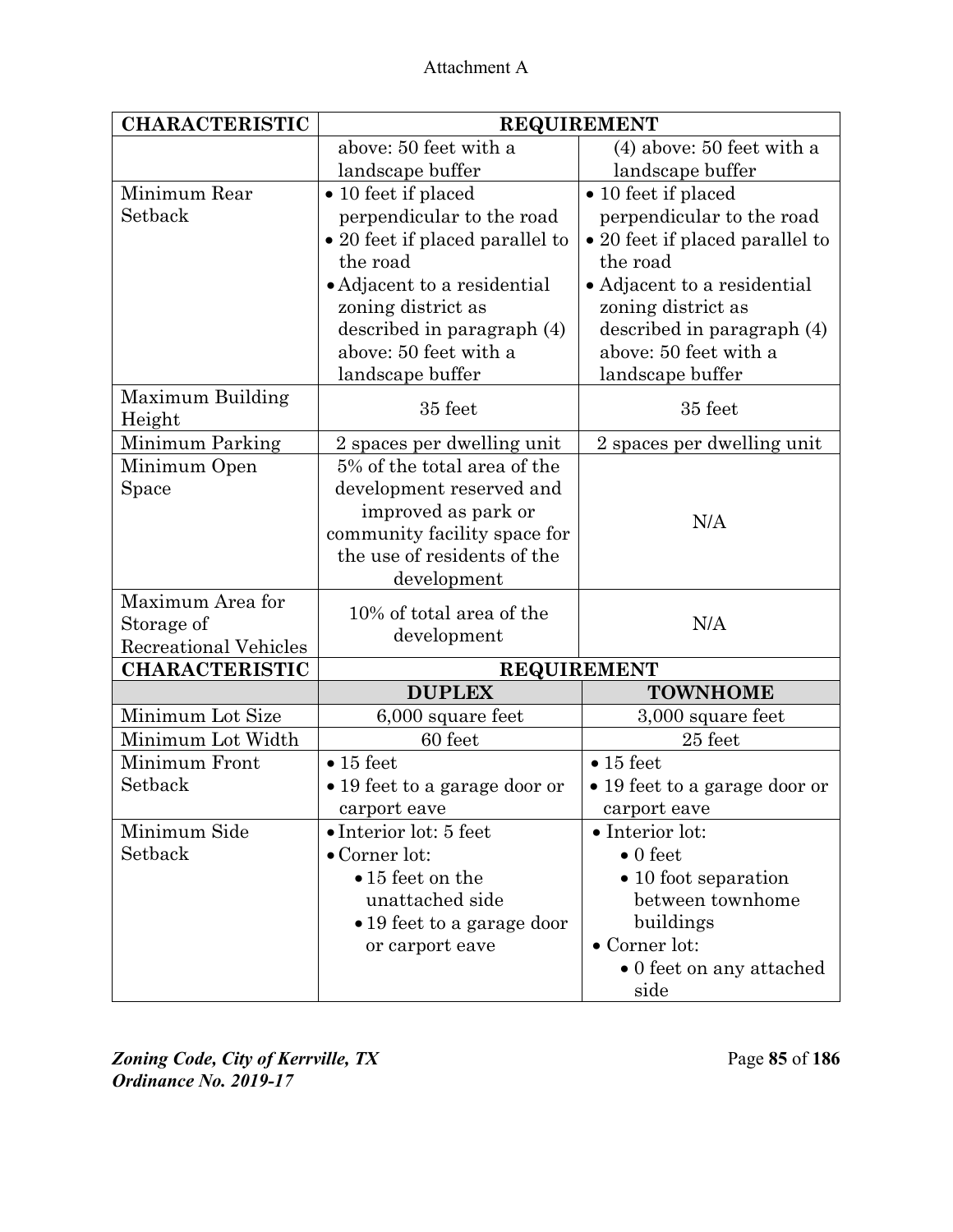Attachment A

| CHARACTERISTIC | REQUIREMENT | |
|---|---|---|
| | above: 50 feet with a landscape buffer | (4) above: 50 feet with a landscape buffer |
| Minimum Rear Setback | • 10 feet if placed perpendicular to the road<br>• 20 feet if placed parallel to the road<br>• Adjacent to a residential zoning district as described in paragraph (4) above: 50 feet with a landscape buffer | • 10 feet if placed perpendicular to the road<br>• 20 feet if placed parallel to the road<br>• Adjacent to a residential zoning district as described in paragraph (4) above: 50 feet with a landscape buffer |
| Maximum Building Height | 35 feet | 35 feet |
| Minimum Parking | 2 spaces per dwelling unit | 2 spaces per dwelling unit |
| Minimum Open Space | 5% of the total area of the development reserved and improved as park or community facility space for the use of residents of the development | N/A |
| Maximum Area for Storage of Recreational Vehicles | 10% of total area of the development | N/A |

| CHARACTERISTIC | REQUIREMENT | |
|---|---|---|
| | **DUPLEX** | **TOWNHOME** |
| Minimum Lot Size | 6,000 square feet | 3,000 square feet |
| Minimum Lot Width | 60 feet | 25 feet |
| Minimum Front Setback | • 15 feet<br>• 19 feet to a garage door or carport eave | • 15 feet<br>• 19 feet to a garage door or carport eave |
| Minimum Side Setback | • Interior lot: 5 feet<br>• Corner lot:<br>  • 15 feet on the unattached side<br>  • 19 feet to a garage door or carport eave | • Interior lot:<br>  • 0 feet<br>  • 10 foot separation between townhome buildings<br>• Corner lot:<br>  • 0 feet on any attached side |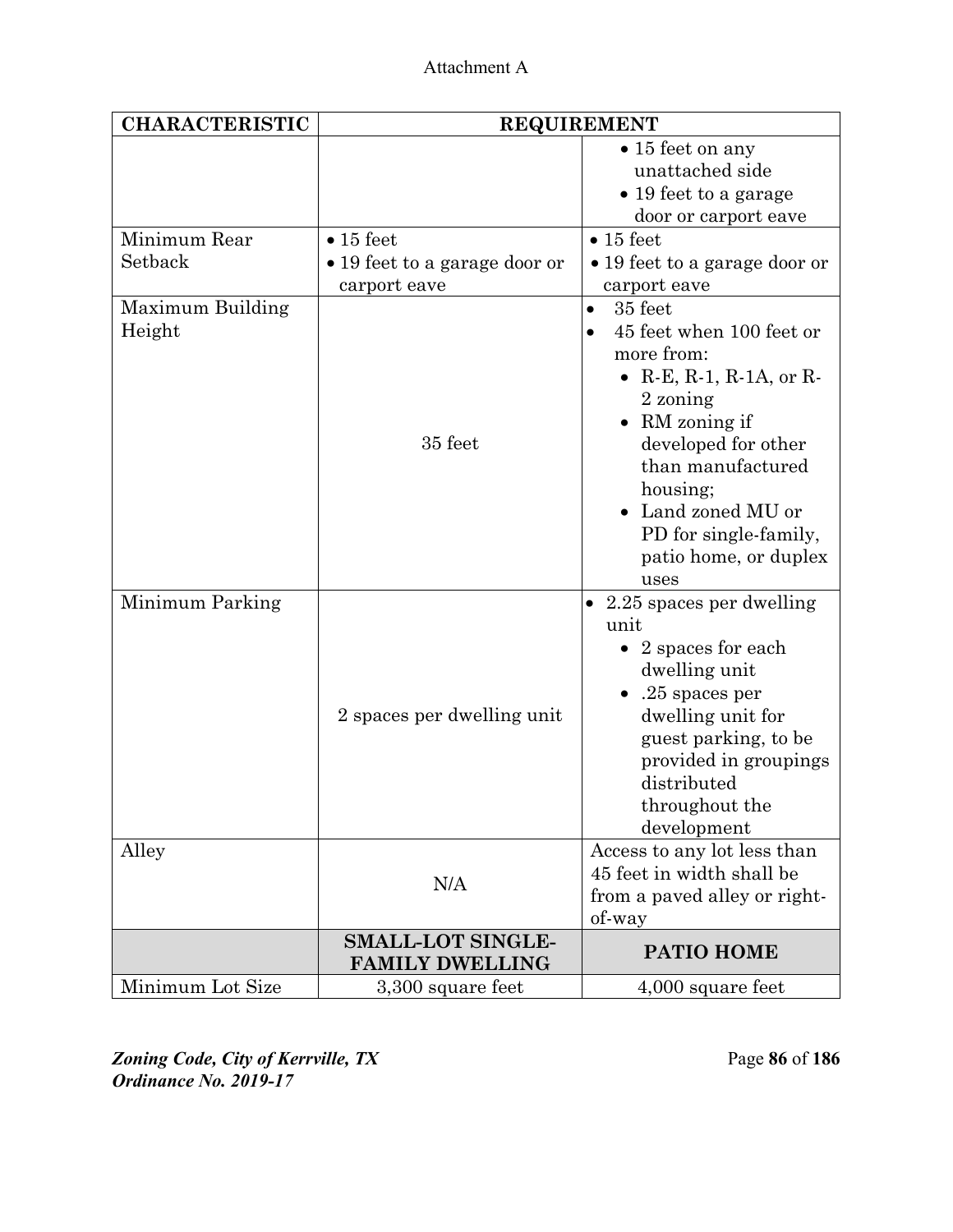Attachment A

| CHARACTERISTIC | REQUIREMENT | |
|---|---|---|
| | | • 15 feet on any unattached side<br>• 19 feet to a garage door or carport eave |
| Minimum Rear Setback | • 15 feet<br>• 19 feet to a garage door or carport eave | • 15 feet<br>• 19 feet to a garage door or carport eave |
| Maximum Building Height | 35 feet | • 35 feet<br>• 45 feet when 100 feet or more from:<br>  • R-E, R-1, R-1A, or R-2 zoning<br>  • RM zoning if developed for other than manufactured housing;<br>  • Land zoned MU or PD for single-family, patio home, or duplex uses |
| Minimum Parking | 2 spaces per dwelling unit | • 2.25 spaces per dwelling unit<br>  • 2 spaces for each dwelling unit<br>  • .25 spaces per dwelling unit for guest parking, to be provided in groupings distributed throughout the development |
| Alley | N/A | Access to any lot less than 45 feet in width shall be from a paved alley or right-of-way |
| | **SMALL-LOT SINGLE-FAMILY DWELLING** | **PATIO HOME** |
| Minimum Lot Size | 3,300 square feet | 4,000 square feet |

*Zoning Code, City of Kerrville, TX*
*Ordinance No. 2019-17*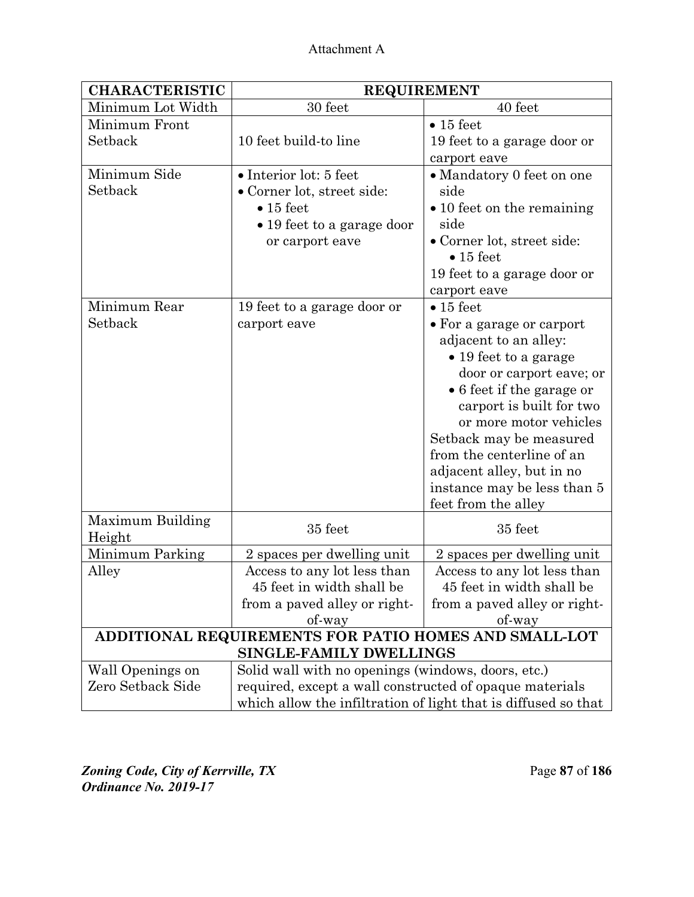Attachment A

| CHARACTERISTIC | REQUIREMENT | |
|---|---|---|
| Minimum Lot Width | 30 feet | 40 feet |
| Minimum Front Setback | 10 feet build-to line | • 15 feet<br>19 feet to a garage door or carport eave |
| Minimum Side Setback | • Interior lot: 5 feet<br>• Corner lot, street side:<br>  • 15 feet<br>  • 19 feet to a garage door or carport eave | • Mandatory 0 feet on one side<br>• 10 feet on the remaining side<br>• Corner lot, street side:<br>  • 15 feet<br>19 feet to a garage door or carport eave |
| Minimum Rear Setback | 19 feet to a garage door or carport eave | • 15 feet<br>• For a garage or carport adjacent to an alley:<br>  • 19 feet to a garage door or carport eave; or<br>  • 6 feet if the garage or carport is built for two or more motor vehicles<br>Setback may be measured from the centerline of an adjacent alley, but in no instance may be less than 5 feet from the alley |
| Maximum Building Height | 35 feet | 35 feet |
| Minimum Parking | 2 spaces per dwelling unit | 2 spaces per dwelling unit |
| Alley | Access to any lot less than 45 feet in width shall be from a paved alley or right-of-way | Access to any lot less than 45 feet in width shall be from a paved alley or right-of-way |
| **ADDITIONAL REQUIREMENTS FOR PATIO HOMES AND SMALL-LOT SINGLE-FAMILY DWELLINGS** | | |
| Wall Openings on Zero Setback Side | Solid wall with no openings (windows, doors, etc.) required, except a wall constructed of opaque materials which allow the infiltration of light that is diffused so that | |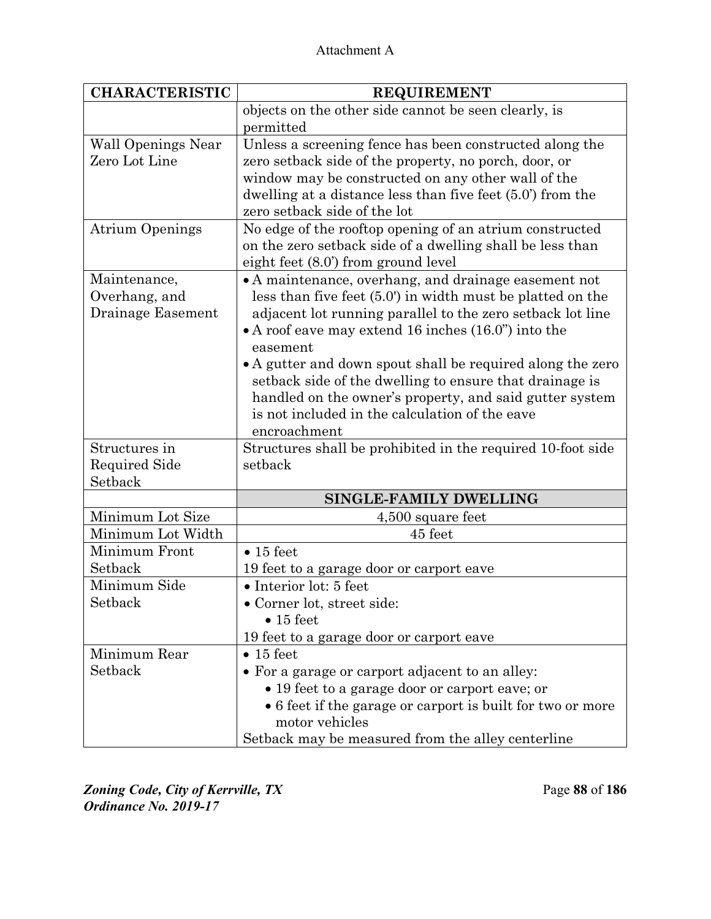Attachment A

| CHARACTERISTIC | REQUIREMENT |
|---|---|
| | objects on the other side cannot be seen clearly, is permitted |
| Wall Openings Near Zero Lot Line | Unless a screening fence has been constructed along the zero setback side of the property, no porch, door, or window may be constructed on any other wall of the dwelling at a distance less than five feet (5.0') from the zero setback side of the lot |
| Atrium Openings | No edge of the rooftop opening of an atrium constructed on the zero setback side of a dwelling shall be less than eight feet (8.0') from ground level |
| Maintenance, Overhang, and Drainage Easement | • A maintenance, overhang, and drainage easement not less than five feet (5.0') in width must be platted on the adjacent lot running parallel to the zero setback lot line<br>• A roof eave may extend 16 inches (16.0") into the easement<br>• A gutter and down spout shall be required along the zero setback side of the dwelling to ensure that drainage is handled on the owner's property, and said gutter system is not included in the calculation of the eave encroachment |
| Structures in Required Side Setback | Structures shall be prohibited in the required 10-foot side setback |
| | **SINGLE-FAMILY DWELLING** |
| Minimum Lot Size | 4,500 square feet |
| Minimum Lot Width | 45 feet |
| Minimum Front Setback | • 15 feet<br>19 feet to a garage door or carport eave |
| Minimum Side Setback | • Interior lot: 5 feet<br>• Corner lot, street side:<br>  • 15 feet<br>19 feet to a garage door or carport eave |
| Minimum Rear Setback | • 15 feet<br>• For a garage or carport adjacent to an alley:<br>  • 19 feet to a garage door or carport eave; or<br>  • 6 feet if the garage or carport is built for two or more motor vehicles<br>Setback may be measured from the alley centerline |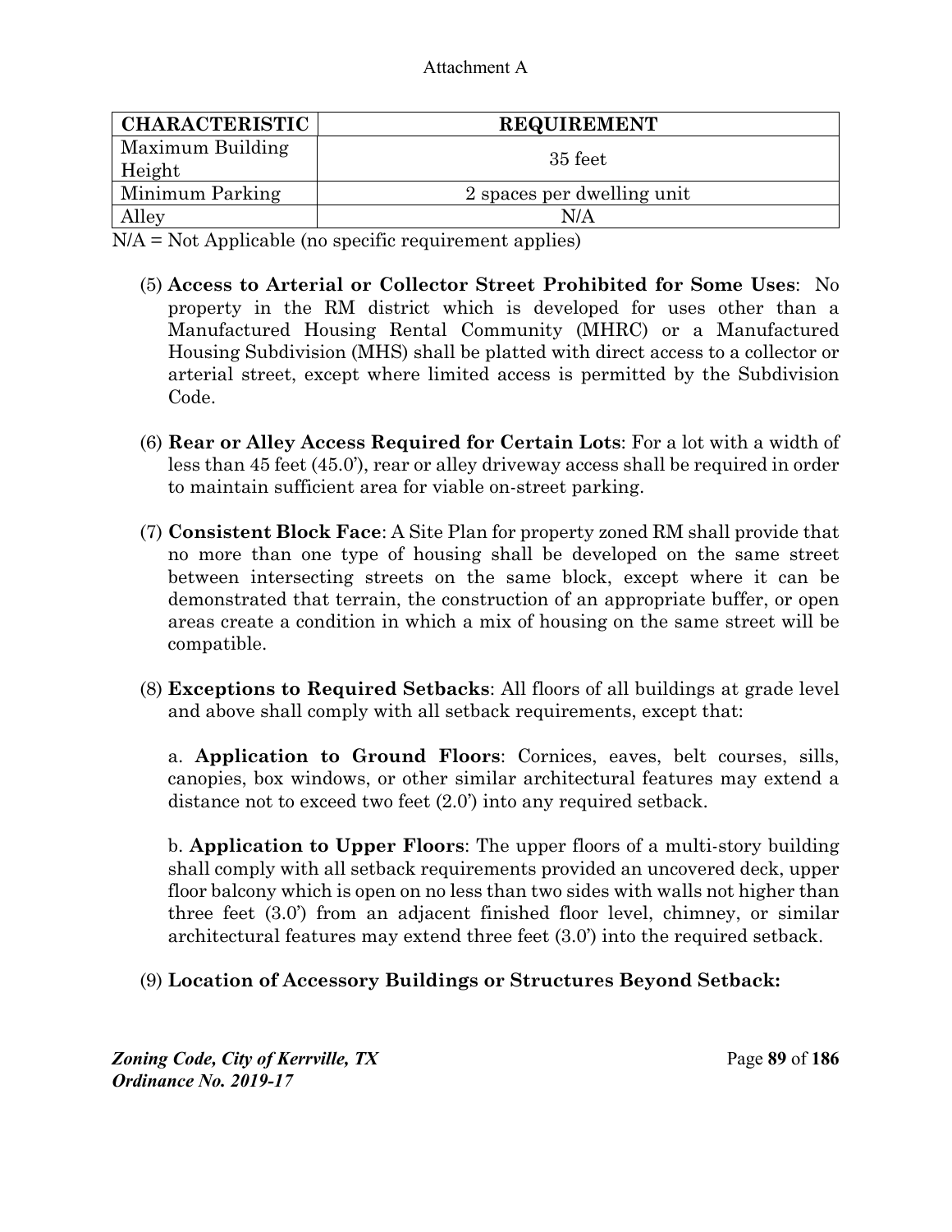Attachment A

| CHARACTERISTIC | REQUIREMENT |
| --- | --- |
| Maximum Building Height | 35 feet |
| Minimum Parking | 2 spaces per dwelling unit |
| Alley | N/A |

N/A = Not Applicable (no specific requirement applies)

(5) **Access to Arterial or Collector Street Prohibited for Some Uses**: No property in the RM district which is developed for uses other than a Manufactured Housing Rental Community (MHRC) or a Manufactured Housing Subdivision (MHS) shall be platted with direct access to a collector or arterial street, except where limited access is permitted by the Subdivision Code.

(6) **Rear or Alley Access Required for Certain Lots**: For a lot with a width of less than 45 feet (45.0'), rear or alley driveway access shall be required in order to maintain sufficient area for viable on-street parking.

(7) **Consistent Block Face**: A Site Plan for property zoned RM shall provide that no more than one type of housing shall be developed on the same street between intersecting streets on the same block, except where it can be demonstrated that terrain, the construction of an appropriate buffer, or open areas create a condition in which a mix of housing on the same street will be compatible.

(8) **Exceptions to Required Setbacks**: All floors of all buildings at grade level and above shall comply with all setback requirements, except that:

a. **Application to Ground Floors**: Cornices, eaves, belt courses, sills, canopies, box windows, or other similar architectural features may extend a distance not to exceed two feet (2.0') into any required setback.

b. **Application to Upper Floors**: The upper floors of a multi-story building shall comply with all setback requirements provided an uncovered deck, upper floor balcony which is open on no less than two sides with walls not higher than three feet (3.0') from an adjacent finished floor level, chimney, or similar architectural features may extend three feet (3.0') into the required setback.

(9) **Location of Accessory Buildings or Structures Beyond Setback:**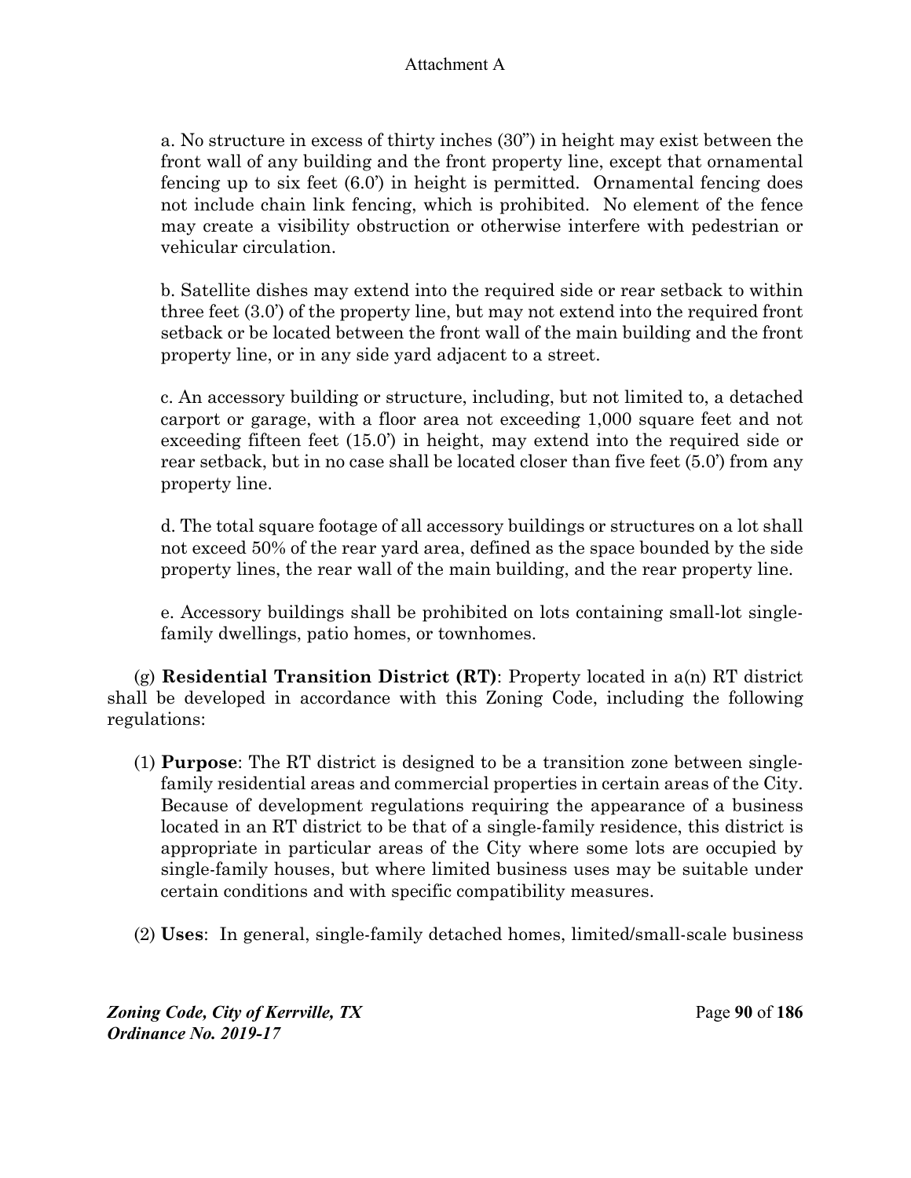a. No structure in excess of thirty inches (30") in height may exist between the front wall of any building and the front property line, except that ornamental fencing up to six feet (6.0') in height is permitted. Ornamental fencing does not include chain link fencing, which is prohibited. No element of the fence may create a visibility obstruction or otherwise interfere with pedestrian or vehicular circulation.

b. Satellite dishes may extend into the required side or rear setback to within three feet (3.0') of the property line, but may not extend into the required front setback or be located between the front wall of the main building and the front property line, or in any side yard adjacent to a street.

c. An accessory building or structure, including, but not limited to, a detached carport or garage, with a floor area not exceeding 1,000 square feet and not exceeding fifteen feet (15.0') in height, may extend into the required side or rear setback, but in no case shall be located closer than five feet (5.0') from any property line.

d. The total square footage of all accessory buildings or structures on a lot shall not exceed 50% of the rear yard area, defined as the space bounded by the side property lines, the rear wall of the main building, and the rear property line.

e. Accessory buildings shall be prohibited on lots containing small-lot single-family dwellings, patio homes, or townhomes.

(g) **Residential Transition District (RT)**: Property located in a(n) RT district shall be developed in accordance with this Zoning Code, including the following regulations:

(1) **Purpose**: The RT district is designed to be a transition zone between single-family residential areas and commercial properties in certain areas of the City. Because of development regulations requiring the appearance of a business located in an RT district to be that of a single-family residence, this district is appropriate in particular areas of the City where some lots are occupied by single-family houses, but where limited business uses may be suitable under certain conditions and with specific compatibility measures.

(2) **Uses**: In general, single-family detached homes, limited/small-scale business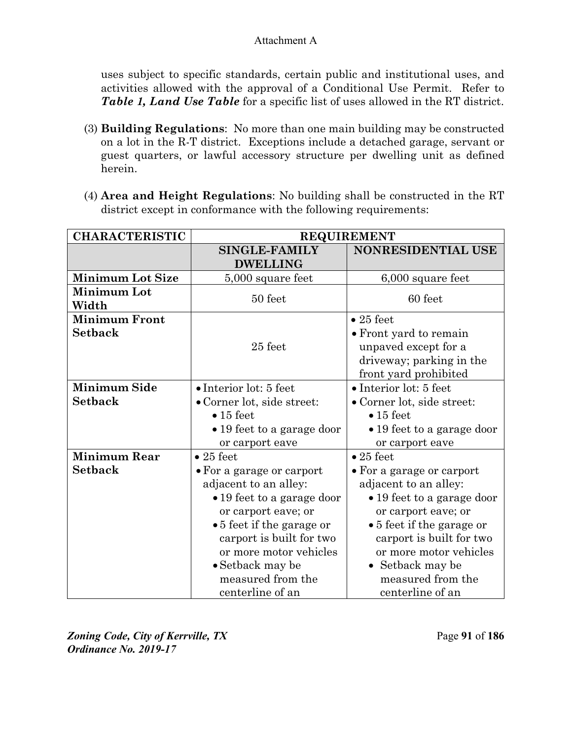uses subject to specific standards, certain public and institutional uses, and activities allowed with the approval of a Conditional Use Permit. Refer to ***Table 1, Land Use Table*** for a specific list of uses allowed in the RT district.

(3) **Building Regulations**: No more than one main building may be constructed on a lot in the R-T district. Exceptions include a detached garage, servant or guest quarters, or lawful accessory structure per dwelling unit as defined herein.

(4) **Area and Height Regulations**: No building shall be constructed in the RT district except in conformance with the following requirements:

| CHARACTERISTIC | REQUIREMENT | |
|---|---|---|
| | **SINGLE-FAMILY DWELLING** | **NONRESIDENTIAL USE** |
| **Minimum Lot Size** | 5,000 square feet | 6,000 square feet |
| **Minimum Lot Width** | 50 feet | 60 feet |
| **Minimum Front Setback** | 25 feet | • 25 feet<br>• Front yard to remain unpaved except for a driveway; parking in the front yard prohibited |
| **Minimum Side Setback** | • Interior lot: 5 feet<br>• Corner lot, side street:<br>  • 15 feet<br>  • 19 feet to a garage door or carport eave | • Interior lot: 5 feet<br>• Corner lot, side street:<br>  • 15 feet<br>  • 19 feet to a garage door or carport eave |
| **Minimum Rear Setback** | • 25 feet<br>• For a garage or carport adjacent to an alley:<br>  • 19 feet to a garage door or carport eave; or<br>  • 5 feet if the garage or carport is built for two or more motor vehicles<br>  • Setback may be measured from the centerline of an | • 25 feet<br>• For a garage or carport adjacent to an alley:<br>  • 19 feet to a garage door or carport eave; or<br>  • 5 feet if the garage or carport is built for two or more motor vehicles<br>  • Setback may be measured from the centerline of an |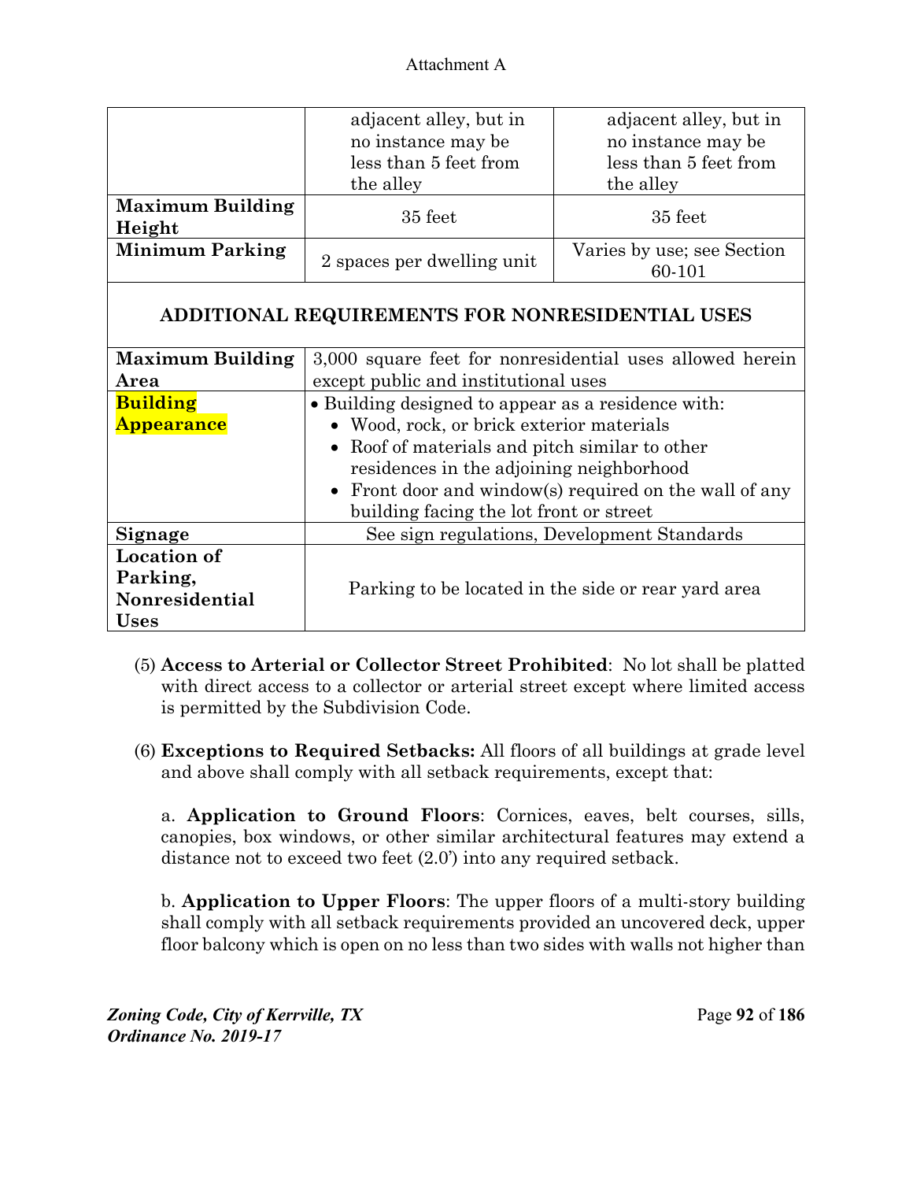Attachment A

| | | |
|---|---|---|
| | adjacent alley, but in no instance may be less than 5 feet from the alley | adjacent alley, but in no instance may be less than 5 feet from the alley |
| **Maximum Building Height** | 35 feet | 35 feet |
| **Minimum Parking** | 2 spaces per dwelling unit | Varies by use; see Section 60-101 |

| **ADDITIONAL REQUIREMENTS FOR NONRESIDENTIAL USES** | |
|---|---|
| **Maximum Building Area** | 3,000 square feet for nonresidential uses allowed herein except public and institutional uses |
| **Building Appearance** | • Building designed to appear as a residence with: <br>• Wood, rock, or brick exterior materials <br>• Roof of materials and pitch similar to other residences in the adjoining neighborhood <br>• Front door and window(s) required on the wall of any building facing the lot front or street |
| **Signage** | See sign regulations, Development Standards |
| **Location of Parking, Nonresidential Uses** | Parking to be located in the side or rear yard area |

(5) **Access to Arterial or Collector Street Prohibited**: No lot shall be platted with direct access to a collector or arterial street except where limited access is permitted by the Subdivision Code.

(6) **Exceptions to Required Setbacks:** All floors of all buildings at grade level and above shall comply with all setback requirements, except that:

a. **Application to Ground Floors**: Cornices, eaves, belt courses, sills, canopies, box windows, or other similar architectural features may extend a distance not to exceed two feet (2.0') into any required setback.

b. **Application to Upper Floors**: The upper floors of a multi-story building shall comply with all setback requirements provided an uncovered deck, upper floor balcony which is open on no less than two sides with walls not higher than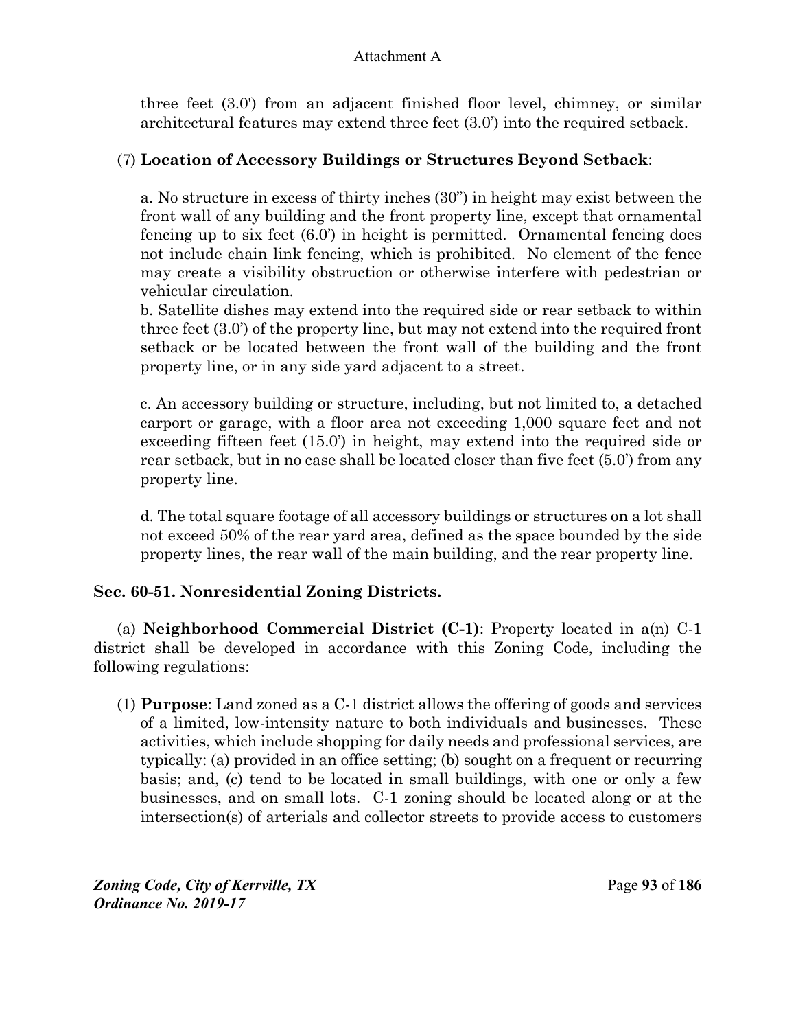three feet (3.0') from an adjacent finished floor level, chimney, or similar architectural features may extend three feet (3.0') into the required setback.

(7) **Location of Accessory Buildings or Structures Beyond Setback**:

a. No structure in excess of thirty inches (30") in height may exist between the front wall of any building and the front property line, except that ornamental fencing up to six feet (6.0') in height is permitted. Ornamental fencing does not include chain link fencing, which is prohibited. No element of the fence may create a visibility obstruction or otherwise interfere with pedestrian or vehicular circulation.

b. Satellite dishes may extend into the required side or rear setback to within three feet (3.0') of the property line, but may not extend into the required front setback or be located between the front wall of the building and the front property line, or in any side yard adjacent to a street.

c. An accessory building or structure, including, but not limited to, a detached carport or garage, with a floor area not exceeding 1,000 square feet and not exceeding fifteen feet (15.0') in height, may extend into the required side or rear setback, but in no case shall be located closer than five feet (5.0') from any property line.

d. The total square footage of all accessory buildings or structures on a lot shall not exceed 50% of the rear yard area, defined as the space bounded by the side property lines, the rear wall of the main building, and the rear property line.

### Sec. 60-51. Nonresidential Zoning Districts.

(a) **Neighborhood Commercial District (C-1)**: Property located in a(n) C-1 district shall be developed in accordance with this Zoning Code, including the following regulations:

(1) **Purpose**: Land zoned as a C-1 district allows the offering of goods and services of a limited, low-intensity nature to both individuals and businesses. These activities, which include shopping for daily needs and professional services, are typically: (a) provided in an office setting; (b) sought on a frequent or recurring basis; and, (c) tend to be located in small buildings, with one or only a few businesses, and on small lots. C-1 zoning should be located along or at the intersection(s) of arterials and collector streets to provide access to customers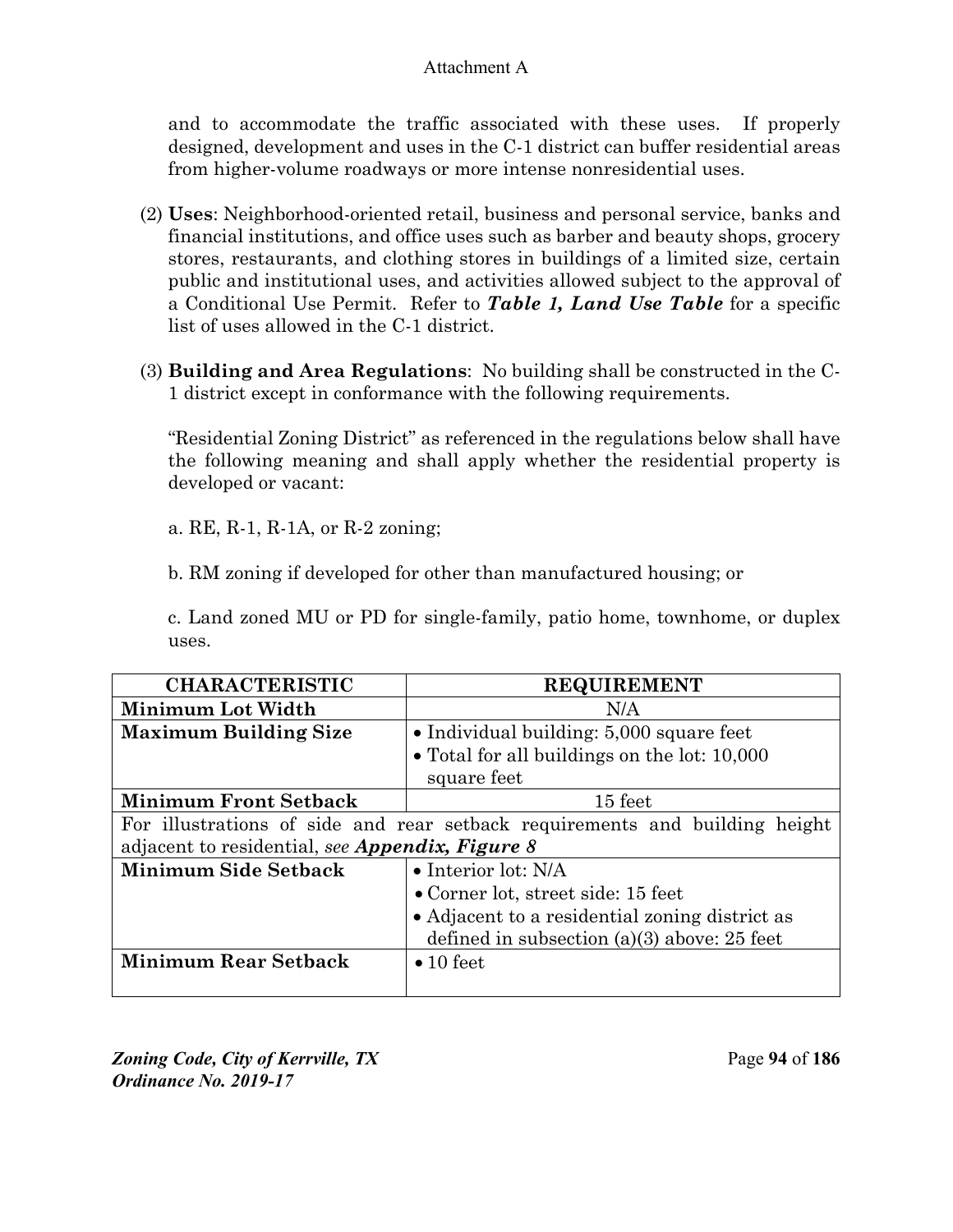and to accommodate the traffic associated with these uses. If properly designed, development and uses in the C-1 district can buffer residential areas from higher-volume roadways or more intense nonresidential uses.

(2) **Uses**: Neighborhood-oriented retail, business and personal service, banks and financial institutions, and office uses such as barber and beauty shops, grocery stores, restaurants, and clothing stores in buildings of a limited size, certain public and institutional uses, and activities allowed subject to the approval of a Conditional Use Permit. Refer to ***Table 1, Land Use Table*** for a specific list of uses allowed in the C-1 district.

(3) **Building and Area Regulations**: No building shall be constructed in the C-1 district except in conformance with the following requirements.

"Residential Zoning District" as referenced in the regulations below shall have the following meaning and shall apply whether the residential property is developed or vacant:

a. RE, R-1, R-1A, or R-2 zoning;

b. RM zoning if developed for other than manufactured housing; or

c. Land zoned MU or PD for single-family, patio home, townhome, or duplex uses.

| CHARACTERISTIC | REQUIREMENT |
|---|---|
| **Minimum Lot Width** | N/A |
| **Maximum Building Size** | • Individual building: 5,000 square feet<br>• Total for all buildings on the lot: 10,000 square feet |
| **Minimum Front Setback** | 15 feet |
| For illustrations of side and rear setback requirements and building height adjacent to residential, *see **Appendix, Figure 8*** | |
| **Minimum Side Setback** | • Interior lot: N/A<br>• Corner lot, street side: 15 feet<br>• Adjacent to a residential zoning district as defined in subsection (a)(3) above: 25 feet |
| **Minimum Rear Setback** | • 10 feet |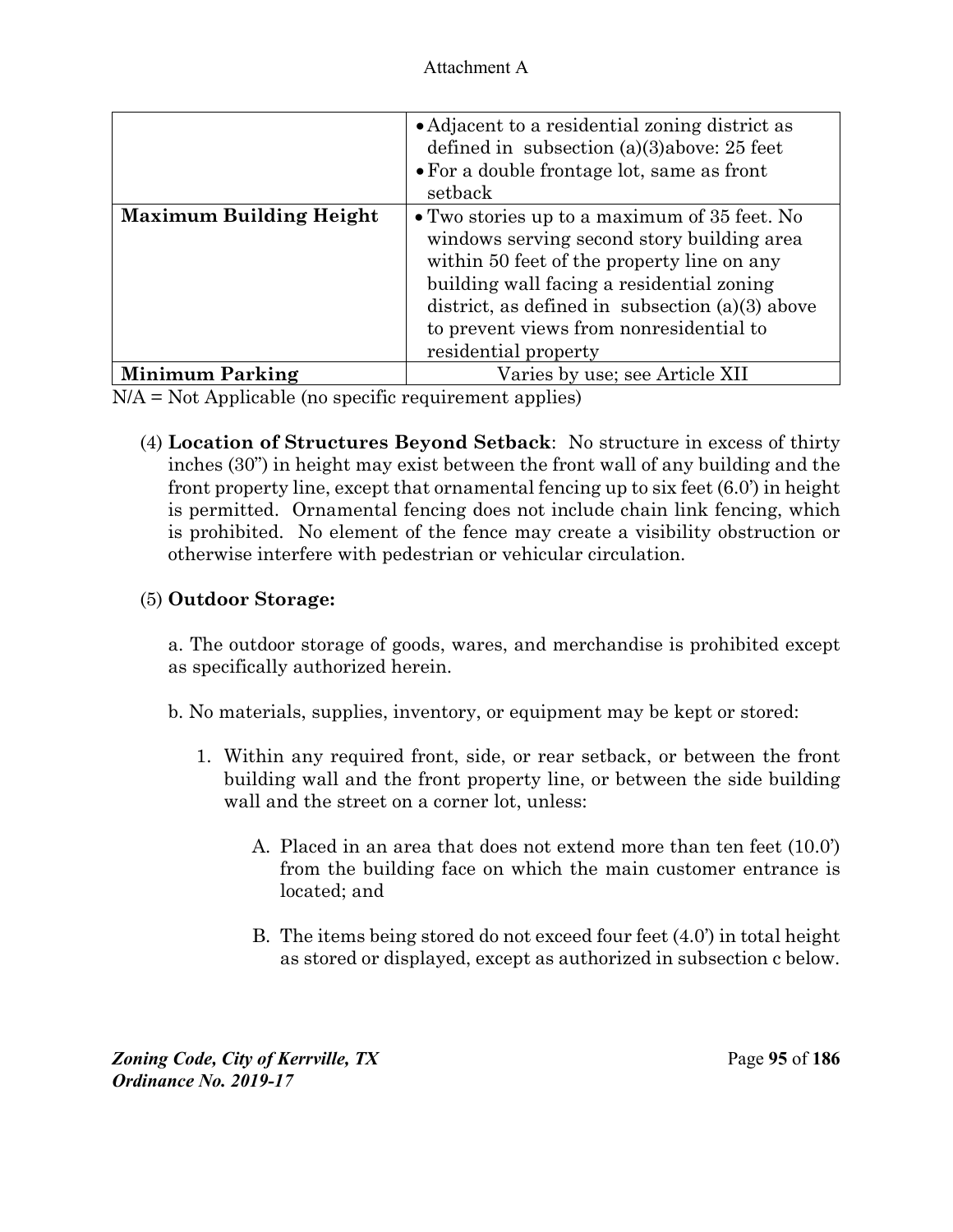Attachment A

| | |
|---|---|
| | • Adjacent to a residential zoning district as defined in subsection (a)(3)above: 25 feet<br>• For a double frontage lot, same as front setback |
| **Maximum Building Height** | • Two stories up to a maximum of 35 feet. No windows serving second story building area within 50 feet of the property line on any building wall facing a residential zoning district, as defined in subsection (a)(3) above to prevent views from nonresidential to residential property |
| **Minimum Parking** | Varies by use; see Article XII |

N/A = Not Applicable (no specific requirement applies)

(4) **Location of Structures Beyond Setback**: No structure in excess of thirty inches (30") in height may exist between the front wall of any building and the front property line, except that ornamental fencing up to six feet (6.0') in height is permitted. Ornamental fencing does not include chain link fencing, which is prohibited. No element of the fence may create a visibility obstruction or otherwise interfere with pedestrian or vehicular circulation.

(5) **Outdoor Storage:**

a. The outdoor storage of goods, wares, and merchandise is prohibited except as specifically authorized herein.

b. No materials, supplies, inventory, or equipment may be kept or stored:

1. Within any required front, side, or rear setback, or between the front building wall and the front property line, or between the side building wall and the street on a corner lot, unless:

    A. Placed in an area that does not extend more than ten feet (10.0') from the building face on which the main customer entrance is located; and

    B. The items being stored do not exceed four feet (4.0') in total height as stored or displayed, except as authorized in subsection c below.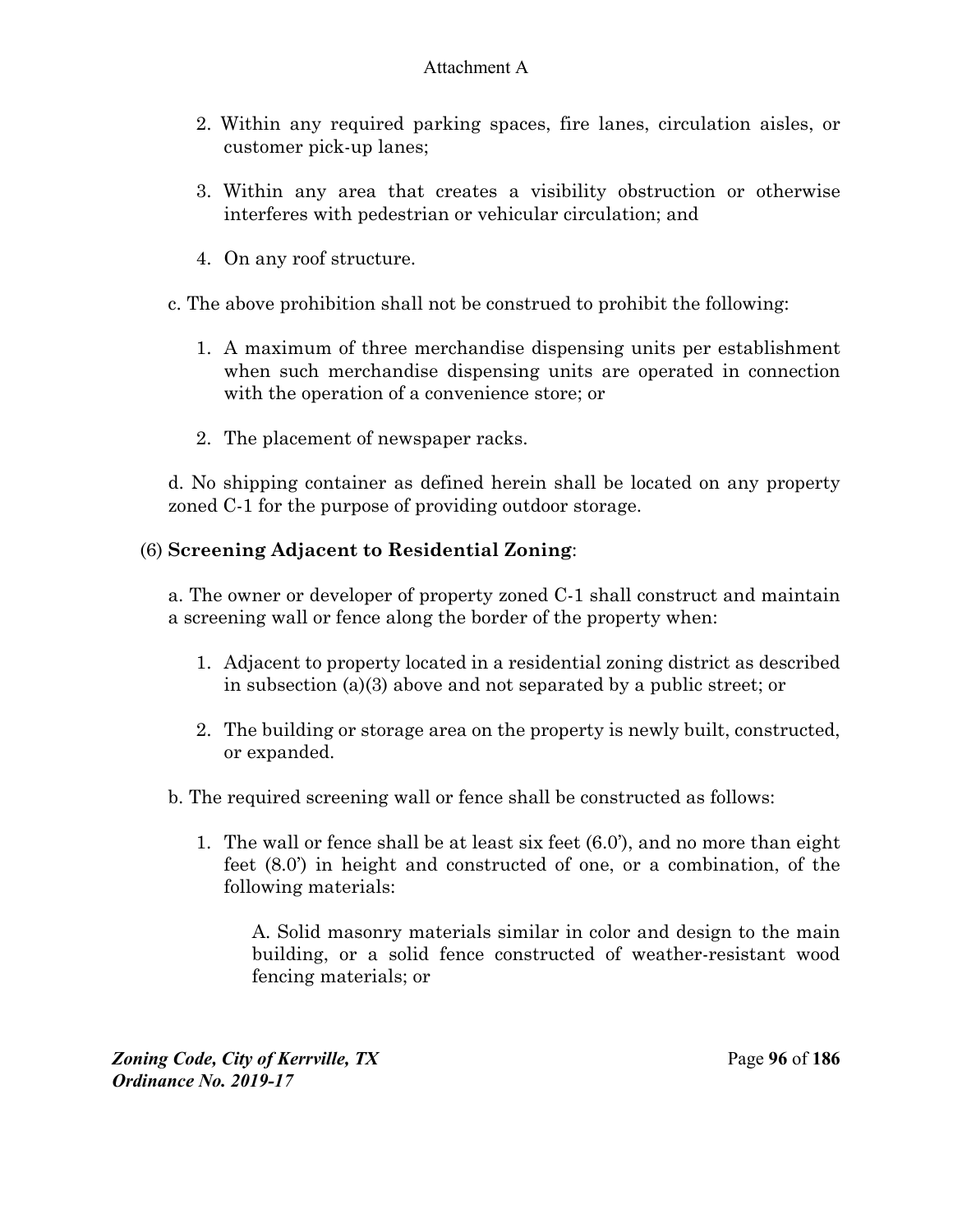2. Within any required parking spaces, fire lanes, circulation aisles, or customer pick-up lanes;

3. Within any area that creates a visibility obstruction or otherwise interferes with pedestrian or vehicular circulation; and

4. On any roof structure.

c. The above prohibition shall not be construed to prohibit the following:

1. A maximum of three merchandise dispensing units per establishment when such merchandise dispensing units are operated in connection with the operation of a convenience store; or

2. The placement of newspaper racks.

d. No shipping container as defined herein shall be located on any property zoned C-1 for the purpose of providing outdoor storage.

(6) **Screening Adjacent to Residential Zoning**:

a. The owner or developer of property zoned C-1 shall construct and maintain a screening wall or fence along the border of the property when:

1. Adjacent to property located in a residential zoning district as described in subsection (a)(3) above and not separated by a public street; or

2. The building or storage area on the property is newly built, constructed, or expanded.

b. The required screening wall or fence shall be constructed as follows:

1. The wall or fence shall be at least six feet (6.0'), and no more than eight feet (8.0') in height and constructed of one, or a combination, of the following materials:

A. Solid masonry materials similar in color and design to the main building, or a solid fence constructed of weather-resistant wood fencing materials; or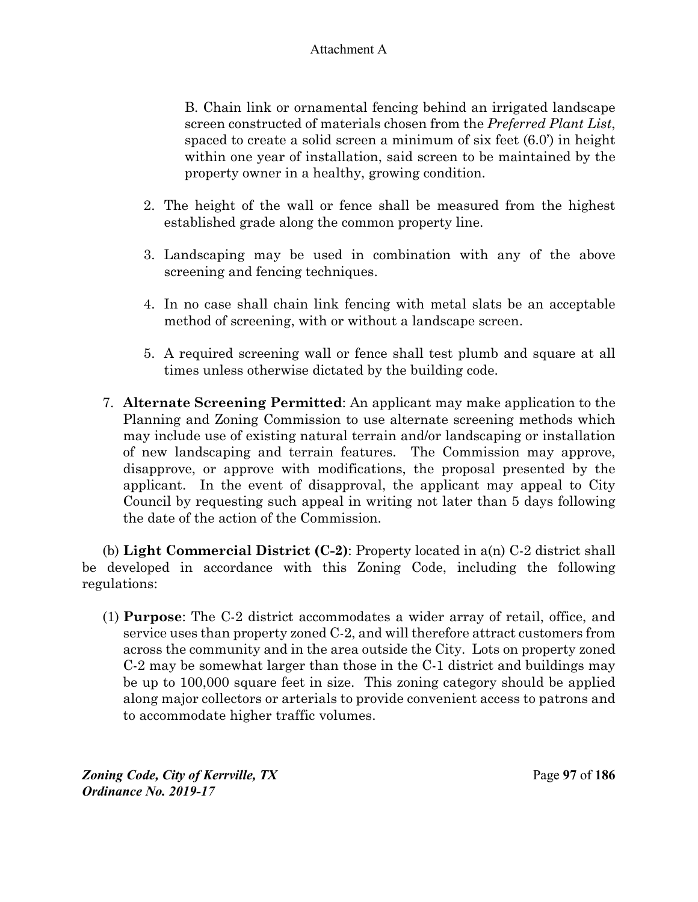B. Chain link or ornamental fencing behind an irrigated landscape screen constructed of materials chosen from the *Preferred Plant List*, spaced to create a solid screen a minimum of six feet (6.0') in height within one year of installation, said screen to be maintained by the property owner in a healthy, growing condition.

2. The height of the wall or fence shall be measured from the highest established grade along the common property line.

3. Landscaping may be used in combination with any of the above screening and fencing techniques.

4. In no case shall chain link fencing with metal slats be an acceptable method of screening, with or without a landscape screen.

5. A required screening wall or fence shall test plumb and square at all times unless otherwise dictated by the building code.

7. **Alternate Screening Permitted**: An applicant may make application to the Planning and Zoning Commission to use alternate screening methods which may include use of existing natural terrain and/or landscaping or installation of new landscaping and terrain features. The Commission may approve, disapprove, or approve with modifications, the proposal presented by the applicant. In the event of disapproval, the applicant may appeal to City Council by requesting such appeal in writing not later than 5 days following the date of the action of the Commission.

(b) **Light Commercial District (C-2)**: Property located in a(n) C-2 district shall be developed in accordance with this Zoning Code, including the following regulations:

(1) **Purpose**: The C-2 district accommodates a wider array of retail, office, and service uses than property zoned C-2, and will therefore attract customers from across the community and in the area outside the City. Lots on property zoned C-2 may be somewhat larger than those in the C-1 district and buildings may be up to 100,000 square feet in size. This zoning category should be applied along major collectors or arterials to provide convenient access to patrons and to accommodate higher traffic volumes.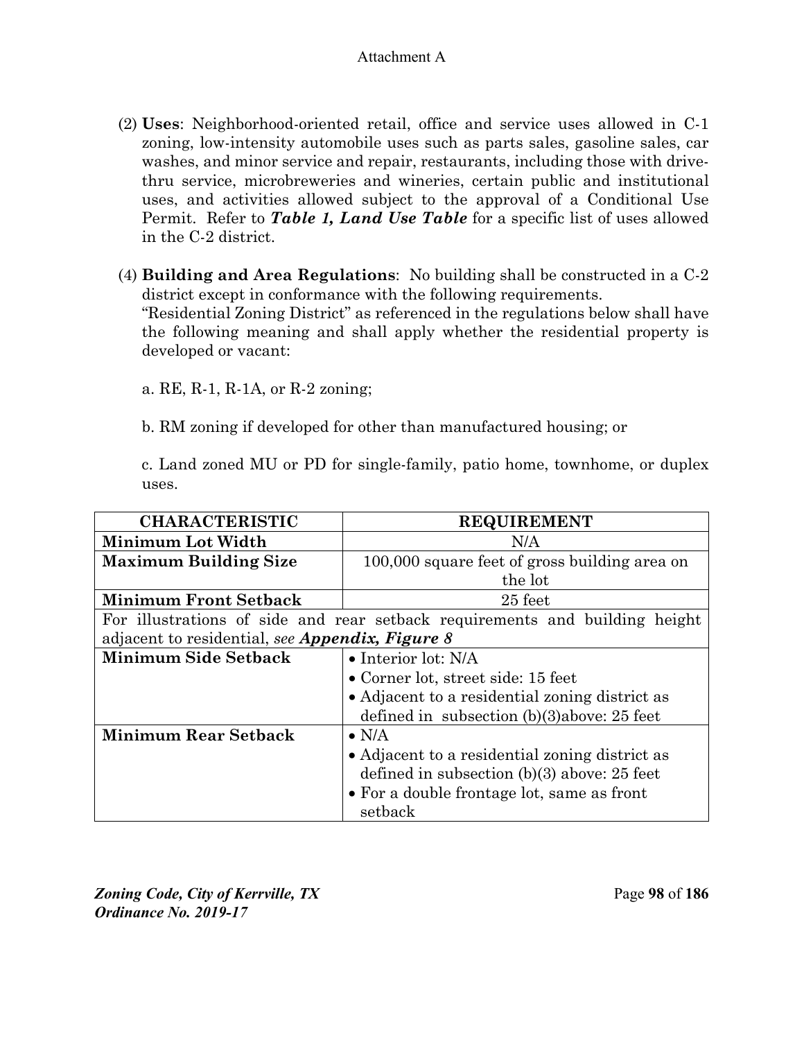(2) **Uses**: Neighborhood-oriented retail, office and service uses allowed in C-1 zoning, low-intensity automobile uses such as parts sales, gasoline sales, car washes, and minor service and repair, restaurants, including those with drive-thru service, microbreweries and wineries, certain public and institutional uses, and activities allowed subject to the approval of a Conditional Use Permit. Refer to ***Table 1, Land Use Table*** for a specific list of uses allowed in the C-2 district.

(4) **Building and Area Regulations**: No building shall be constructed in a C-2 district except in conformance with the following requirements.
"Residential Zoning District" as referenced in the regulations below shall have the following meaning and shall apply whether the residential property is developed or vacant:

a. RE, R-1, R-1A, or R-2 zoning;

b. RM zoning if developed for other than manufactured housing; or

c. Land zoned MU or PD for single-family, patio home, townhome, or duplex uses.

| CHARACTERISTIC | REQUIREMENT |
|---|---|
| **Minimum Lot Width** | N/A |
| **Maximum Building Size** | 100,000 square feet of gross building area on the lot |
| **Minimum Front Setback** | 25 feet |
| For illustrations of side and rear setback requirements and building height adjacent to residential, *see* ***Appendix, Figure 8*** | |
| **Minimum Side Setback** | • Interior lot: N/A<br>• Corner lot, street side: 15 feet<br>• Adjacent to a residential zoning district as defined in subsection (b)(3)above: 25 feet |
| **Minimum Rear Setback** | • N/A<br>• Adjacent to a residential zoning district as defined in subsection (b)(3) above: 25 feet<br>• For a double frontage lot, same as front setback |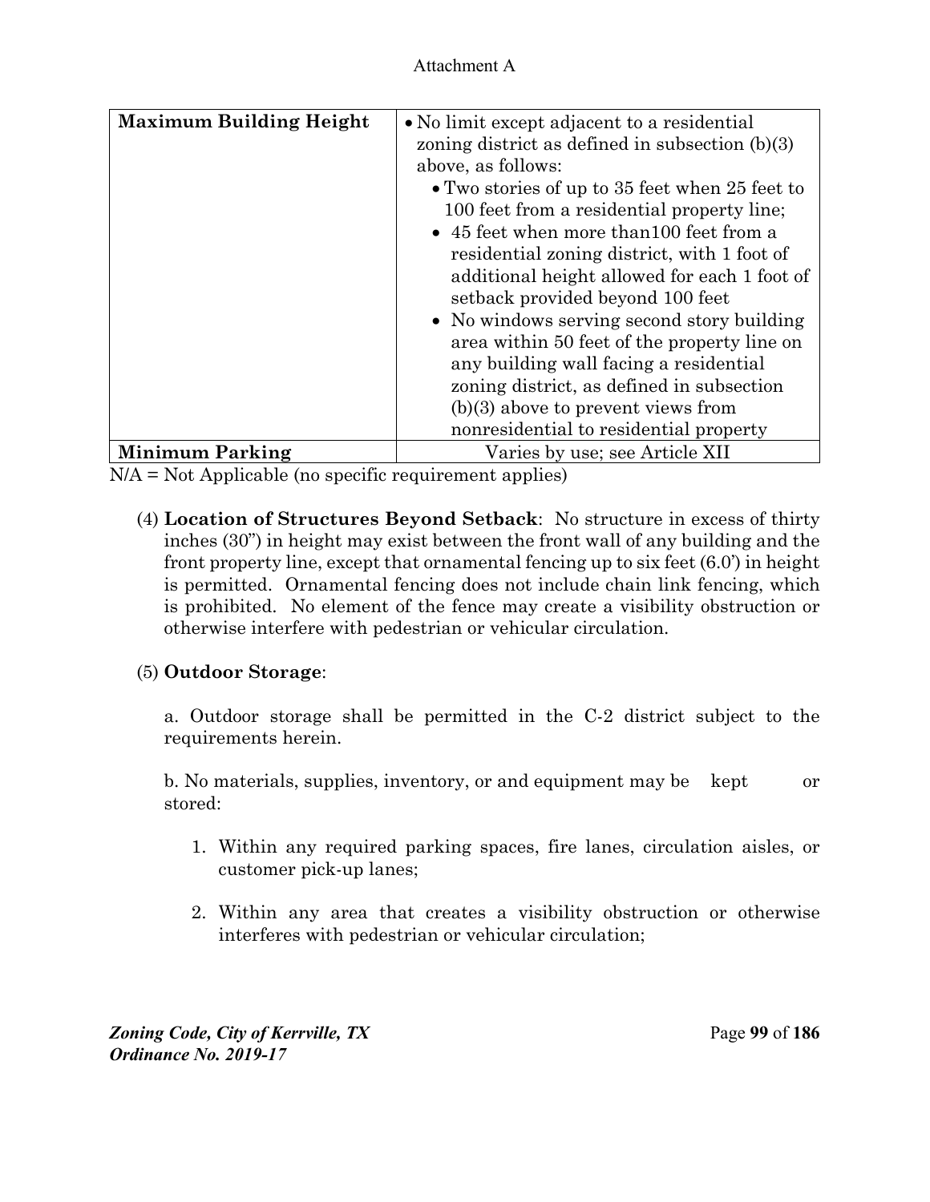Attachment A

| **Maximum Building Height** | • No limit except adjacent to a residential zoning district as defined in subsection (b)(3) above, as follows:<br>• Two stories of up to 35 feet when 25 feet to 100 feet from a residential property line;<br>• 45 feet when more than100 feet from a residential zoning district, with 1 foot of additional height allowed for each 1 foot of setback provided beyond 100 feet<br>• No windows serving second story building area within 50 feet of the property line on any building wall facing a residential zoning district, as defined in subsection (b)(3) above to prevent views from nonresidential to residential property |
|---|---|
| **Minimum Parking** | Varies by use; see Article XII |

N/A = Not Applicable (no specific requirement applies)

(4) **Location of Structures Beyond Setback**: No structure in excess of thirty inches (30") in height may exist between the front wall of any building and the front property line, except that ornamental fencing up to six feet (6.0') in height is permitted. Ornamental fencing does not include chain link fencing, which is prohibited. No element of the fence may create a visibility obstruction or otherwise interfere with pedestrian or vehicular circulation.

(5) **Outdoor Storage**:

a. Outdoor storage shall be permitted in the C-2 district subject to the requirements herein.

b. No materials, supplies, inventory, or and equipment may be kept or stored:

1. Within any required parking spaces, fire lanes, circulation aisles, or customer pick-up lanes;

2. Within any area that creates a visibility obstruction or otherwise interferes with pedestrian or vehicular circulation;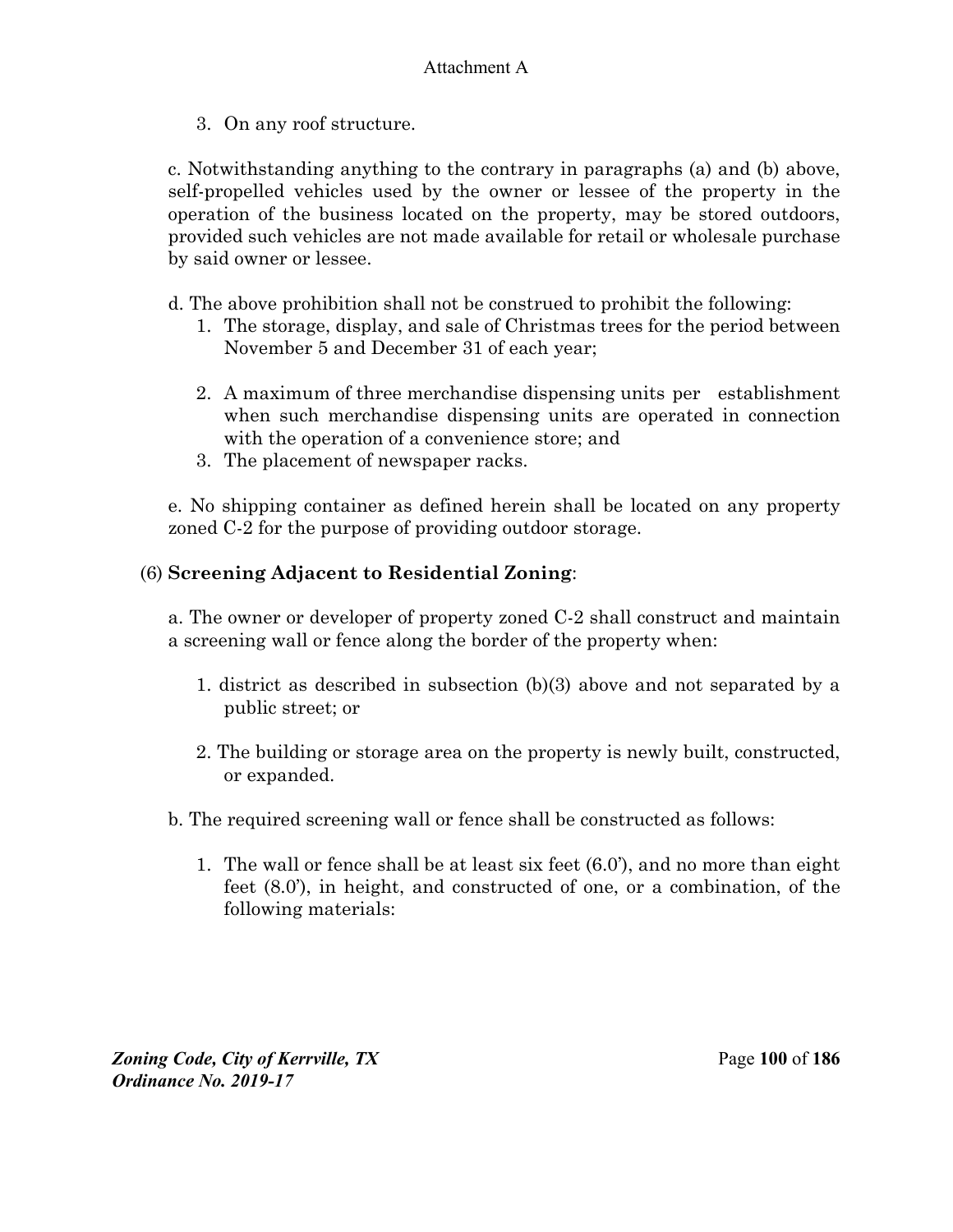3. On any roof structure.

c. Notwithstanding anything to the contrary in paragraphs (a) and (b) above, self-propelled vehicles used by the owner or lessee of the property in the operation of the business located on the property, may be stored outdoors, provided such vehicles are not made available for retail or wholesale purchase by said owner or lessee.

d. The above prohibition shall not be construed to prohibit the following:

1. The storage, display, and sale of Christmas trees for the period between November 5 and December 31 of each year;
2. A maximum of three merchandise dispensing units per establishment when such merchandise dispensing units are operated in connection with the operation of a convenience store; and
3. The placement of newspaper racks.

e. No shipping container as defined herein shall be located on any property zoned C-2 for the purpose of providing outdoor storage.

(6) **Screening Adjacent to Residential Zoning**:

a. The owner or developer of property zoned C-2 shall construct and maintain a screening wall or fence along the border of the property when:

1. district as described in subsection (b)(3) above and not separated by a public street; or
2. The building or storage area on the property is newly built, constructed, or expanded.

b. The required screening wall or fence shall be constructed as follows:

1. The wall or fence shall be at least six feet (6.0'), and no more than eight feet (8.0'), in height, and constructed of one, or a combination, of the following materials: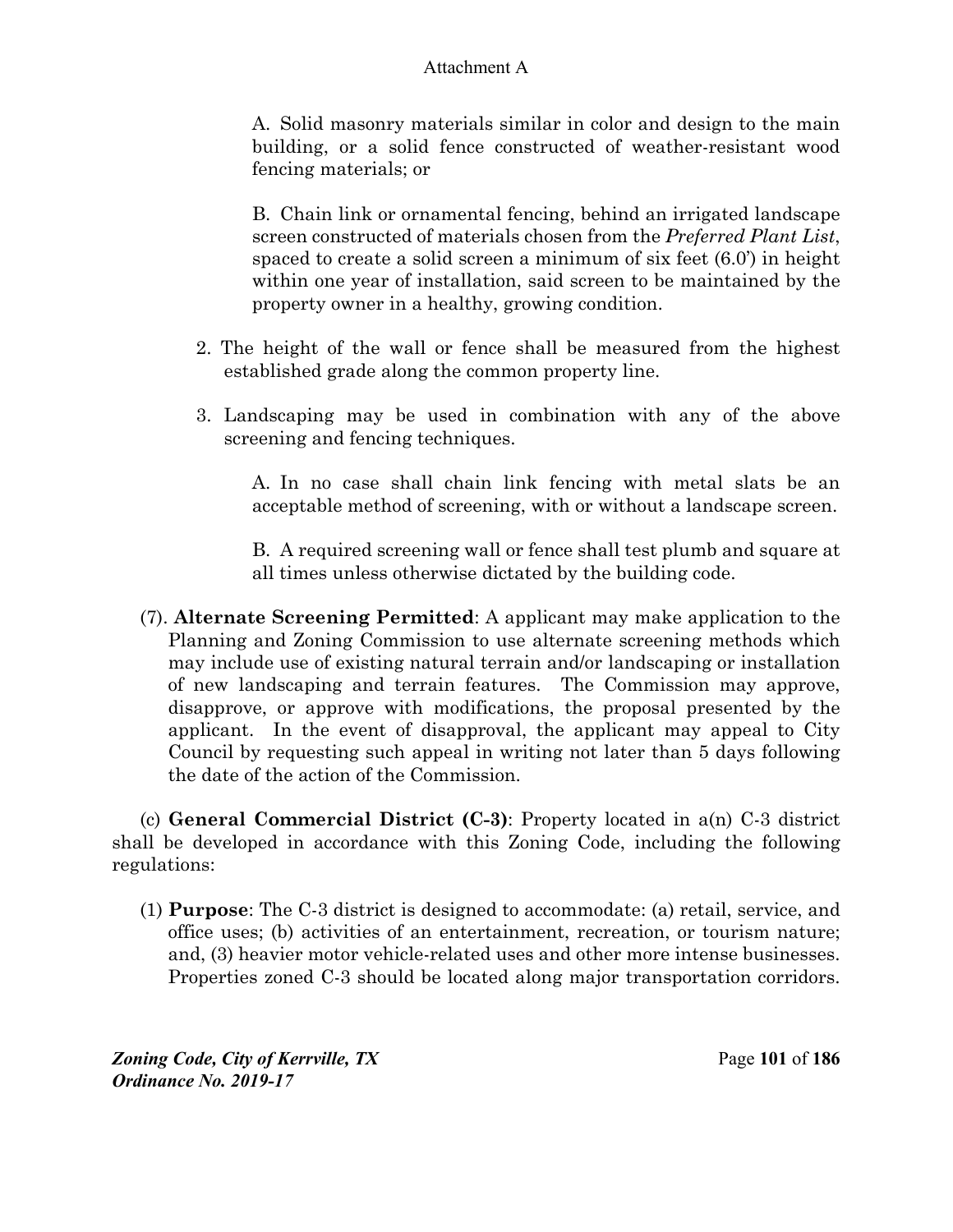A. Solid masonry materials similar in color and design to the main building, or a solid fence constructed of weather-resistant wood fencing materials; or

B. Chain link or ornamental fencing, behind an irrigated landscape screen constructed of materials chosen from the *Preferred Plant List*, spaced to create a solid screen a minimum of six feet (6.0') in height within one year of installation, said screen to be maintained by the property owner in a healthy, growing condition.

2. The height of the wall or fence shall be measured from the highest established grade along the common property line.

3. Landscaping may be used in combination with any of the above screening and fencing techniques.

A. In no case shall chain link fencing with metal slats be an acceptable method of screening, with or without a landscape screen.

B. A required screening wall or fence shall test plumb and square at all times unless otherwise dictated by the building code.

(7). **Alternate Screening Permitted**: A applicant may make application to the Planning and Zoning Commission to use alternate screening methods which may include use of existing natural terrain and/or landscaping or installation of new landscaping and terrain features. The Commission may approve, disapprove, or approve with modifications, the proposal presented by the applicant. In the event of disapproval, the applicant may appeal to City Council by requesting such appeal in writing not later than 5 days following the date of the action of the Commission.

(c) **General Commercial District (C-3)**: Property located in a(n) C-3 district shall be developed in accordance with this Zoning Code, including the following regulations:

(1) **Purpose**: The C-3 district is designed to accommodate: (a) retail, service, and office uses; (b) activities of an entertainment, recreation, or tourism nature; and, (3) heavier motor vehicle-related uses and other more intense businesses. Properties zoned C-3 should be located along major transportation corridors.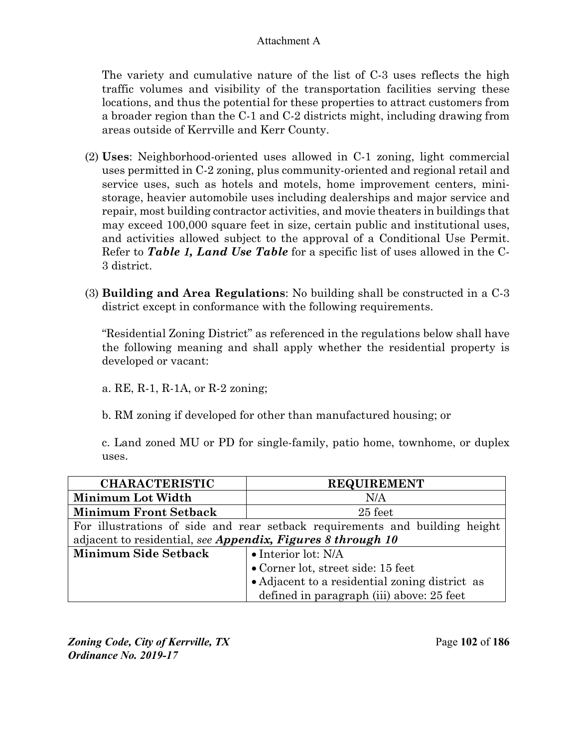The variety and cumulative nature of the list of C-3 uses reflects the high traffic volumes and visibility of the transportation facilities serving these locations, and thus the potential for these properties to attract customers from a broader region than the C-1 and C-2 districts might, including drawing from areas outside of Kerrville and Kerr County.

(2) **Uses**: Neighborhood-oriented uses allowed in C-1 zoning, light commercial uses permitted in C-2 zoning, plus community-oriented and regional retail and service uses, such as hotels and motels, home improvement centers, mini-storage, heavier automobile uses including dealerships and major service and repair, most building contractor activities, and movie theaters in buildings that may exceed 100,000 square feet in size, certain public and institutional uses, and activities allowed subject to the approval of a Conditional Use Permit. Refer to ***Table 1, Land Use Table*** for a specific list of uses allowed in the C-3 district.

(3) **Building and Area Regulations**: No building shall be constructed in a C-3 district except in conformance with the following requirements.

"Residential Zoning District" as referenced in the regulations below shall have the following meaning and shall apply whether the residential property is developed or vacant:

a. RE, R-1, R-1A, or R-2 zoning;

b. RM zoning if developed for other than manufactured housing; or

c. Land zoned MU or PD for single-family, patio home, townhome, or duplex uses.

| CHARACTERISTIC | REQUIREMENT |
|---|---|
| **Minimum Lot Width** | N/A |
| **Minimum Front Setback** | 25 feet |
| For illustrations of side and rear setback requirements and building height adjacent to residential, *see **Appendix, Figures 8 through 10*** | |
| **Minimum Side Setback** | • Interior lot: N/A<br>• Corner lot, street side: 15 feet<br>• Adjacent to a residential zoning district as defined in paragraph (iii) above: 25 feet |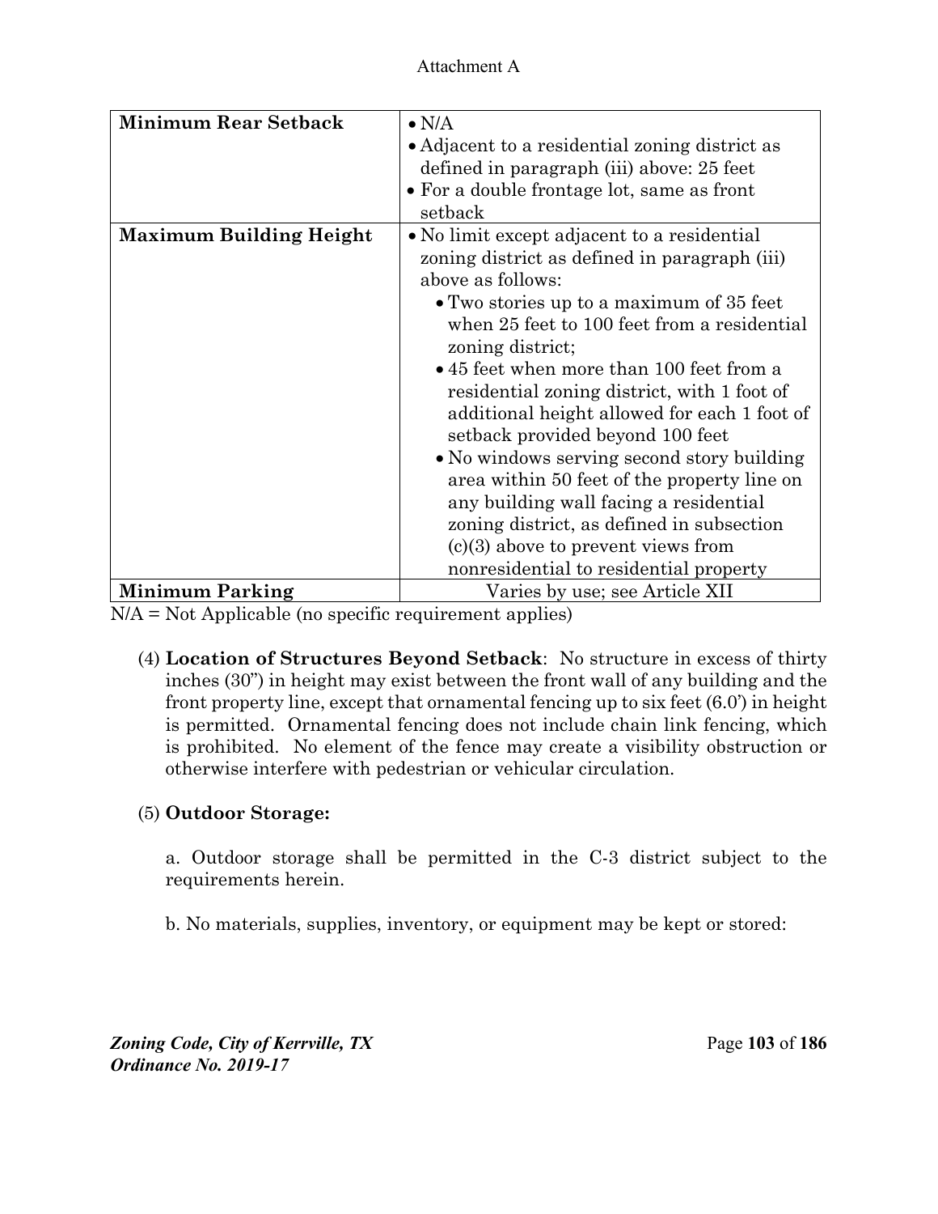| | |
|---|---|
| **Minimum Rear Setback** | • N/A<br>• Adjacent to a residential zoning district as defined in paragraph (iii) above: 25 feet<br>• For a double frontage lot, same as front setback |
| **Maximum Building Height** | • No limit except adjacent to a residential zoning district as defined in paragraph (iii) above as follows:<br>  • Two stories up to a maximum of 35 feet when 25 feet to 100 feet from a residential zoning district;<br>  • 45 feet when more than 100 feet from a residential zoning district, with 1 foot of additional height allowed for each 1 foot of setback provided beyond 100 feet<br>  • No windows serving second story building area within 50 feet of the property line on any building wall facing a residential zoning district, as defined in subsection (c)(3) above to prevent views from nonresidential to residential property |
| **Minimum Parking** | Varies by use; see Article XII |

N/A = Not Applicable (no specific requirement applies)

(4) **Location of Structures Beyond Setback**: No structure in excess of thirty inches (30") in height may exist between the front wall of any building and the front property line, except that ornamental fencing up to six feet (6.0') in height is permitted. Ornamental fencing does not include chain link fencing, which is prohibited. No element of the fence may create a visibility obstruction or otherwise interfere with pedestrian or vehicular circulation.

(5) **Outdoor Storage:**

a. Outdoor storage shall be permitted in the C-3 district subject to the requirements herein.

b. No materials, supplies, inventory, or equipment may be kept or stored: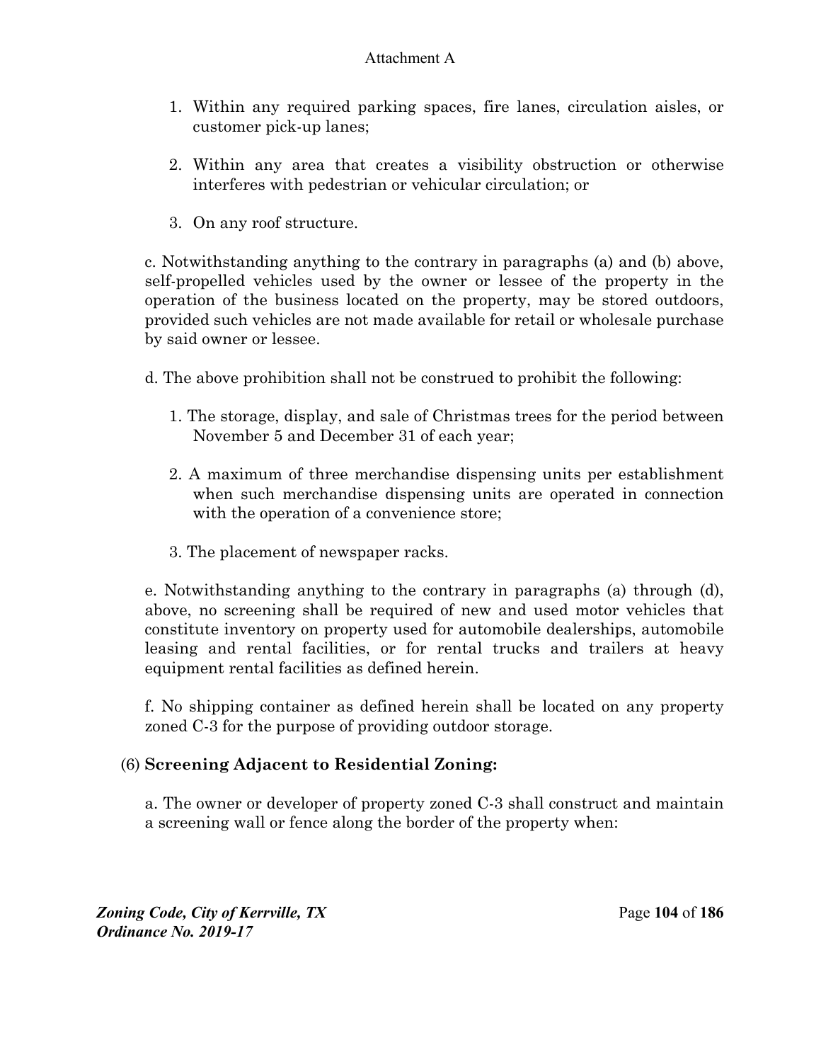1. Within any required parking spaces, fire lanes, circulation aisles, or customer pick-up lanes;

2. Within any area that creates a visibility obstruction or otherwise interferes with pedestrian or vehicular circulation; or

3. On any roof structure.

c. Notwithstanding anything to the contrary in paragraphs (a) and (b) above, self-propelled vehicles used by the owner or lessee of the property in the operation of the business located on the property, may be stored outdoors, provided such vehicles are not made available for retail or wholesale purchase by said owner or lessee.

d. The above prohibition shall not be construed to prohibit the following:

1. The storage, display, and sale of Christmas trees for the period between November 5 and December 31 of each year;

2. A maximum of three merchandise dispensing units per establishment when such merchandise dispensing units are operated in connection with the operation of a convenience store;

3. The placement of newspaper racks.

e. Notwithstanding anything to the contrary in paragraphs (a) through (d), above, no screening shall be required of new and used motor vehicles that constitute inventory on property used for automobile dealerships, automobile leasing and rental facilities, or for rental trucks and trailers at heavy equipment rental facilities as defined herein.

f. No shipping container as defined herein shall be located on any property zoned C-3 for the purpose of providing outdoor storage.

(6) **Screening Adjacent to Residential Zoning:**

a. The owner or developer of property zoned C-3 shall construct and maintain a screening wall or fence along the border of the property when: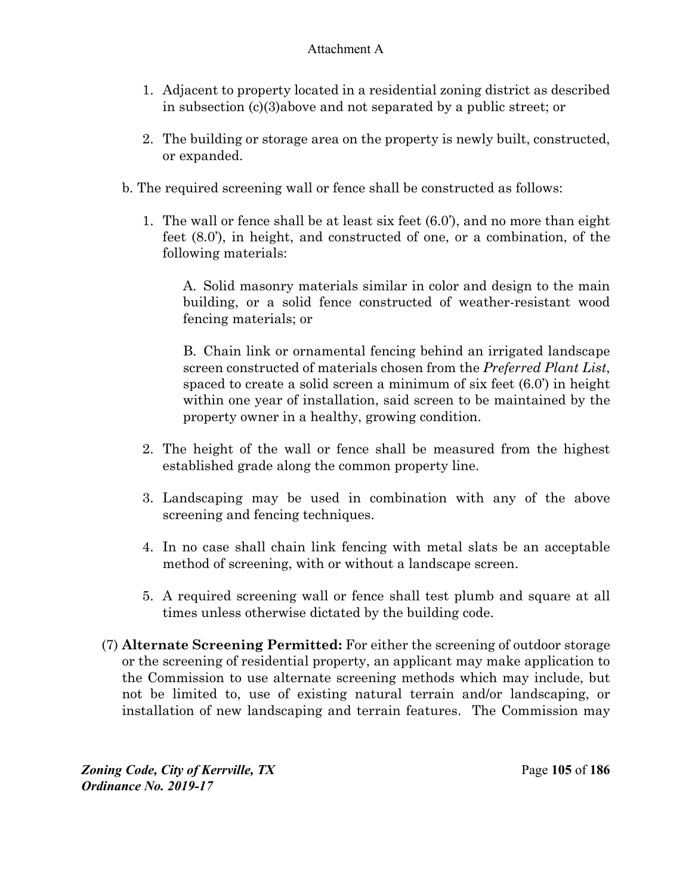1. Adjacent to property located in a residential zoning district as described in subsection (c)(3)above and not separated by a public street; or

2. The building or storage area on the property is newly built, constructed, or expanded.

b. The required screening wall or fence shall be constructed as follows:

1. The wall or fence shall be at least six feet (6.0'), and no more than eight feet (8.0'), in height, and constructed of one, or a combination, of the following materials:

   A. Solid masonry materials similar in color and design to the main building, or a solid fence constructed of weather-resistant wood fencing materials; or

   B. Chain link or ornamental fencing behind an irrigated landscape screen constructed of materials chosen from the *Preferred Plant List*, spaced to create a solid screen a minimum of six feet (6.0') in height within one year of installation, said screen to be maintained by the property owner in a healthy, growing condition.

2. The height of the wall or fence shall be measured from the highest established grade along the common property line.

3. Landscaping may be used in combination with any of the above screening and fencing techniques.

4. In no case shall chain link fencing with metal slats be an acceptable method of screening, with or without a landscape screen.

5. A required screening wall or fence shall test plumb and square at all times unless otherwise dictated by the building code.

(7) **Alternate Screening Permitted:** For either the screening of outdoor storage or the screening of residential property, an applicant may make application to the Commission to use alternate screening methods which may include, but not be limited to, use of existing natural terrain and/or landscaping, or installation of new landscaping and terrain features. The Commission may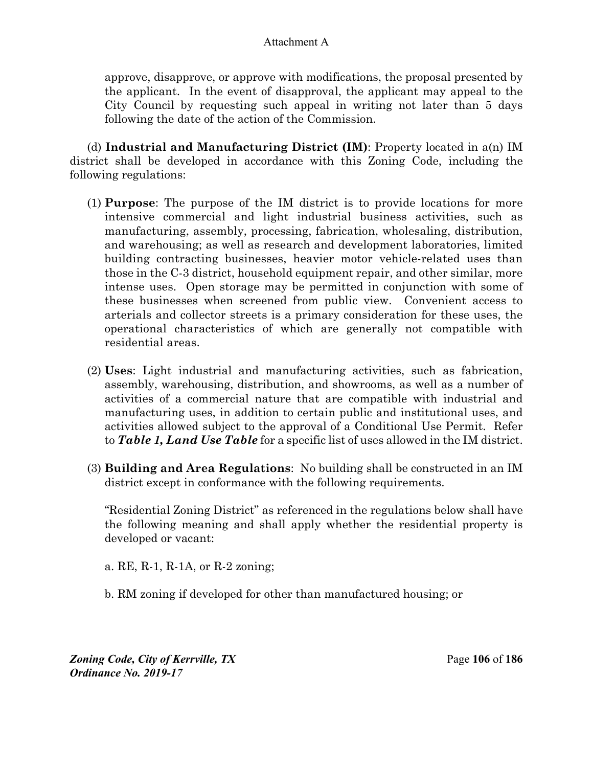approve, disapprove, or approve with modifications, the proposal presented by the applicant. In the event of disapproval, the applicant may appeal to the City Council by requesting such appeal in writing not later than 5 days following the date of the action of the Commission.

(d) **Industrial and Manufacturing District (IM)**: Property located in a(n) IM district shall be developed in accordance with this Zoning Code, including the following regulations:

(1) **Purpose**: The purpose of the IM district is to provide locations for more intensive commercial and light industrial business activities, such as manufacturing, assembly, processing, fabrication, wholesaling, distribution, and warehousing; as well as research and development laboratories, limited building contracting businesses, heavier motor vehicle-related uses than those in the C-3 district, household equipment repair, and other similar, more intense uses. Open storage may be permitted in conjunction with some of these businesses when screened from public view. Convenient access to arterials and collector streets is a primary consideration for these uses, the operational characteristics of which are generally not compatible with residential areas.

(2) **Uses**: Light industrial and manufacturing activities, such as fabrication, assembly, warehousing, distribution, and showrooms, as well as a number of activities of a commercial nature that are compatible with industrial and manufacturing uses, in addition to certain public and institutional uses, and activities allowed subject to the approval of a Conditional Use Permit. Refer to ***Table 1, Land Use Table*** for a specific list of uses allowed in the IM district.

(3) **Building and Area Regulations**: No building shall be constructed in an IM district except in conformance with the following requirements.

"Residential Zoning District" as referenced in the regulations below shall have the following meaning and shall apply whether the residential property is developed or vacant:

a. RE, R-1, R-1A, or R-2 zoning;

b. RM zoning if developed for other than manufactured housing; or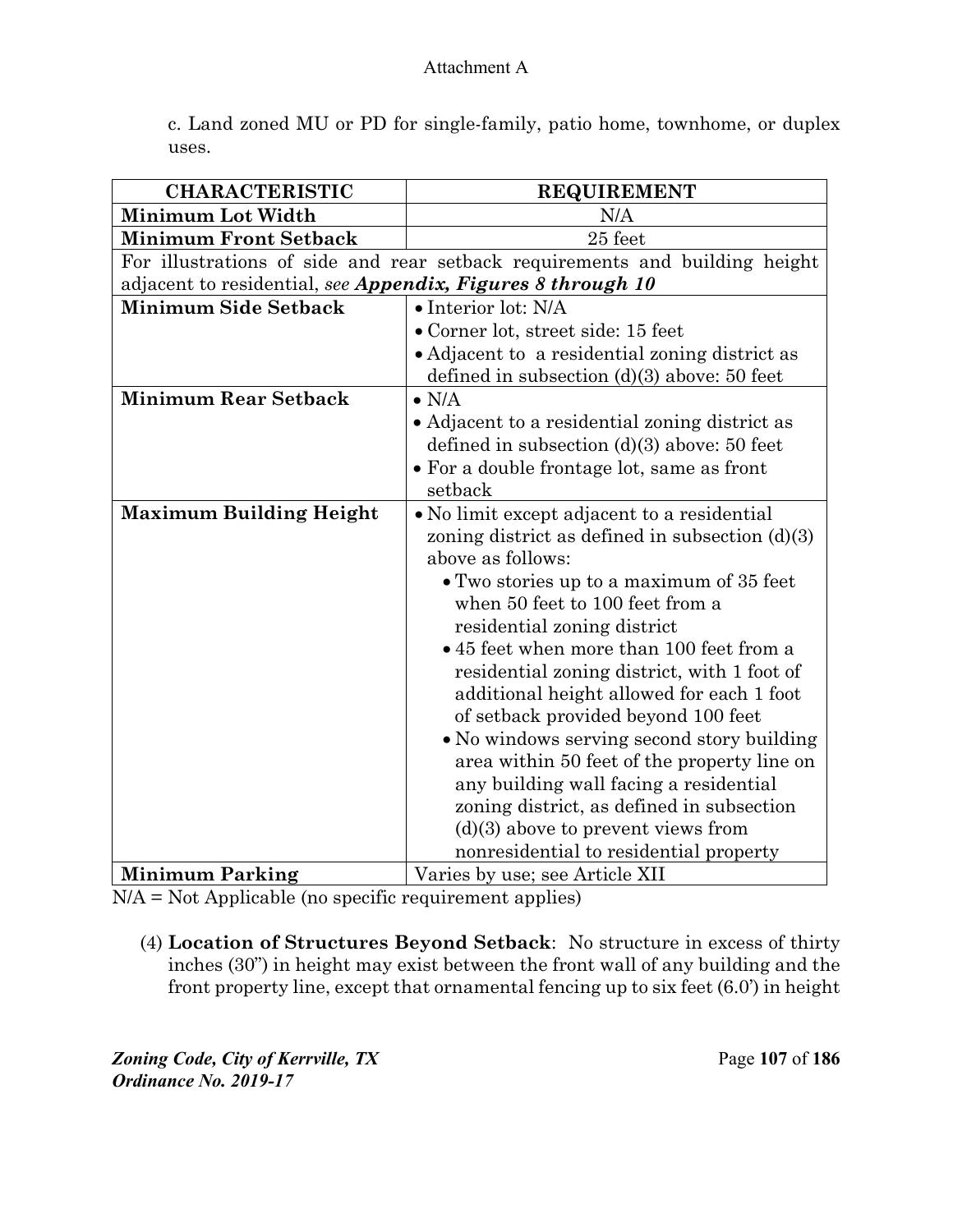c. Land zoned MU or PD for single-family, patio home, townhome, or duplex uses.

| CHARACTERISTIC | REQUIREMENT |
|---|---|
| **Minimum Lot Width** | N/A |
| **Minimum Front Setback** | 25 feet |
| For illustrations of side and rear setback requirements and building height adjacent to residential, *see **Appendix, Figures 8 through 10*** | |
| **Minimum Side Setback** | • Interior lot: N/A<br>• Corner lot, street side: 15 feet<br>• Adjacent to a residential zoning district as defined in subsection (d)(3) above: 50 feet |
| **Minimum Rear Setback** | • N/A<br>• Adjacent to a residential zoning district as defined in subsection (d)(3) above: 50 feet<br>• For a double frontage lot, same as front setback |
| **Maximum Building Height** | • No limit except adjacent to a residential zoning district as defined in subsection (d)(3) above as follows:<br>• Two stories up to a maximum of 35 feet when 50 feet to 100 feet from a residential zoning district<br>• 45 feet when more than 100 feet from a residential zoning district, with 1 foot of additional height allowed for each 1 foot of setback provided beyond 100 feet<br>• No windows serving second story building area within 50 feet of the property line on any building wall facing a residential zoning district, as defined in subsection (d)(3) above to prevent views from nonresidential to residential property |
| **Minimum Parking** | Varies by use; see Article XII |

N/A = Not Applicable (no specific requirement applies)

(4) **Location of Structures Beyond Setback**: No structure in excess of thirty inches (30") in height may exist between the front wall of any building and the front property line, except that ornamental fencing up to six feet (6.0') in height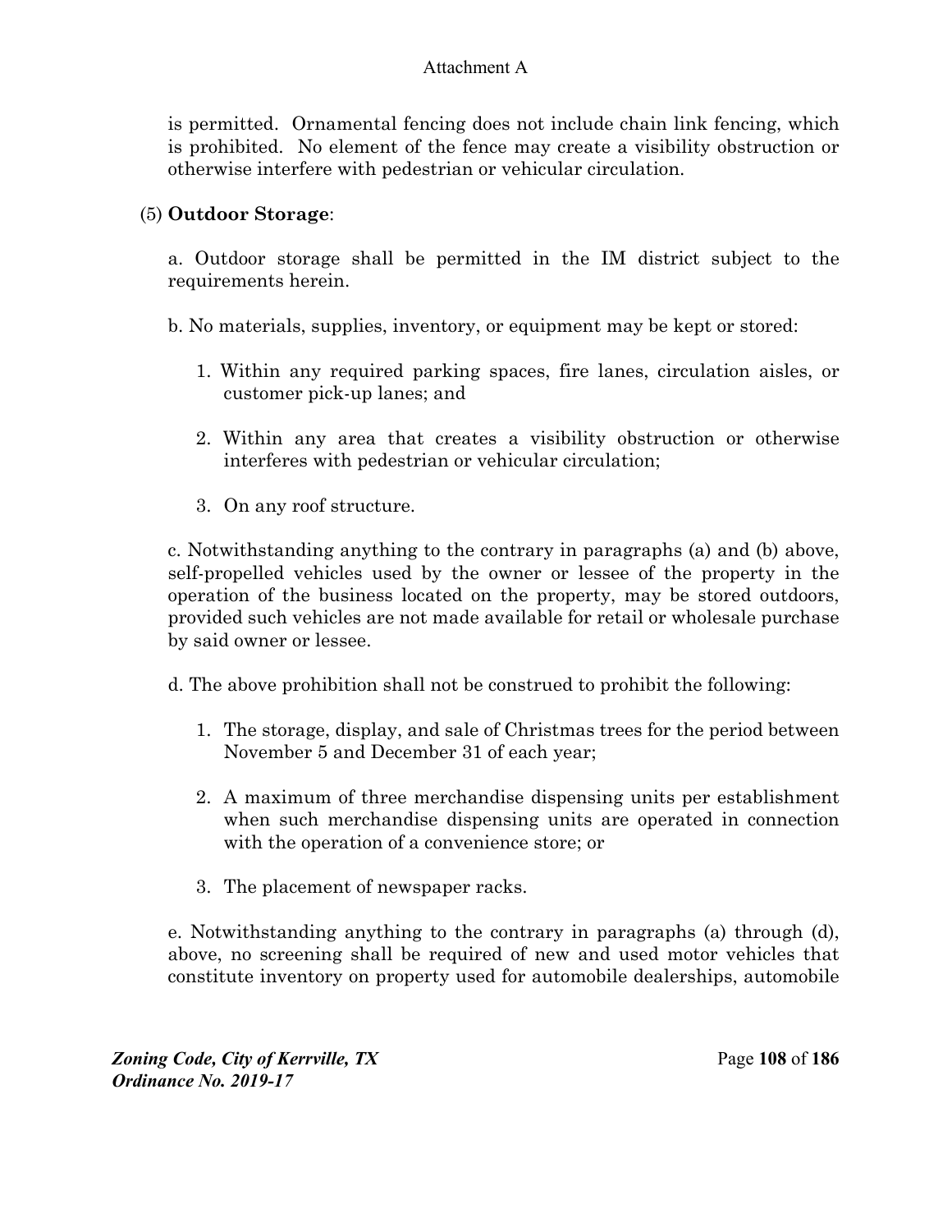is permitted. Ornamental fencing does not include chain link fencing, which is prohibited. No element of the fence may create a visibility obstruction or otherwise interfere with pedestrian or vehicular circulation.

(5) **Outdoor Storage**:

a. Outdoor storage shall be permitted in the IM district subject to the requirements herein.

b. No materials, supplies, inventory, or equipment may be kept or stored:

1. Within any required parking spaces, fire lanes, circulation aisles, or customer pick-up lanes; and
2. Within any area that creates a visibility obstruction or otherwise interferes with pedestrian or vehicular circulation;
3. On any roof structure.

c. Notwithstanding anything to the contrary in paragraphs (a) and (b) above, self-propelled vehicles used by the owner or lessee of the property in the operation of the business located on the property, may be stored outdoors, provided such vehicles are not made available for retail or wholesale purchase by said owner or lessee.

d. The above prohibition shall not be construed to prohibit the following:

1. The storage, display, and sale of Christmas trees for the period between November 5 and December 31 of each year;
2. A maximum of three merchandise dispensing units per establishment when such merchandise dispensing units are operated in connection with the operation of a convenience store; or
3. The placement of newspaper racks.

e. Notwithstanding anything to the contrary in paragraphs (a) through (d), above, no screening shall be required of new and used motor vehicles that constitute inventory on property used for automobile dealerships, automobile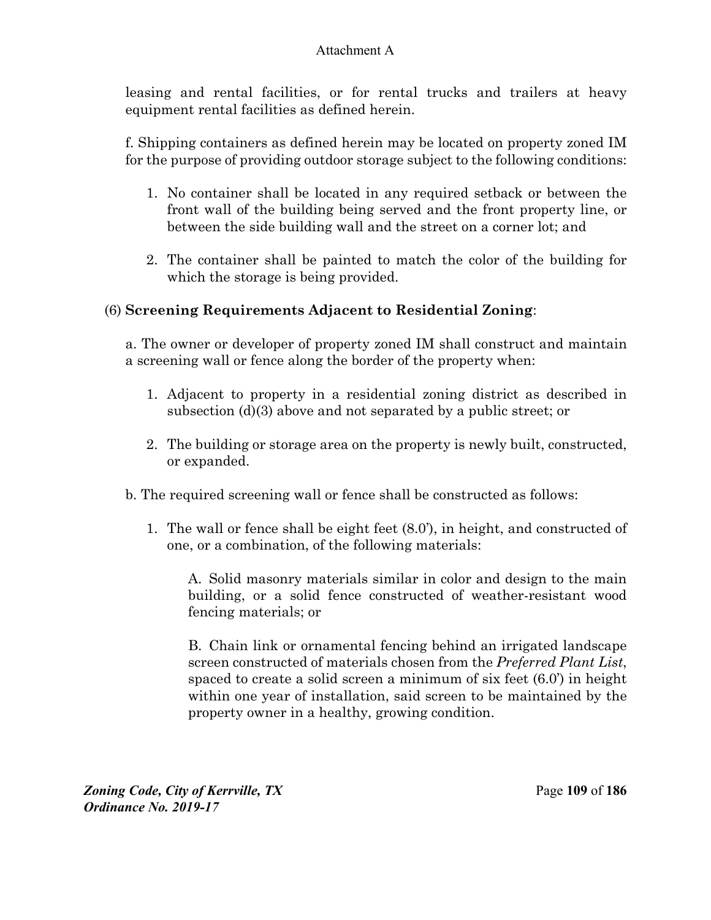leasing and rental facilities, or for rental trucks and trailers at heavy equipment rental facilities as defined herein.

f. Shipping containers as defined herein may be located on property zoned IM for the purpose of providing outdoor storage subject to the following conditions:

1. No container shall be located in any required setback or between the front wall of the building being served and the front property line, or between the side building wall and the street on a corner lot; and

2. The container shall be painted to match the color of the building for which the storage is being provided.

(6) **Screening Requirements Adjacent to Residential Zoning**:

a. The owner or developer of property zoned IM shall construct and maintain a screening wall or fence along the border of the property when:

1. Adjacent to property in a residential zoning district as described in subsection (d)(3) above and not separated by a public street; or

2. The building or storage area on the property is newly built, constructed, or expanded.

b. The required screening wall or fence shall be constructed as follows:

1. The wall or fence shall be eight feet (8.0'), in height, and constructed of one, or a combination, of the following materials:

   A. Solid masonry materials similar in color and design to the main building, or a solid fence constructed of weather-resistant wood fencing materials; or

   B. Chain link or ornamental fencing behind an irrigated landscape screen constructed of materials chosen from the *Preferred Plant List*, spaced to create a solid screen a minimum of six feet (6.0') in height within one year of installation, said screen to be maintained by the property owner in a healthy, growing condition.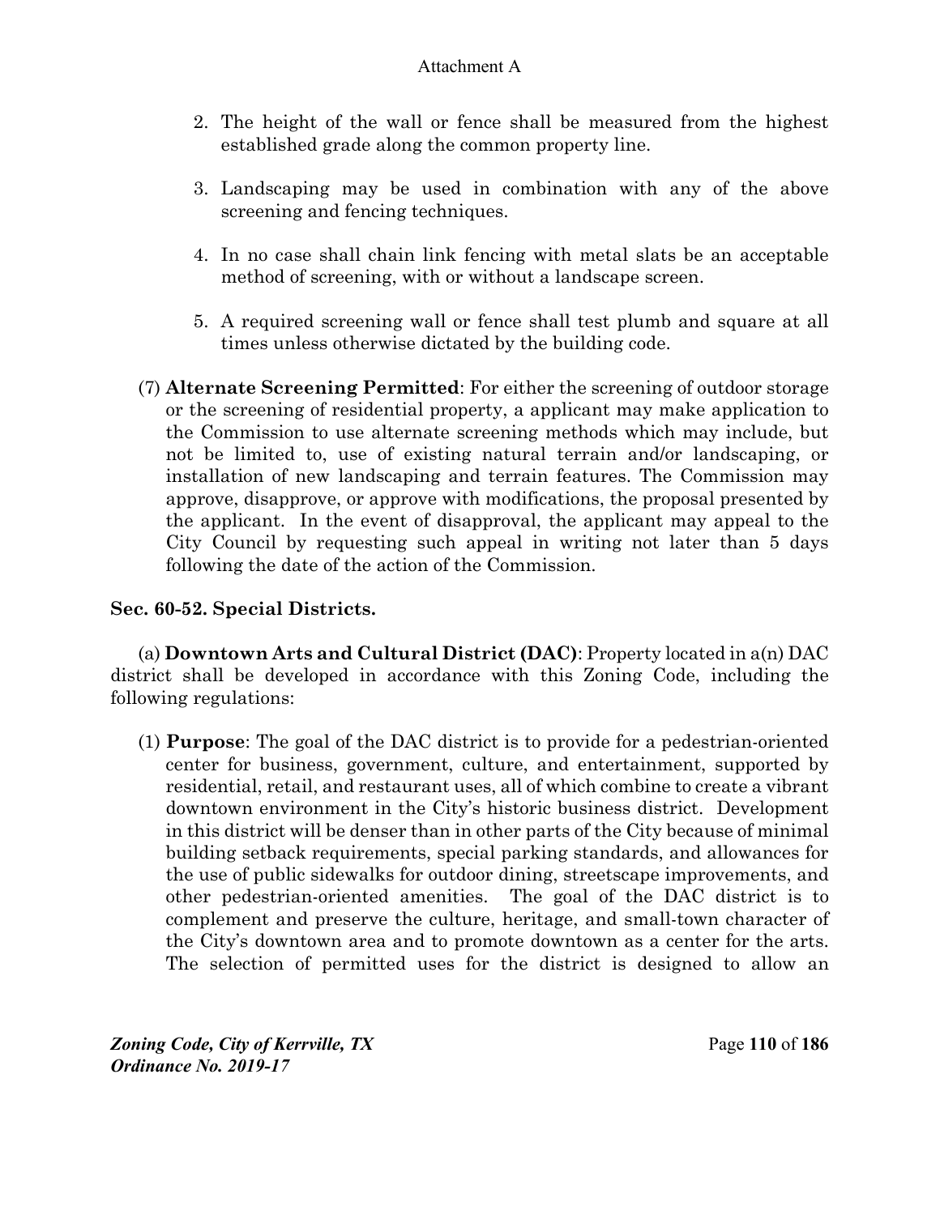Attachment A

2. The height of the wall or fence shall be measured from the highest established grade along the common property line.

3. Landscaping may be used in combination with any of the above screening and fencing techniques.

4. In no case shall chain link fencing with metal slats be an acceptable method of screening, with or without a landscape screen.

5. A required screening wall or fence shall test plumb and square at all times unless otherwise dictated by the building code.

(7) **Alternate Screening Permitted**: For either the screening of outdoor storage or the screening of residential property, a applicant may make application to the Commission to use alternate screening methods which may include, but not be limited to, use of existing natural terrain and/or landscaping, or installation of new landscaping and terrain features. The Commission may approve, disapprove, or approve with modifications, the proposal presented by the applicant. In the event of disapproval, the applicant may appeal to the City Council by requesting such appeal in writing not later than 5 days following the date of the action of the Commission.

**Sec. 60-52. Special Districts.**

(a) **Downtown Arts and Cultural District (DAC)**: Property located in a(n) DAC district shall be developed in accordance with this Zoning Code, including the following regulations:

(1) **Purpose**: The goal of the DAC district is to provide for a pedestrian-oriented center for business, government, culture, and entertainment, supported by residential, retail, and restaurant uses, all of which combine to create a vibrant downtown environment in the City's historic business district. Development in this district will be denser than in other parts of the City because of minimal building setback requirements, special parking standards, and allowances for the use of public sidewalks for outdoor dining, streetscape improvements, and other pedestrian-oriented amenities. The goal of the DAC district is to complement and preserve the culture, heritage, and small-town character of the City's downtown area and to promote downtown as a center for the arts. The selection of permitted uses for the district is designed to allow an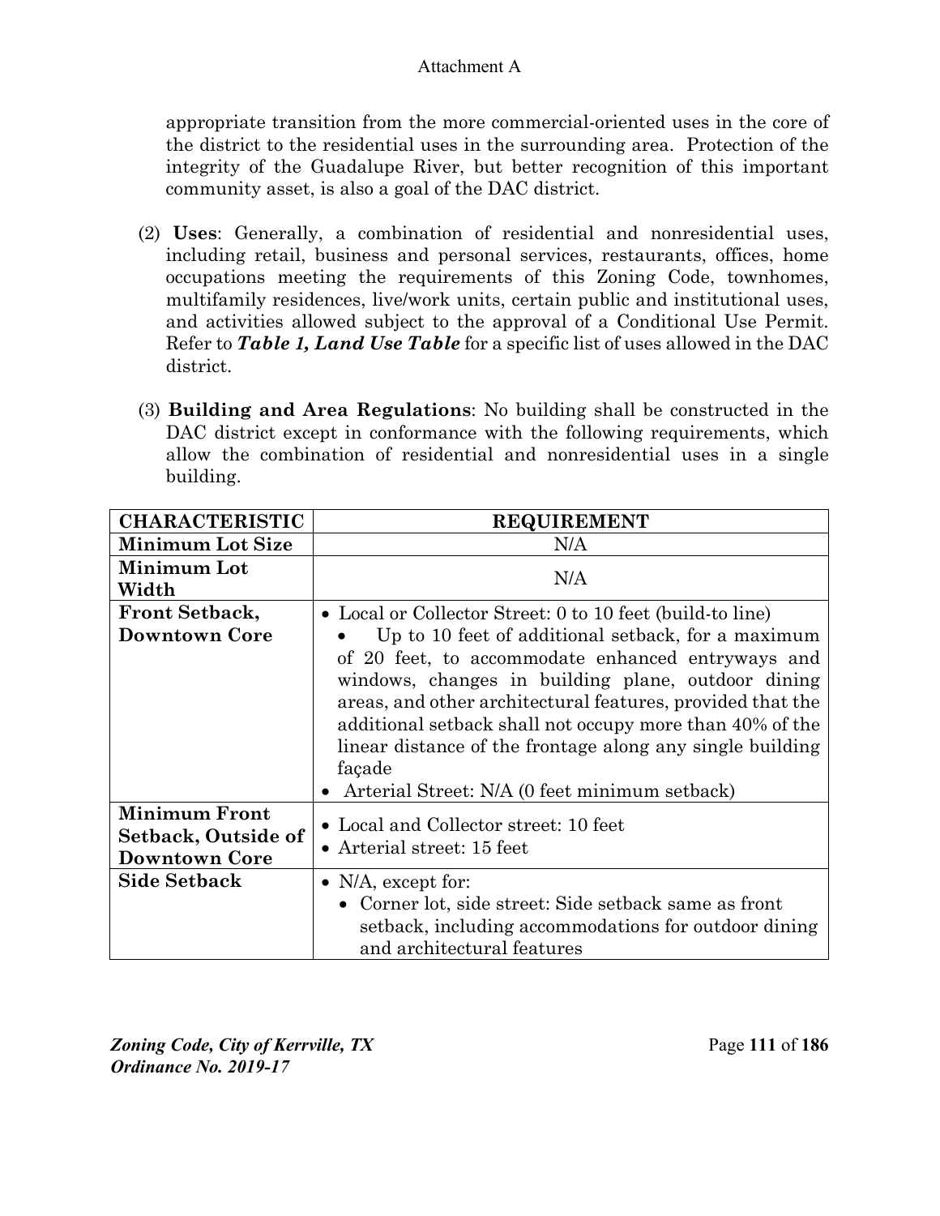appropriate transition from the more commercial-oriented uses in the core of the district to the residential uses in the surrounding area. Protection of the integrity of the Guadalupe River, but better recognition of this important community asset, is also a goal of the DAC district.

(2) **Uses**: Generally, a combination of residential and nonresidential uses, including retail, business and personal services, restaurants, offices, home occupations meeting the requirements of this Zoning Code, townhomes, multifamily residences, live/work units, certain public and institutional uses, and activities allowed subject to the approval of a Conditional Use Permit. Refer to ***Table 1, Land Use Table*** for a specific list of uses allowed in the DAC district.

(3) **Building and Area Regulations**: No building shall be constructed in the DAC district except in conformance with the following requirements, which allow the combination of residential and nonresidential uses in a single building.

| CHARACTERISTIC | REQUIREMENT |
|---|---|
| **Minimum Lot Size** | N/A |
| **Minimum Lot Width** | N/A |
| **Front Setback, Downtown Core** | • Local or Collector Street: 0 to 10 feet (build-to line)<br>• Up to 10 feet of additional setback, for a maximum of 20 feet, to accommodate enhanced entryways and windows, changes in building plane, outdoor dining areas, and other architectural features, provided that the additional setback shall not occupy more than 40% of the linear distance of the frontage along any single building façade<br>• Arterial Street: N/A (0 feet minimum setback) |
| **Minimum Front Setback, Outside of Downtown Core** | • Local and Collector street: 10 feet<br>• Arterial street: 15 feet |
| **Side Setback** | • N/A, except for:<br>• Corner lot, side street: Side setback same as front setback, including accommodations for outdoor dining and architectural features |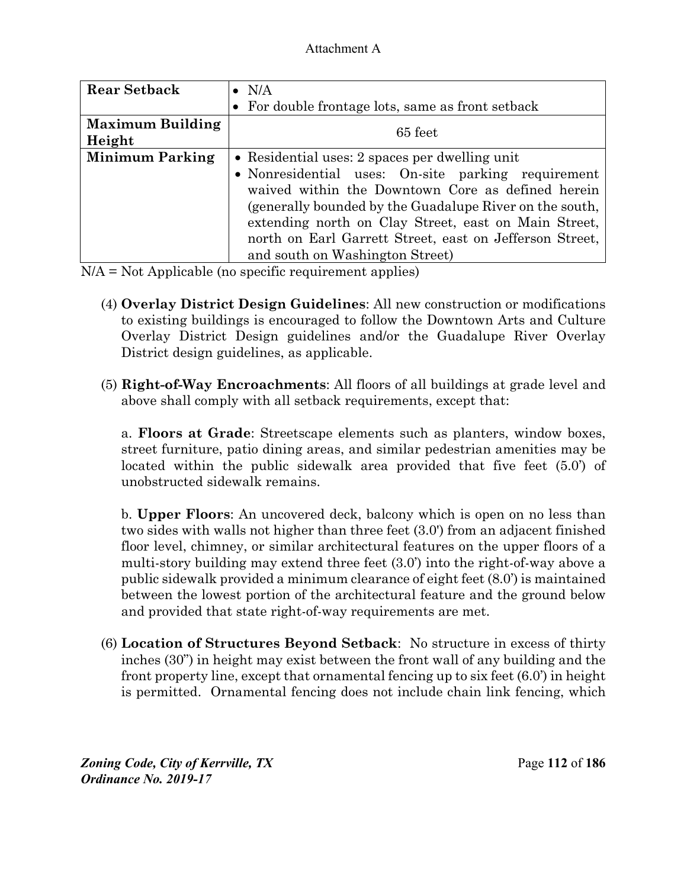| | |
|---|---|
| **Rear Setback** | • N/A<br>• For double frontage lots, same as front setback |
| **Maximum Building Height** | 65 feet |
| **Minimum Parking** | • Residential uses: 2 spaces per dwelling unit<br>• Nonresidential uses: On-site parking requirement waived within the Downtown Core as defined herein (generally bounded by the Guadalupe River on the south, extending north on Clay Street, east on Main Street, north on Earl Garrett Street, east on Jefferson Street, and south on Washington Street) |

N/A = Not Applicable (no specific requirement applies)

(4) **Overlay District Design Guidelines**: All new construction or modifications to existing buildings is encouraged to follow the Downtown Arts and Culture Overlay District Design guidelines and/or the Guadalupe River Overlay District design guidelines, as applicable.

(5) **Right-of-Way Encroachments**: All floors of all buildings at grade level and above shall comply with all setback requirements, except that:

a. **Floors at Grade**: Streetscape elements such as planters, window boxes, street furniture, patio dining areas, and similar pedestrian amenities may be located within the public sidewalk area provided that five feet (5.0') of unobstructed sidewalk remains.

b. **Upper Floors**: An uncovered deck, balcony which is open on no less than two sides with walls not higher than three feet (3.0') from an adjacent finished floor level, chimney, or similar architectural features on the upper floors of a multi-story building may extend three feet (3.0') into the right-of-way above a public sidewalk provided a minimum clearance of eight feet (8.0') is maintained between the lowest portion of the architectural feature and the ground below and provided that state right-of-way requirements are met.

(6) **Location of Structures Beyond Setback**: No structure in excess of thirty inches (30") in height may exist between the front wall of any building and the front property line, except that ornamental fencing up to six feet (6.0') in height is permitted. Ornamental fencing does not include chain link fencing, which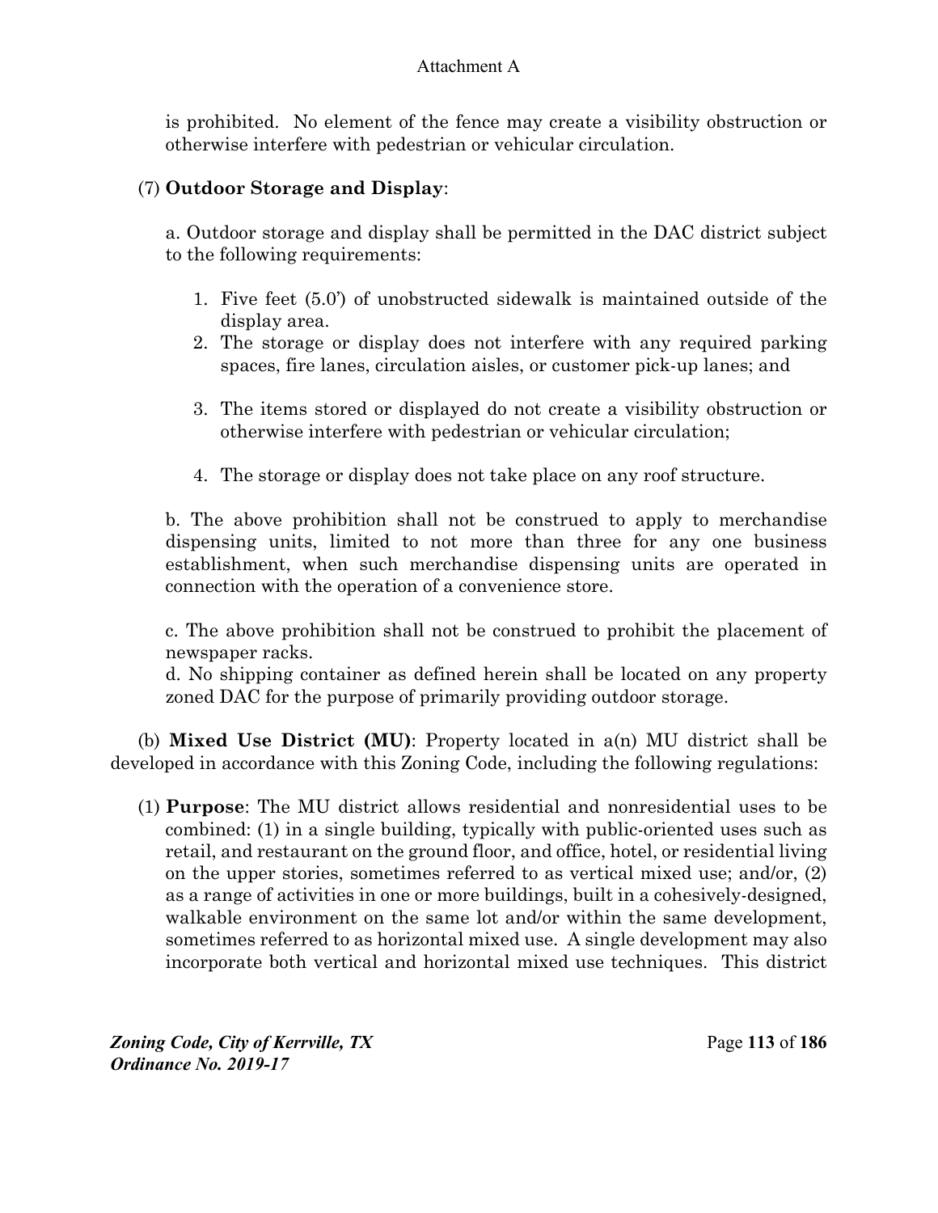is prohibited. No element of the fence may create a visibility obstruction or otherwise interfere with pedestrian or vehicular circulation.

(7) **Outdoor Storage and Display**:

a. Outdoor storage and display shall be permitted in the DAC district subject to the following requirements:

1. Five feet (5.0') of unobstructed sidewalk is maintained outside of the display area.
2. The storage or display does not interfere with any required parking spaces, fire lanes, circulation aisles, or customer pick-up lanes; and
3. The items stored or displayed do not create a visibility obstruction or otherwise interfere with pedestrian or vehicular circulation;
4. The storage or display does not take place on any roof structure.

b. The above prohibition shall not be construed to apply to merchandise dispensing units, limited to not more than three for any one business establishment, when such merchandise dispensing units are operated in connection with the operation of a convenience store.

c. The above prohibition shall not be construed to prohibit the placement of newspaper racks.

d. No shipping container as defined herein shall be located on any property zoned DAC for the purpose of primarily providing outdoor storage.

(b) **Mixed Use District (MU)**: Property located in a(n) MU district shall be developed in accordance with this Zoning Code, including the following regulations:

(1) **Purpose**: The MU district allows residential and nonresidential uses to be combined: (1) in a single building, typically with public-oriented uses such as retail, and restaurant on the ground floor, and office, hotel, or residential living on the upper stories, sometimes referred to as vertical mixed use; and/or, (2) as a range of activities in one or more buildings, built in a cohesively-designed, walkable environment on the same lot and/or within the same development, sometimes referred to as horizontal mixed use. A single development may also incorporate both vertical and horizontal mixed use techniques. This district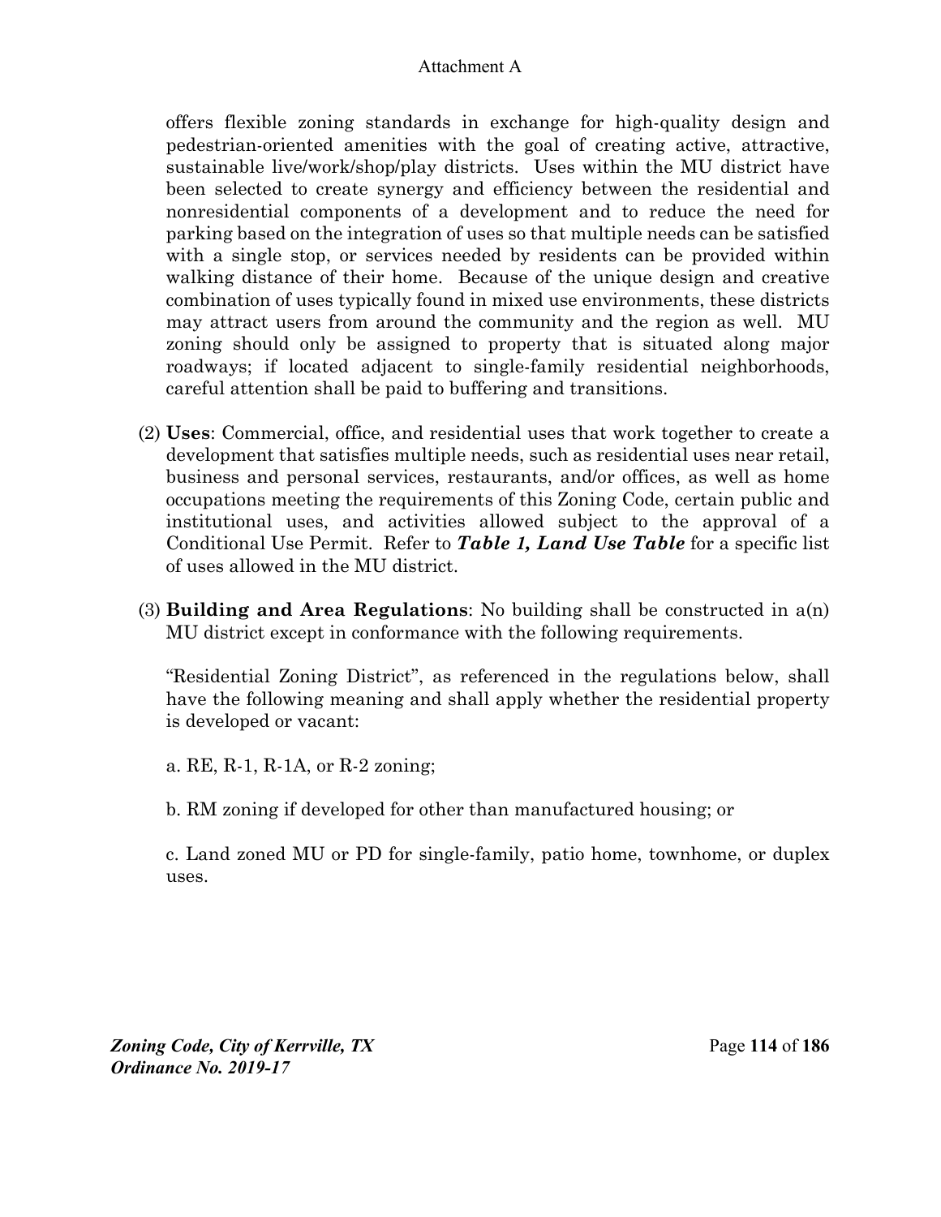offers flexible zoning standards in exchange for high-quality design and pedestrian-oriented amenities with the goal of creating active, attractive, sustainable live/work/shop/play districts. Uses within the MU district have been selected to create synergy and efficiency between the residential and nonresidential components of a development and to reduce the need for parking based on the integration of uses so that multiple needs can be satisfied with a single stop, or services needed by residents can be provided within walking distance of their home. Because of the unique design and creative combination of uses typically found in mixed use environments, these districts may attract users from around the community and the region as well. MU zoning should only be assigned to property that is situated along major roadways; if located adjacent to single-family residential neighborhoods, careful attention shall be paid to buffering and transitions.

(2) **Uses**: Commercial, office, and residential uses that work together to create a development that satisfies multiple needs, such as residential uses near retail, business and personal services, restaurants, and/or offices, as well as home occupations meeting the requirements of this Zoning Code, certain public and institutional uses, and activities allowed subject to the approval of a Conditional Use Permit. Refer to ***Table 1, Land Use Table*** for a specific list of uses allowed in the MU district.

(3) **Building and Area Regulations**: No building shall be constructed in a(n) MU district except in conformance with the following requirements.

"Residential Zoning District", as referenced in the regulations below, shall have the following meaning and shall apply whether the residential property is developed or vacant:

a. RE, R-1, R-1A, or R-2 zoning;

b. RM zoning if developed for other than manufactured housing; or

c. Land zoned MU or PD for single-family, patio home, townhome, or duplex uses.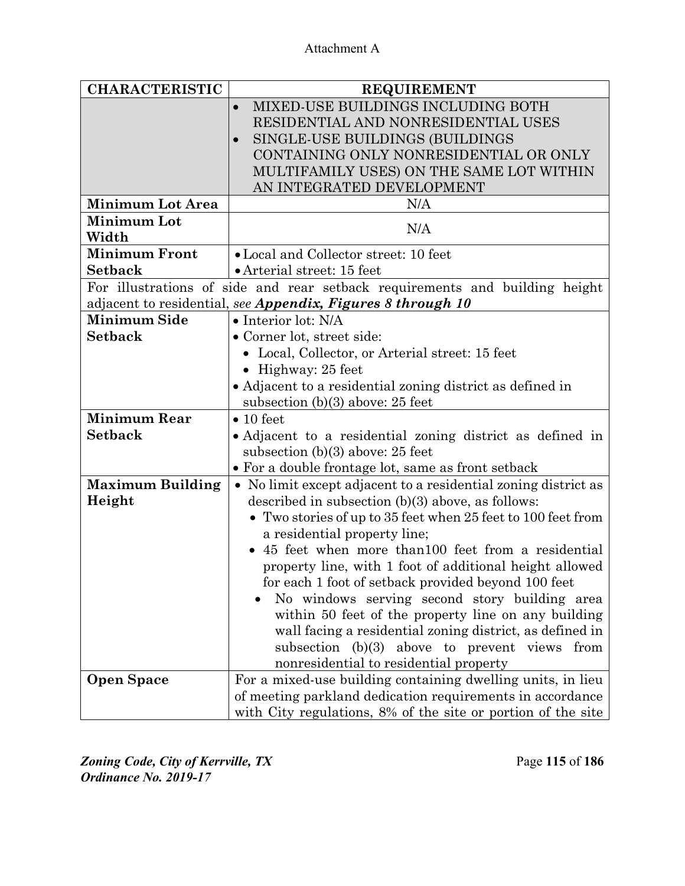Attachment A

| CHARACTERISTIC | REQUIREMENT |
|---|---|
| | • MIXED-USE BUILDINGS INCLUDING BOTH RESIDENTIAL AND NONRESIDENTIAL USES<br>• SINGLE-USE BUILDINGS (BUILDINGS CONTAINING ONLY NONRESIDENTIAL OR ONLY MULTIFAMILY USES) ON THE SAME LOT WITHIN AN INTEGRATED DEVELOPMENT |
| **Minimum Lot Area** | N/A |
| **Minimum Lot Width** | N/A |
| **Minimum Front Setback** | • Local and Collector street: 10 feet<br>• Arterial street: 15 feet |
| For illustrations of side and rear setback requirements and building height adjacent to residential, see ***Appendix, Figures 8 through 10*** | |
| **Minimum Side Setback** | • Interior lot: N/A<br>• Corner lot, street side:<br>&nbsp;&nbsp;• Local, Collector, or Arterial street: 15 feet<br>&nbsp;&nbsp;• Highway: 25 feet<br>• Adjacent to a residential zoning district as defined in subsection (b)(3) above: 25 feet |
| **Minimum Rear Setback** | • 10 feet<br>• Adjacent to a residential zoning district as defined in subsection (b)(3) above: 25 feet<br>• For a double frontage lot, same as front setback |
| **Maximum Building Height** | • No limit except adjacent to a residential zoning district as described in subsection (b)(3) above, as follows:<br>&nbsp;&nbsp;• Two stories of up to 35 feet when 25 feet to 100 feet from a residential property line;<br>&nbsp;&nbsp;• 45 feet when more than100 feet from a residential property line, with 1 foot of additional height allowed for each 1 foot of setback provided beyond 100 feet<br>&nbsp;&nbsp;&nbsp;&nbsp;• No windows serving second story building area within 50 feet of the property line on any building wall facing a residential zoning district, as defined in subsection (b)(3) above to prevent views from nonresidential to residential property |
| **Open Space** | For a mixed-use building containing dwelling units, in lieu of meeting parkland dedication requirements in accordance with City regulations, 8% of the site or portion of the site |

*Zoning Code, City of Kerrville, TX*
*Ordinance No. 2019-17*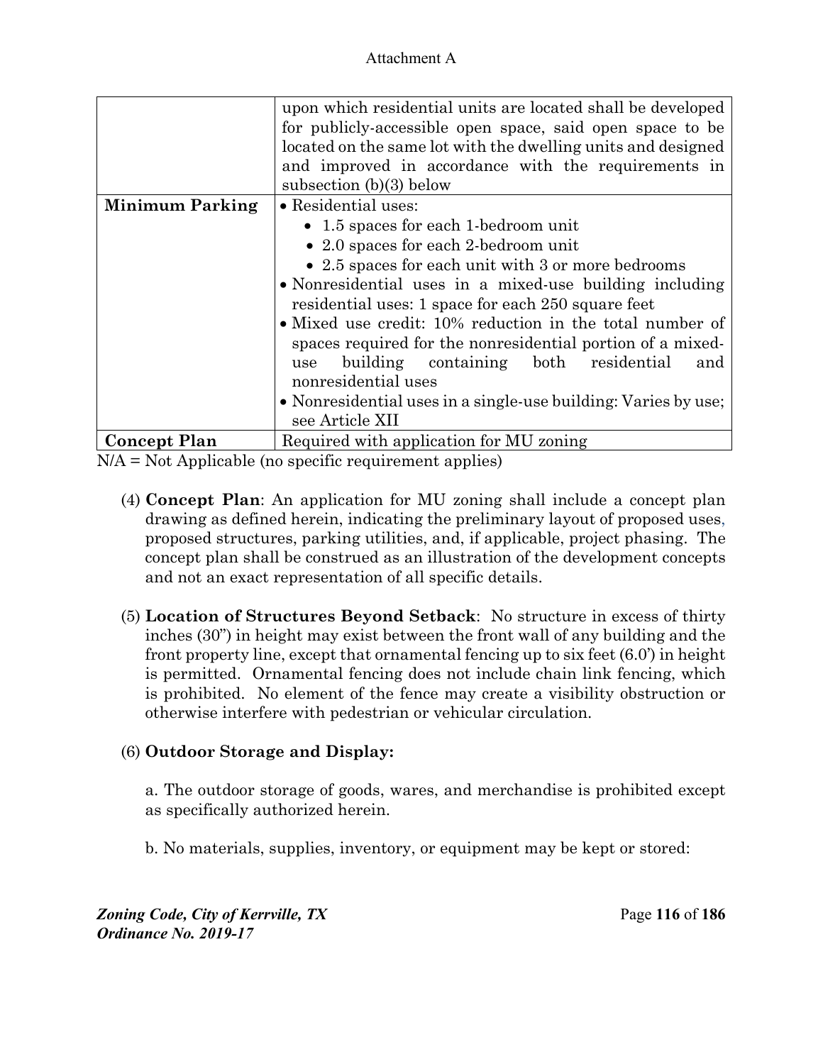| | |
|---|---|
| | upon which residential units are located shall be developed for publicly-accessible open space, said open space to be located on the same lot with the dwelling units and designed and improved in accordance with the requirements in subsection (b)(3) below |
| **Minimum Parking** | • Residential uses:<br>• 1.5 spaces for each 1-bedroom unit<br>• 2.0 spaces for each 2-bedroom unit<br>• 2.5 spaces for each unit with 3 or more bedrooms<br>• Nonresidential uses in a mixed-use building including residential uses: 1 space for each 250 square feet<br>• Mixed use credit: 10% reduction in the total number of spaces required for the nonresidential portion of a mixed-use building containing both residential and nonresidential uses<br>• Nonresidential uses in a single-use building: Varies by use; see Article XII |
| **Concept Plan** | Required with application for MU zoning |

N/A = Not Applicable (no specific requirement applies)

(4) **Concept Plan**: An application for MU zoning shall include a concept plan drawing as defined herein, indicating the preliminary layout of proposed uses, proposed structures, parking utilities, and, if applicable, project phasing. The concept plan shall be construed as an illustration of the development concepts and not an exact representation of all specific details.

(5) **Location of Structures Beyond Setback**: No structure in excess of thirty inches (30") in height may exist between the front wall of any building and the front property line, except that ornamental fencing up to six feet (6.0') in height is permitted. Ornamental fencing does not include chain link fencing, which is prohibited. No element of the fence may create a visibility obstruction or otherwise interfere with pedestrian or vehicular circulation.

(6) **Outdoor Storage and Display:**

a. The outdoor storage of goods, wares, and merchandise is prohibited except as specifically authorized herein.

b. No materials, supplies, inventory, or equipment may be kept or stored: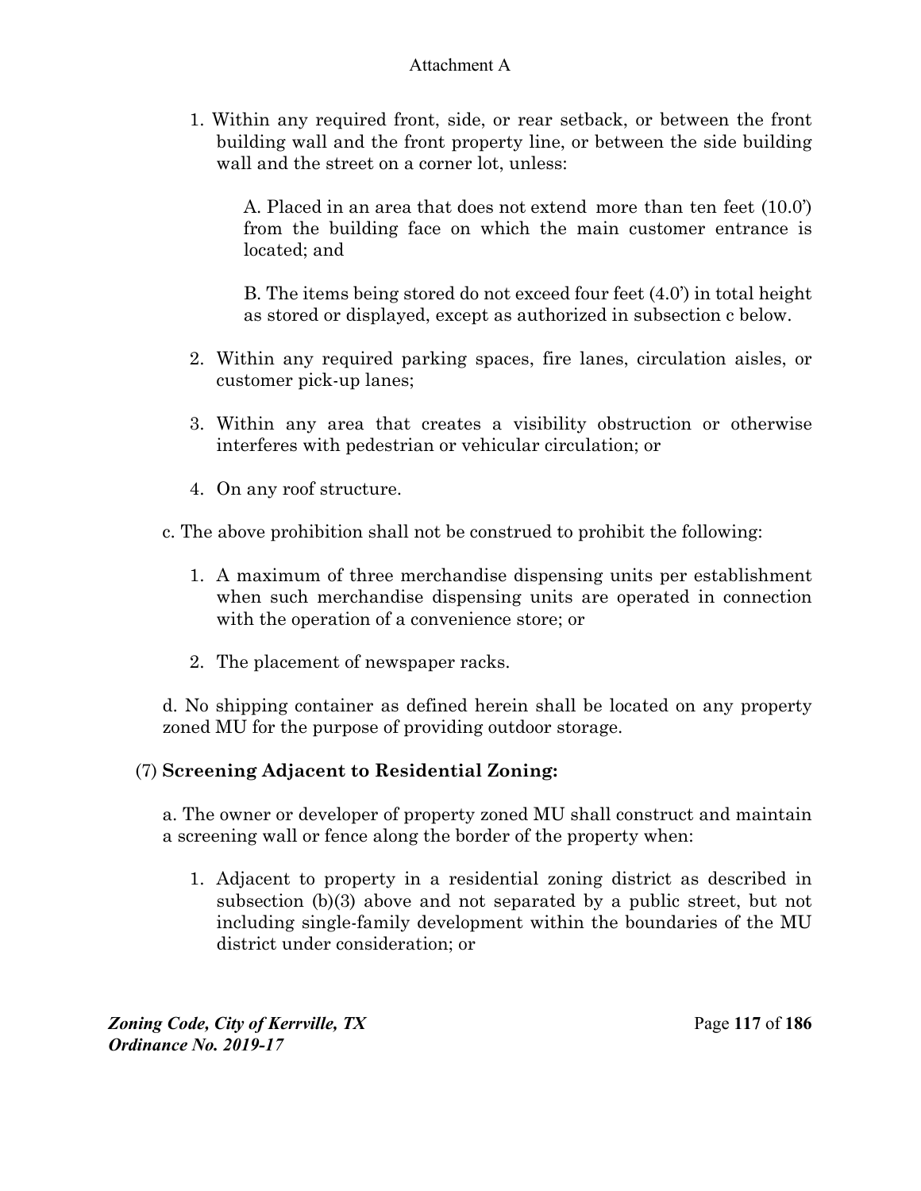1. Within any required front, side, or rear setback, or between the front building wall and the front property line, or between the side building wall and the street on a corner lot, unless:

   A. Placed in an area that does not extend more than ten feet (10.0') from the building face on which the main customer entrance is located; and

   B. The items being stored do not exceed four feet (4.0') in total height as stored or displayed, except as authorized in subsection c below.

2. Within any required parking spaces, fire lanes, circulation aisles, or customer pick-up lanes;

3. Within any area that creates a visibility obstruction or otherwise interferes with pedestrian or vehicular circulation; or

4. On any roof structure.

c. The above prohibition shall not be construed to prohibit the following:

1. A maximum of three merchandise dispensing units per establishment when such merchandise dispensing units are operated in connection with the operation of a convenience store; or

2. The placement of newspaper racks.

d. No shipping container as defined herein shall be located on any property zoned MU for the purpose of providing outdoor storage.

(7) **Screening Adjacent to Residential Zoning:**

a. The owner or developer of property zoned MU shall construct and maintain a screening wall or fence along the border of the property when:

1. Adjacent to property in a residential zoning district as described in subsection (b)(3) above and not separated by a public street, but not including single-family development within the boundaries of the MU district under consideration; or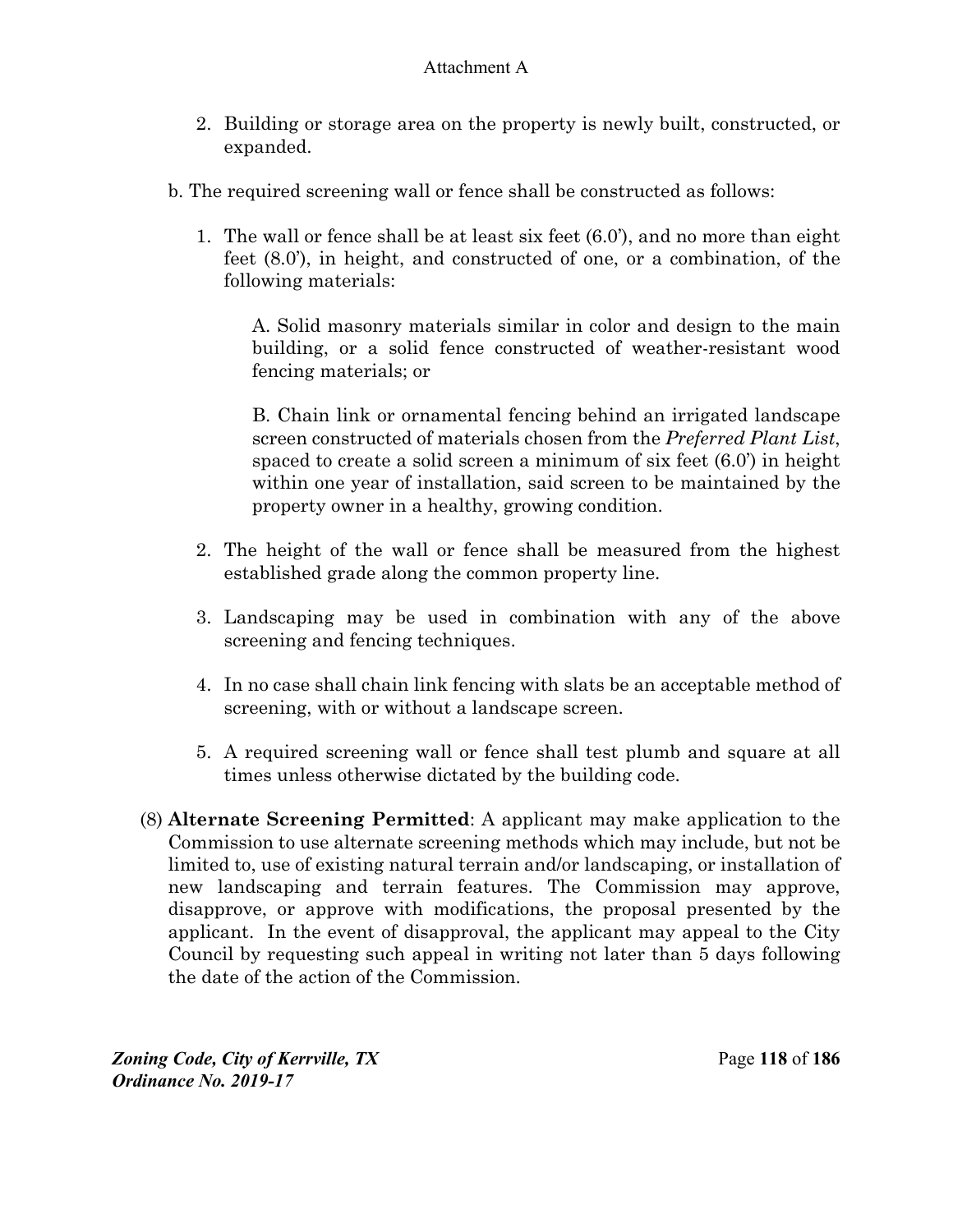2. Building or storage area on the property is newly built, constructed, or expanded.

b. The required screening wall or fence shall be constructed as follows:

1. The wall or fence shall be at least six feet (6.0'), and no more than eight feet (8.0'), in height, and constructed of one, or a combination, of the following materials:

   A. Solid masonry materials similar in color and design to the main building, or a solid fence constructed of weather-resistant wood fencing materials; or

   B. Chain link or ornamental fencing behind an irrigated landscape screen constructed of materials chosen from the *Preferred Plant List*, spaced to create a solid screen a minimum of six feet (6.0') in height within one year of installation, said screen to be maintained by the property owner in a healthy, growing condition.

2. The height of the wall or fence shall be measured from the highest established grade along the common property line.

3. Landscaping may be used in combination with any of the above screening and fencing techniques.

4. In no case shall chain link fencing with slats be an acceptable method of screening, with or without a landscape screen.

5. A required screening wall or fence shall test plumb and square at all times unless otherwise dictated by the building code.

(8) **Alternate Screening Permitted**: A applicant may make application to the Commission to use alternate screening methods which may include, but not be limited to, use of existing natural terrain and/or landscaping, or installation of new landscaping and terrain features. The Commission may approve, disapprove, or approve with modifications, the proposal presented by the applicant. In the event of disapproval, the applicant may appeal to the City Council by requesting such appeal in writing not later than 5 days following the date of the action of the Commission.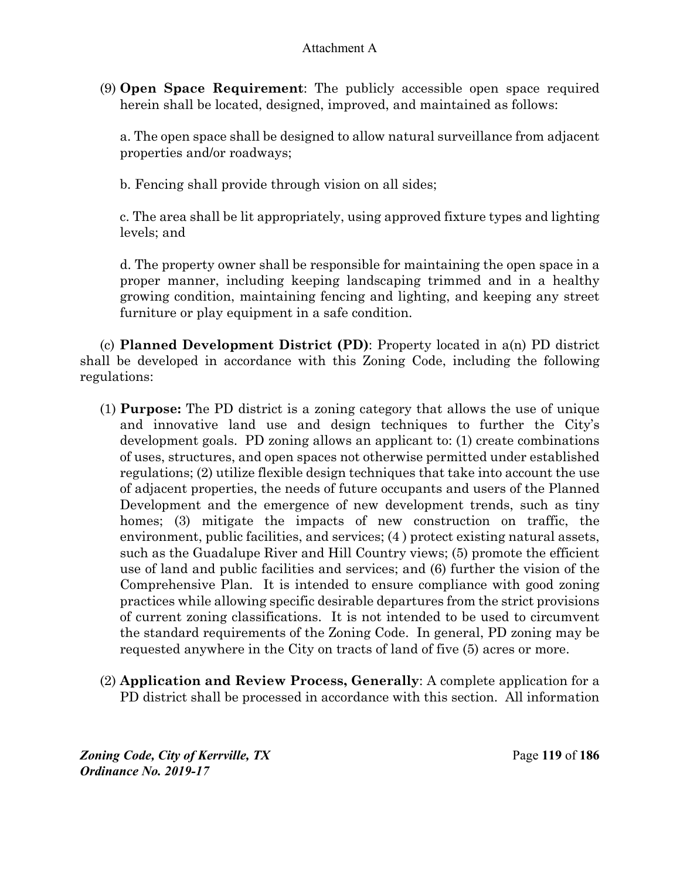(9) **Open Space Requirement**: The publicly accessible open space required herein shall be located, designed, improved, and maintained as follows:

a. The open space shall be designed to allow natural surveillance from adjacent properties and/or roadways;

b. Fencing shall provide through vision on all sides;

c. The area shall be lit appropriately, using approved fixture types and lighting levels; and

d. The property owner shall be responsible for maintaining the open space in a proper manner, including keeping landscaping trimmed and in a healthy growing condition, maintaining fencing and lighting, and keeping any street furniture or play equipment in a safe condition.

(c) **Planned Development District (PD)**: Property located in a(n) PD district shall be developed in accordance with this Zoning Code, including the following regulations:

(1) **Purpose:** The PD district is a zoning category that allows the use of unique and innovative land use and design techniques to further the City's development goals. PD zoning allows an applicant to: (1) create combinations of uses, structures, and open spaces not otherwise permitted under established regulations; (2) utilize flexible design techniques that take into account the use of adjacent properties, the needs of future occupants and users of the Planned Development and the emergence of new development trends, such as tiny homes; (3) mitigate the impacts of new construction on traffic, the environment, public facilities, and services; (4 ) protect existing natural assets, such as the Guadalupe River and Hill Country views; (5) promote the efficient use of land and public facilities and services; and (6) further the vision of the Comprehensive Plan. It is intended to ensure compliance with good zoning practices while allowing specific desirable departures from the strict provisions of current zoning classifications. It is not intended to be used to circumvent the standard requirements of the Zoning Code. In general, PD zoning may be requested anywhere in the City on tracts of land of five (5) acres or more.

(2) **Application and Review Process, Generally**: A complete application for a PD district shall be processed in accordance with this section. All information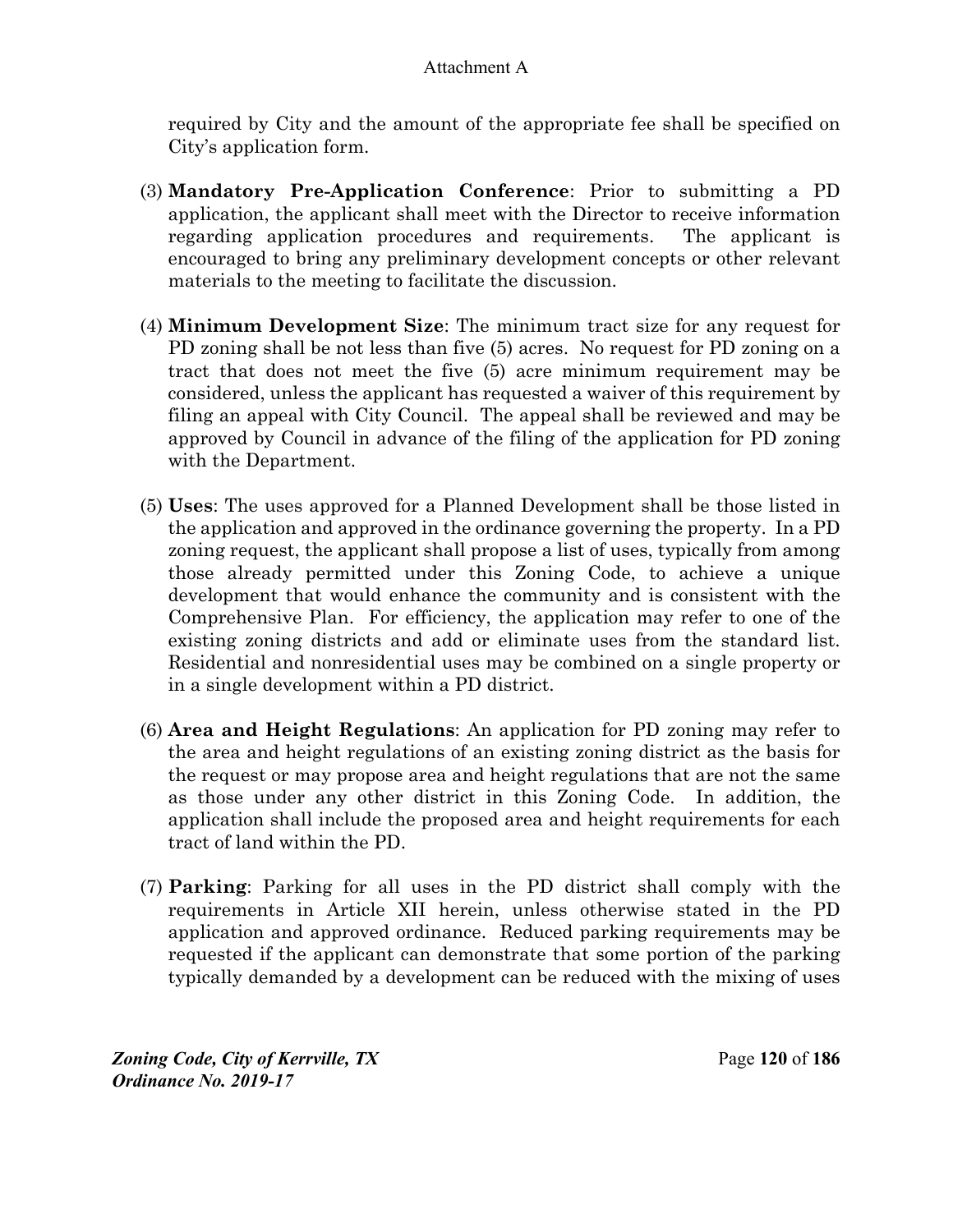required by City and the amount of the appropriate fee shall be specified on City's application form.

(3) **Mandatory Pre-Application Conference**: Prior to submitting a PD application, the applicant shall meet with the Director to receive information regarding application procedures and requirements. The applicant is encouraged to bring any preliminary development concepts or other relevant materials to the meeting to facilitate the discussion.

(4) **Minimum Development Size**: The minimum tract size for any request for PD zoning shall be not less than five (5) acres. No request for PD zoning on a tract that does not meet the five (5) acre minimum requirement may be considered, unless the applicant has requested a waiver of this requirement by filing an appeal with City Council. The appeal shall be reviewed and may be approved by Council in advance of the filing of the application for PD zoning with the Department.

(5) **Uses**: The uses approved for a Planned Development shall be those listed in the application and approved in the ordinance governing the property. In a PD zoning request, the applicant shall propose a list of uses, typically from among those already permitted under this Zoning Code, to achieve a unique development that would enhance the community and is consistent with the Comprehensive Plan. For efficiency, the application may refer to one of the existing zoning districts and add or eliminate uses from the standard list. Residential and nonresidential uses may be combined on a single property or in a single development within a PD district.

(6) **Area and Height Regulations**: An application for PD zoning may refer to the area and height regulations of an existing zoning district as the basis for the request or may propose area and height regulations that are not the same as those under any other district in this Zoning Code. In addition, the application shall include the proposed area and height requirements for each tract of land within the PD.

(7) **Parking**: Parking for all uses in the PD district shall comply with the requirements in Article XII herein, unless otherwise stated in the PD application and approved ordinance. Reduced parking requirements may be requested if the applicant can demonstrate that some portion of the parking typically demanded by a development can be reduced with the mixing of uses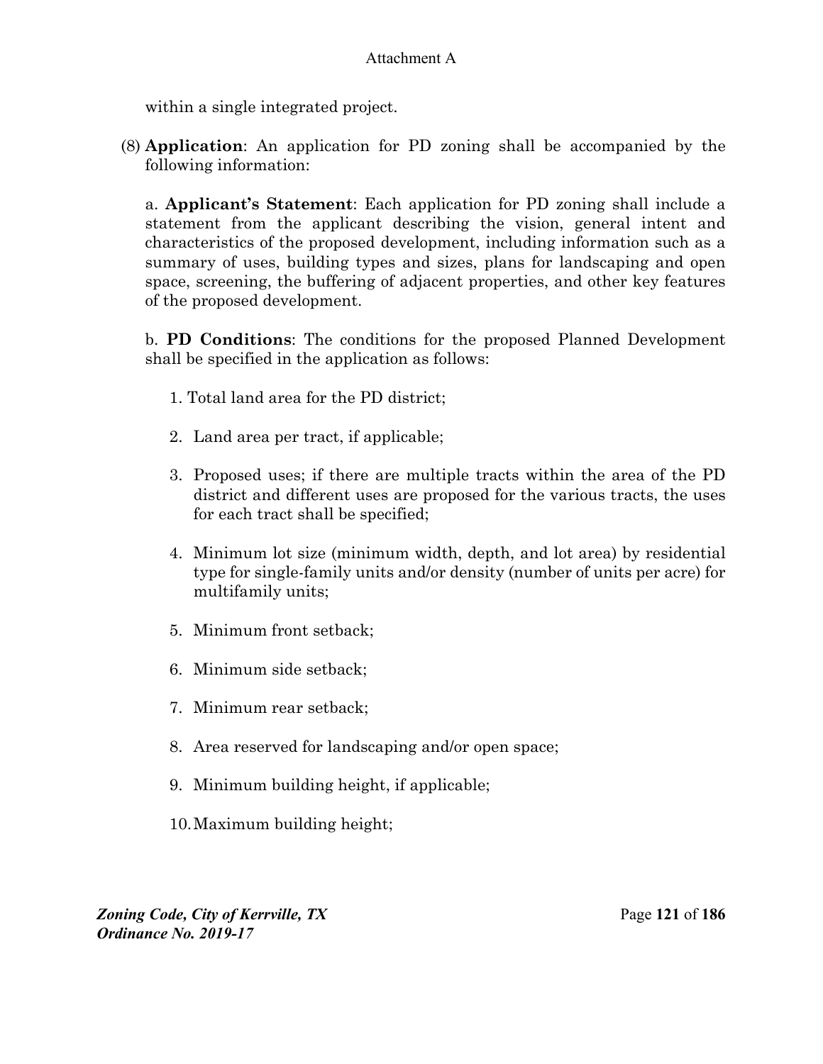within a single integrated project.

(8) **Application**: An application for PD zoning shall be accompanied by the following information:

a. **Applicant's Statement**: Each application for PD zoning shall include a statement from the applicant describing the vision, general intent and characteristics of the proposed development, including information such as a summary of uses, building types and sizes, plans for landscaping and open space, screening, the buffering of adjacent properties, and other key features of the proposed development.

b. **PD Conditions**: The conditions for the proposed Planned Development shall be specified in the application as follows:

1. Total land area for the PD district;
2. Land area per tract, if applicable;
3. Proposed uses; if there are multiple tracts within the area of the PD district and different uses are proposed for the various tracts, the uses for each tract shall be specified;
4. Minimum lot size (minimum width, depth, and lot area) by residential type for single-family units and/or density (number of units per acre) for multifamily units;
5. Minimum front setback;
6. Minimum side setback;
7. Minimum rear setback;
8. Area reserved for landscaping and/or open space;
9. Minimum building height, if applicable;
10. Maximum building height;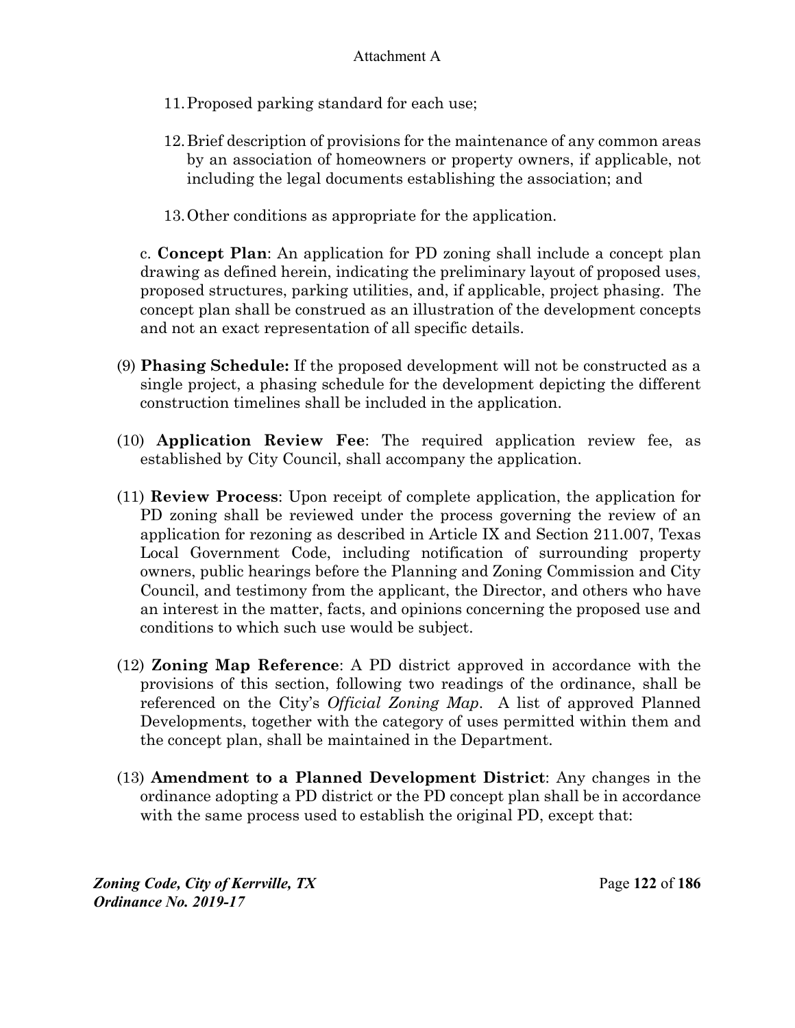11. Proposed parking standard for each use;

12. Brief description of provisions for the maintenance of any common areas by an association of homeowners or property owners, if applicable, not including the legal documents establishing the association; and

13. Other conditions as appropriate for the application.

c. **Concept Plan**: An application for PD zoning shall include a concept plan drawing as defined herein, indicating the preliminary layout of proposed uses, proposed structures, parking utilities, and, if applicable, project phasing. The concept plan shall be construed as an illustration of the development concepts and not an exact representation of all specific details.

(9) **Phasing Schedule:** If the proposed development will not be constructed as a single project, a phasing schedule for the development depicting the different construction timelines shall be included in the application.

(10) **Application Review Fee**: The required application review fee, as established by City Council, shall accompany the application.

(11) **Review Process**: Upon receipt of complete application, the application for PD zoning shall be reviewed under the process governing the review of an application for rezoning as described in Article IX and Section 211.007, Texas Local Government Code, including notification of surrounding property owners, public hearings before the Planning and Zoning Commission and City Council, and testimony from the applicant, the Director, and others who have an interest in the matter, facts, and opinions concerning the proposed use and conditions to which such use would be subject.

(12) **Zoning Map Reference**: A PD district approved in accordance with the provisions of this section, following two readings of the ordinance, shall be referenced on the City's *Official Zoning Map*. A list of approved Planned Developments, together with the category of uses permitted within them and the concept plan, shall be maintained in the Department.

(13) **Amendment to a Planned Development District**: Any changes in the ordinance adopting a PD district or the PD concept plan shall be in accordance with the same process used to establish the original PD, except that: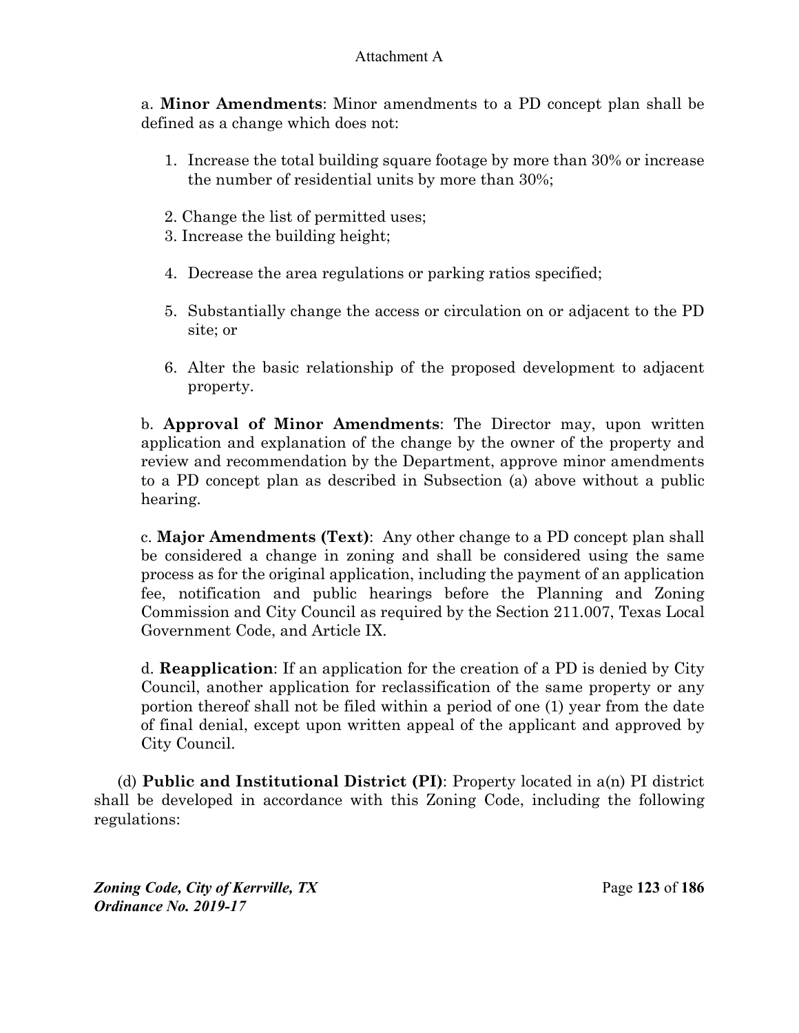a. **Minor Amendments**: Minor amendments to a PD concept plan shall be defined as a change which does not:

1. Increase the total building square footage by more than 30% or increase the number of residential units by more than 30%;
2. Change the list of permitted uses;
3. Increase the building height;
4. Decrease the area regulations or parking ratios specified;
5. Substantially change the access or circulation on or adjacent to the PD site; or
6. Alter the basic relationship of the proposed development to adjacent property.

b. **Approval of Minor Amendments**: The Director may, upon written application and explanation of the change by the owner of the property and review and recommendation by the Department, approve minor amendments to a PD concept plan as described in Subsection (a) above without a public hearing.

c. **Major Amendments (Text)**: Any other change to a PD concept plan shall be considered a change in zoning and shall be considered using the same process as for the original application, including the payment of an application fee, notification and public hearings before the Planning and Zoning Commission and City Council as required by the Section 211.007, Texas Local Government Code, and Article IX.

d. **Reapplication**: If an application for the creation of a PD is denied by City Council, another application for reclassification of the same property or any portion thereof shall not be filed within a period of one (1) year from the date of final denial, except upon written appeal of the applicant and approved by City Council.

(d) **Public and Institutional District (PI)**: Property located in a(n) PI district shall be developed in accordance with this Zoning Code, including the following regulations: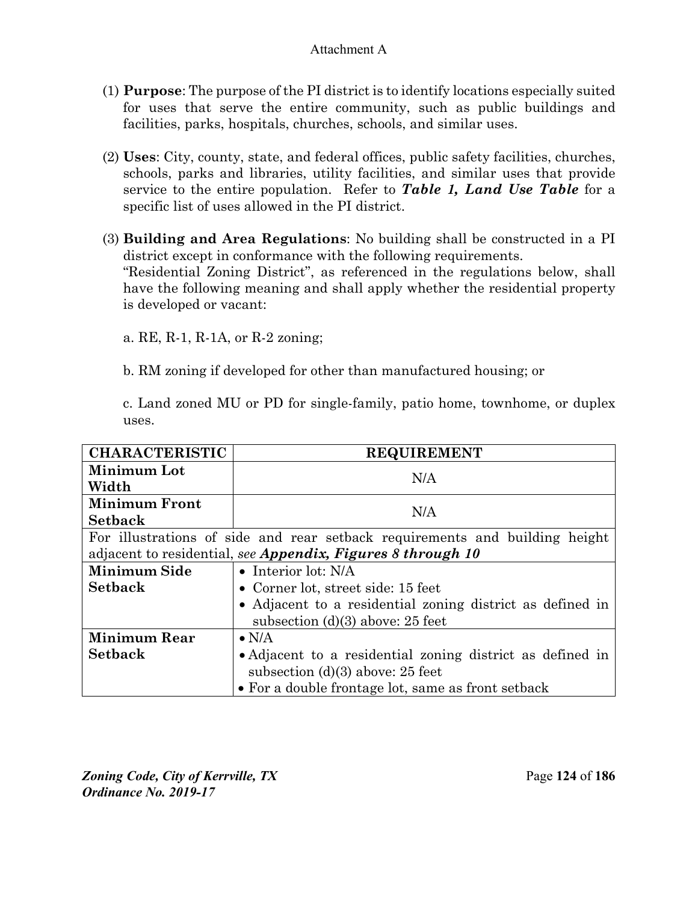Attachment A

(1) **Purpose**: The purpose of the PI district is to identify locations especially suited for uses that serve the entire community, such as public buildings and facilities, parks, hospitals, churches, schools, and similar uses.

(2) **Uses**: City, county, state, and federal offices, public safety facilities, churches, schools, parks and libraries, utility facilities, and similar uses that provide service to the entire population. Refer to ***Table 1, Land Use Table*** for a specific list of uses allowed in the PI district.

(3) **Building and Area Regulations**: No building shall be constructed in a PI district except in conformance with the following requirements.
"Residential Zoning District", as referenced in the regulations below, shall have the following meaning and shall apply whether the residential property is developed or vacant:

a. RE, R-1, R-1A, or R-2 zoning;

b. RM zoning if developed for other than manufactured housing; or

c. Land zoned MU or PD for single-family, patio home, townhome, or duplex uses.

| CHARACTERISTIC | REQUIREMENT |
|---|---|
| **Minimum Lot Width** | N/A |
| **Minimum Front Setback** | N/A |
| For illustrations of side and rear setback requirements and building height adjacent to residential, *see* ***Appendix, Figures 8 through 10*** | |
| **Minimum Side Setback** | • Interior lot: N/A<br>• Corner lot, street side: 15 feet<br>• Adjacent to a residential zoning district as defined in subsection (d)(3) above: 25 feet |
| **Minimum Rear Setback** | • N/A<br>• Adjacent to a residential zoning district as defined in subsection (d)(3) above: 25 feet<br>• For a double frontage lot, same as front setback |

*Zoning Code, City of Kerrville, TX*
*Ordinance No. 2019-17*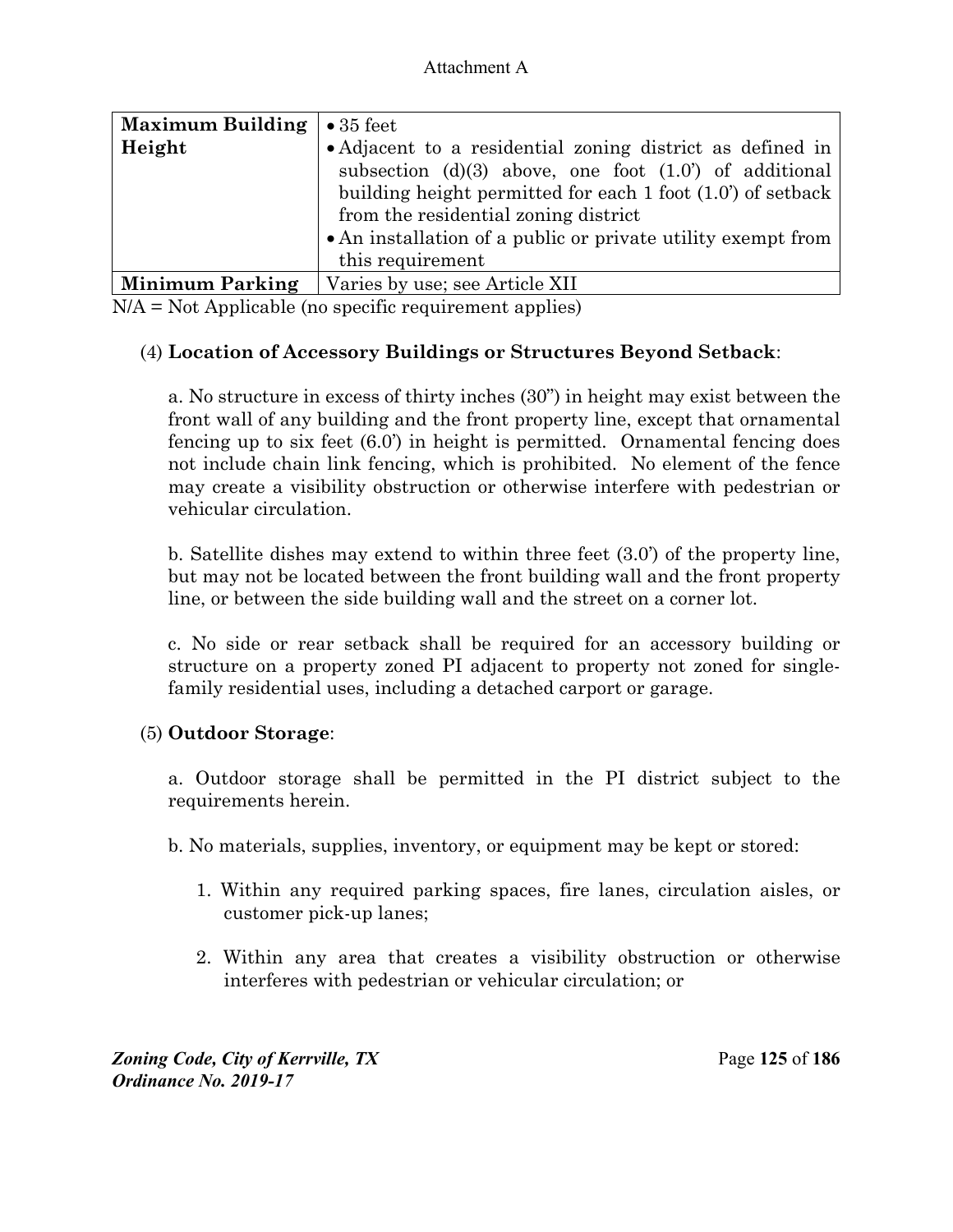| **Maximum Building Height** | • 35 feet<br>• Adjacent to a residential zoning district as defined in subsection (d)(3) above, one foot (1.0') of additional building height permitted for each 1 foot (1.0') of setback from the residential zoning district<br>• An installation of a public or private utility exempt from this requirement |
|---|---|
| **Minimum Parking** | Varies by use; see Article XII |

N/A = Not Applicable (no specific requirement applies)

(4) **Location of Accessory Buildings or Structures Beyond Setback**:

a. No structure in excess of thirty inches (30") in height may exist between the front wall of any building and the front property line, except that ornamental fencing up to six feet (6.0') in height is permitted. Ornamental fencing does not include chain link fencing, which is prohibited. No element of the fence may create a visibility obstruction or otherwise interfere with pedestrian or vehicular circulation.

b. Satellite dishes may extend to within three feet (3.0') of the property line, but may not be located between the front building wall and the front property line, or between the side building wall and the street on a corner lot.

c. No side or rear setback shall be required for an accessory building or structure on a property zoned PI adjacent to property not zoned for single-family residential uses, including a detached carport or garage.

(5) **Outdoor Storage**:

a. Outdoor storage shall be permitted in the PI district subject to the requirements herein.

b. No materials, supplies, inventory, or equipment may be kept or stored:

1. Within any required parking spaces, fire lanes, circulation aisles, or customer pick-up lanes;

2. Within any area that creates a visibility obstruction or otherwise interferes with pedestrian or vehicular circulation; or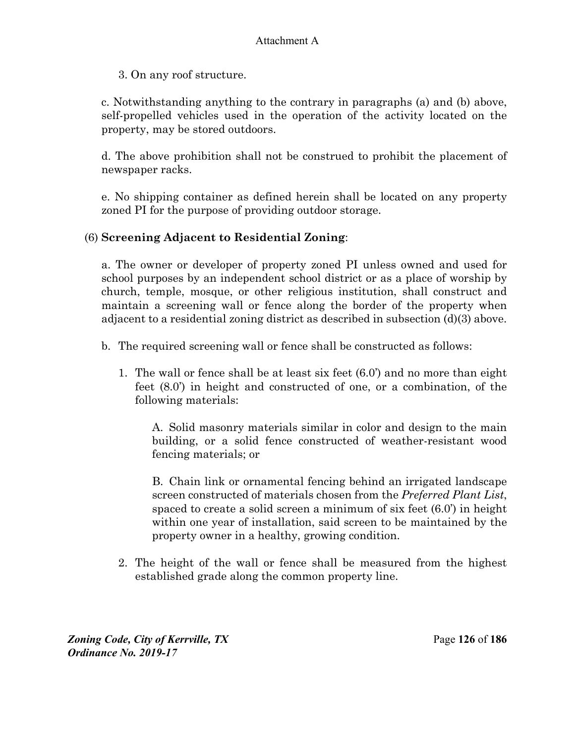3. On any roof structure.

c. Notwithstanding anything to the contrary in paragraphs (a) and (b) above, self-propelled vehicles used in the operation of the activity located on the property, may be stored outdoors.

d. The above prohibition shall not be construed to prohibit the placement of newspaper racks.

e. No shipping container as defined herein shall be located on any property zoned PI for the purpose of providing outdoor storage.

(6) **Screening Adjacent to Residential Zoning**:

a. The owner or developer of property zoned PI unless owned and used for school purposes by an independent school district or as a place of worship by church, temple, mosque, or other religious institution, shall construct and maintain a screening wall or fence along the border of the property when adjacent to a residential zoning district as described in subsection (d)(3) above.

b. The required screening wall or fence shall be constructed as follows:

1. The wall or fence shall be at least six feet (6.0') and no more than eight feet (8.0') in height and constructed of one, or a combination, of the following materials:

   A. Solid masonry materials similar in color and design to the main building, or a solid fence constructed of weather-resistant wood fencing materials; or

   B. Chain link or ornamental fencing behind an irrigated landscape screen constructed of materials chosen from the *Preferred Plant List*, spaced to create a solid screen a minimum of six feet (6.0') in height within one year of installation, said screen to be maintained by the property owner in a healthy, growing condition.

2. The height of the wall or fence shall be measured from the highest established grade along the common property line.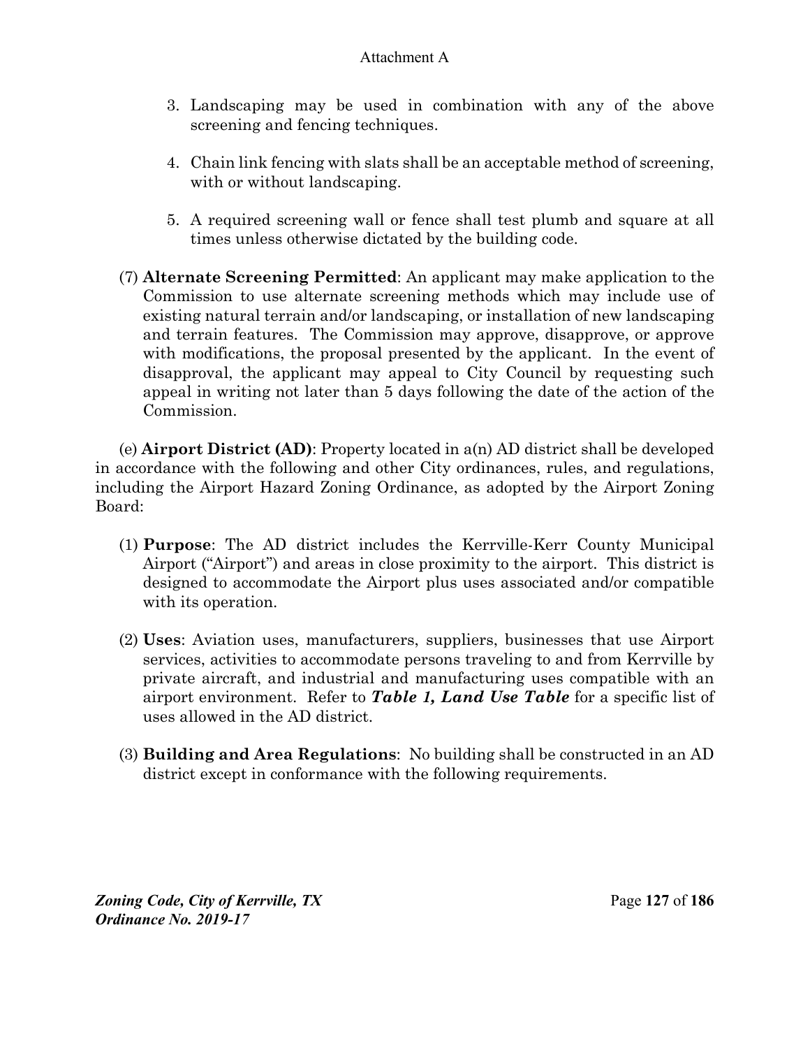3. Landscaping may be used in combination with any of the above screening and fencing techniques.

4. Chain link fencing with slats shall be an acceptable method of screening, with or without landscaping.

5. A required screening wall or fence shall test plumb and square at all times unless otherwise dictated by the building code.

(7) **Alternate Screening Permitted**: An applicant may make application to the Commission to use alternate screening methods which may include use of existing natural terrain and/or landscaping, or installation of new landscaping and terrain features. The Commission may approve, disapprove, or approve with modifications, the proposal presented by the applicant. In the event of disapproval, the applicant may appeal to City Council by requesting such appeal in writing not later than 5 days following the date of the action of the Commission.

(e) **Airport District (AD)**: Property located in a(n) AD district shall be developed in accordance with the following and other City ordinances, rules, and regulations, including the Airport Hazard Zoning Ordinance, as adopted by the Airport Zoning Board:

(1) **Purpose**: The AD district includes the Kerrville-Kerr County Municipal Airport ("Airport") and areas in close proximity to the airport. This district is designed to accommodate the Airport plus uses associated and/or compatible with its operation.

(2) **Uses**: Aviation uses, manufacturers, suppliers, businesses that use Airport services, activities to accommodate persons traveling to and from Kerrville by private aircraft, and industrial and manufacturing uses compatible with an airport environment. Refer to ***Table 1, Land Use Table*** for a specific list of uses allowed in the AD district.

(3) **Building and Area Regulations**: No building shall be constructed in an AD district except in conformance with the following requirements.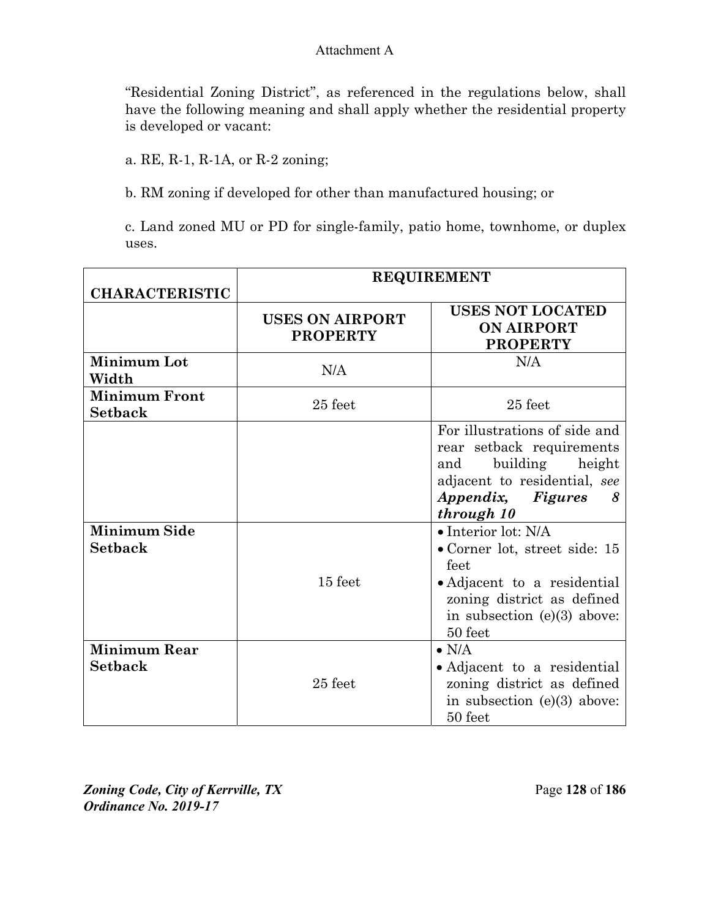Attachment A

"Residential Zoning District", as referenced in the regulations below, shall have the following meaning and shall apply whether the residential property is developed or vacant:

a. RE, R-1, R-1A, or R-2 zoning;

b. RM zoning if developed for other than manufactured housing; or

c. Land zoned MU or PD for single-family, patio home, townhome, or duplex uses.

| **CHARACTERISTIC** | **REQUIREMENT** | |
|---|---|---|
| | **USES ON AIRPORT PROPERTY** | **USES NOT LOCATED ON AIRPORT PROPERTY** |
| **Minimum Lot Width** | N/A | N/A |
| **Minimum Front Setback** | 25 feet | 25 feet |
| | | For illustrations of side and rear setback requirements and building height adjacent to residential, *see* ***Appendix, Figures 8 through 10*** |
| **Minimum Side Setback** | 15 feet | • Interior lot: N/A<br>• Corner lot, street side: 15 feet<br>• Adjacent to a residential zoning district as defined in subsection (e)(3) above: 50 feet |
| **Minimum Rear Setback** | 25 feet | • N/A<br>• Adjacent to a residential zoning district as defined in subsection (e)(3) above: 50 feet |

*Zoning Code, City of Kerrville, TX*
*Ordinance No. 2019-17*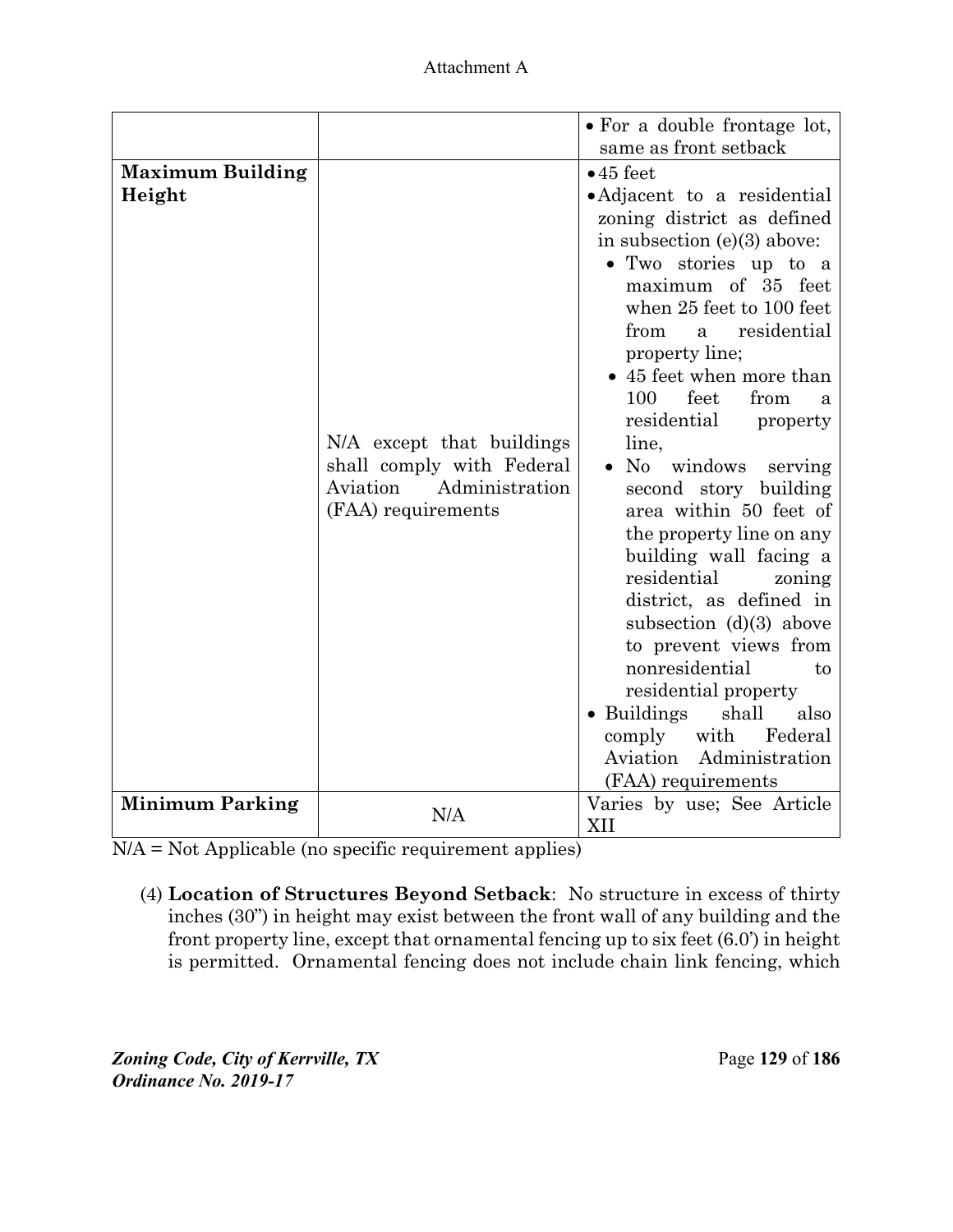Attachment A

| | | |
|---|---|---|
| | | • For a double frontage lot, same as front setback |
| **Maximum Building Height** | N/A except that buildings shall comply with Federal Aviation Administration (FAA) requirements | • 45 feet<br>• Adjacent to a residential zoning district as defined in subsection (e)(3) above:<br>  • Two stories up to a maximum of 35 feet when 25 feet to 100 feet from a residential property line;<br>  • 45 feet when more than 100 feet from a residential property line,<br>  • No windows serving second story building area within 50 feet of the property line on any building wall facing a residential zoning district, as defined in subsection (d)(3) above to prevent views from nonresidential to residential property<br>• Buildings shall also comply with Federal Aviation Administration (FAA) requirements |
| **Minimum Parking** | N/A | Varies by use; See Article XII |

N/A = Not Applicable (no specific requirement applies)

(4) **Location of Structures Beyond Setback**: No structure in excess of thirty inches (30") in height may exist between the front wall of any building and the front property line, except that ornamental fencing up to six feet (6.0') in height is permitted. Ornamental fencing does not include chain link fencing, which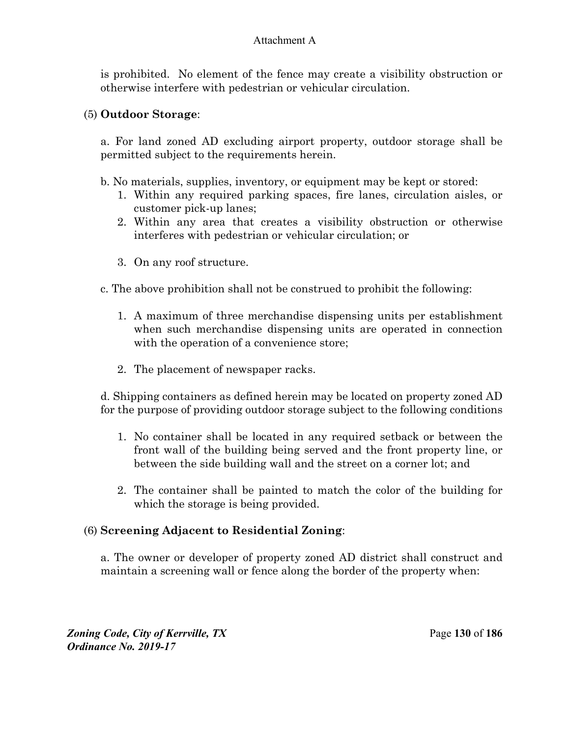is prohibited. No element of the fence may create a visibility obstruction or otherwise interfere with pedestrian or vehicular circulation.

(5) **Outdoor Storage**:

a. For land zoned AD excluding airport property, outdoor storage shall be permitted subject to the requirements herein.

b. No materials, supplies, inventory, or equipment may be kept or stored:

1. Within any required parking spaces, fire lanes, circulation aisles, or customer pick-up lanes;
2. Within any area that creates a visibility obstruction or otherwise interferes with pedestrian or vehicular circulation; or
3. On any roof structure.

c. The above prohibition shall not be construed to prohibit the following:

1. A maximum of three merchandise dispensing units per establishment when such merchandise dispensing units are operated in connection with the operation of a convenience store;
2. The placement of newspaper racks.

d. Shipping containers as defined herein may be located on property zoned AD for the purpose of providing outdoor storage subject to the following conditions

1. No container shall be located in any required setback or between the front wall of the building being served and the front property line, or between the side building wall and the street on a corner lot; and
2. The container shall be painted to match the color of the building for which the storage is being provided.

(6) **Screening Adjacent to Residential Zoning**:

a. The owner or developer of property zoned AD district shall construct and maintain a screening wall or fence along the border of the property when: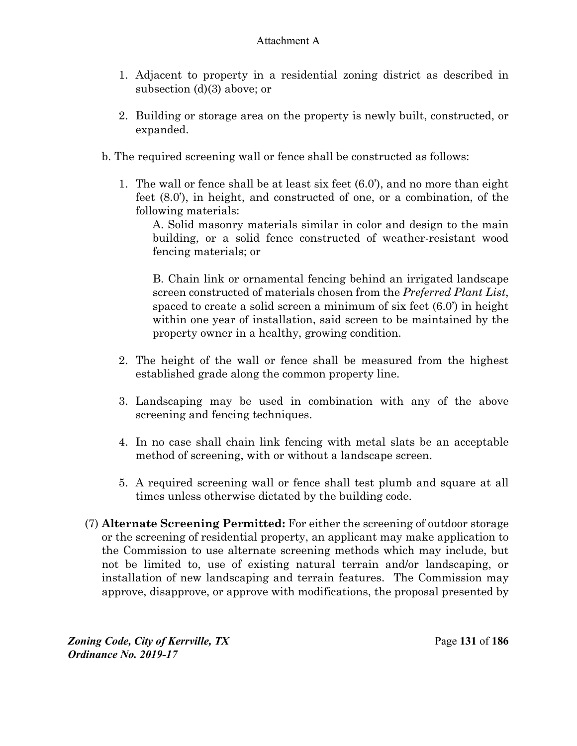1. Adjacent to property in a residential zoning district as described in subsection (d)(3) above; or

2. Building or storage area on the property is newly built, constructed, or expanded.

b. The required screening wall or fence shall be constructed as follows:

1. The wall or fence shall be at least six feet (6.0'), and no more than eight feet (8.0'), in height, and constructed of one, or a combination, of the following materials:

   A. Solid masonry materials similar in color and design to the main building, or a solid fence constructed of weather-resistant wood fencing materials; or

   B. Chain link or ornamental fencing behind an irrigated landscape screen constructed of materials chosen from the *Preferred Plant List*, spaced to create a solid screen a minimum of six feet (6.0') in height within one year of installation, said screen to be maintained by the property owner in a healthy, growing condition.

2. The height of the wall or fence shall be measured from the highest established grade along the common property line.

3. Landscaping may be used in combination with any of the above screening and fencing techniques.

4. In no case shall chain link fencing with metal slats be an acceptable method of screening, with or without a landscape screen.

5. A required screening wall or fence shall test plumb and square at all times unless otherwise dictated by the building code.

(7) **Alternate Screening Permitted:** For either the screening of outdoor storage or the screening of residential property, an applicant may make application to the Commission to use alternate screening methods which may include, but not be limited to, use of existing natural terrain and/or landscaping, or installation of new landscaping and terrain features. The Commission may approve, disapprove, or approve with modifications, the proposal presented by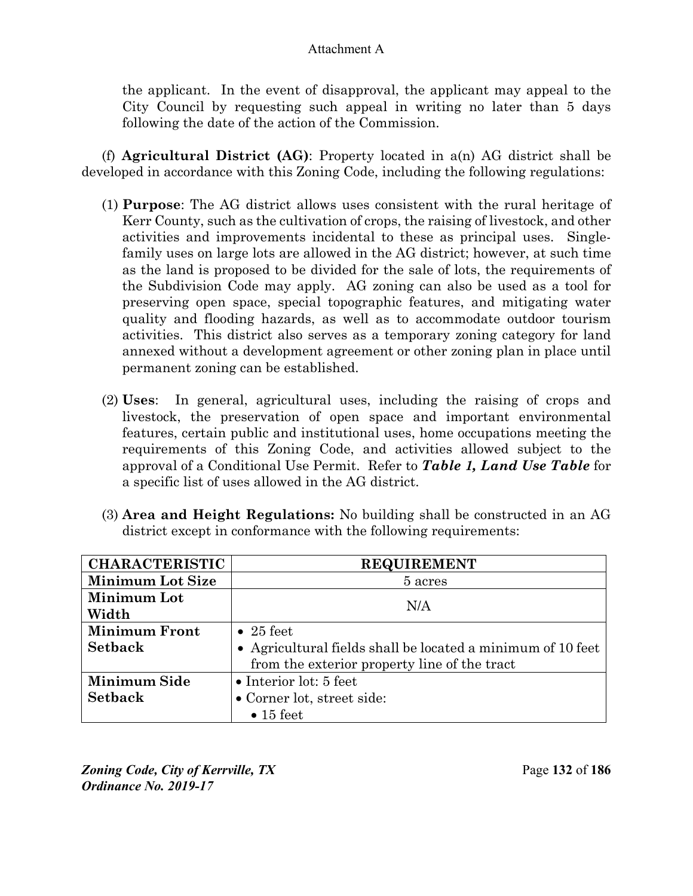the applicant. In the event of disapproval, the applicant may appeal to the City Council by requesting such appeal in writing no later than 5 days following the date of the action of the Commission.

(f) **Agricultural District (AG)**: Property located in a(n) AG district shall be developed in accordance with this Zoning Code, including the following regulations:

(1) **Purpose**: The AG district allows uses consistent with the rural heritage of Kerr County, such as the cultivation of crops, the raising of livestock, and other activities and improvements incidental to these as principal uses. Single-family uses on large lots are allowed in the AG district; however, at such time as the land is proposed to be divided for the sale of lots, the requirements of the Subdivision Code may apply. AG zoning can also be used as a tool for preserving open space, special topographic features, and mitigating water quality and flooding hazards, as well as to accommodate outdoor tourism activities. This district also serves as a temporary zoning category for land annexed without a development agreement or other zoning plan in place until permanent zoning can be established.

(2) **Uses**: In general, agricultural uses, including the raising of crops and livestock, the preservation of open space and important environmental features, certain public and institutional uses, home occupations meeting the requirements of this Zoning Code, and activities allowed subject to the approval of a Conditional Use Permit. Refer to ***Table 1, Land Use Table*** for a specific list of uses allowed in the AG district.

(3) **Area and Height Regulations:** No building shall be constructed in an AG district except in conformance with the following requirements:

| CHARACTERISTIC | REQUIREMENT |
|---|---|
| **Minimum Lot Size** | 5 acres |
| **Minimum Lot Width** | N/A |
| **Minimum Front Setback** | • 25 feet<br>• Agricultural fields shall be located a minimum of 10 feet from the exterior property line of the tract |
| **Minimum Side Setback** | • Interior lot: 5 feet<br>• Corner lot, street side:<br>• 15 feet |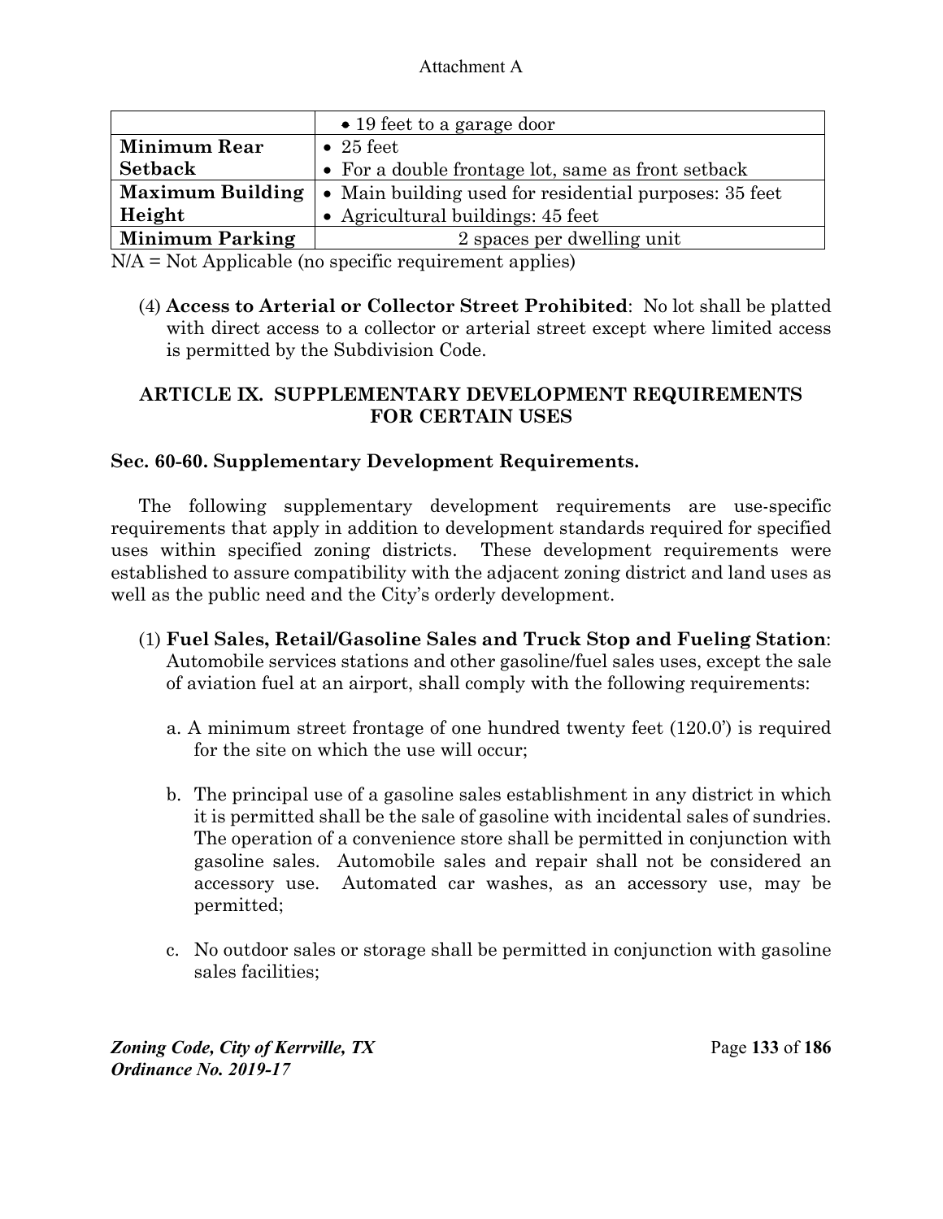|  |  |
|---|---|
|  | • 19 feet to a garage door |
| **Minimum Rear Setback** | • 25 feet<br>• For a double frontage lot, same as front setback |
| **Maximum Building Height** | • Main building used for residential purposes: 35 feet<br>• Agricultural buildings: 45 feet |
| **Minimum Parking** | 2 spaces per dwelling unit |

N/A = Not Applicable (no specific requirement applies)

(4) **Access to Arterial or Collector Street Prohibited**: No lot shall be platted with direct access to a collector or arterial street except where limited access is permitted by the Subdivision Code.

## ARTICLE IX. SUPPLEMENTARY DEVELOPMENT REQUIREMENTS FOR CERTAIN USES

### Sec. 60-60. Supplementary Development Requirements.

The following supplementary development requirements are use-specific requirements that apply in addition to development standards required for specified uses within specified zoning districts. These development requirements were established to assure compatibility with the adjacent zoning district and land uses as well as the public need and the City's orderly development.

(1) **Fuel Sales, Retail/Gasoline Sales and Truck Stop and Fueling Station**: Automobile services stations and other gasoline/fuel sales uses, except the sale of aviation fuel at an airport, shall comply with the following requirements:

a. A minimum street frontage of one hundred twenty feet (120.0') is required for the site on which the use will occur;

b. The principal use of a gasoline sales establishment in any district in which it is permitted shall be the sale of gasoline with incidental sales of sundries. The operation of a convenience store shall be permitted in conjunction with gasoline sales. Automobile sales and repair shall not be considered an accessory use. Automated car washes, as an accessory use, may be permitted;

c. No outdoor sales or storage shall be permitted in conjunction with gasoline sales facilities;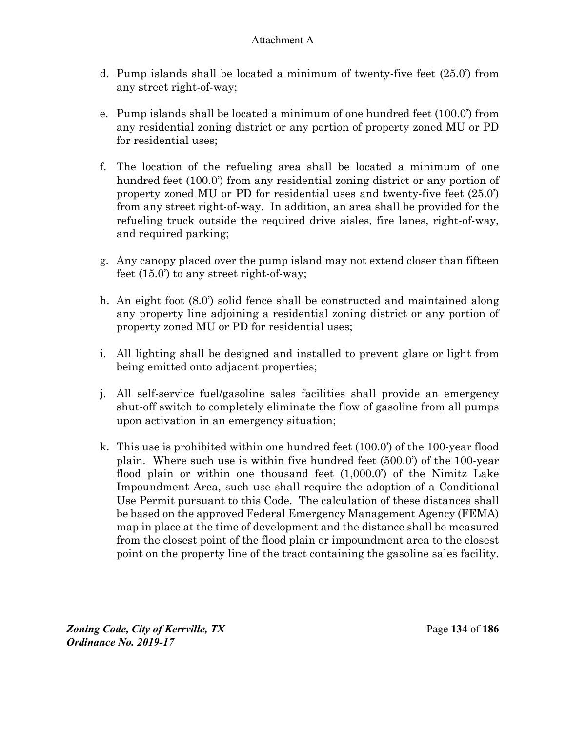d. Pump islands shall be located a minimum of twenty-five feet (25.0') from any street right-of-way;

e. Pump islands shall be located a minimum of one hundred feet (100.0') from any residential zoning district or any portion of property zoned MU or PD for residential uses;

f. The location of the refueling area shall be located a minimum of one hundred feet (100.0') from any residential zoning district or any portion of property zoned MU or PD for residential uses and twenty-five feet (25.0') from any street right-of-way. In addition, an area shall be provided for the refueling truck outside the required drive aisles, fire lanes, right-of-way, and required parking;

g. Any canopy placed over the pump island may not extend closer than fifteen feet (15.0') to any street right-of-way;

h. An eight foot (8.0') solid fence shall be constructed and maintained along any property line adjoining a residential zoning district or any portion of property zoned MU or PD for residential uses;

i. All lighting shall be designed and installed to prevent glare or light from being emitted onto adjacent properties;

j. All self-service fuel/gasoline sales facilities shall provide an emergency shut-off switch to completely eliminate the flow of gasoline from all pumps upon activation in an emergency situation;

k. This use is prohibited within one hundred feet (100.0') of the 100-year flood plain. Where such use is within five hundred feet (500.0') of the 100-year flood plain or within one thousand feet (1,000.0') of the Nimitz Lake Impoundment Area, such use shall require the adoption of a Conditional Use Permit pursuant to this Code. The calculation of these distances shall be based on the approved Federal Emergency Management Agency (FEMA) map in place at the time of development and the distance shall be measured from the closest point of the flood plain or impoundment area to the closest point on the property line of the tract containing the gasoline sales facility.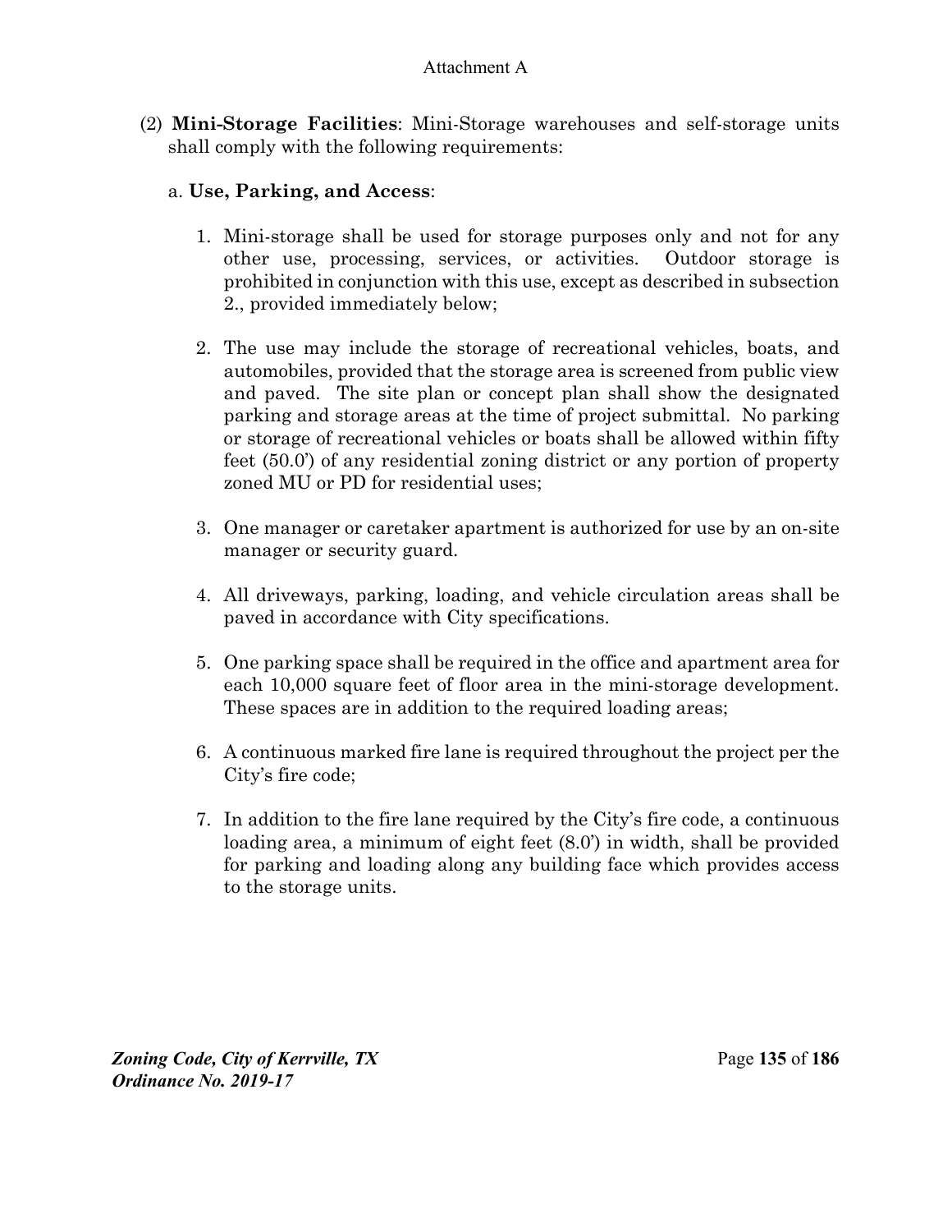(2) **Mini-Storage Facilities**: Mini-Storage warehouses and self-storage units shall comply with the following requirements:

a. **Use, Parking, and Access**:

1. Mini-storage shall be used for storage purposes only and not for any other use, processing, services, or activities. Outdoor storage is prohibited in conjunction with this use, except as described in subsection 2., provided immediately below;

2. The use may include the storage of recreational vehicles, boats, and automobiles, provided that the storage area is screened from public view and paved. The site plan or concept plan shall show the designated parking and storage areas at the time of project submittal. No parking or storage of recreational vehicles or boats shall be allowed within fifty feet (50.0') of any residential zoning district or any portion of property zoned MU or PD for residential uses;

3. One manager or caretaker apartment is authorized for use by an on-site manager or security guard.

4. All driveways, parking, loading, and vehicle circulation areas shall be paved in accordance with City specifications.

5. One parking space shall be required in the office and apartment area for each 10,000 square feet of floor area in the mini-storage development. These spaces are in addition to the required loading areas;

6. A continuous marked fire lane is required throughout the project per the City's fire code;

7. In addition to the fire lane required by the City's fire code, a continuous loading area, a minimum of eight feet (8.0') in width, shall be provided for parking and loading along any building face which provides access to the storage units.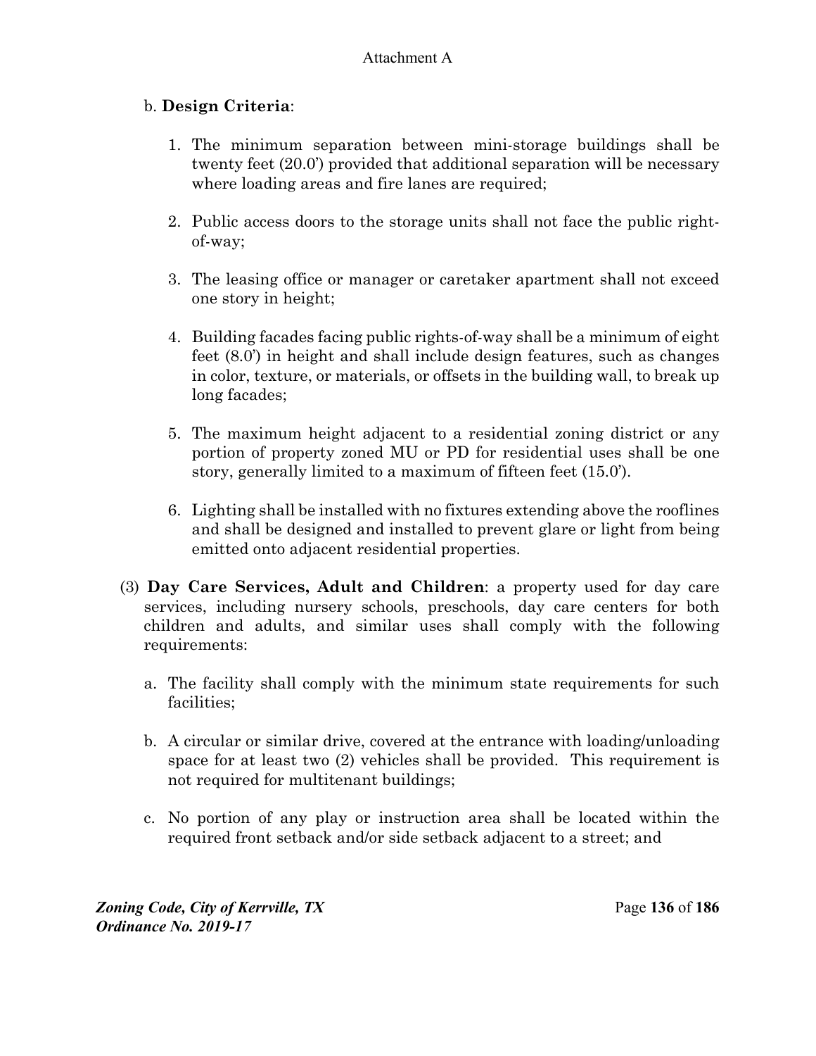b. **Design Criteria**:

1. The minimum separation between mini-storage buildings shall be twenty feet (20.0') provided that additional separation will be necessary where loading areas and fire lanes are required;

2. Public access doors to the storage units shall not face the public right-of-way;

3. The leasing office or manager or caretaker apartment shall not exceed one story in height;

4. Building facades facing public rights-of-way shall be a minimum of eight feet (8.0') in height and shall include design features, such as changes in color, texture, or materials, or offsets in the building wall, to break up long facades;

5. The maximum height adjacent to a residential zoning district or any portion of property zoned MU or PD for residential uses shall be one story, generally limited to a maximum of fifteen feet (15.0').

6. Lighting shall be installed with no fixtures extending above the rooflines and shall be designed and installed to prevent glare or light from being emitted onto adjacent residential properties.

(3) **Day Care Services, Adult and Children**: a property used for day care services, including nursery schools, preschools, day care centers for both children and adults, and similar uses shall comply with the following requirements:

a. The facility shall comply with the minimum state requirements for such facilities;

b. A circular or similar drive, covered at the entrance with loading/unloading space for at least two (2) vehicles shall be provided. This requirement is not required for multitenant buildings;

c. No portion of any play or instruction area shall be located within the required front setback and/or side setback adjacent to a street; and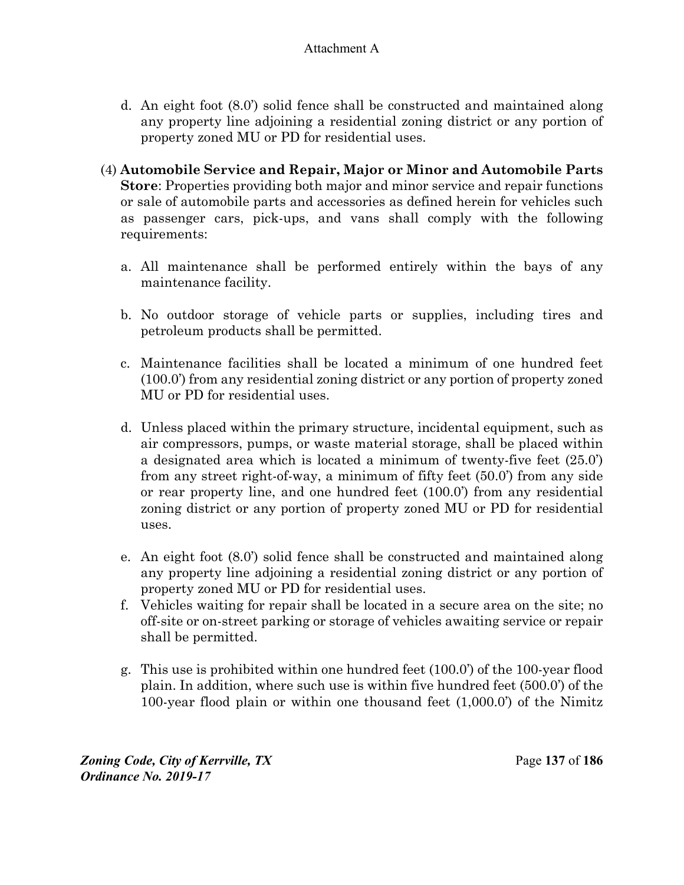d. An eight foot (8.0') solid fence shall be constructed and maintained along any property line adjoining a residential zoning district or any portion of property zoned MU or PD for residential uses.

(4) **Automobile Service and Repair, Major or Minor and Automobile Parts Store**: Properties providing both major and minor service and repair functions or sale of automobile parts and accessories as defined herein for vehicles such as passenger cars, pick-ups, and vans shall comply with the following requirements:

a. All maintenance shall be performed entirely within the bays of any maintenance facility.

b. No outdoor storage of vehicle parts or supplies, including tires and petroleum products shall be permitted.

c. Maintenance facilities shall be located a minimum of one hundred feet (100.0') from any residential zoning district or any portion of property zoned MU or PD for residential uses.

d. Unless placed within the primary structure, incidental equipment, such as air compressors, pumps, or waste material storage, shall be placed within a designated area which is located a minimum of twenty-five feet (25.0') from any street right-of-way, a minimum of fifty feet (50.0') from any side or rear property line, and one hundred feet (100.0') from any residential zoning district or any portion of property zoned MU or PD for residential uses.

e. An eight foot (8.0') solid fence shall be constructed and maintained along any property line adjoining a residential zoning district or any portion of property zoned MU or PD for residential uses.

f. Vehicles waiting for repair shall be located in a secure area on the site; no off-site or on-street parking or storage of vehicles awaiting service or repair shall be permitted.

g. This use is prohibited within one hundred feet (100.0') of the 100-year flood plain. In addition, where such use is within five hundred feet (500.0') of the 100-year flood plain or within one thousand feet (1,000.0') of the Nimitz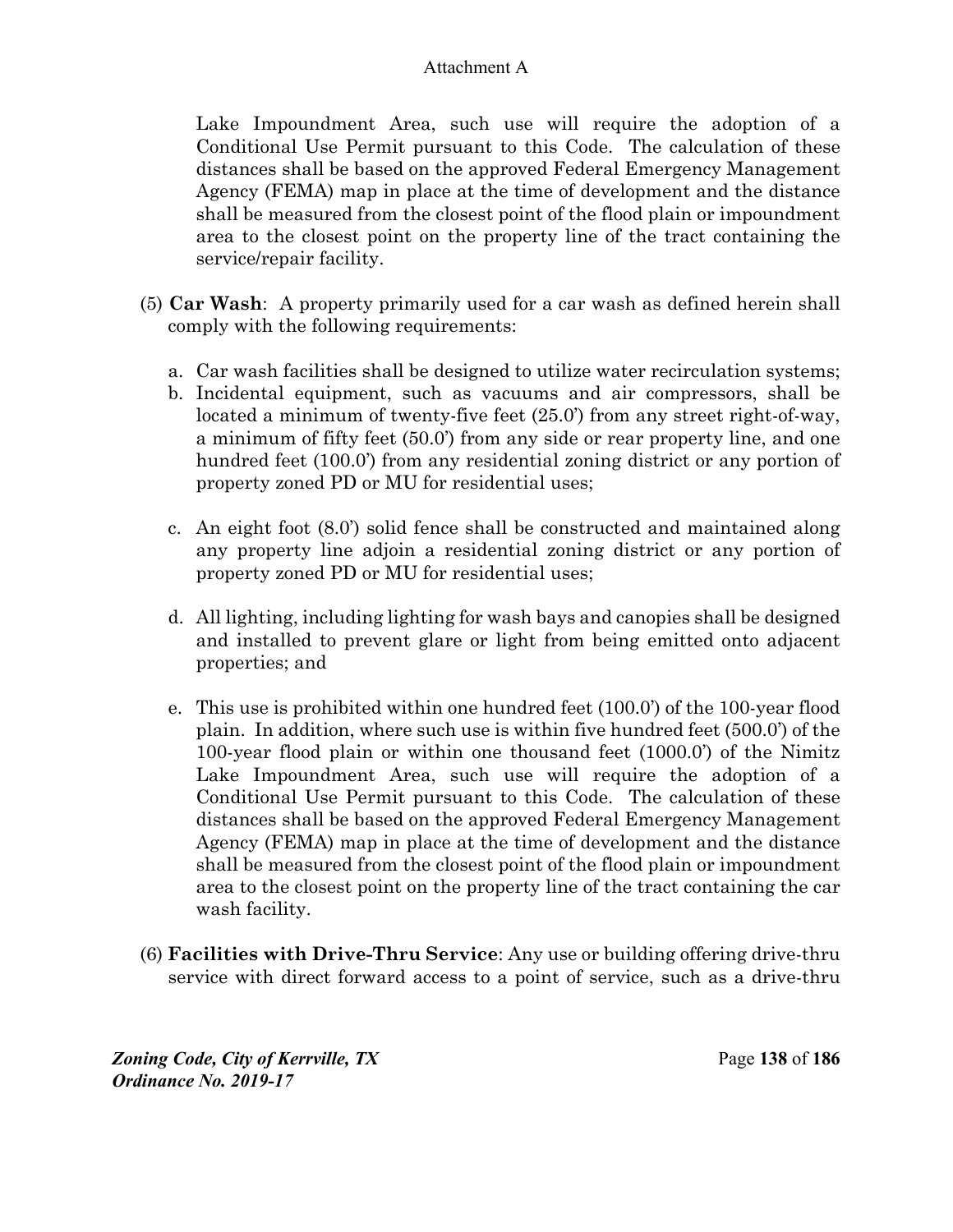Lake Impoundment Area, such use will require the adoption of a Conditional Use Permit pursuant to this Code. The calculation of these distances shall be based on the approved Federal Emergency Management Agency (FEMA) map in place at the time of development and the distance shall be measured from the closest point of the flood plain or impoundment area to the closest point on the property line of the tract containing the service/repair facility.

(5) **Car Wash**: A property primarily used for a car wash as defined herein shall comply with the following requirements:

a. Car wash facilities shall be designed to utilize water recirculation systems;
b. Incidental equipment, such as vacuums and air compressors, shall be located a minimum of twenty-five feet (25.0') from any street right-of-way, a minimum of fifty feet (50.0') from any side or rear property line, and one hundred feet (100.0') from any residential zoning district or any portion of property zoned PD or MU for residential uses;

c. An eight foot (8.0') solid fence shall be constructed and maintained along any property line adjoin a residential zoning district or any portion of property zoned PD or MU for residential uses;

d. All lighting, including lighting for wash bays and canopies shall be designed and installed to prevent glare or light from being emitted onto adjacent properties; and

e. This use is prohibited within one hundred feet (100.0') of the 100-year flood plain. In addition, where such use is within five hundred feet (500.0') of the 100-year flood plain or within one thousand feet (1000.0') of the Nimitz Lake Impoundment Area, such use will require the adoption of a Conditional Use Permit pursuant to this Code. The calculation of these distances shall be based on the approved Federal Emergency Management Agency (FEMA) map in place at the time of development and the distance shall be measured from the closest point of the flood plain or impoundment area to the closest point on the property line of the tract containing the car wash facility.

(6) **Facilities with Drive-Thru Service**: Any use or building offering drive-thru service with direct forward access to a point of service, such as a drive-thru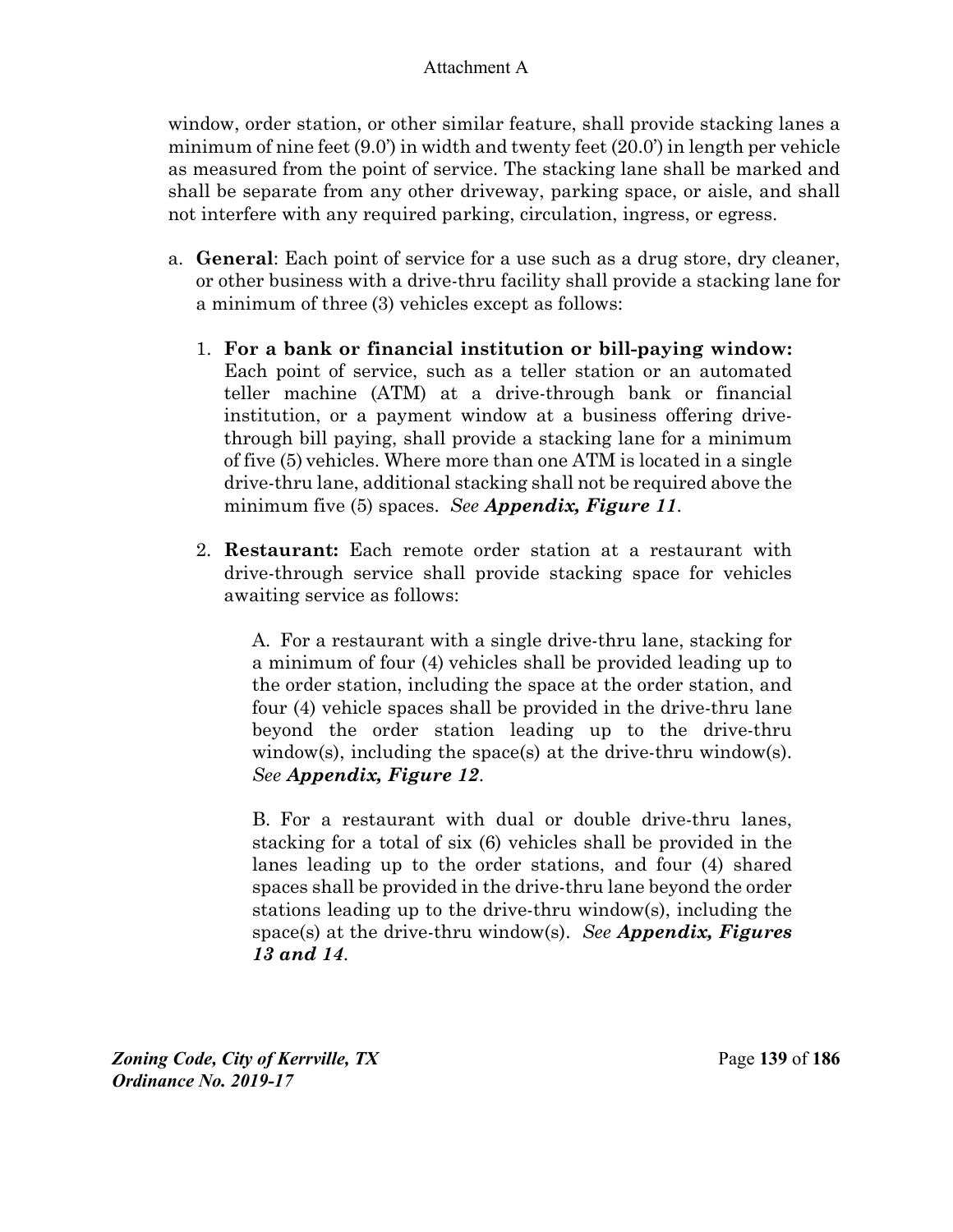window, order station, or other similar feature, shall provide stacking lanes a minimum of nine feet (9.0') in width and twenty feet (20.0') in length per vehicle as measured from the point of service. The stacking lane shall be marked and shall be separate from any other driveway, parking space, or aisle, and shall not interfere with any required parking, circulation, ingress, or egress.

a. **General**: Each point of service for a use such as a drug store, dry cleaner, or other business with a drive-thru facility shall provide a stacking lane for a minimum of three (3) vehicles except as follows:

   1. **For a bank or financial institution or bill-paying window:** Each point of service, such as a teller station or an automated teller machine (ATM) at a drive-through bank or financial institution, or a payment window at a business offering drive-through bill paying, shall provide a stacking lane for a minimum of five (5) vehicles. Where more than one ATM is located in a single drive-thru lane, additional stacking shall not be required above the minimum five (5) spaces. *See **Appendix, Figure 11***.

   2. **Restaurant:** Each remote order station at a restaurant with drive-through service shall provide stacking space for vehicles awaiting service as follows:

      A. For a restaurant with a single drive-thru lane, stacking for a minimum of four (4) vehicles shall be provided leading up to the order station, including the space at the order station, and four (4) vehicle spaces shall be provided in the drive-thru lane beyond the order station leading up to the drive-thru window(s), including the space(s) at the drive-thru window(s). *See **Appendix, Figure 12***.

      B. For a restaurant with dual or double drive-thru lanes, stacking for a total of six (6) vehicles shall be provided in the lanes leading up to the order stations, and four (4) shared spaces shall be provided in the drive-thru lane beyond the order stations leading up to the drive-thru window(s), including the space(s) at the drive-thru window(s). *See **Appendix, Figures 13 and 14***.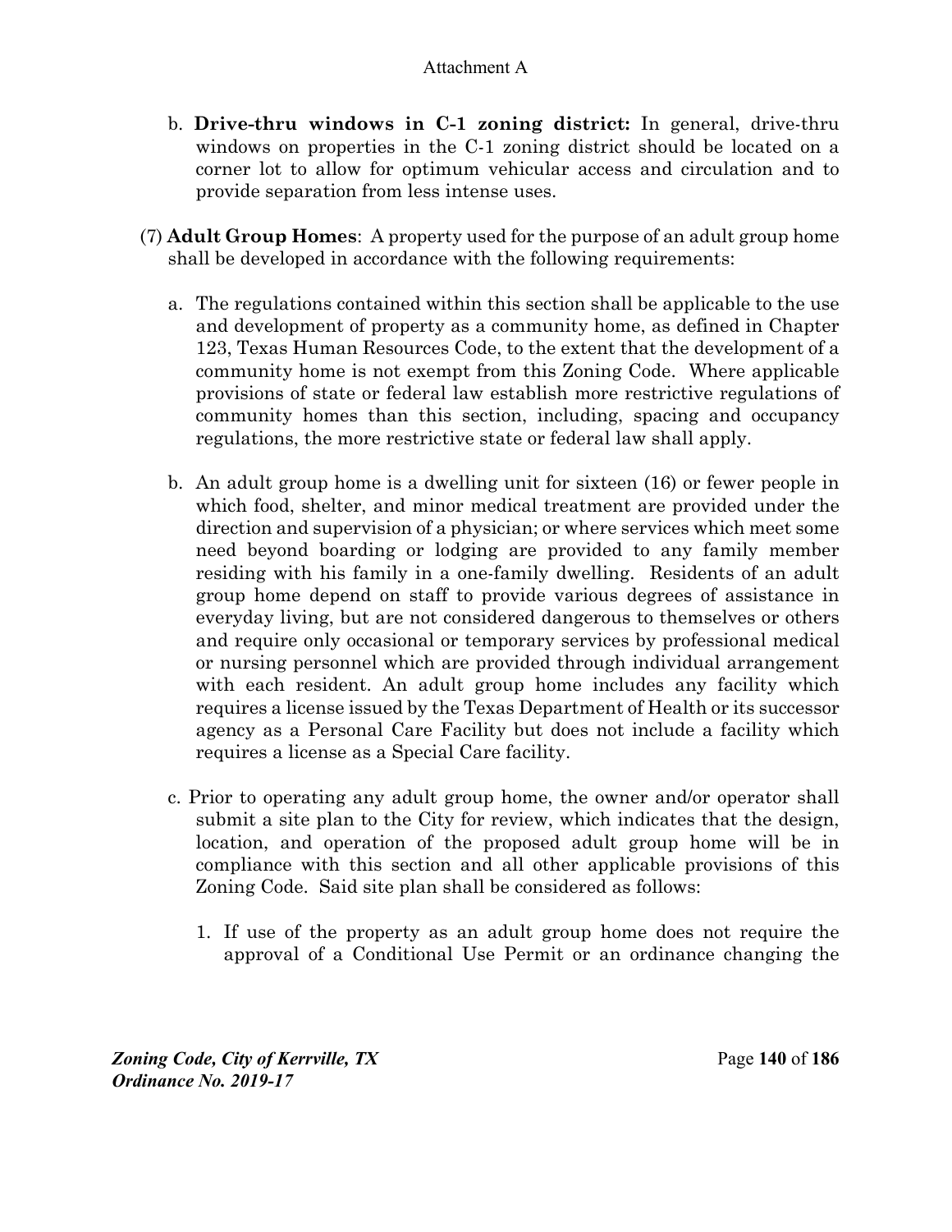b. **Drive-thru windows in C-1 zoning district:** In general, drive-thru windows on properties in the C-1 zoning district should be located on a corner lot to allow for optimum vehicular access and circulation and to provide separation from less intense uses.

(7) **Adult Group Homes**: A property used for the purpose of an adult group home shall be developed in accordance with the following requirements:

a. The regulations contained within this section shall be applicable to the use and development of property as a community home, as defined in Chapter 123, Texas Human Resources Code, to the extent that the development of a community home is not exempt from this Zoning Code. Where applicable provisions of state or federal law establish more restrictive regulations of community homes than this section, including, spacing and occupancy regulations, the more restrictive state or federal law shall apply.

b. An adult group home is a dwelling unit for sixteen (16) or fewer people in which food, shelter, and minor medical treatment are provided under the direction and supervision of a physician; or where services which meet some need beyond boarding or lodging are provided to any family member residing with his family in a one-family dwelling. Residents of an adult group home depend on staff to provide various degrees of assistance in everyday living, but are not considered dangerous to themselves or others and require only occasional or temporary services by professional medical or nursing personnel which are provided through individual arrangement with each resident. An adult group home includes any facility which requires a license issued by the Texas Department of Health or its successor agency as a Personal Care Facility but does not include a facility which requires a license as a Special Care facility.

c. Prior to operating any adult group home, the owner and/or operator shall submit a site plan to the City for review, which indicates that the design, location, and operation of the proposed adult group home will be in compliance with this section and all other applicable provisions of this Zoning Code. Said site plan shall be considered as follows:

1. If use of the property as an adult group home does not require the approval of a Conditional Use Permit or an ordinance changing the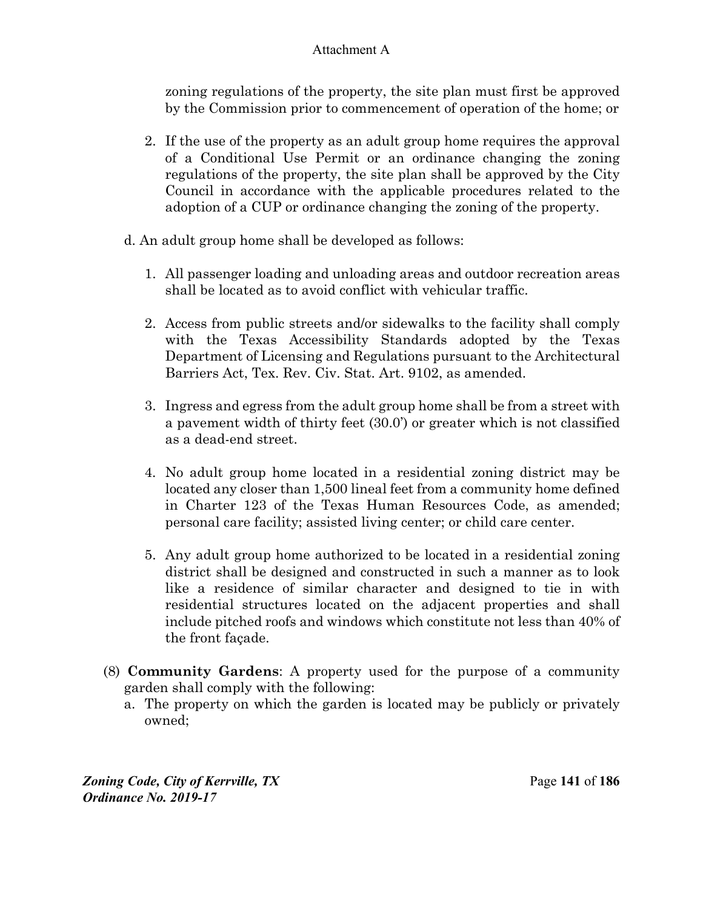zoning regulations of the property, the site plan must first be approved by the Commission prior to commencement of operation of the home; or

2. If the use of the property as an adult group home requires the approval of a Conditional Use Permit or an ordinance changing the zoning regulations of the property, the site plan shall be approved by the City Council in accordance with the applicable procedures related to the adoption of a CUP or ordinance changing the zoning of the property.

d. An adult group home shall be developed as follows:

1. All passenger loading and unloading areas and outdoor recreation areas shall be located as to avoid conflict with vehicular traffic.

2. Access from public streets and/or sidewalks to the facility shall comply with the Texas Accessibility Standards adopted by the Texas Department of Licensing and Regulations pursuant to the Architectural Barriers Act, Tex. Rev. Civ. Stat. Art. 9102, as amended.

3. Ingress and egress from the adult group home shall be from a street with a pavement width of thirty feet (30.0') or greater which is not classified as a dead-end street.

4. No adult group home located in a residential zoning district may be located any closer than 1,500 lineal feet from a community home defined in Charter 123 of the Texas Human Resources Code, as amended; personal care facility; assisted living center; or child care center.

5. Any adult group home authorized to be located in a residential zoning district shall be designed and constructed in such a manner as to look like a residence of similar character and designed to tie in with residential structures located on the adjacent properties and shall include pitched roofs and windows which constitute not less than 40% of the front façade.

(8) **Community Gardens**: A property used for the purpose of a community garden shall comply with the following:

a. The property on which the garden is located may be publicly or privately owned;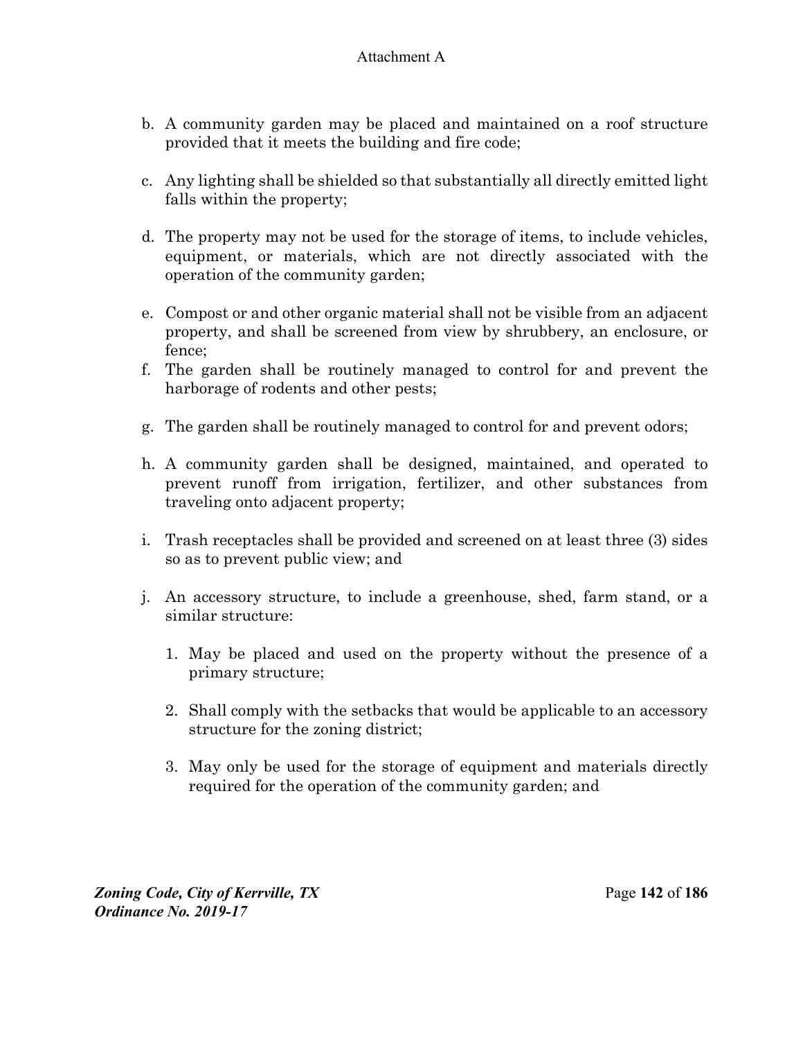b. A community garden may be placed and maintained on a roof structure provided that it meets the building and fire code;

c. Any lighting shall be shielded so that substantially all directly emitted light falls within the property;

d. The property may not be used for the storage of items, to include vehicles, equipment, or materials, which are not directly associated with the operation of the community garden;

e. Compost or and other organic material shall not be visible from an adjacent property, and shall be screened from view by shrubbery, an enclosure, or fence;

f. The garden shall be routinely managed to control for and prevent the harborage of rodents and other pests;

g. The garden shall be routinely managed to control for and prevent odors;

h. A community garden shall be designed, maintained, and operated to prevent runoff from irrigation, fertilizer, and other substances from traveling onto adjacent property;

i. Trash receptacles shall be provided and screened on at least three (3) sides so as to prevent public view; and

j. An accessory structure, to include a greenhouse, shed, farm stand, or a similar structure:

   1. May be placed and used on the property without the presence of a primary structure;

   2. Shall comply with the setbacks that would be applicable to an accessory structure for the zoning district;

   3. May only be used for the storage of equipment and materials directly required for the operation of the community garden; and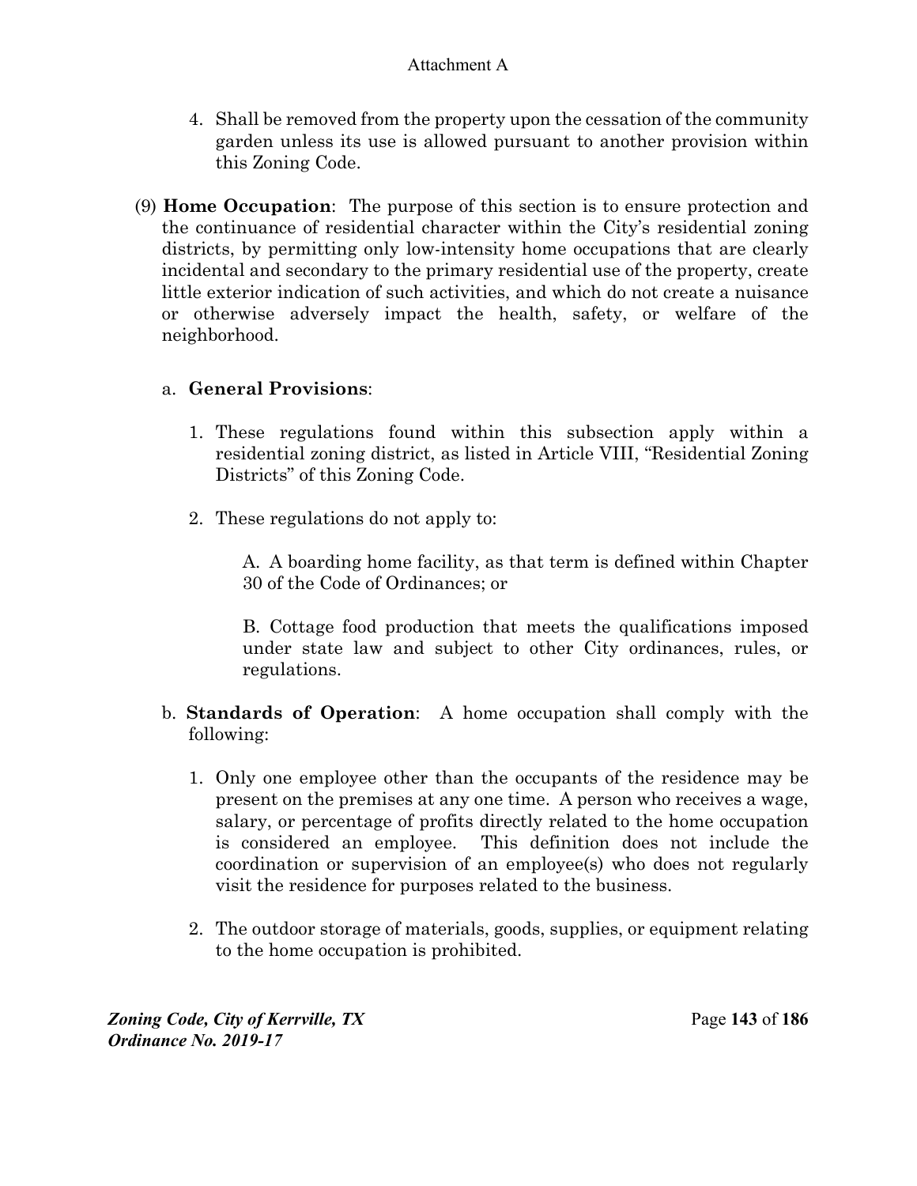4. Shall be removed from the property upon the cessation of the community garden unless its use is allowed pursuant to another provision within this Zoning Code.

(9) **Home Occupation**: The purpose of this section is to ensure protection and the continuance of residential character within the City's residential zoning districts, by permitting only low-intensity home occupations that are clearly incidental and secondary to the primary residential use of the property, create little exterior indication of such activities, and which do not create a nuisance or otherwise adversely impact the health, safety, or welfare of the neighborhood.

a. **General Provisions**:

1. These regulations found within this subsection apply within a residential zoning district, as listed in Article VIII, "Residential Zoning Districts" of this Zoning Code.

2. These regulations do not apply to:

   A. A boarding home facility, as that term is defined within Chapter 30 of the Code of Ordinances; or

   B. Cottage food production that meets the qualifications imposed under state law and subject to other City ordinances, rules, or regulations.

b. **Standards of Operation**: A home occupation shall comply with the following:

1. Only one employee other than the occupants of the residence may be present on the premises at any one time. A person who receives a wage, salary, or percentage of profits directly related to the home occupation is considered an employee. This definition does not include the coordination or supervision of an employee(s) who does not regularly visit the residence for purposes related to the business.

2. The outdoor storage of materials, goods, supplies, or equipment relating to the home occupation is prohibited.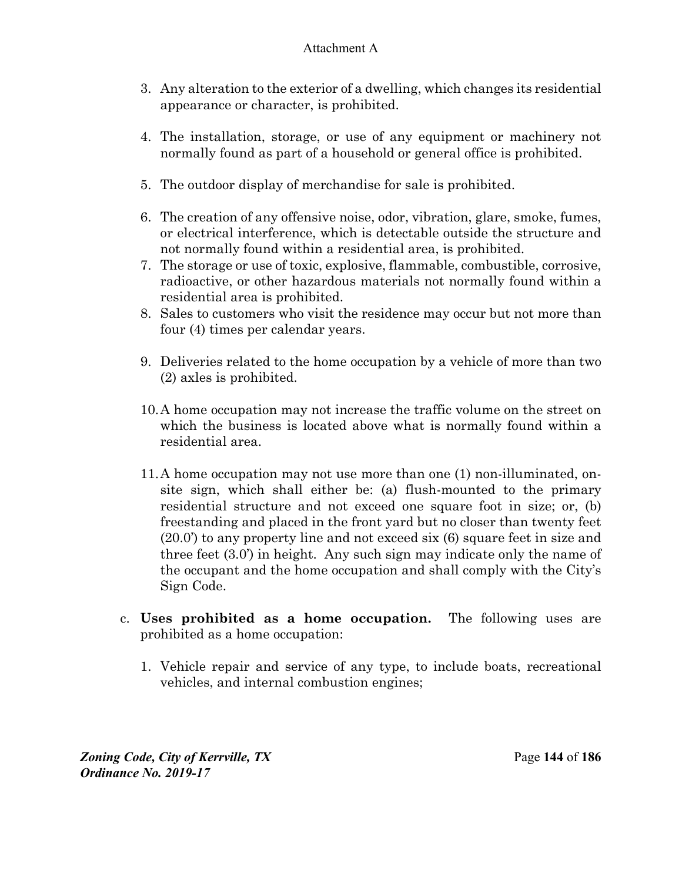3. Any alteration to the exterior of a dwelling, which changes its residential appearance or character, is prohibited.

4. The installation, storage, or use of any equipment or machinery not normally found as part of a household or general office is prohibited.

5. The outdoor display of merchandise for sale is prohibited.

6. The creation of any offensive noise, odor, vibration, glare, smoke, fumes, or electrical interference, which is detectable outside the structure and not normally found within a residential area, is prohibited.
7. The storage or use of toxic, explosive, flammable, combustible, corrosive, radioactive, or other hazardous materials not normally found within a residential area is prohibited.
8. Sales to customers who visit the residence may occur but not more than four (4) times per calendar years.

9. Deliveries related to the home occupation by a vehicle of more than two (2) axles is prohibited.

10. A home occupation may not increase the traffic volume on the street on which the business is located above what is normally found within a residential area.

11. A home occupation may not use more than one (1) non-illuminated, on-site sign, which shall either be: (a) flush-mounted to the primary residential structure and not exceed one square foot in size; or, (b) freestanding and placed in the front yard but no closer than twenty feet (20.0') to any property line and not exceed six (6) square feet in size and three feet (3.0') in height. Any such sign may indicate only the name of the occupant and the home occupation and shall comply with the City's Sign Code.

c. **Uses prohibited as a home occupation.** The following uses are prohibited as a home occupation:

   1. Vehicle repair and service of any type, to include boats, recreational vehicles, and internal combustion engines;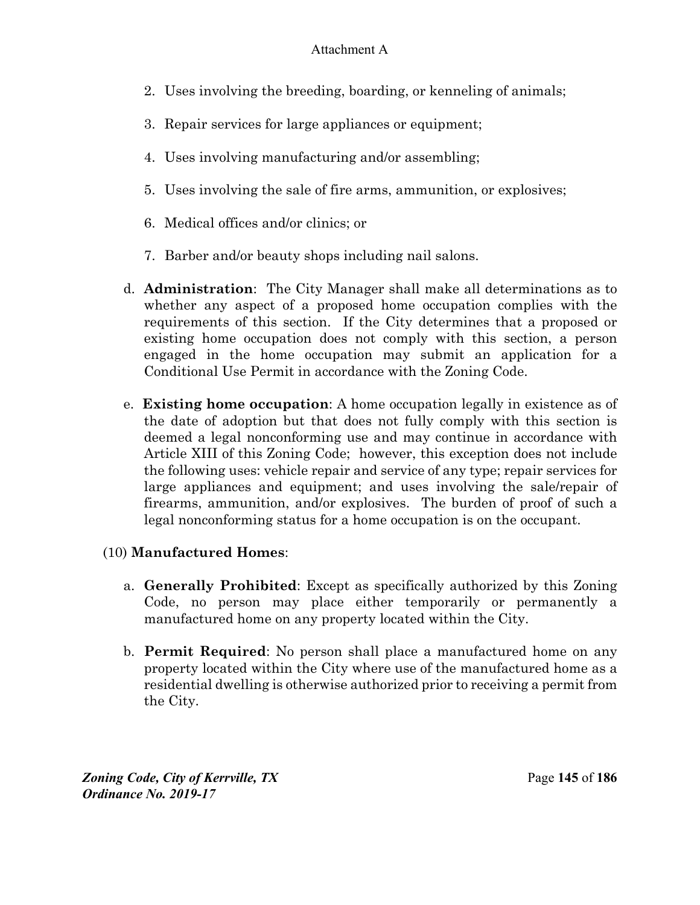2. Uses involving the breeding, boarding, or kenneling of animals;

3. Repair services for large appliances or equipment;

4. Uses involving manufacturing and/or assembling;

5. Uses involving the sale of fire arms, ammunition, or explosives;

6. Medical offices and/or clinics; or

7. Barber and/or beauty shops including nail salons.

d. **Administration**: The City Manager shall make all determinations as to whether any aspect of a proposed home occupation complies with the requirements of this section. If the City determines that a proposed or existing home occupation does not comply with this section, a person engaged in the home occupation may submit an application for a Conditional Use Permit in accordance with the Zoning Code.

e. **Existing home occupation**: A home occupation legally in existence as of the date of adoption but that does not fully comply with this section is deemed a legal nonconforming use and may continue in accordance with Article XIII of this Zoning Code; however, this exception does not include the following uses: vehicle repair and service of any type; repair services for large appliances and equipment; and uses involving the sale/repair of firearms, ammunition, and/or explosives. The burden of proof of such a legal nonconforming status for a home occupation is on the occupant.

(10) **Manufactured Homes**:

a. **Generally Prohibited**: Except as specifically authorized by this Zoning Code, no person may place either temporarily or permanently a manufactured home on any property located within the City.

b. **Permit Required**: No person shall place a manufactured home on any property located within the City where use of the manufactured home as a residential dwelling is otherwise authorized prior to receiving a permit from the City.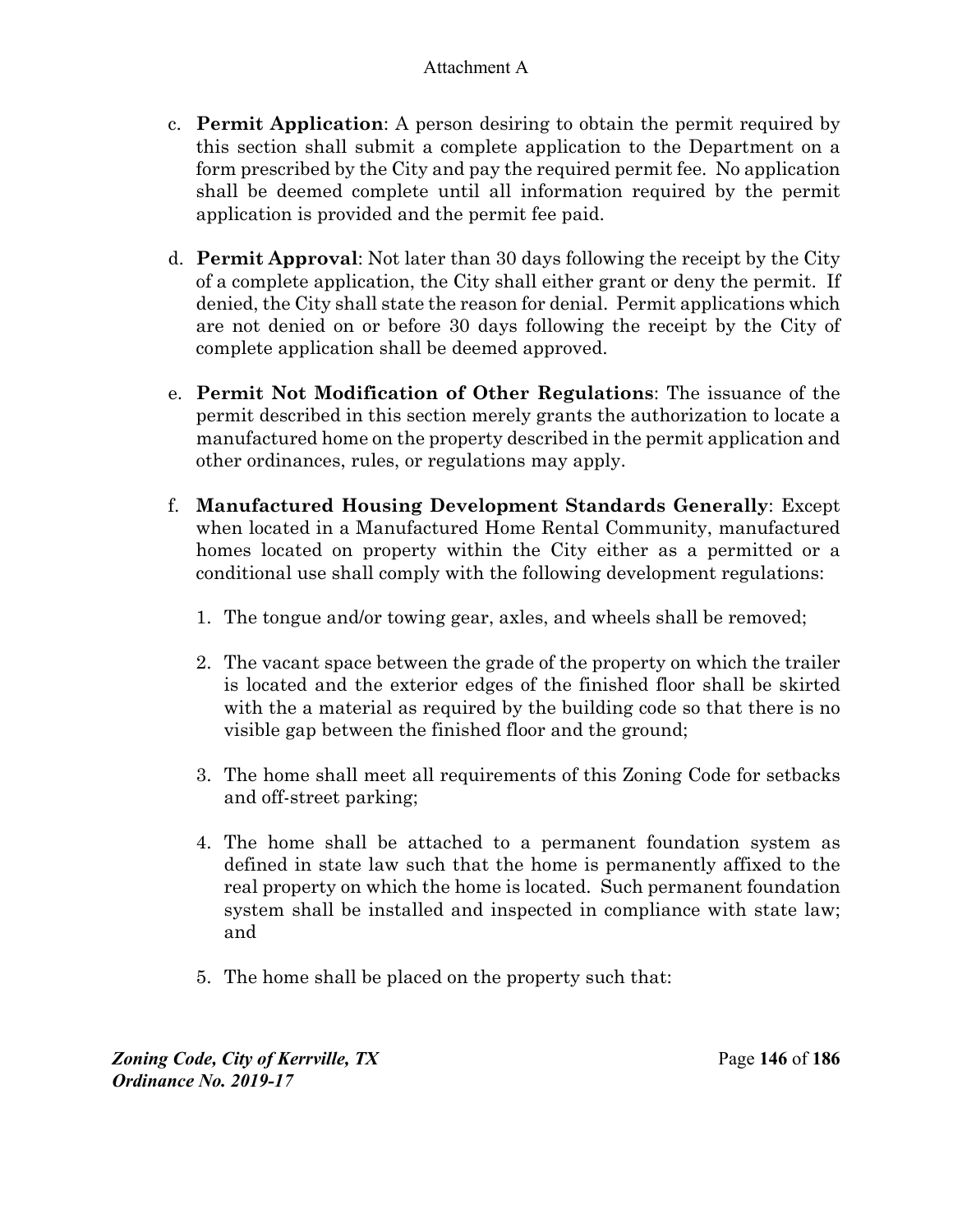c. **Permit Application**: A person desiring to obtain the permit required by this section shall submit a complete application to the Department on a form prescribed by the City and pay the required permit fee. No application shall be deemed complete until all information required by the permit application is provided and the permit fee paid.

d. **Permit Approval**: Not later than 30 days following the receipt by the City of a complete application, the City shall either grant or deny the permit. If denied, the City shall state the reason for denial. Permit applications which are not denied on or before 30 days following the receipt by the City of complete application shall be deemed approved.

e. **Permit Not Modification of Other Regulations**: The issuance of the permit described in this section merely grants the authorization to locate a manufactured home on the property described in the permit application and other ordinances, rules, or regulations may apply.

f. **Manufactured Housing Development Standards Generally**: Except when located in a Manufactured Home Rental Community, manufactured homes located on property within the City either as a permitted or a conditional use shall comply with the following development regulations:

   1. The tongue and/or towing gear, axles, and wheels shall be removed;

   2. The vacant space between the grade of the property on which the trailer is located and the exterior edges of the finished floor shall be skirted with the a material as required by the building code so that there is no visible gap between the finished floor and the ground;

   3. The home shall meet all requirements of this Zoning Code for setbacks and off-street parking;

   4. The home shall be attached to a permanent foundation system as defined in state law such that the home is permanently affixed to the real property on which the home is located. Such permanent foundation system shall be installed and inspected in compliance with state law; and

   5. The home shall be placed on the property such that: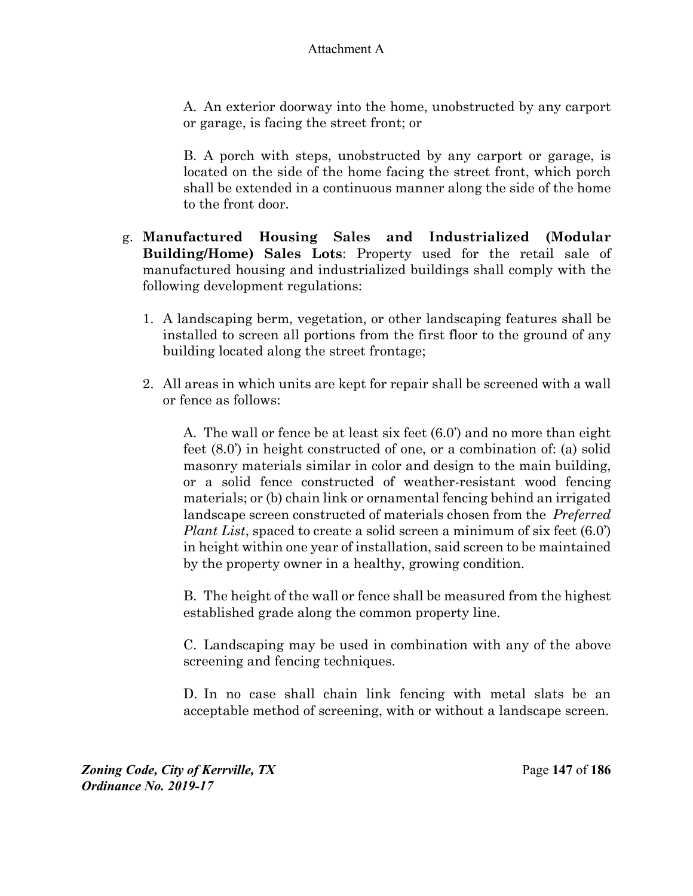A. An exterior doorway into the home, unobstructed by any carport or garage, is facing the street front; or

B. A porch with steps, unobstructed by any carport or garage, is located on the side of the home facing the street front, which porch shall be extended in a continuous manner along the side of the home to the front door.

g. **Manufactured Housing Sales and Industrialized (Modular Building/Home) Sales Lots**: Property used for the retail sale of manufactured housing and industrialized buildings shall comply with the following development regulations:

1. A landscaping berm, vegetation, or other landscaping features shall be installed to screen all portions from the first floor to the ground of any building located along the street frontage;

2. All areas in which units are kept for repair shall be screened with a wall or fence as follows:

   A. The wall or fence be at least six feet (6.0') and no more than eight feet (8.0') in height constructed of one, or a combination of: (a) solid masonry materials similar in color and design to the main building, or a solid fence constructed of weather-resistant wood fencing materials; or (b) chain link or ornamental fencing behind an irrigated landscape screen constructed of materials chosen from the *Preferred Plant List*, spaced to create a solid screen a minimum of six feet (6.0') in height within one year of installation, said screen to be maintained by the property owner in a healthy, growing condition.

   B. The height of the wall or fence shall be measured from the highest established grade along the common property line.

   C. Landscaping may be used in combination with any of the above screening and fencing techniques.

   D. In no case shall chain link fencing with metal slats be an acceptable method of screening, with or without a landscape screen.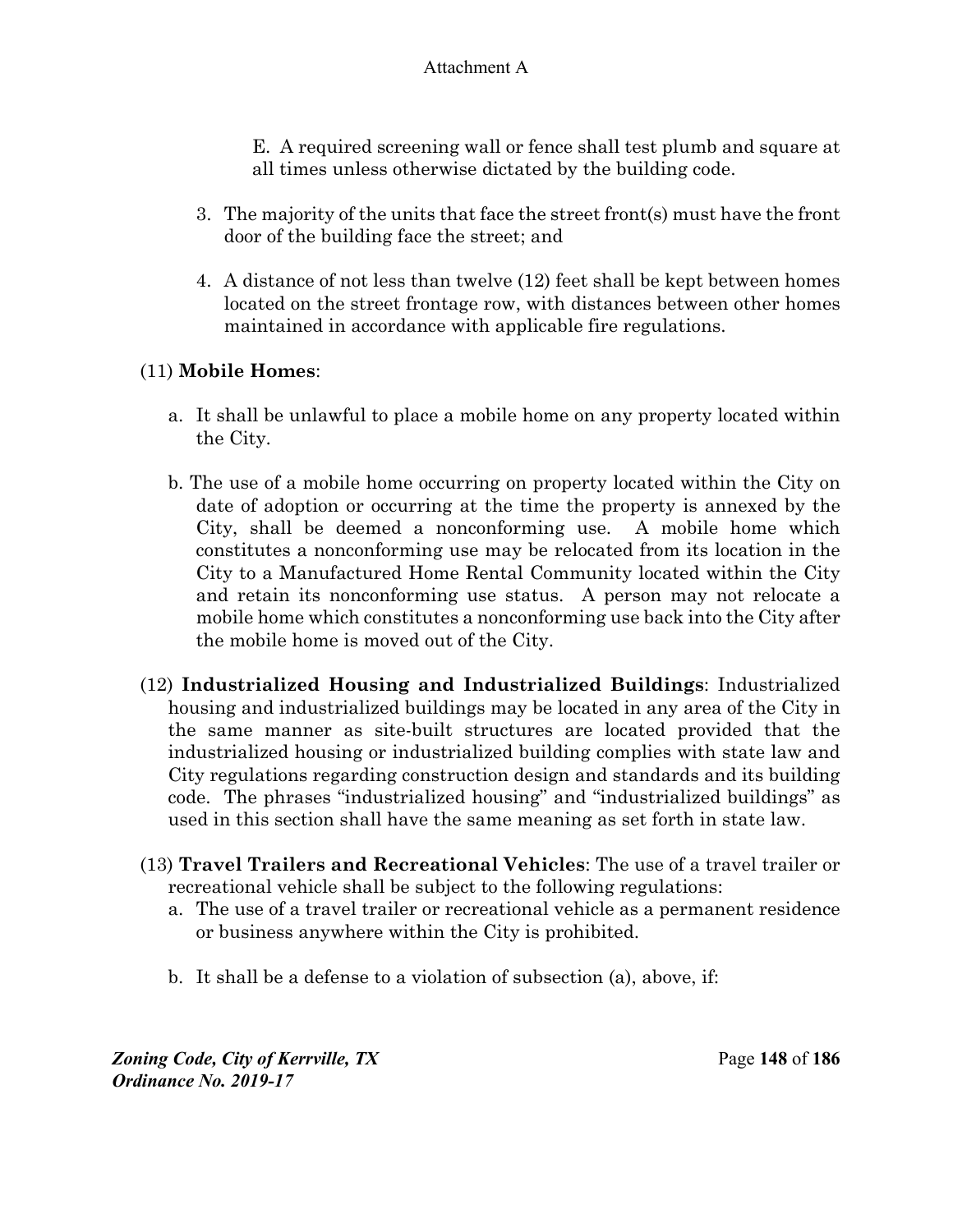E. A required screening wall or fence shall test plumb and square at all times unless otherwise dictated by the building code.

3. The majority of the units that face the street front(s) must have the front door of the building face the street; and

4. A distance of not less than twelve (12) feet shall be kept between homes located on the street frontage row, with distances between other homes maintained in accordance with applicable fire regulations.

(11) **Mobile Homes**:

a. It shall be unlawful to place a mobile home on any property located within the City.

b. The use of a mobile home occurring on property located within the City on date of adoption or occurring at the time the property is annexed by the City, shall be deemed a nonconforming use. A mobile home which constitutes a nonconforming use may be relocated from its location in the City to a Manufactured Home Rental Community located within the City and retain its nonconforming use status. A person may not relocate a mobile home which constitutes a nonconforming use back into the City after the mobile home is moved out of the City.

(12) **Industrialized Housing and Industrialized Buildings**: Industrialized housing and industrialized buildings may be located in any area of the City in the same manner as site-built structures are located provided that the industrialized housing or industrialized building complies with state law and City regulations regarding construction design and standards and its building code. The phrases "industrialized housing" and "industrialized buildings" as used in this section shall have the same meaning as set forth in state law.

(13) **Travel Trailers and Recreational Vehicles**: The use of a travel trailer or recreational vehicle shall be subject to the following regulations:

a. The use of a travel trailer or recreational vehicle as a permanent residence or business anywhere within the City is prohibited.

b. It shall be a defense to a violation of subsection (a), above, if: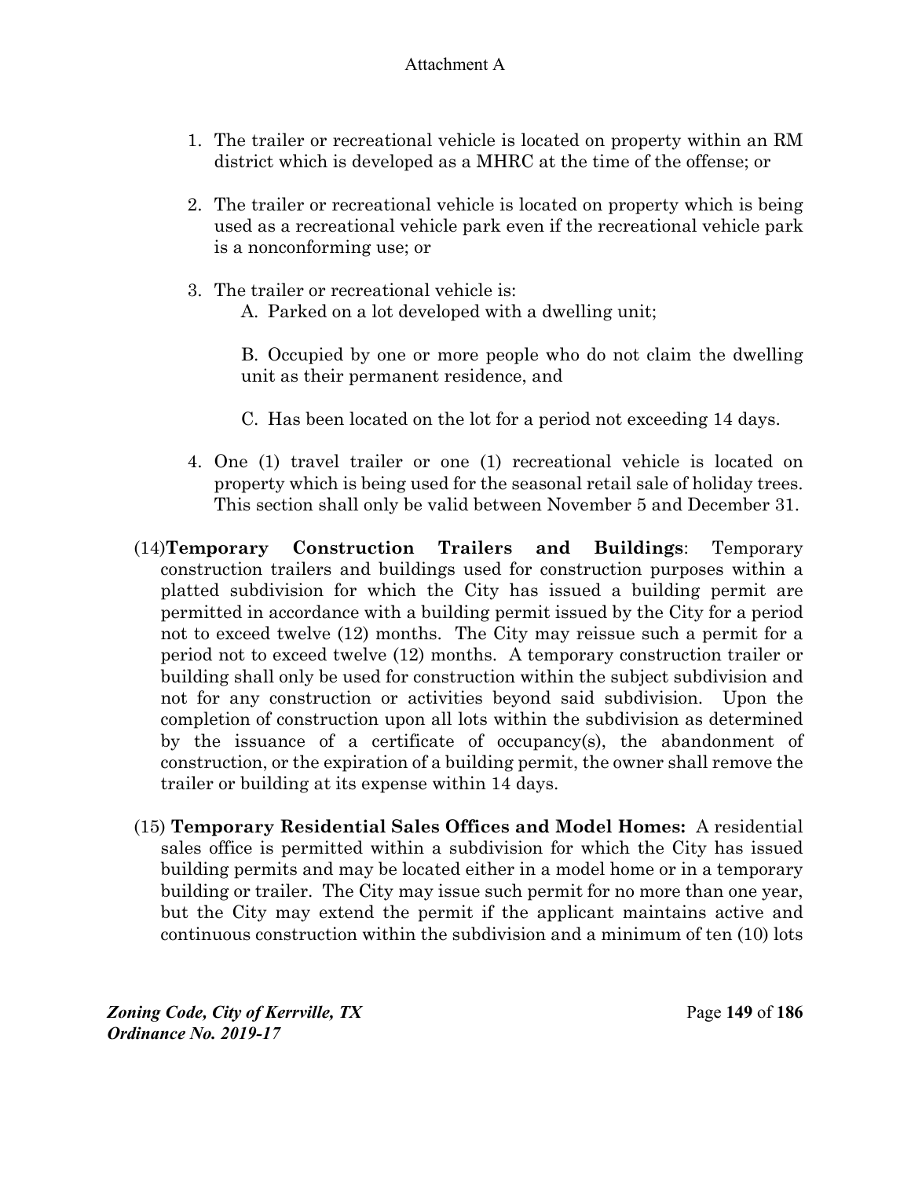1. The trailer or recreational vehicle is located on property within an RM district which is developed as a MHRC at the time of the offense; or

2. The trailer or recreational vehicle is located on property which is being used as a recreational vehicle park even if the recreational vehicle park is a nonconforming use; or

3. The trailer or recreational vehicle is:

   A. Parked on a lot developed with a dwelling unit;

   B. Occupied by one or more people who do not claim the dwelling unit as their permanent residence, and

   C. Has been located on the lot for a period not exceeding 14 days.

4. One (1) travel trailer or one (1) recreational vehicle is located on property which is being used for the seasonal retail sale of holiday trees. This section shall only be valid between November 5 and December 31.

(14) **Temporary Construction Trailers and Buildings**: Temporary construction trailers and buildings used for construction purposes within a platted subdivision for which the City has issued a building permit are permitted in accordance with a building permit issued by the City for a period not to exceed twelve (12) months. The City may reissue such a permit for a period not to exceed twelve (12) months. A temporary construction trailer or building shall only be used for construction within the subject subdivision and not for any construction or activities beyond said subdivision. Upon the completion of construction upon all lots within the subdivision as determined by the issuance of a certificate of occupancy(s), the abandonment of construction, or the expiration of a building permit, the owner shall remove the trailer or building at its expense within 14 days.

(15) **Temporary Residential Sales Offices and Model Homes:** A residential sales office is permitted within a subdivision for which the City has issued building permits and may be located either in a model home or in a temporary building or trailer. The City may issue such permit for no more than one year, but the City may extend the permit if the applicant maintains active and continuous construction within the subdivision and a minimum of ten (10) lots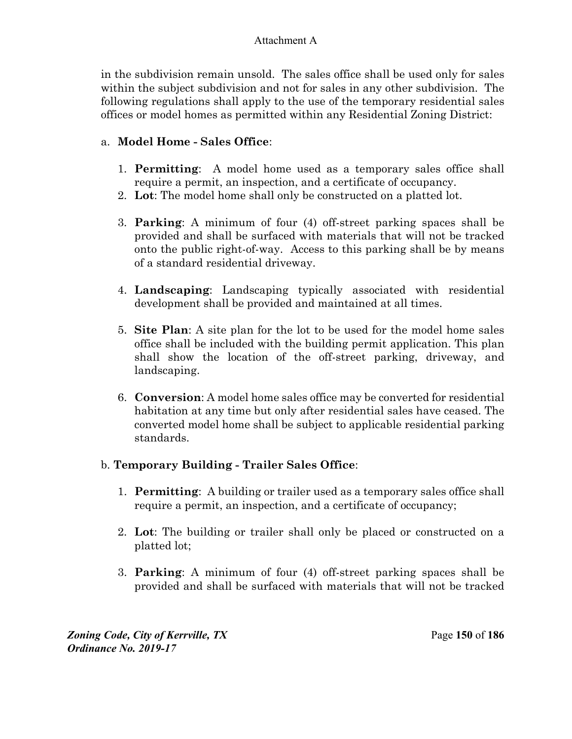in the subdivision remain unsold. The sales office shall be used only for sales within the subject subdivision and not for sales in any other subdivision. The following regulations shall apply to the use of the temporary residential sales offices or model homes as permitted within any Residential Zoning District:

a. **Model Home - Sales Office**:

1. **Permitting**: A model home used as a temporary sales office shall require a permit, an inspection, and a certificate of occupancy.
2. **Lot**: The model home shall only be constructed on a platted lot.
3. **Parking**: A minimum of four (4) off-street parking spaces shall be provided and shall be surfaced with materials that will not be tracked onto the public right-of-way. Access to this parking shall be by means of a standard residential driveway.
4. **Landscaping**: Landscaping typically associated with residential development shall be provided and maintained at all times.
5. **Site Plan**: A site plan for the lot to be used for the model home sales office shall be included with the building permit application. This plan shall show the location of the off-street parking, driveway, and landscaping.
6. **Conversion**: A model home sales office may be converted for residential habitation at any time but only after residential sales have ceased. The converted model home shall be subject to applicable residential parking standards.

b. **Temporary Building - Trailer Sales Office**:

1. **Permitting**: A building or trailer used as a temporary sales office shall require a permit, an inspection, and a certificate of occupancy;
2. **Lot**: The building or trailer shall only be placed or constructed on a platted lot;
3. **Parking**: A minimum of four (4) off-street parking spaces shall be provided and shall be surfaced with materials that will not be tracked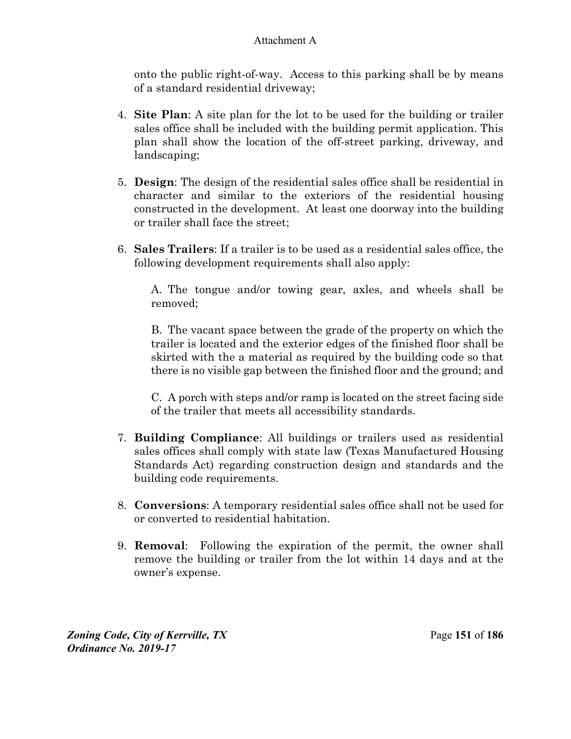onto the public right-of-way. Access to this parking shall be by means of a standard residential driveway;

4. **Site Plan**: A site plan for the lot to be used for the building or trailer sales office shall be included with the building permit application. This plan shall show the location of the off-street parking, driveway, and landscaping;

5. **Design**: The design of the residential sales office shall be residential in character and similar to the exteriors of the residential housing constructed in the development. At least one doorway into the building or trailer shall face the street;

6. **Sales Trailers**: If a trailer is to be used as a residential sales office, the following development requirements shall also apply:

   A. The tongue and/or towing gear, axles, and wheels shall be removed;

   B. The vacant space between the grade of the property on which the trailer is located and the exterior edges of the finished floor shall be skirted with the a material as required by the building code so that there is no visible gap between the finished floor and the ground; and

   C. A porch with steps and/or ramp is located on the street facing side of the trailer that meets all accessibility standards.

7. **Building Compliance**: All buildings or trailers used as residential sales offices shall comply with state law (Texas Manufactured Housing Standards Act) regarding construction design and standards and the building code requirements.

8. **Conversions**: A temporary residential sales office shall not be used for or converted to residential habitation.

9. **Removal**: Following the expiration of the permit, the owner shall remove the building or trailer from the lot within 14 days and at the owner's expense.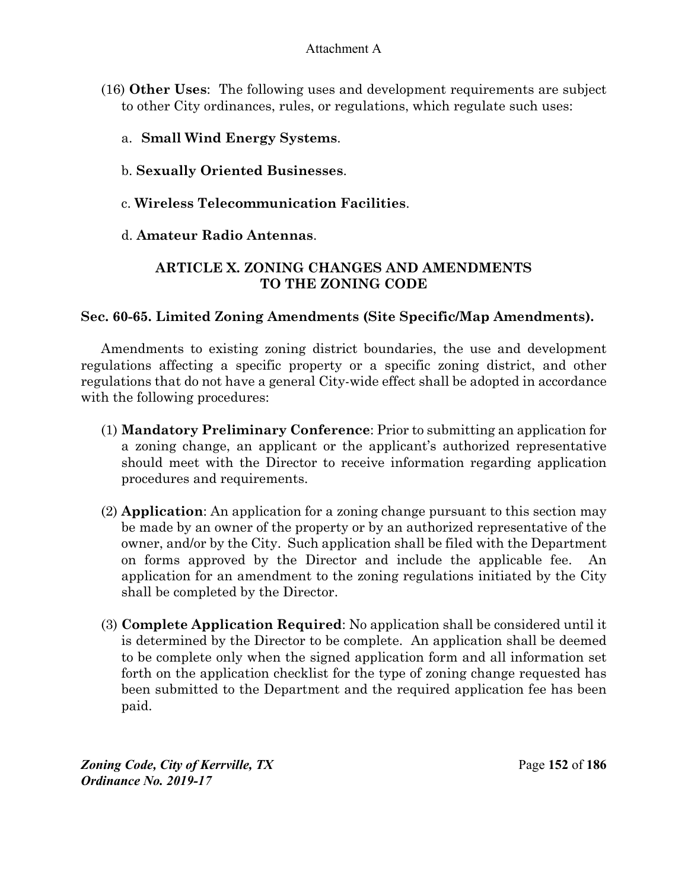(16) **Other Uses**: The following uses and development requirements are subject to other City ordinances, rules, or regulations, which regulate such uses:

a. **Small Wind Energy Systems**.

b. **Sexually Oriented Businesses**.

c. **Wireless Telecommunication Facilities**.

d. **Amateur Radio Antennas**.

## ARTICLE X. ZONING CHANGES AND AMENDMENTS TO THE ZONING CODE

### Sec. 60-65. Limited Zoning Amendments (Site Specific/Map Amendments).

Amendments to existing zoning district boundaries, the use and development regulations affecting a specific property or a specific zoning district, and other regulations that do not have a general City-wide effect shall be adopted in accordance with the following procedures:

(1) **Mandatory Preliminary Conference**: Prior to submitting an application for a zoning change, an applicant or the applicant's authorized representative should meet with the Director to receive information regarding application procedures and requirements.

(2) **Application**: An application for a zoning change pursuant to this section may be made by an owner of the property or by an authorized representative of the owner, and/or by the City. Such application shall be filed with the Department on forms approved by the Director and include the applicable fee. An application for an amendment to the zoning regulations initiated by the City shall be completed by the Director.

(3) **Complete Application Required**: No application shall be considered until it is determined by the Director to be complete. An application shall be deemed to be complete only when the signed application form and all information set forth on the application checklist for the type of zoning change requested has been submitted to the Department and the required application fee has been paid.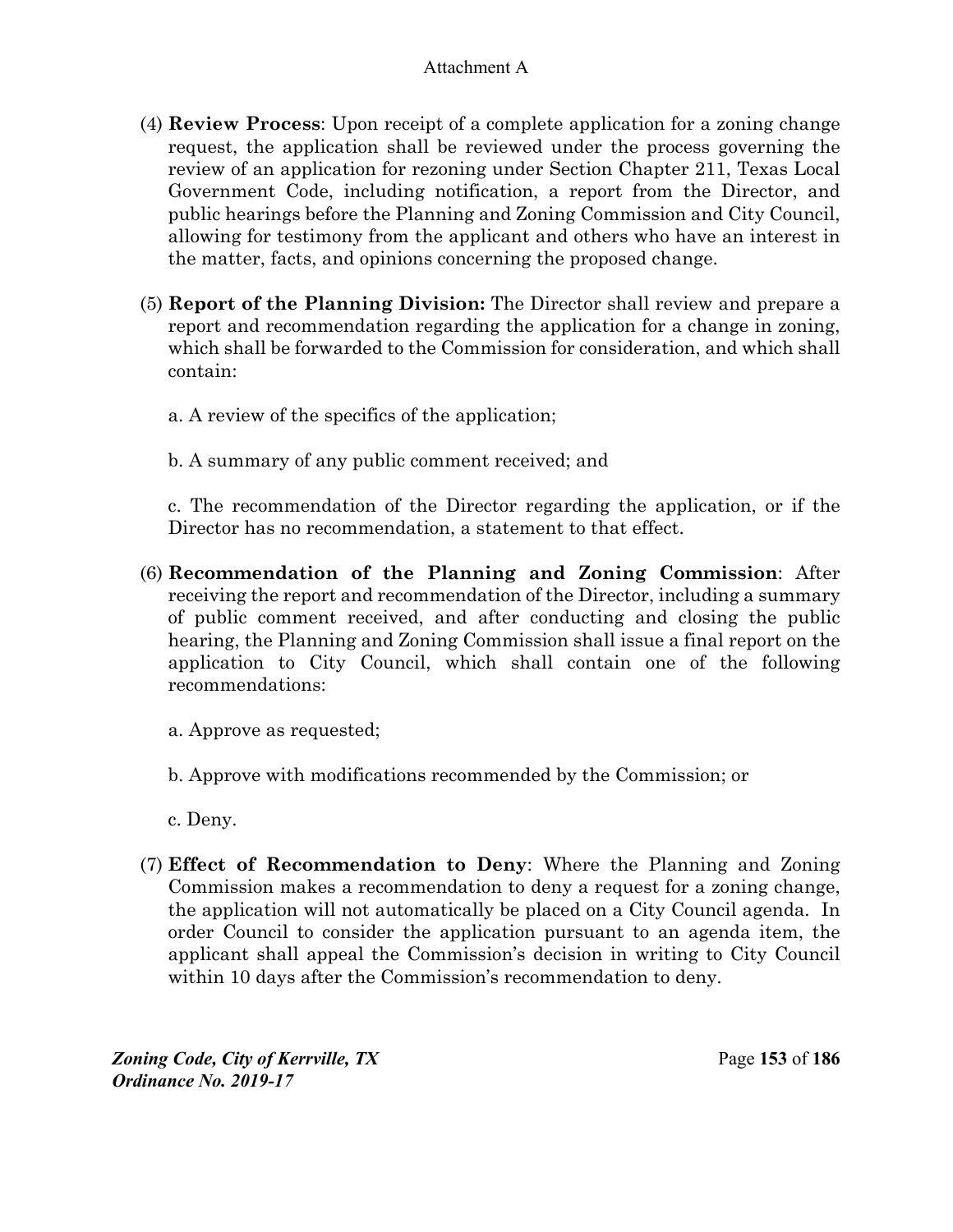(4) **Review Process**: Upon receipt of a complete application for a zoning change request, the application shall be reviewed under the process governing the review of an application for rezoning under Section Chapter 211, Texas Local Government Code, including notification, a report from the Director, and public hearings before the Planning and Zoning Commission and City Council, allowing for testimony from the applicant and others who have an interest in the matter, facts, and opinions concerning the proposed change.

(5) **Report of the Planning Division:** The Director shall review and prepare a report and recommendation regarding the application for a change in zoning, which shall be forwarded to the Commission for consideration, and which shall contain:

a. A review of the specifics of the application;

b. A summary of any public comment received; and

c. The recommendation of the Director regarding the application, or if the Director has no recommendation, a statement to that effect.

(6) **Recommendation of the Planning and Zoning Commission**: After receiving the report and recommendation of the Director, including a summary of public comment received, and after conducting and closing the public hearing, the Planning and Zoning Commission shall issue a final report on the application to City Council, which shall contain one of the following recommendations:

a. Approve as requested;

b. Approve with modifications recommended by the Commission; or

c. Deny.

(7) **Effect of Recommendation to Deny**: Where the Planning and Zoning Commission makes a recommendation to deny a request for a zoning change, the application will not automatically be placed on a City Council agenda. In order Council to consider the application pursuant to an agenda item, the applicant shall appeal the Commission's decision in writing to City Council within 10 days after the Commission's recommendation to deny.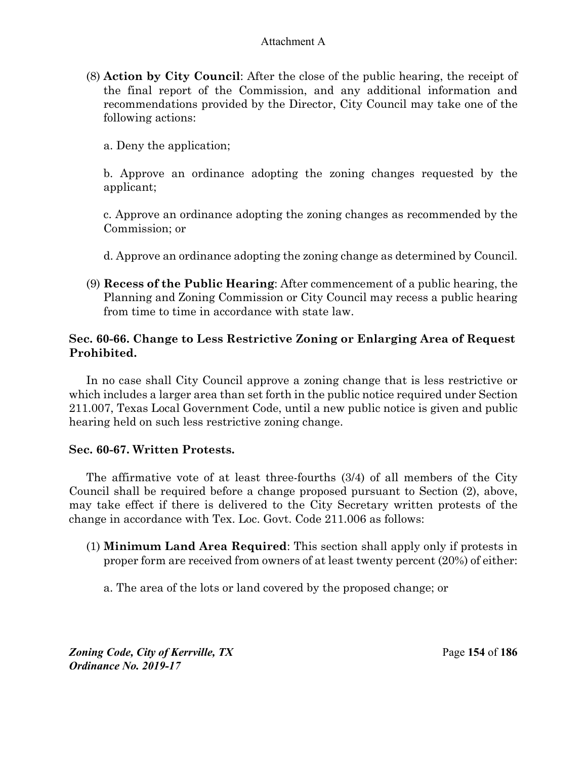(8) **Action by City Council**: After the close of the public hearing, the receipt of the final report of the Commission, and any additional information and recommendations provided by the Director, City Council may take one of the following actions:

a. Deny the application;

b. Approve an ordinance adopting the zoning changes requested by the applicant;

c. Approve an ordinance adopting the zoning changes as recommended by the Commission; or

d. Approve an ordinance adopting the zoning change as determined by Council.

(9) **Recess of the Public Hearing**: After commencement of a public hearing, the Planning and Zoning Commission or City Council may recess a public hearing from time to time in accordance with state law.

### Sec. 60-66. Change to Less Restrictive Zoning or Enlarging Area of Request Prohibited.

In no case shall City Council approve a zoning change that is less restrictive or which includes a larger area than set forth in the public notice required under Section 211.007, Texas Local Government Code, until a new public notice is given and public hearing held on such less restrictive zoning change.

### Sec. 60-67. Written Protests.

The affirmative vote of at least three-fourths (3/4) of all members of the City Council shall be required before a change proposed pursuant to Section (2), above, may take effect if there is delivered to the City Secretary written protests of the change in accordance with Tex. Loc. Govt. Code 211.006 as follows:

(1) **Minimum Land Area Required**: This section shall apply only if protests in proper form are received from owners of at least twenty percent (20%) of either:

a. The area of the lots or land covered by the proposed change; or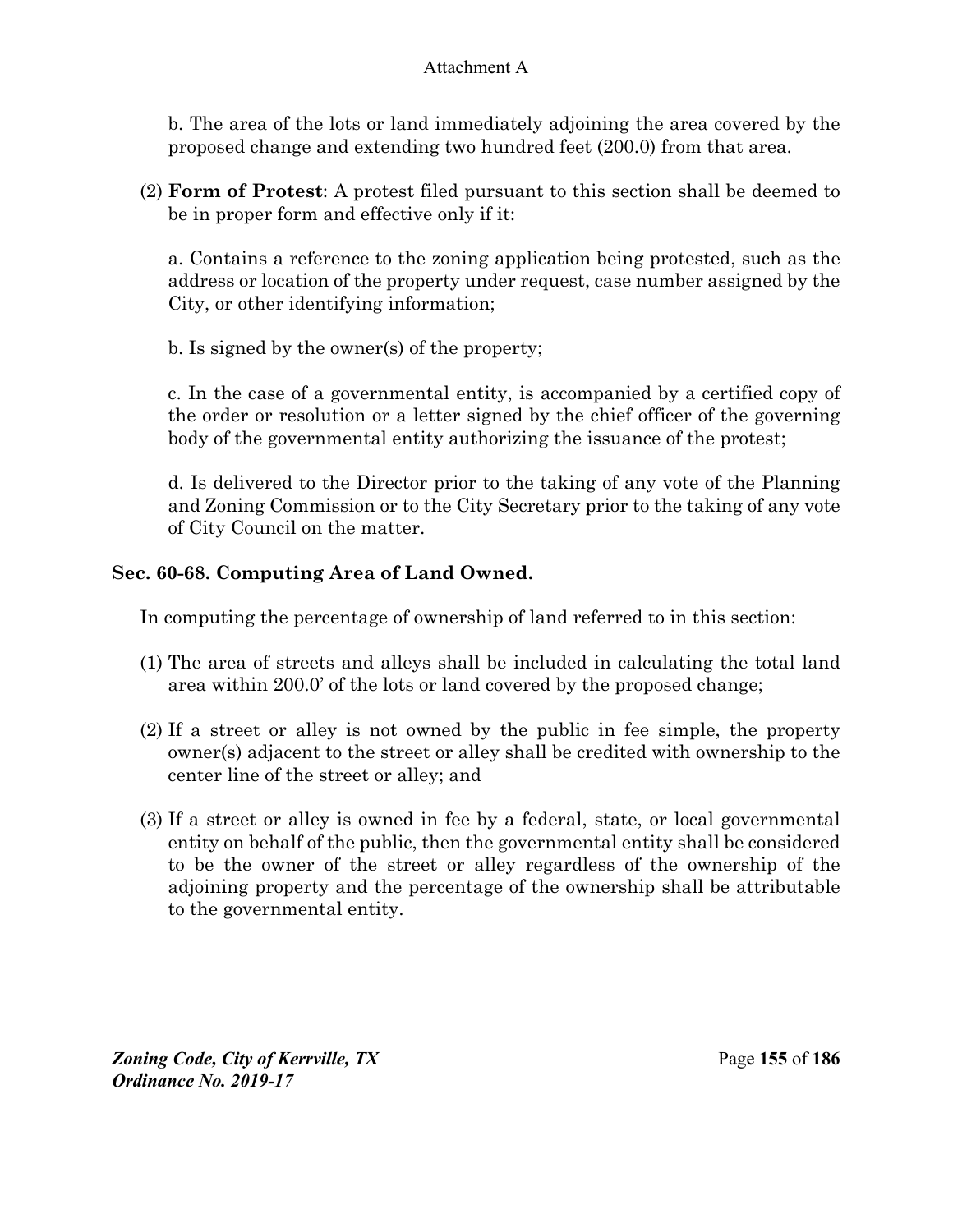b. The area of the lots or land immediately adjoining the area covered by the proposed change and extending two hundred feet (200.0) from that area.

(2) **Form of Protest**: A protest filed pursuant to this section shall be deemed to be in proper form and effective only if it:

a. Contains a reference to the zoning application being protested, such as the address or location of the property under request, case number assigned by the City, or other identifying information;

b. Is signed by the owner(s) of the property;

c. In the case of a governmental entity, is accompanied by a certified copy of the order or resolution or a letter signed by the chief officer of the governing body of the governmental entity authorizing the issuance of the protest;

d. Is delivered to the Director prior to the taking of any vote of the Planning and Zoning Commission or to the City Secretary prior to the taking of any vote of City Council on the matter.

### Sec. 60-68. Computing Area of Land Owned.

In computing the percentage of ownership of land referred to in this section:

(1) The area of streets and alleys shall be included in calculating the total land area within 200.0' of the lots or land covered by the proposed change;

(2) If a street or alley is not owned by the public in fee simple, the property owner(s) adjacent to the street or alley shall be credited with ownership to the center line of the street or alley; and

(3) If a street or alley is owned in fee by a federal, state, or local governmental entity on behalf of the public, then the governmental entity shall be considered to be the owner of the street or alley regardless of the ownership of the adjoining property and the percentage of the ownership shall be attributable to the governmental entity.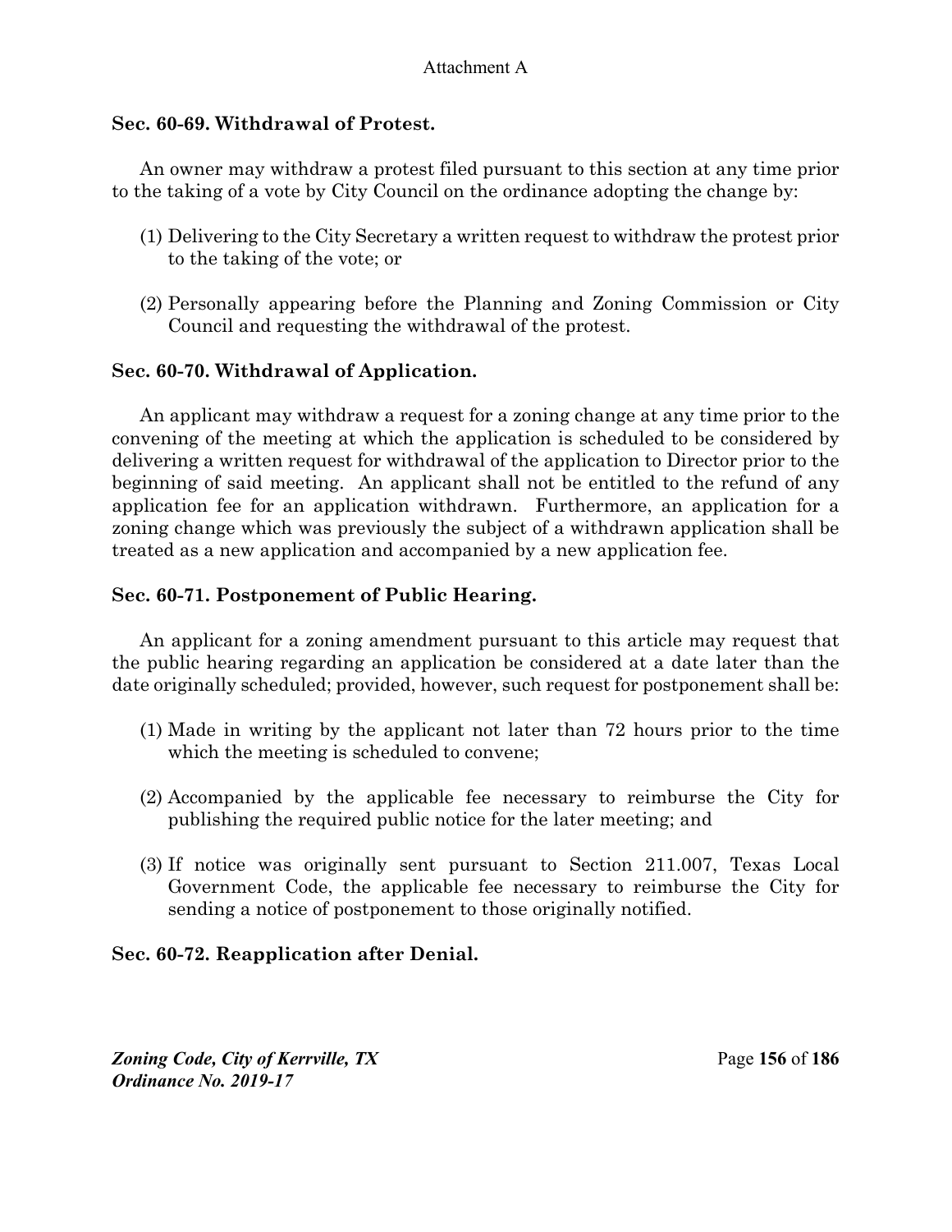### Sec. 60-69. Withdrawal of Protest.

An owner may withdraw a protest filed pursuant to this section at any time prior to the taking of a vote by City Council on the ordinance adopting the change by:

(1) Delivering to the City Secretary a written request to withdraw the protest prior to the taking of the vote; or

(2) Personally appearing before the Planning and Zoning Commission or City Council and requesting the withdrawal of the protest.

### Sec. 60-70. Withdrawal of Application.

An applicant may withdraw a request for a zoning change at any time prior to the convening of the meeting at which the application is scheduled to be considered by delivering a written request for withdrawal of the application to Director prior to the beginning of said meeting. An applicant shall not be entitled to the refund of any application fee for an application withdrawn. Furthermore, an application for a zoning change which was previously the subject of a withdrawn application shall be treated as a new application and accompanied by a new application fee.

### Sec. 60-71. Postponement of Public Hearing.

An applicant for a zoning amendment pursuant to this article may request that the public hearing regarding an application be considered at a date later than the date originally scheduled; provided, however, such request for postponement shall be:

(1) Made in writing by the applicant not later than 72 hours prior to the time which the meeting is scheduled to convene;

(2) Accompanied by the applicable fee necessary to reimburse the City for publishing the required public notice for the later meeting; and

(3) If notice was originally sent pursuant to Section 211.007, Texas Local Government Code, the applicable fee necessary to reimburse the City for sending a notice of postponement to those originally notified.

### Sec. 60-72. Reapplication after Denial.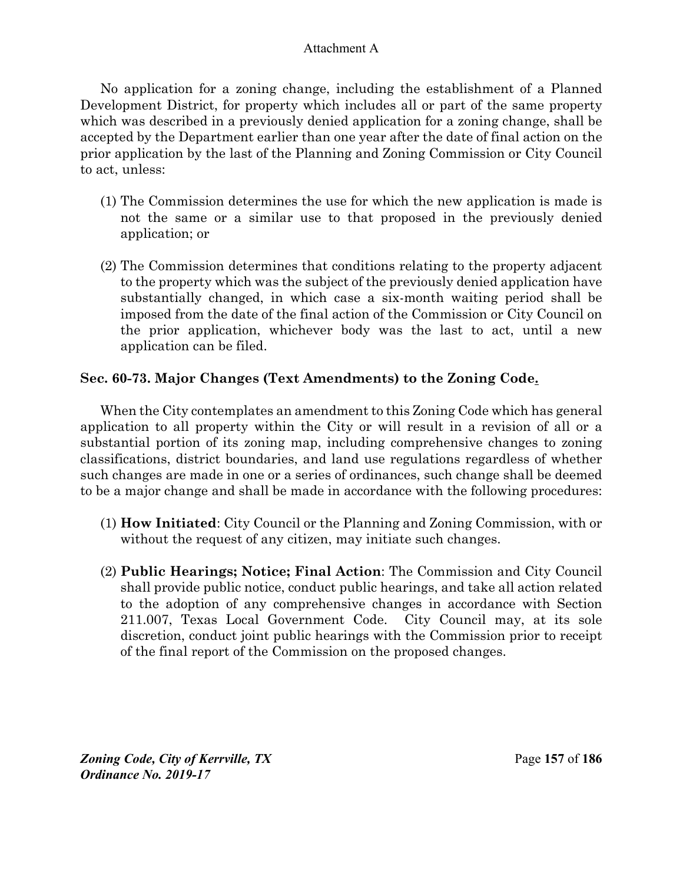No application for a zoning change, including the establishment of a Planned Development District, for property which includes all or part of the same property which was described in a previously denied application for a zoning change, shall be accepted by the Department earlier than one year after the date of final action on the prior application by the last of the Planning and Zoning Commission or City Council to act, unless:

(1) The Commission determines the use for which the new application is made is not the same or a similar use to that proposed in the previously denied application; or

(2) The Commission determines that conditions relating to the property adjacent to the property which was the subject of the previously denied application have substantially changed, in which case a six-month waiting period shall be imposed from the date of the final action of the Commission or City Council on the prior application, whichever body was the last to act, until a new application can be filed.

### Sec. 60-73. Major Changes (Text Amendments) to the Zoning Code.

When the City contemplates an amendment to this Zoning Code which has general application to all property within the City or will result in a revision of all or a substantial portion of its zoning map, including comprehensive changes to zoning classifications, district boundaries, and land use regulations regardless of whether such changes are made in one or a series of ordinances, such change shall be deemed to be a major change and shall be made in accordance with the following procedures:

(1) **How Initiated**: City Council or the Planning and Zoning Commission, with or without the request of any citizen, may initiate such changes.

(2) **Public Hearings; Notice; Final Action**: The Commission and City Council shall provide public notice, conduct public hearings, and take all action related to the adoption of any comprehensive changes in accordance with Section 211.007, Texas Local Government Code. City Council may, at its sole discretion, conduct joint public hearings with the Commission prior to receipt of the final report of the Commission on the proposed changes.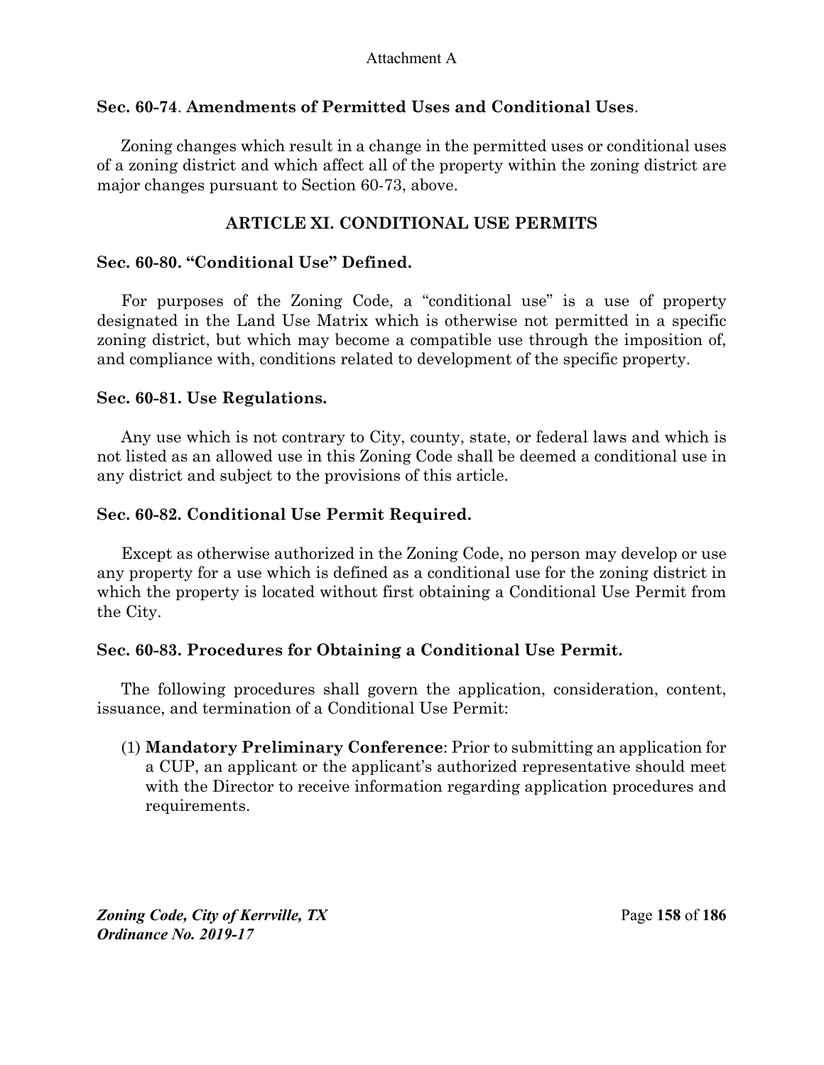### Sec. 60-74. Amendments of Permitted Uses and Conditional Uses.

Zoning changes which result in a change in the permitted uses or conditional uses of a zoning district and which affect all of the property within the zoning district are major changes pursuant to Section 60-73, above.

## ARTICLE XI. CONDITIONAL USE PERMITS

### Sec. 60-80. "Conditional Use" Defined.

For purposes of the Zoning Code, a "conditional use" is a use of property designated in the Land Use Matrix which is otherwise not permitted in a specific zoning district, but which may become a compatible use through the imposition of, and compliance with, conditions related to development of the specific property.

### Sec. 60-81. Use Regulations.

Any use which is not contrary to City, county, state, or federal laws and which is not listed as an allowed use in this Zoning Code shall be deemed a conditional use in any district and subject to the provisions of this article.

### Sec. 60-82. Conditional Use Permit Required.

Except as otherwise authorized in the Zoning Code, no person may develop or use any property for a use which is defined as a conditional use for the zoning district in which the property is located without first obtaining a Conditional Use Permit from the City.

### Sec. 60-83. Procedures for Obtaining a Conditional Use Permit.

The following procedures shall govern the application, consideration, content, issuance, and termination of a Conditional Use Permit:

(1) **Mandatory Preliminary Conference**: Prior to submitting an application for a CUP, an applicant or the applicant's authorized representative should meet with the Director to receive information regarding application procedures and requirements.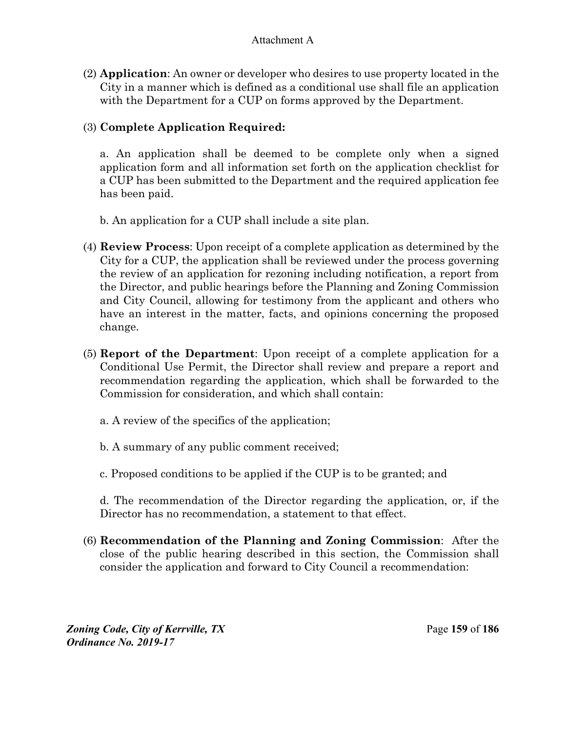(2) **Application**: An owner or developer who desires to use property located in the City in a manner which is defined as a conditional use shall file an application with the Department for a CUP on forms approved by the Department.

(3) **Complete Application Required:**

a. An application shall be deemed to be complete only when a signed application form and all information set forth on the application checklist for a CUP has been submitted to the Department and the required application fee has been paid.

b. An application for a CUP shall include a site plan.

(4) **Review Process**: Upon receipt of a complete application as determined by the City for a CUP, the application shall be reviewed under the process governing the review of an application for rezoning including notification, a report from the Director, and public hearings before the Planning and Zoning Commission and City Council, allowing for testimony from the applicant and others who have an interest in the matter, facts, and opinions concerning the proposed change.

(5) **Report of the Department**: Upon receipt of a complete application for a Conditional Use Permit, the Director shall review and prepare a report and recommendation regarding the application, which shall be forwarded to the Commission for consideration, and which shall contain:

a. A review of the specifics of the application;

b. A summary of any public comment received;

c. Proposed conditions to be applied if the CUP is to be granted; and

d. The recommendation of the Director regarding the application, or, if the Director has no recommendation, a statement to that effect.

(6) **Recommendation of the Planning and Zoning Commission**: After the close of the public hearing described in this section, the Commission shall consider the application and forward to City Council a recommendation: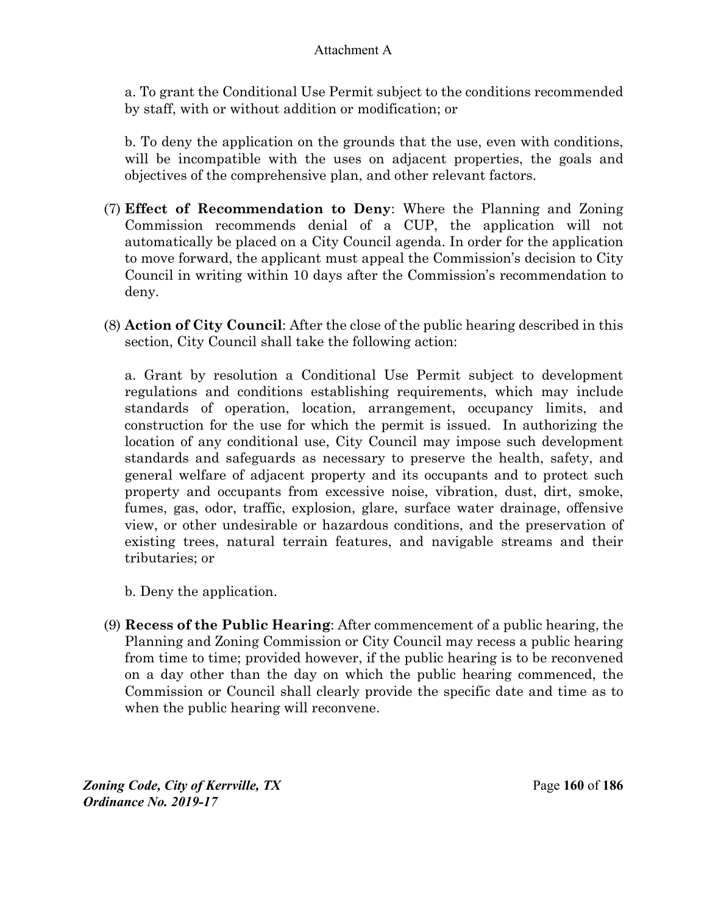a. To grant the Conditional Use Permit subject to the conditions recommended by staff, with or without addition or modification; or

b. To deny the application on the grounds that the use, even with conditions, will be incompatible with the uses on adjacent properties, the goals and objectives of the comprehensive plan, and other relevant factors.

(7) **Effect of Recommendation to Deny**: Where the Planning and Zoning Commission recommends denial of a CUP, the application will not automatically be placed on a City Council agenda. In order for the application to move forward, the applicant must appeal the Commission's decision to City Council in writing within 10 days after the Commission's recommendation to deny.

(8) **Action of City Council**: After the close of the public hearing described in this section, City Council shall take the following action:

a. Grant by resolution a Conditional Use Permit subject to development regulations and conditions establishing requirements, which may include standards of operation, location, arrangement, occupancy limits, and construction for the use for which the permit is issued. In authorizing the location of any conditional use, City Council may impose such development standards and safeguards as necessary to preserve the health, safety, and general welfare of adjacent property and its occupants and to protect such property and occupants from excessive noise, vibration, dust, dirt, smoke, fumes, gas, odor, traffic, explosion, glare, surface water drainage, offensive view, or other undesirable or hazardous conditions, and the preservation of existing trees, natural terrain features, and navigable streams and their tributaries; or

b. Deny the application.

(9) **Recess of the Public Hearing**: After commencement of a public hearing, the Planning and Zoning Commission or City Council may recess a public hearing from time to time; provided however, if the public hearing is to be reconvened on a day other than the day on which the public hearing commenced, the Commission or Council shall clearly provide the specific date and time as to when the public hearing will reconvene.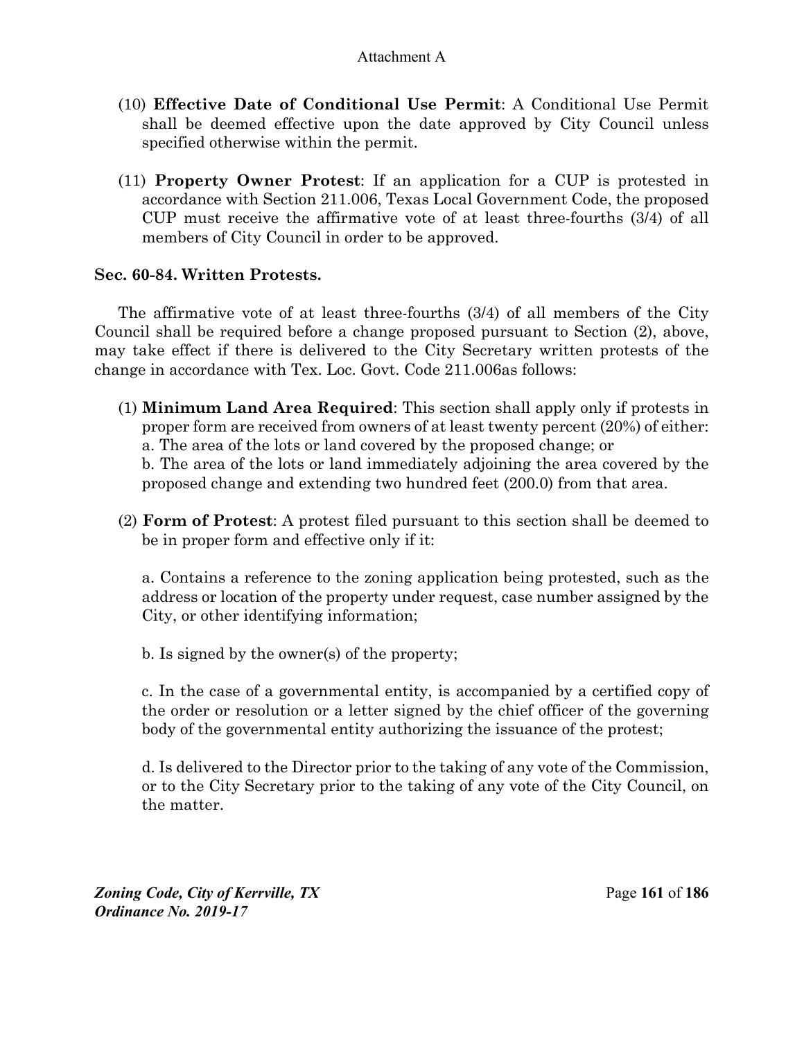(10) **Effective Date of Conditional Use Permit**: A Conditional Use Permit shall be deemed effective upon the date approved by City Council unless specified otherwise within the permit.

(11) **Property Owner Protest**: If an application for a CUP is protested in accordance with Section 211.006, Texas Local Government Code, the proposed CUP must receive the affirmative vote of at least three-fourths (3/4) of all members of City Council in order to be approved.

**Sec. 60-84. Written Protests.**

The affirmative vote of at least three-fourths (3/4) of all members of the City Council shall be required before a change proposed pursuant to Section (2), above, may take effect if there is delivered to the City Secretary written protests of the change in accordance with Tex. Loc. Govt. Code 211.006as follows:

(1) **Minimum Land Area Required**: This section shall apply only if protests in proper form are received from owners of at least twenty percent (20%) of either:
a. The area of the lots or land covered by the proposed change; or
b. The area of the lots or land immediately adjoining the area covered by the proposed change and extending two hundred feet (200.0) from that area.

(2) **Form of Protest**: A protest filed pursuant to this section shall be deemed to be in proper form and effective only if it:

a. Contains a reference to the zoning application being protested, such as the address or location of the property under request, case number assigned by the City, or other identifying information;

b. Is signed by the owner(s) of the property;

c. In the case of a governmental entity, is accompanied by a certified copy of the order or resolution or a letter signed by the chief officer of the governing body of the governmental entity authorizing the issuance of the protest;

d. Is delivered to the Director prior to the taking of any vote of the Commission, or to the City Secretary prior to the taking of any vote of the City Council, on the matter.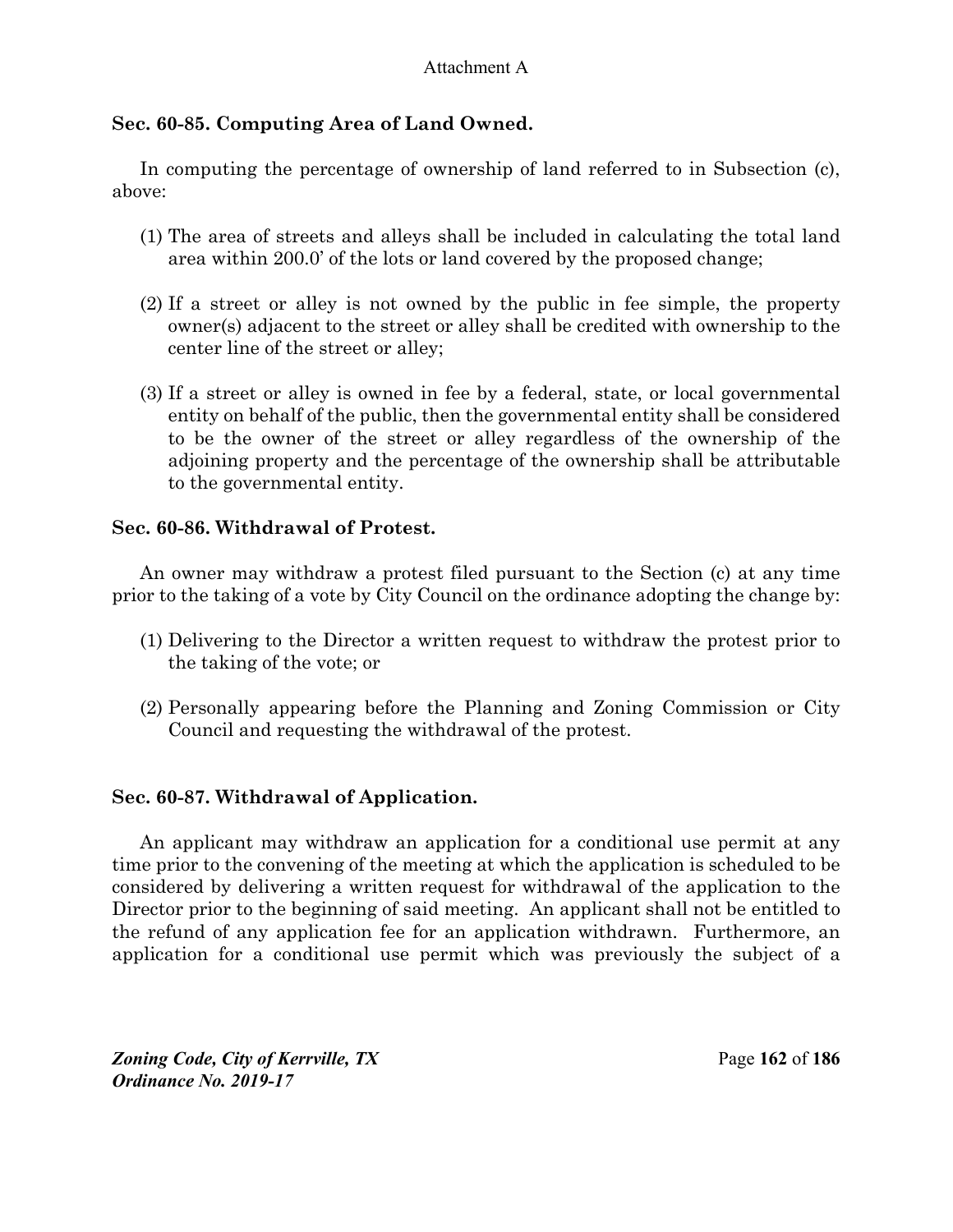### Sec. 60-85. Computing Area of Land Owned.

In computing the percentage of ownership of land referred to in Subsection (c), above:

(1) The area of streets and alleys shall be included in calculating the total land area within 200.0' of the lots or land covered by the proposed change;

(2) If a street or alley is not owned by the public in fee simple, the property owner(s) adjacent to the street or alley shall be credited with ownership to the center line of the street or alley;

(3) If a street or alley is owned in fee by a federal, state, or local governmental entity on behalf of the public, then the governmental entity shall be considered to be the owner of the street or alley regardless of the ownership of the adjoining property and the percentage of the ownership shall be attributable to the governmental entity.

### Sec. 60-86. Withdrawal of Protest.

An owner may withdraw a protest filed pursuant to the Section (c) at any time prior to the taking of a vote by City Council on the ordinance adopting the change by:

(1) Delivering to the Director a written request to withdraw the protest prior to the taking of the vote; or

(2) Personally appearing before the Planning and Zoning Commission or City Council and requesting the withdrawal of the protest.

### Sec. 60-87. Withdrawal of Application.

An applicant may withdraw an application for a conditional use permit at any time prior to the convening of the meeting at which the application is scheduled to be considered by delivering a written request for withdrawal of the application to the Director prior to the beginning of said meeting. An applicant shall not be entitled to the refund of any application fee for an application withdrawn. Furthermore, an application for a conditional use permit which was previously the subject of a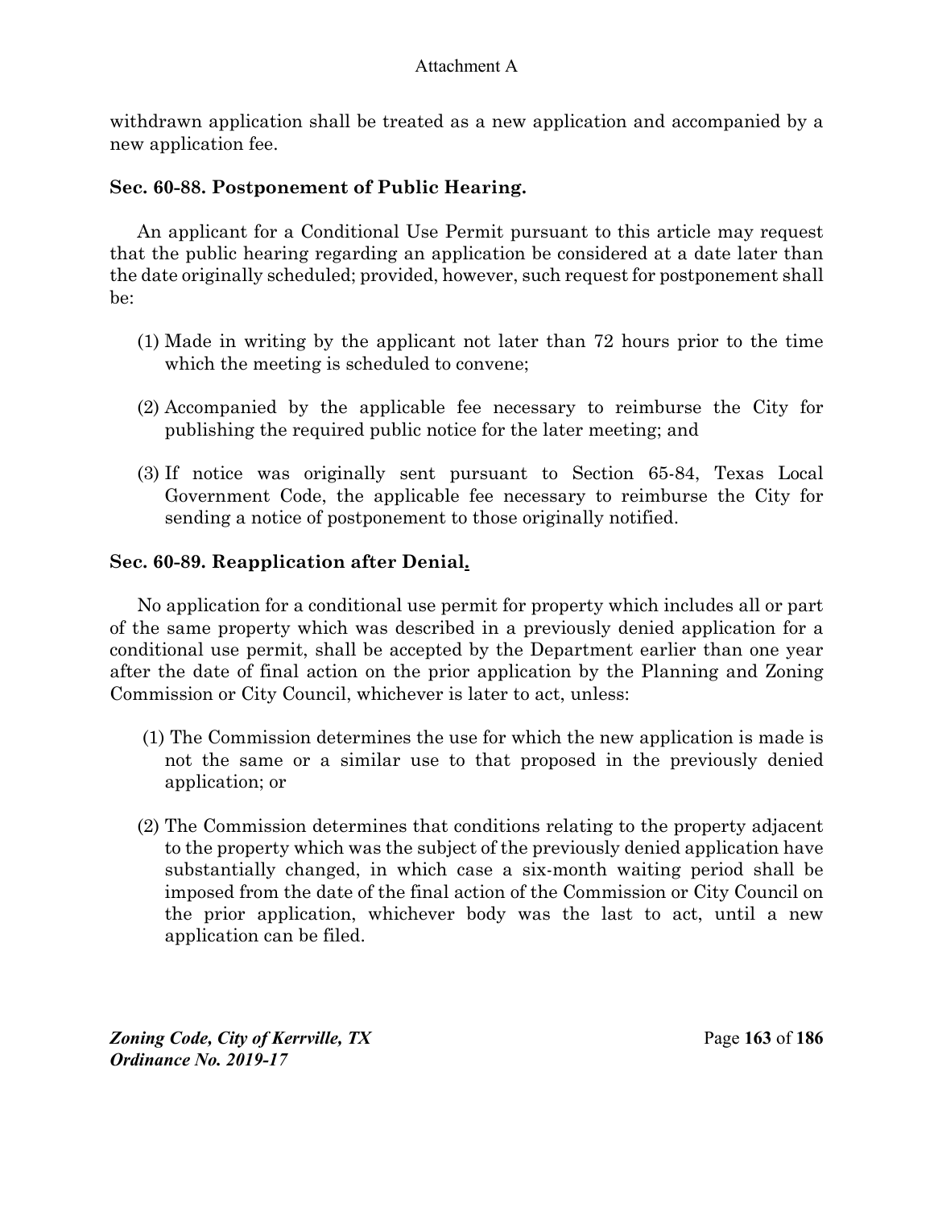withdrawn application shall be treated as a new application and accompanied by a new application fee.

### Sec. 60-88. Postponement of Public Hearing.

An applicant for a Conditional Use Permit pursuant to this article may request that the public hearing regarding an application be considered at a date later than the date originally scheduled; provided, however, such request for postponement shall be:

(1) Made in writing by the applicant not later than 72 hours prior to the time which the meeting is scheduled to convene;

(2) Accompanied by the applicable fee necessary to reimburse the City for publishing the required public notice for the later meeting; and

(3) If notice was originally sent pursuant to Section 65-84, Texas Local Government Code, the applicable fee necessary to reimburse the City for sending a notice of postponement to those originally notified.

### Sec. 60-89. Reapplication after Denial.

No application for a conditional use permit for property which includes all or part of the same property which was described in a previously denied application for a conditional use permit, shall be accepted by the Department earlier than one year after the date of final action on the prior application by the Planning and Zoning Commission or City Council, whichever is later to act, unless:

(1) The Commission determines the use for which the new application is made is not the same or a similar use to that proposed in the previously denied application; or

(2) The Commission determines that conditions relating to the property adjacent to the property which was the subject of the previously denied application have substantially changed, in which case a six-month waiting period shall be imposed from the date of the final action of the Commission or City Council on the prior application, whichever body was the last to act, until a new application can be filed.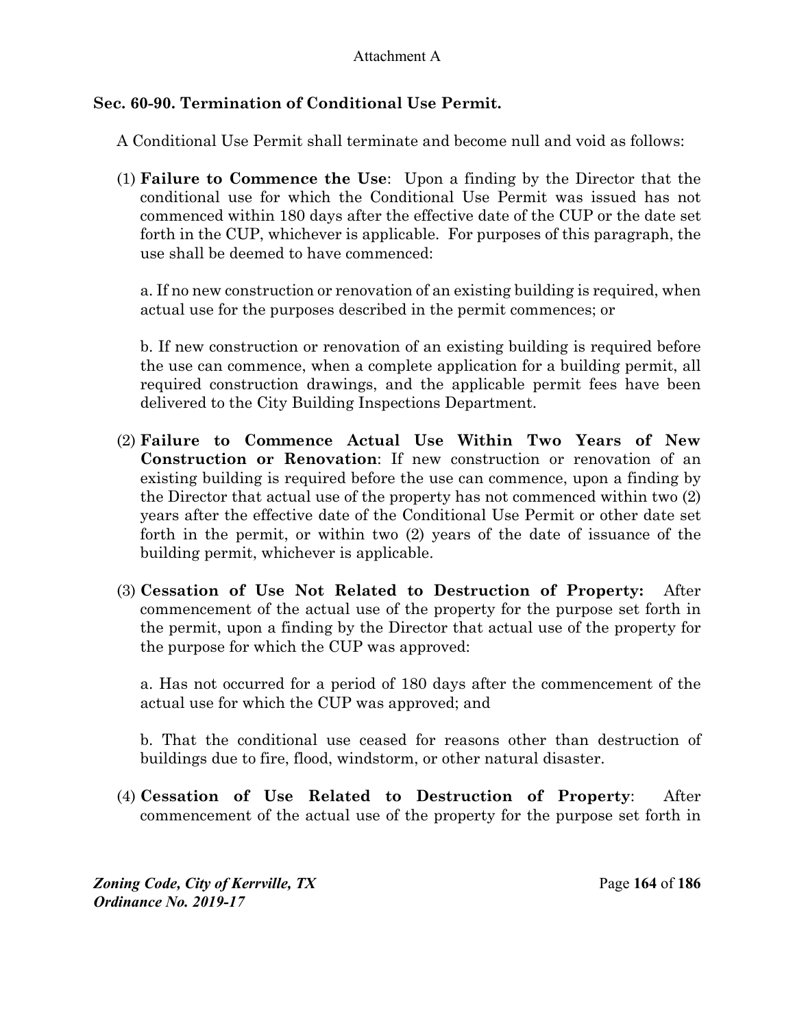Attachment A

### Sec. 60-90. Termination of Conditional Use Permit.

A Conditional Use Permit shall terminate and become null and void as follows:

(1) **Failure to Commence the Use**: Upon a finding by the Director that the conditional use for which the Conditional Use Permit was issued has not commenced within 180 days after the effective date of the CUP or the date set forth in the CUP, whichever is applicable. For purposes of this paragraph, the use shall be deemed to have commenced:

a. If no new construction or renovation of an existing building is required, when actual use for the purposes described in the permit commences; or

b. If new construction or renovation of an existing building is required before the use can commence, when a complete application for a building permit, all required construction drawings, and the applicable permit fees have been delivered to the City Building Inspections Department.

(2) **Failure to Commence Actual Use Within Two Years of New Construction or Renovation**: If new construction or renovation of an existing building is required before the use can commence, upon a finding by the Director that actual use of the property has not commenced within two (2) years after the effective date of the Conditional Use Permit or other date set forth in the permit, or within two (2) years of the date of issuance of the building permit, whichever is applicable.

(3) **Cessation of Use Not Related to Destruction of Property:** After commencement of the actual use of the property for the purpose set forth in the permit, upon a finding by the Director that actual use of the property for the purpose for which the CUP was approved:

a. Has not occurred for a period of 180 days after the commencement of the actual use for which the CUP was approved; and

b. That the conditional use ceased for reasons other than destruction of buildings due to fire, flood, windstorm, or other natural disaster.

(4) **Cessation of Use Related to Destruction of Property**: After commencement of the actual use of the property for the purpose set forth in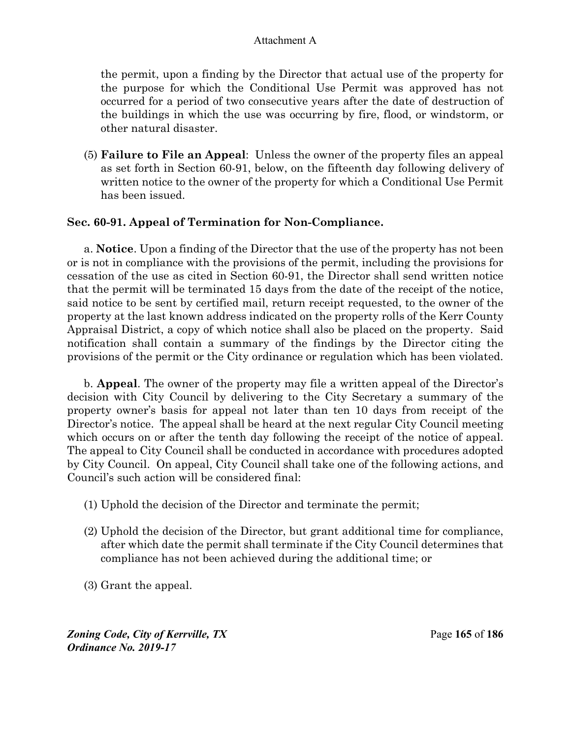the permit, upon a finding by the Director that actual use of the property for the purpose for which the Conditional Use Permit was approved has not occurred for a period of two consecutive years after the date of destruction of the buildings in which the use was occurring by fire, flood, or windstorm, or other natural disaster.

(5) **Failure to File an Appeal**: Unless the owner of the property files an appeal as set forth in Section 60-91, below, on the fifteenth day following delivery of written notice to the owner of the property for which a Conditional Use Permit has been issued.

### Sec. 60-91. Appeal of Termination for Non-Compliance.

a. **Notice**. Upon a finding of the Director that the use of the property has not been or is not in compliance with the provisions of the permit, including the provisions for cessation of the use as cited in Section 60-91, the Director shall send written notice that the permit will be terminated 15 days from the date of the receipt of the notice, said notice to be sent by certified mail, return receipt requested, to the owner of the property at the last known address indicated on the property rolls of the Kerr County Appraisal District, a copy of which notice shall also be placed on the property. Said notification shall contain a summary of the findings by the Director citing the provisions of the permit or the City ordinance or regulation which has been violated.

b. **Appeal**. The owner of the property may file a written appeal of the Director's decision with City Council by delivering to the City Secretary a summary of the property owner's basis for appeal not later than ten 10 days from receipt of the Director's notice. The appeal shall be heard at the next regular City Council meeting which occurs on or after the tenth day following the receipt of the notice of appeal. The appeal to City Council shall be conducted in accordance with procedures adopted by City Council. On appeal, City Council shall take one of the following actions, and Council's such action will be considered final:

(1) Uphold the decision of the Director and terminate the permit;

(2) Uphold the decision of the Director, but grant additional time for compliance, after which date the permit shall terminate if the City Council determines that compliance has not been achieved during the additional time; or

(3) Grant the appeal.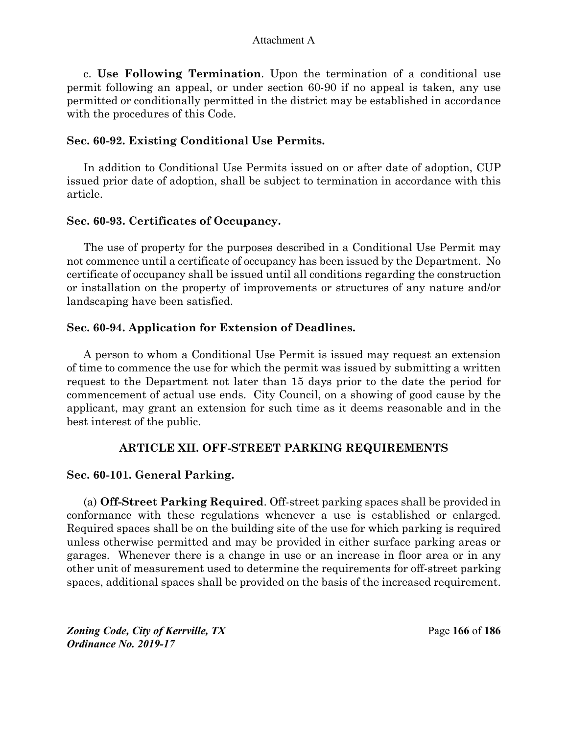c. **Use Following Termination**. Upon the termination of a conditional use permit following an appeal, or under section 60-90 if no appeal is taken, any use permitted or conditionally permitted in the district may be established in accordance with the procedures of this Code.

### Sec. 60-92. Existing Conditional Use Permits.

In addition to Conditional Use Permits issued on or after date of adoption, CUP issued prior date of adoption, shall be subject to termination in accordance with this article.

### Sec. 60-93. Certificates of Occupancy.

The use of property for the purposes described in a Conditional Use Permit may not commence until a certificate of occupancy has been issued by the Department. No certificate of occupancy shall be issued until all conditions regarding the construction or installation on the property of improvements or structures of any nature and/or landscaping have been satisfied.

### Sec. 60-94. Application for Extension of Deadlines.

A person to whom a Conditional Use Permit is issued may request an extension of time to commence the use for which the permit was issued by submitting a written request to the Department not later than 15 days prior to the date the period for commencement of actual use ends. City Council, on a showing of good cause by the applicant, may grant an extension for such time as it deems reasonable and in the best interest of the public.

## ARTICLE XII. OFF-STREET PARKING REQUIREMENTS

### Sec. 60-101. General Parking.

(a) **Off-Street Parking Required**. Off-street parking spaces shall be provided in conformance with these regulations whenever a use is established or enlarged. Required spaces shall be on the building site of the use for which parking is required unless otherwise permitted and may be provided in either surface parking areas or garages. Whenever there is a change in use or an increase in floor area or in any other unit of measurement used to determine the requirements for off-street parking spaces, additional spaces shall be provided on the basis of the increased requirement.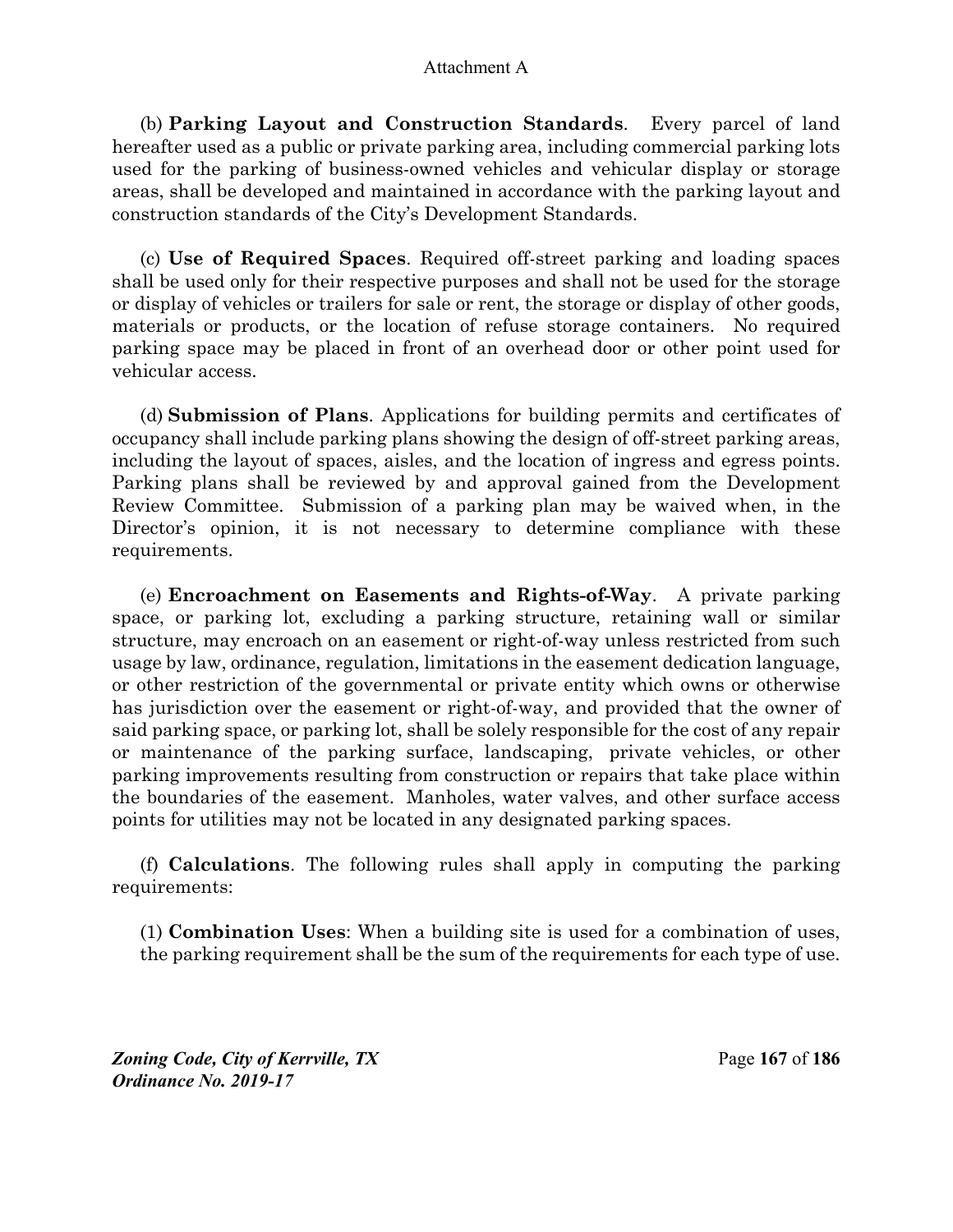(b) **Parking Layout and Construction Standards**. Every parcel of land hereafter used as a public or private parking area, including commercial parking lots used for the parking of business-owned vehicles and vehicular display or storage areas, shall be developed and maintained in accordance with the parking layout and construction standards of the City's Development Standards.

(c) **Use of Required Spaces**. Required off-street parking and loading spaces shall be used only for their respective purposes and shall not be used for the storage or display of vehicles or trailers for sale or rent, the storage or display of other goods, materials or products, or the location of refuse storage containers. No required parking space may be placed in front of an overhead door or other point used for vehicular access.

(d) **Submission of Plans**. Applications for building permits and certificates of occupancy shall include parking plans showing the design of off-street parking areas, including the layout of spaces, aisles, and the location of ingress and egress points. Parking plans shall be reviewed by and approval gained from the Development Review Committee. Submission of a parking plan may be waived when, in the Director's opinion, it is not necessary to determine compliance with these requirements.

(e) **Encroachment on Easements and Rights-of-Way**. A private parking space, or parking lot, excluding a parking structure, retaining wall or similar structure, may encroach on an easement or right-of-way unless restricted from such usage by law, ordinance, regulation, limitations in the easement dedication language, or other restriction of the governmental or private entity which owns or otherwise has jurisdiction over the easement or right-of-way, and provided that the owner of said parking space, or parking lot, shall be solely responsible for the cost of any repair or maintenance of the parking surface, landscaping, private vehicles, or other parking improvements resulting from construction or repairs that take place within the boundaries of the easement. Manholes, water valves, and other surface access points for utilities may not be located in any designated parking spaces.

(f) **Calculations**. The following rules shall apply in computing the parking requirements:

(1) **Combination Uses**: When a building site is used for a combination of uses, the parking requirement shall be the sum of the requirements for each type of use.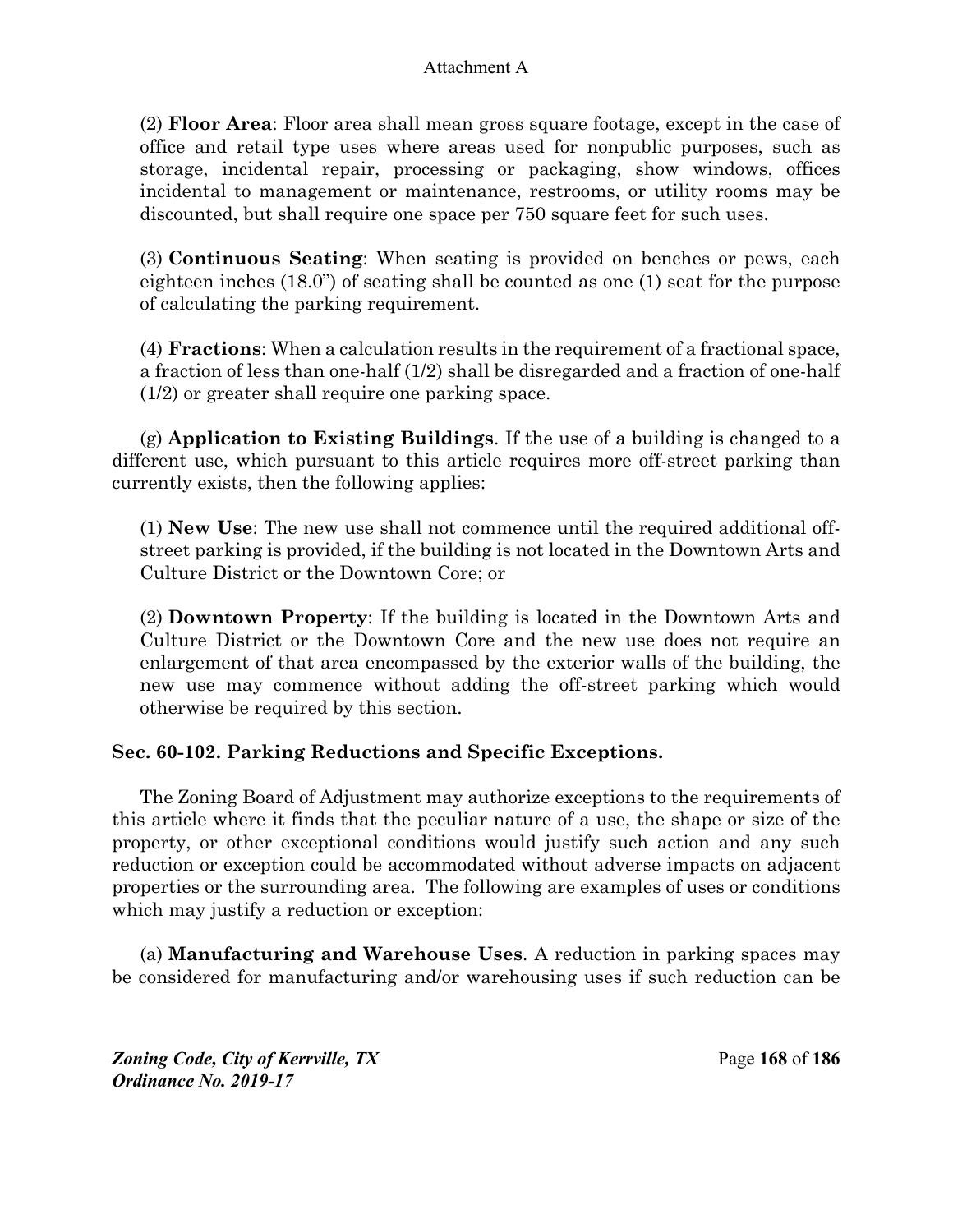(2) **Floor Area**: Floor area shall mean gross square footage, except in the case of office and retail type uses where areas used for nonpublic purposes, such as storage, incidental repair, processing or packaging, show windows, offices incidental to management or maintenance, restrooms, or utility rooms may be discounted, but shall require one space per 750 square feet for such uses.

(3) **Continuous Seating**: When seating is provided on benches or pews, each eighteen inches (18.0") of seating shall be counted as one (1) seat for the purpose of calculating the parking requirement.

(4) **Fractions**: When a calculation results in the requirement of a fractional space, a fraction of less than one-half (1/2) shall be disregarded and a fraction of one-half (1/2) or greater shall require one parking space.

(g) **Application to Existing Buildings**. If the use of a building is changed to a different use, which pursuant to this article requires more off-street parking than currently exists, then the following applies:

(1) **New Use**: The new use shall not commence until the required additional off-street parking is provided, if the building is not located in the Downtown Arts and Culture District or the Downtown Core; or

(2) **Downtown Property**: If the building is located in the Downtown Arts and Culture District or the Downtown Core and the new use does not require an enlargement of that area encompassed by the exterior walls of the building, the new use may commence without adding the off-street parking which would otherwise be required by this section.

### Sec. 60-102. Parking Reductions and Specific Exceptions.

The Zoning Board of Adjustment may authorize exceptions to the requirements of this article where it finds that the peculiar nature of a use, the shape or size of the property, or other exceptional conditions would justify such action and any such reduction or exception could be accommodated without adverse impacts on adjacent properties or the surrounding area. The following are examples of uses or conditions which may justify a reduction or exception:

(a) **Manufacturing and Warehouse Uses**. A reduction in parking spaces may be considered for manufacturing and/or warehousing uses if such reduction can be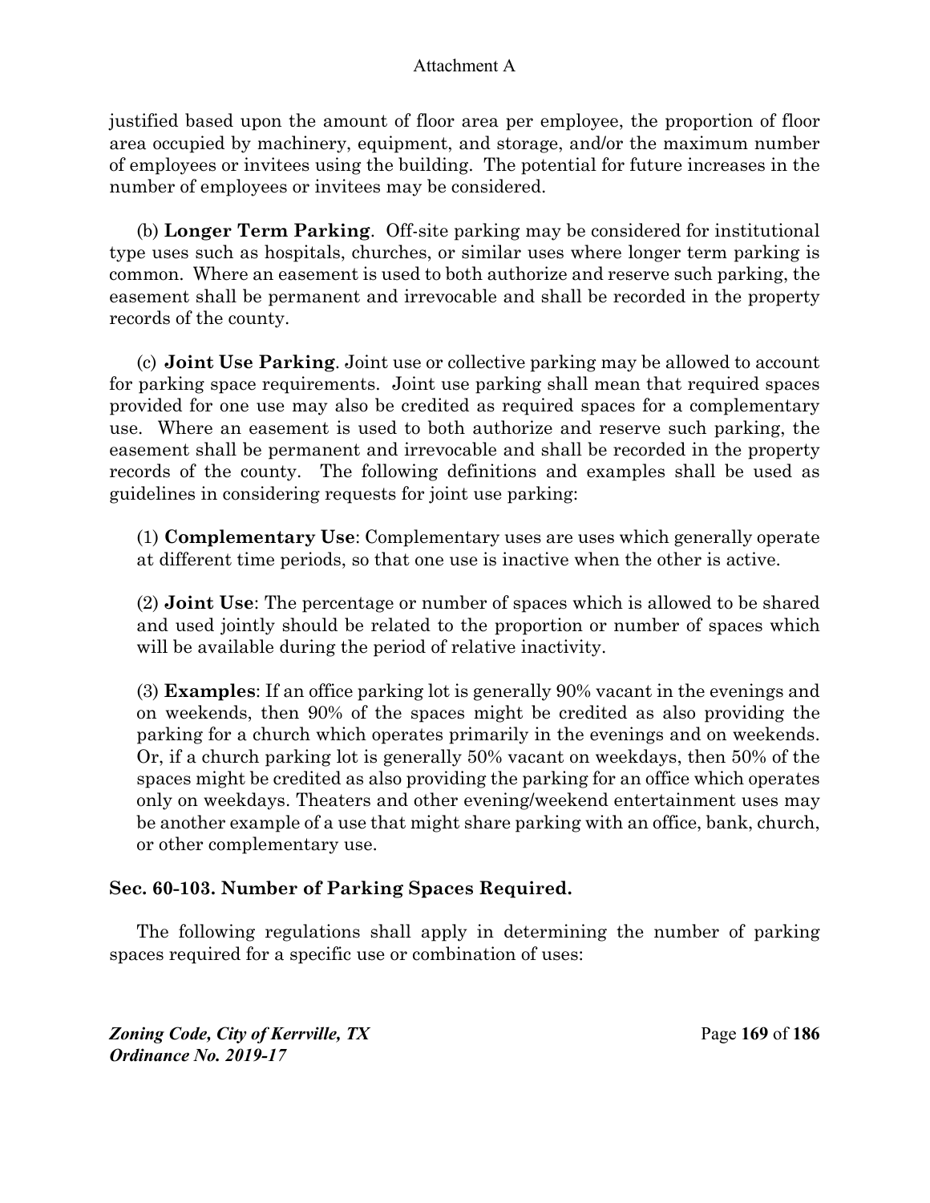justified based upon the amount of floor area per employee, the proportion of floor area occupied by machinery, equipment, and storage, and/or the maximum number of employees or invitees using the building. The potential for future increases in the number of employees or invitees may be considered.

(b) **Longer Term Parking**. Off-site parking may be considered for institutional type uses such as hospitals, churches, or similar uses where longer term parking is common. Where an easement is used to both authorize and reserve such parking, the easement shall be permanent and irrevocable and shall be recorded in the property records of the county.

(c) **Joint Use Parking**. Joint use or collective parking may be allowed to account for parking space requirements. Joint use parking shall mean that required spaces provided for one use may also be credited as required spaces for a complementary use. Where an easement is used to both authorize and reserve such parking, the easement shall be permanent and irrevocable and shall be recorded in the property records of the county. The following definitions and examples shall be used as guidelines in considering requests for joint use parking:

(1) **Complementary Use**: Complementary uses are uses which generally operate at different time periods, so that one use is inactive when the other is active.

(2) **Joint Use**: The percentage or number of spaces which is allowed to be shared and used jointly should be related to the proportion or number of spaces which will be available during the period of relative inactivity.

(3) **Examples**: If an office parking lot is generally 90% vacant in the evenings and on weekends, then 90% of the spaces might be credited as also providing the parking for a church which operates primarily in the evenings and on weekends. Or, if a church parking lot is generally 50% vacant on weekdays, then 50% of the spaces might be credited as also providing the parking for an office which operates only on weekdays. Theaters and other evening/weekend entertainment uses may be another example of a use that might share parking with an office, bank, church, or other complementary use.

### Sec. 60-103. Number of Parking Spaces Required.

The following regulations shall apply in determining the number of parking spaces required for a specific use or combination of uses: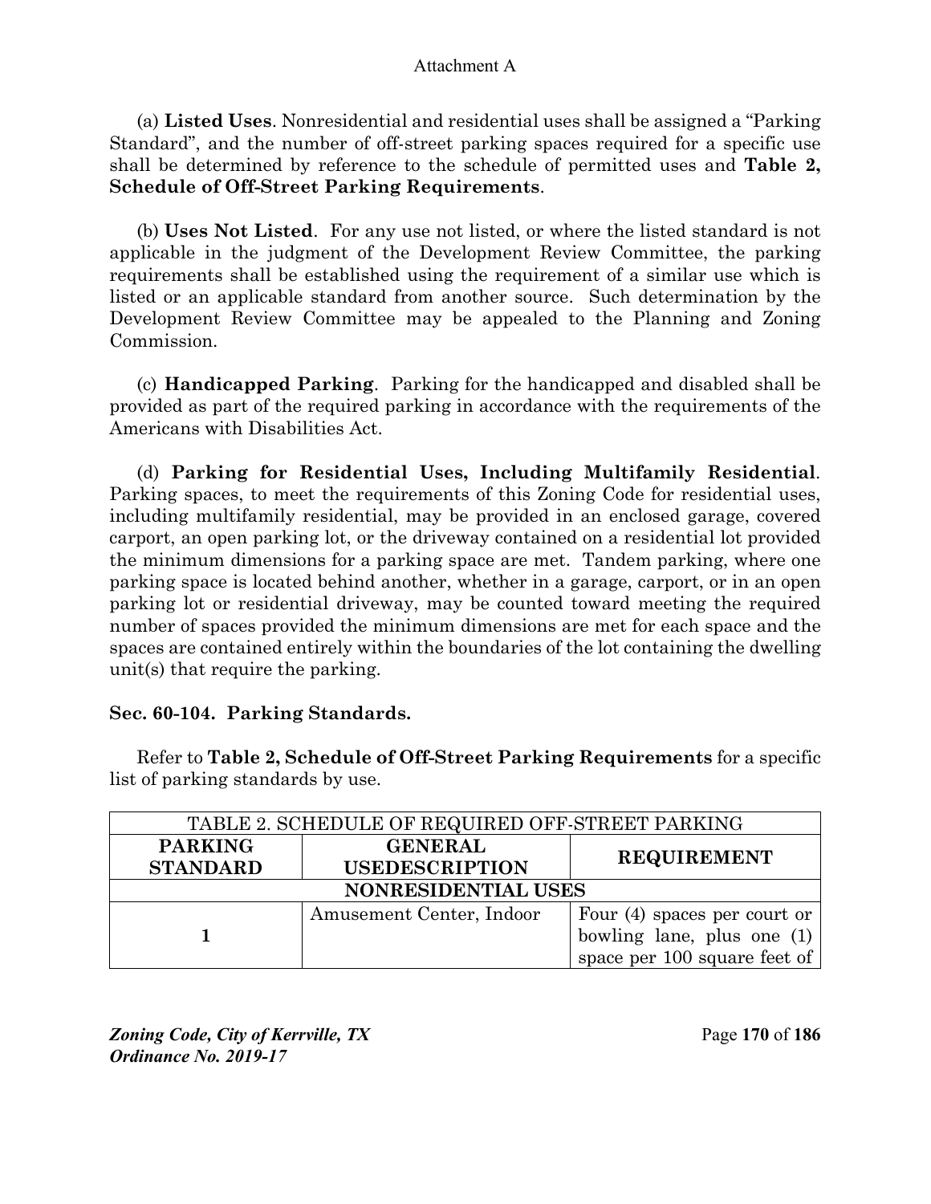Attachment A

(a) **Listed Uses**. Nonresidential and residential uses shall be assigned a "Parking Standard", and the number of off-street parking spaces required for a specific use shall be determined by reference to the schedule of permitted uses and **Table 2, Schedule of Off-Street Parking Requirements**.

(b) **Uses Not Listed**. For any use not listed, or where the listed standard is not applicable in the judgment of the Development Review Committee, the parking requirements shall be established using the requirement of a similar use which is listed or an applicable standard from another source. Such determination by the Development Review Committee may be appealed to the Planning and Zoning Commission.

(c) **Handicapped Parking**. Parking for the handicapped and disabled shall be provided as part of the required parking in accordance with the requirements of the Americans with Disabilities Act.

(d) **Parking for Residential Uses, Including Multifamily Residential**. Parking spaces, to meet the requirements of this Zoning Code for residential uses, including multifamily residential, may be provided in an enclosed garage, covered carport, an open parking lot, or the driveway contained on a residential lot provided the minimum dimensions for a parking space are met. Tandem parking, where one parking space is located behind another, whether in a garage, carport, or in an open parking lot or residential driveway, may be counted toward meeting the required number of spaces provided the minimum dimensions are met for each space and the spaces are contained entirely within the boundaries of the lot containing the dwelling unit(s) that require the parking.

### Sec. 60-104. Parking Standards.

Refer to **Table 2, Schedule of Off-Street Parking Requirements** for a specific list of parking standards by use.

| TABLE 2. SCHEDULE OF REQUIRED OFF-STREET PARKING | | |
|---|---|---|
| **PARKING STANDARD** | **GENERAL USEDESCRIPTION** | **REQUIREMENT** |
| **NONRESIDENTIAL USES** | | |
| **1** | Amusement Center, Indoor | Four (4) spaces per court or bowling lane, plus one (1) space per 100 square feet of |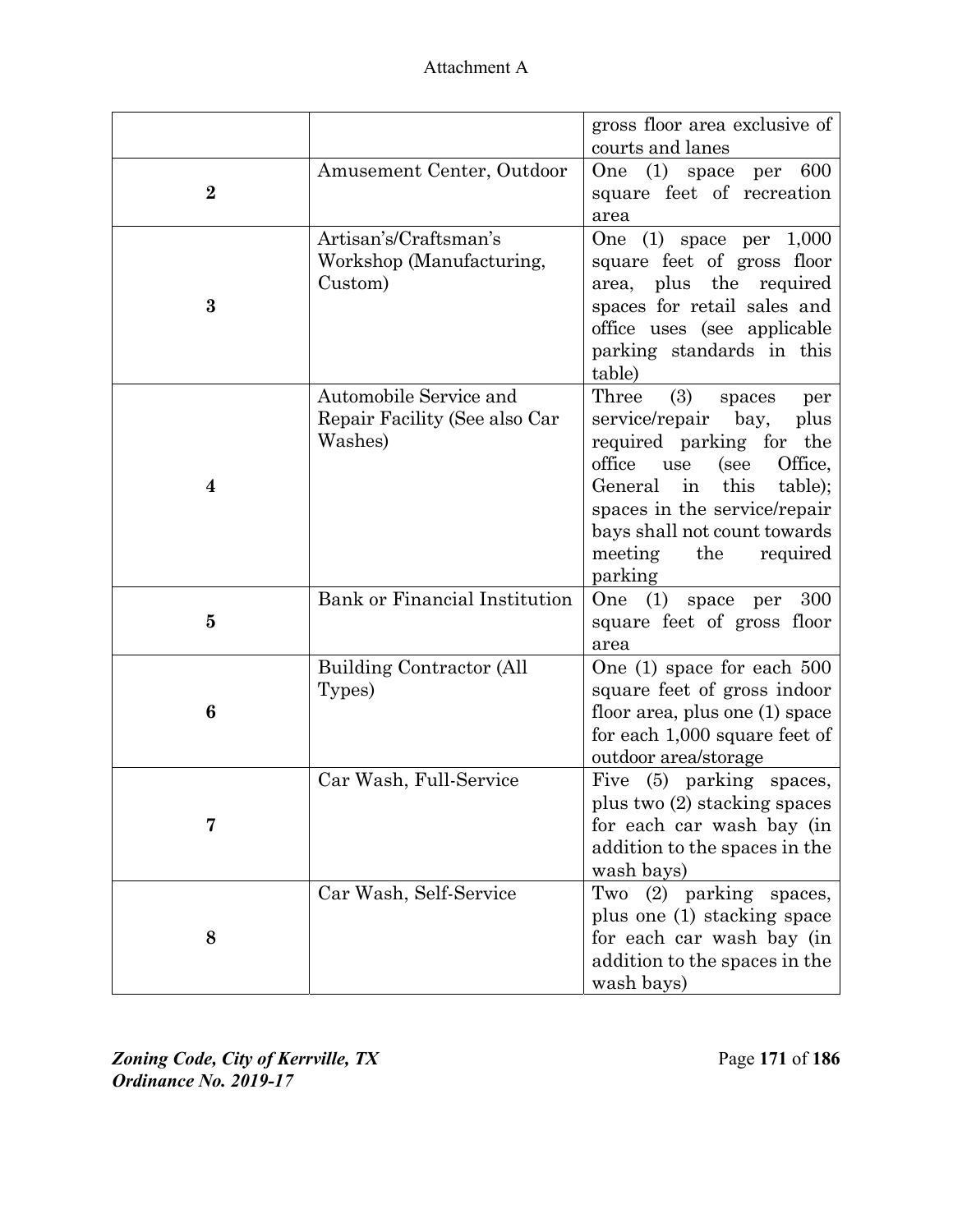Attachment A

| | | |
|---|---|---|
| | | gross floor area exclusive of courts and lanes |
| **2** | Amusement Center, Outdoor | One (1) space per 600 square feet of recreation area |
| **3** | Artisan's/Craftsman's Workshop (Manufacturing, Custom) | One (1) space per 1,000 square feet of gross floor area, plus the required spaces for retail sales and office uses (see applicable parking standards in this table) |
| **4** | Automobile Service and Repair Facility (See also Car Washes) | Three (3) spaces per service/repair bay, plus required parking for the office use (see Office, General in this table); spaces in the service/repair bays shall not count towards meeting the required parking |
| **5** | Bank or Financial Institution | One (1) space per 300 square feet of gross floor area |
| **6** | Building Contractor (All Types) | One (1) space for each 500 square feet of gross indoor floor area, plus one (1) space for each 1,000 square feet of outdoor area/storage |
| **7** | Car Wash, Full-Service | Five (5) parking spaces, plus two (2) stacking spaces for each car wash bay (in addition to the spaces in the wash bays) |
| **8** | Car Wash, Self-Service | Two (2) parking spaces, plus one (1) stacking space for each car wash bay (in addition to the spaces in the wash bays) |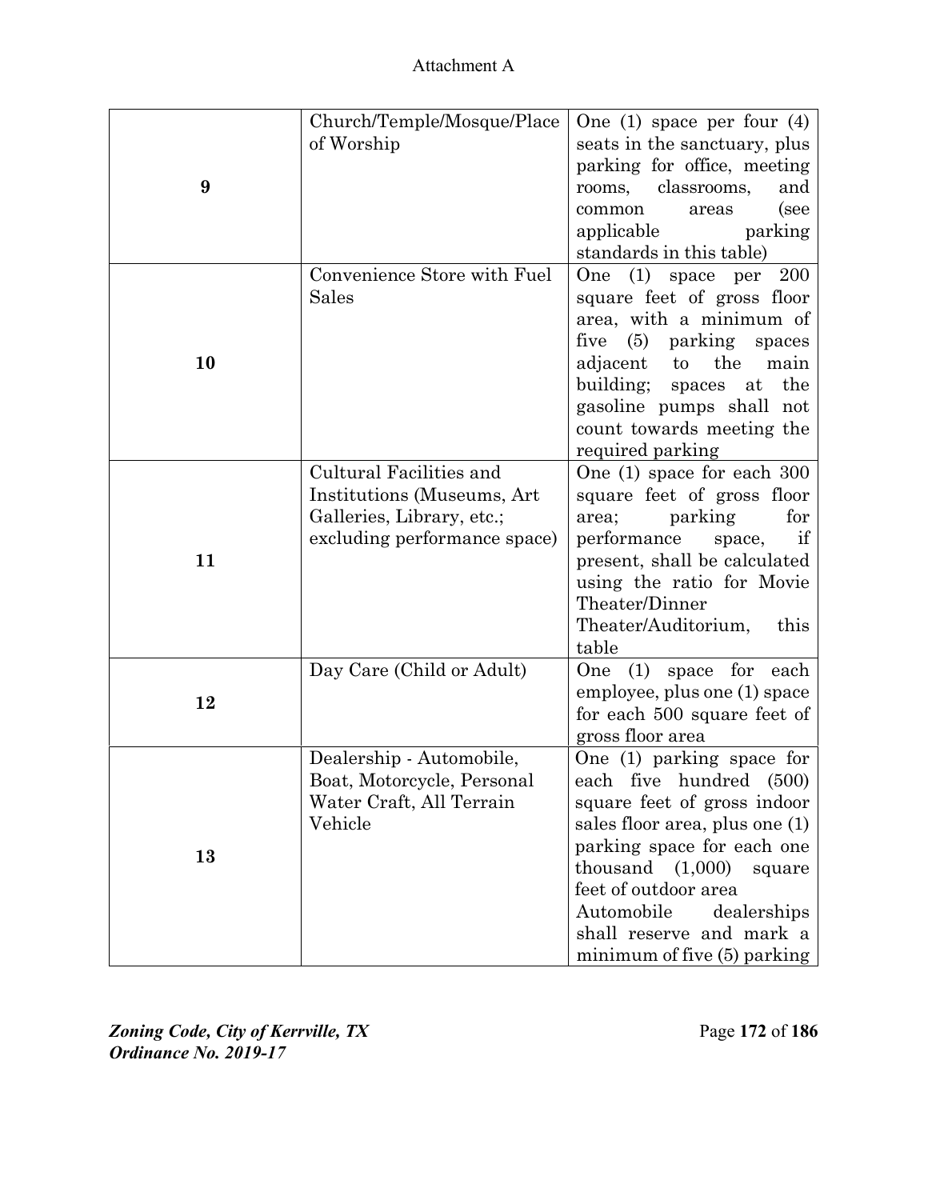Attachment A

| | | |
|---|---|---|
| **9** | Church/Temple/Mosque/Place of Worship | One (1) space per four (4) seats in the sanctuary, plus parking for office, meeting rooms, classrooms, and common areas (see applicable parking standards in this table) |
| **10** | Convenience Store with Fuel Sales | One (1) space per 200 square feet of gross floor area, with a minimum of five (5) parking spaces adjacent to the main building; spaces at the gasoline pumps shall not count towards meeting the required parking |
| **11** | Cultural Facilities and Institutions (Museums, Art Galleries, Library, etc.; excluding performance space) | One (1) space for each 300 square feet of gross floor area; parking for performance space, if present, shall be calculated using the ratio for Movie Theater/Dinner Theater/Auditorium, this table |
| **12** | Day Care (Child or Adult) | One (1) space for each employee, plus one (1) space for each 500 square feet of gross floor area |
| **13** | Dealership - Automobile, Boat, Motorcycle, Personal Water Craft, All Terrain Vehicle | One (1) parking space for each five hundred (500) square feet of gross indoor sales floor area, plus one (1) parking space for each one thousand (1,000) square feet of outdoor area<br>Automobile dealerships shall reserve and mark a minimum of five (5) parking |

*Zoning Code, City of Kerrville, TX*
*Ordinance No. 2019-17*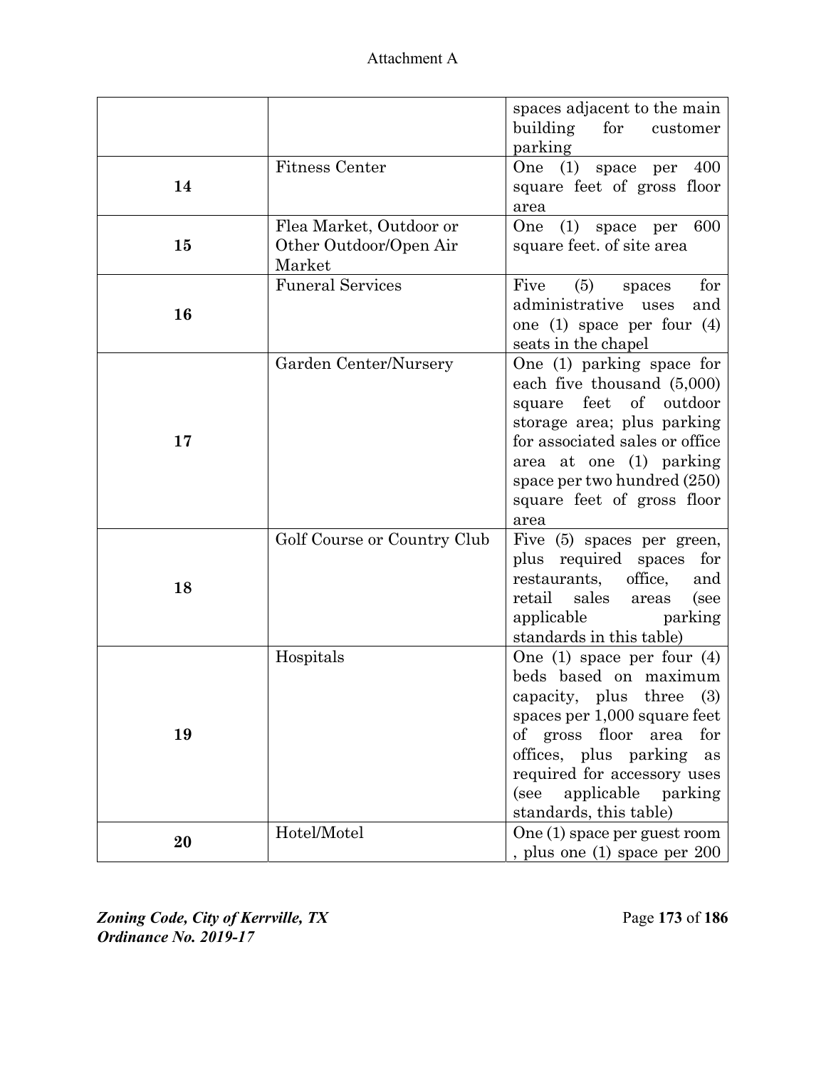Attachment A

| | | |
|---|---|---|
| | | spaces adjacent to the main building for customer parking |
| **14** | Fitness Center | One (1) space per 400 square feet of gross floor area |
| **15** | Flea Market, Outdoor or Other Outdoor/Open Air Market | One (1) space per 600 square feet. of site area |
| **16** | Funeral Services | Five (5) spaces for administrative uses and one (1) space per four (4) seats in the chapel |
| **17** | Garden Center/Nursery | One (1) parking space for each five thousand (5,000) square feet of outdoor storage area; plus parking for associated sales or office area at one (1) parking space per two hundred (250) square feet of gross floor area |
| **18** | Golf Course or Country Club | Five (5) spaces per green, plus required spaces for restaurants, office, and retail sales areas (see applicable parking standards in this table) |
| **19** | Hospitals | One (1) space per four (4) beds based on maximum capacity, plus three (3) spaces per 1,000 square feet of gross floor area for offices, plus parking as required for accessory uses (see applicable parking standards, this table) |
| **20** | Hotel/Motel | One (1) space per guest room , plus one (1) space per 200 |

*Zoning Code, City of Kerrville, TX*
*Ordinance No. 2019-17*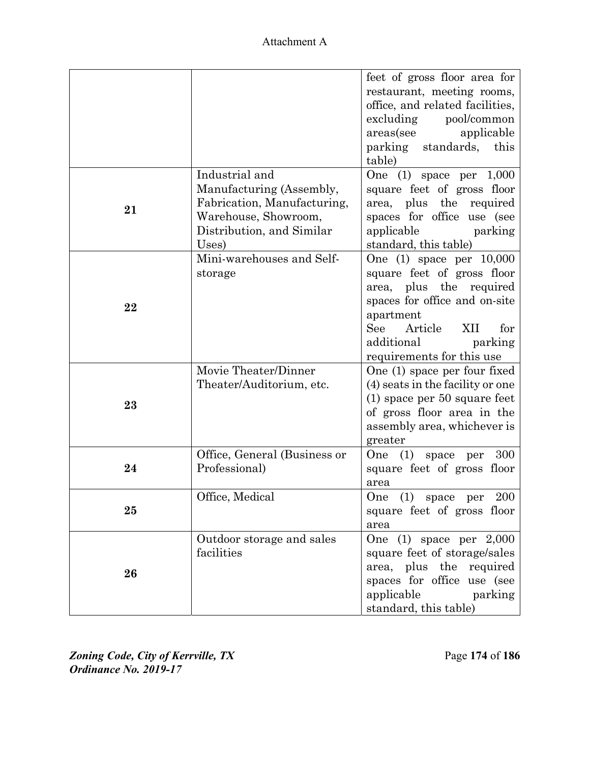Attachment A

| | | |
|---|---|---|
| | | feet of gross floor area for restaurant, meeting rooms, office, and related facilities, excluding pool/common areas(see applicable parking standards, this table) |
| **21** | Industrial and Manufacturing (Assembly, Fabrication, Manufacturing, Warehouse, Showroom, Distribution, and Similar Uses) | One (1) space per 1,000 square feet of gross floor area, plus the required spaces for office use (see applicable parking standard, this table) |
| **22** | Mini-warehouses and Self-storage | One (1) space per 10,000 square feet of gross floor area, plus the required spaces for office and on-site apartment<br>See Article XII for additional parking requirements for this use |
| **23** | Movie Theater/Dinner Theater/Auditorium, etc. | One (1) space per four fixed (4) seats in the facility or one (1) space per 50 square feet of gross floor area in the assembly area, whichever is greater |
| **24** | Office, General (Business or Professional) | One (1) space per 300 square feet of gross floor area |
| **25** | Office, Medical | One (1) space per 200 square feet of gross floor area |
| **26** | Outdoor storage and sales facilities | One (1) space per 2,000 square feet of storage/sales area, plus the required spaces for office use (see applicable parking standard, this table) |

*Zoning Code, City of Kerrville, TX*
*Ordinance No. 2019-17*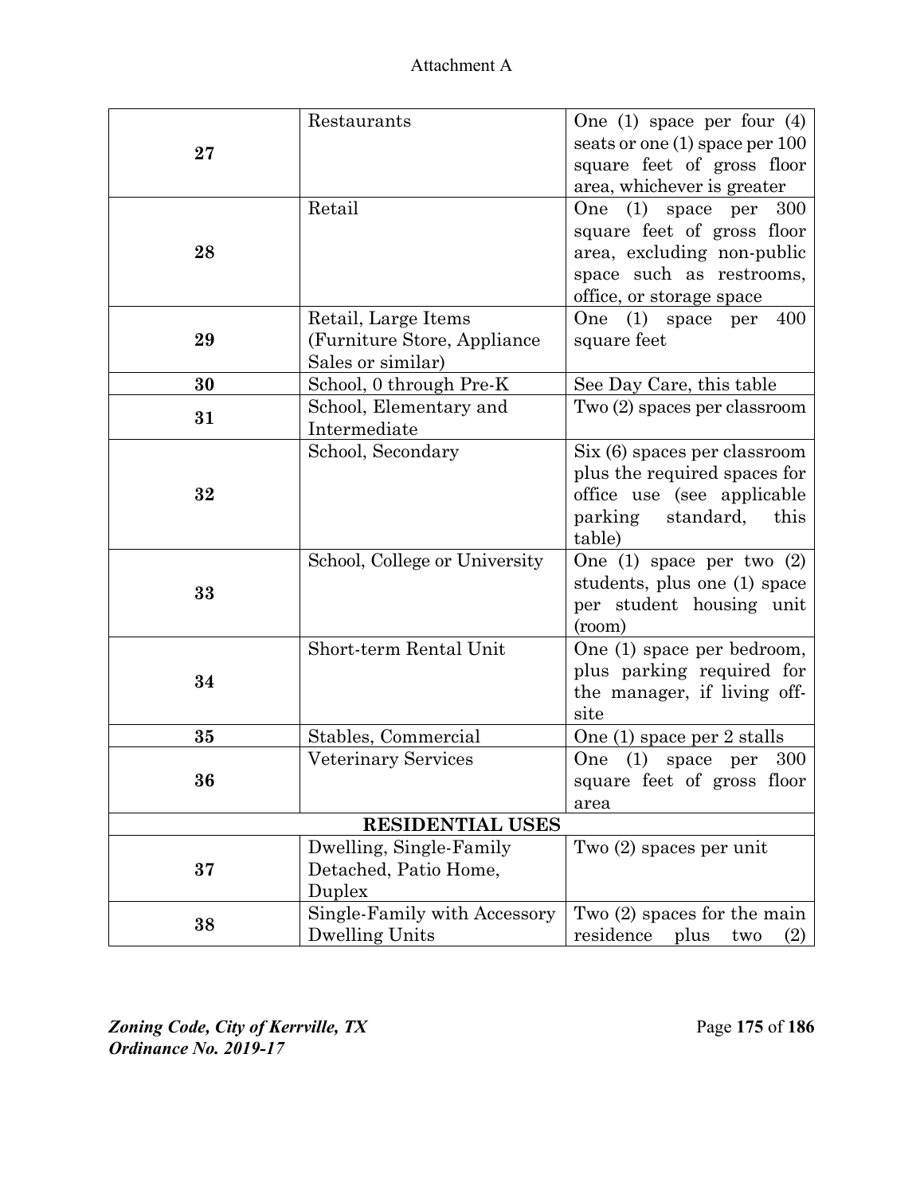Attachment A

| | | |
|---|---|---|
| **27** | Restaurants | One (1) space per four (4) seats or one (1) space per 100 square feet of gross floor area, whichever is greater |
| **28** | Retail | One (1) space per 300 square feet of gross floor area, excluding non-public space such as restrooms, office, or storage space |
| **29** | Retail, Large Items (Furniture Store, Appliance Sales or similar) | One (1) space per 400 square feet |
| **30** | School, 0 through Pre-K | See Day Care, this table |
| **31** | School, Elementary and Intermediate | Two (2) spaces per classroom |
| **32** | School, Secondary | Six (6) spaces per classroom plus the required spaces for office use (see applicable parking standard, this table) |
| **33** | School, College or University | One (1) space per two (2) students, plus one (1) space per student housing unit (room) |
| **34** | Short-term Rental Unit | One (1) space per bedroom, plus parking required for the manager, if living off-site |
| **35** | Stables, Commercial | One (1) space per 2 stalls |
| **36** | Veterinary Services | One (1) space per 300 square feet of gross floor area |
| **RESIDENTIAL USES** | | |
| **37** | Dwelling, Single-Family Detached, Patio Home, Duplex | Two (2) spaces per unit |
| **38** | Single-Family with Accessory Dwelling Units | Two (2) spaces for the main residence plus two (2) |

*Zoning Code, City of Kerrville, TX*
*Ordinance No. 2019-17*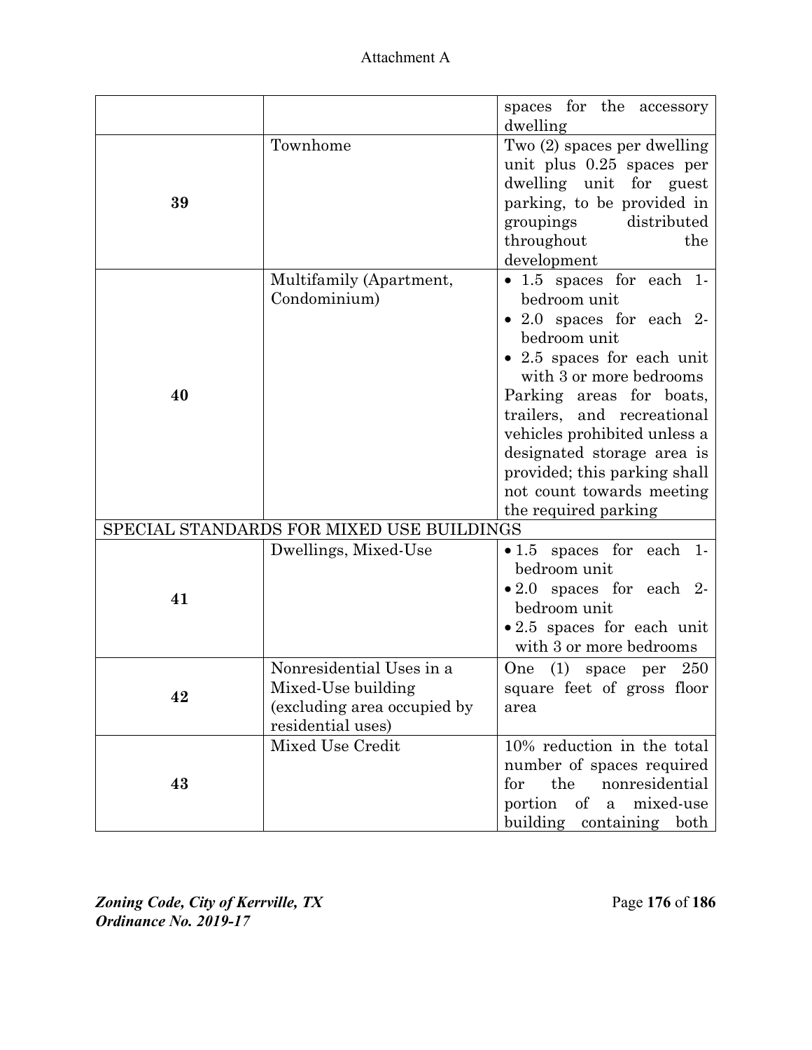Attachment A

| | | |
|---|---|---|
| | | spaces for the accessory dwelling |
| **39** | Townhome | Two (2) spaces per dwelling unit plus 0.25 spaces per dwelling unit for guest parking, to be provided in groupings distributed throughout the development |
| **40** | Multifamily (Apartment, Condominium) | • 1.5 spaces for each 1-bedroom unit<br>• 2.0 spaces for each 2-bedroom unit<br>• 2.5 spaces for each unit with 3 or more bedrooms<br>Parking areas for boats, trailers, and recreational vehicles prohibited unless a designated storage area is provided; this parking shall not count towards meeting the required parking |
| SPECIAL STANDARDS FOR MIXED USE BUILDINGS | | |
| **41** | Dwellings, Mixed-Use | • 1.5 spaces for each 1-bedroom unit<br>• 2.0 spaces for each 2-bedroom unit<br>• 2.5 spaces for each unit with 3 or more bedrooms |
| **42** | Nonresidential Uses in a Mixed-Use building (excluding area occupied by residential uses) | One (1) space per 250 square feet of gross floor area |
| **43** | Mixed Use Credit | 10% reduction in the total number of spaces required for the nonresidential portion of a mixed-use building containing both |

*Zoning Code, City of Kerrville, TX*
*Ordinance No. 2019-17*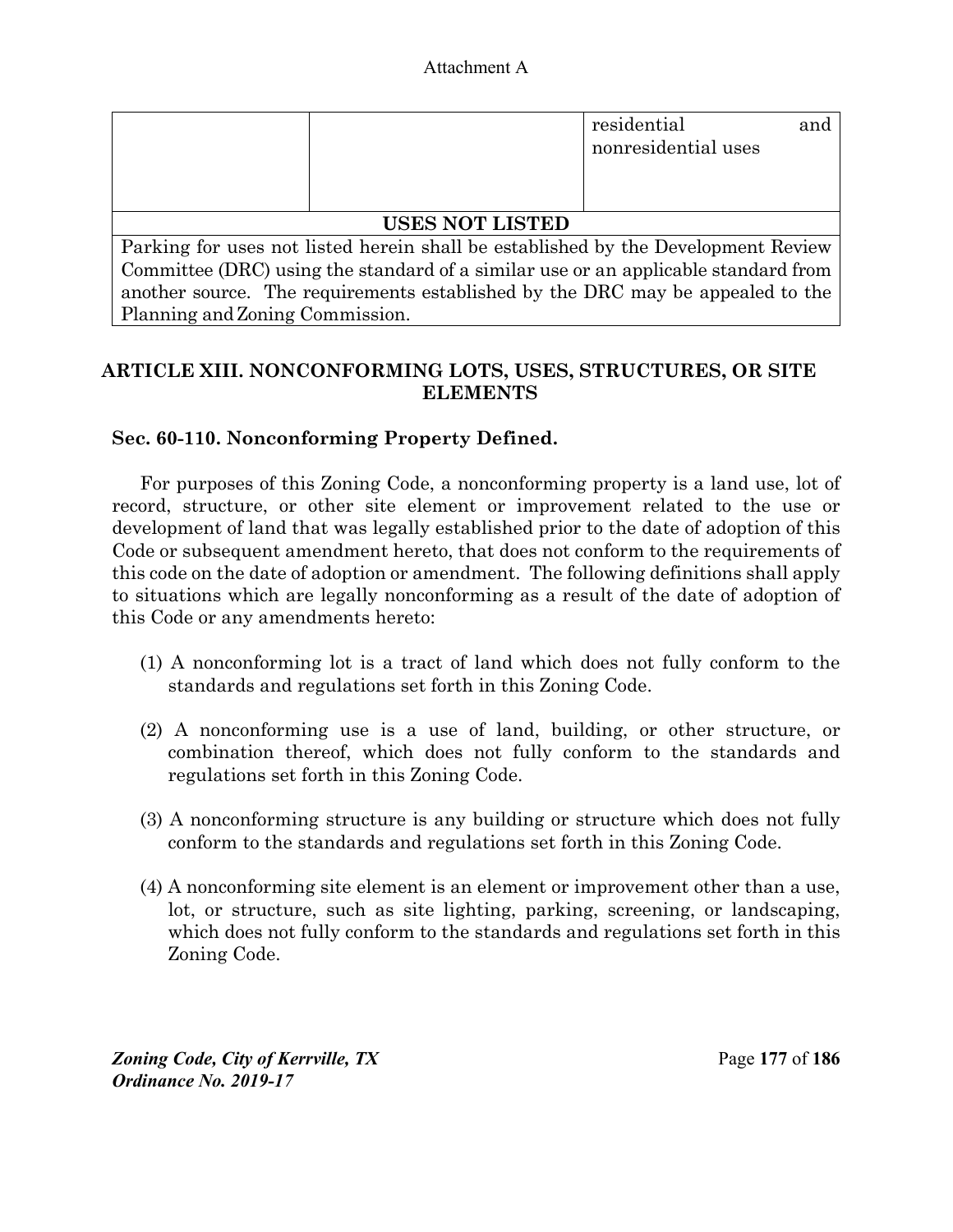| | | residential and nonresidential uses |
|---|---|---|
| **USES NOT LISTED** | | |
| Parking for uses not listed herein shall be established by the Development Review Committee (DRC) using the standard of a similar use or an applicable standard from another source. The requirements established by the DRC may be appealed to the Planning and Zoning Commission. | | |

## ARTICLE XIII. NONCONFORMING LOTS, USES, STRUCTURES, OR SITE ELEMENTS

### Sec. 60-110. Nonconforming Property Defined.

For purposes of this Zoning Code, a nonconforming property is a land use, lot of record, structure, or other site element or improvement related to the use or development of land that was legally established prior to the date of adoption of this Code or subsequent amendment hereto, that does not conform to the requirements of this code on the date of adoption or amendment. The following definitions shall apply to situations which are legally nonconforming as a result of the date of adoption of this Code or any amendments hereto:

(1) A nonconforming lot is a tract of land which does not fully conform to the standards and regulations set forth in this Zoning Code.

(2) A nonconforming use is a use of land, building, or other structure, or combination thereof, which does not fully conform to the standards and regulations set forth in this Zoning Code.

(3) A nonconforming structure is any building or structure which does not fully conform to the standards and regulations set forth in this Zoning Code.

(4) A nonconforming site element is an element or improvement other than a use, lot, or structure, such as site lighting, parking, screening, or landscaping, which does not fully conform to the standards and regulations set forth in this Zoning Code.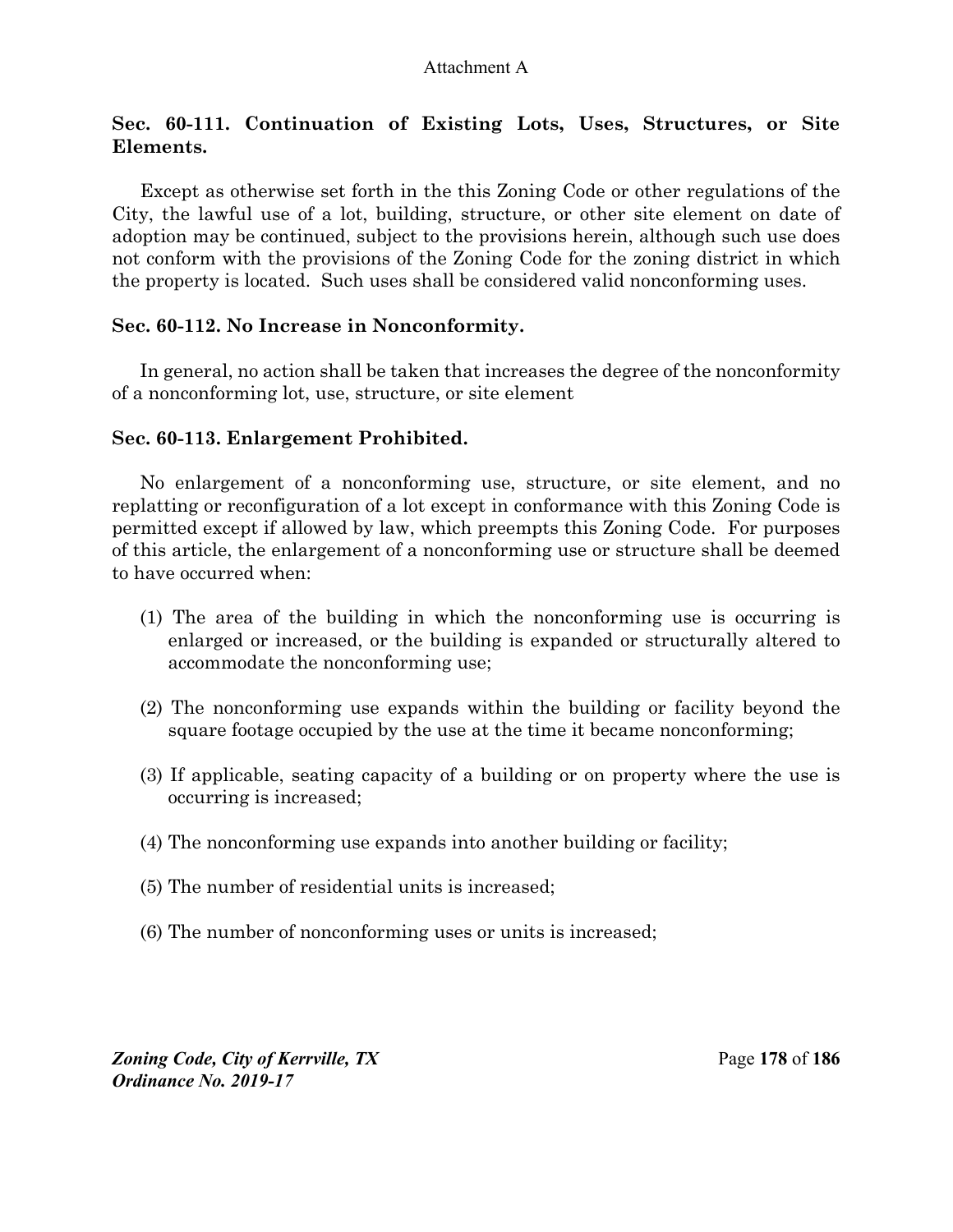Attachment A

## Sec. 60-111. Continuation of Existing Lots, Uses, Structures, or Site Elements.

Except as otherwise set forth in the this Zoning Code or other regulations of the City, the lawful use of a lot, building, structure, or other site element on date of adoption may be continued, subject to the provisions herein, although such use does not conform with the provisions of the Zoning Code for the zoning district in which the property is located. Such uses shall be considered valid nonconforming uses.

## Sec. 60-112. No Increase in Nonconformity.

In general, no action shall be taken that increases the degree of the nonconformity of a nonconforming lot, use, structure, or site element

## Sec. 60-113. Enlargement Prohibited.

No enlargement of a nonconforming use, structure, or site element, and no replatting or reconfiguration of a lot except in conformance with this Zoning Code is permitted except if allowed by law, which preempts this Zoning Code. For purposes of this article, the enlargement of a nonconforming use or structure shall be deemed to have occurred when:

(1) The area of the building in which the nonconforming use is occurring is enlarged or increased, or the building is expanded or structurally altered to accommodate the nonconforming use;

(2) The nonconforming use expands within the building or facility beyond the square footage occupied by the use at the time it became nonconforming;

(3) If applicable, seating capacity of a building or on property where the use is occurring is increased;

(4) The nonconforming use expands into another building or facility;

(5) The number of residential units is increased;

(6) The number of nonconforming uses or units is increased;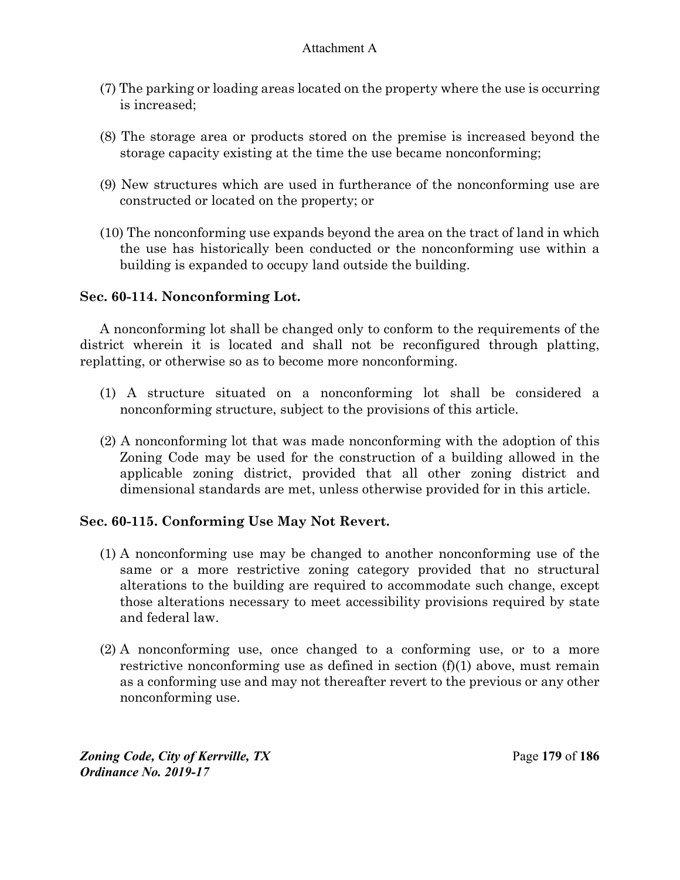(7) The parking or loading areas located on the property where the use is occurring is increased;

(8) The storage area or products stored on the premise is increased beyond the storage capacity existing at the time the use became nonconforming;

(9) New structures which are used in furtherance of the nonconforming use are constructed or located on the property; or

(10) The nonconforming use expands beyond the area on the tract of land in which the use has historically been conducted or the nonconforming use within a building is expanded to occupy land outside the building.

### Sec. 60-114. Nonconforming Lot.

A nonconforming lot shall be changed only to conform to the requirements of the district wherein it is located and shall not be reconfigured through platting, replatting, or otherwise so as to become more nonconforming.

(1) A structure situated on a nonconforming lot shall be considered a nonconforming structure, subject to the provisions of this article.

(2) A nonconforming lot that was made nonconforming with the adoption of this Zoning Code may be used for the construction of a building allowed in the applicable zoning district, provided that all other zoning district and dimensional standards are met, unless otherwise provided for in this article.

### Sec. 60-115. Conforming Use May Not Revert.

(1) A nonconforming use may be changed to another nonconforming use of the same or a more restrictive zoning category provided that no structural alterations to the building are required to accommodate such change, except those alterations necessary to meet accessibility provisions required by state and federal law.

(2) A nonconforming use, once changed to a conforming use, or to a more restrictive nonconforming use as defined in section (f)(1) above, must remain as a conforming use and may not thereafter revert to the previous or any other nonconforming use.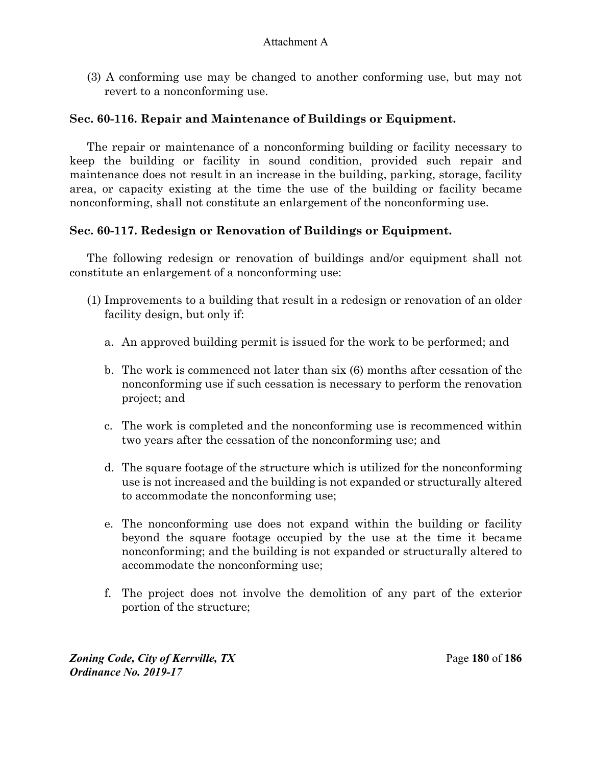(3) A conforming use may be changed to another conforming use, but may not revert to a nonconforming use.

### Sec. 60-116. Repair and Maintenance of Buildings or Equipment.

The repair or maintenance of a nonconforming building or facility necessary to keep the building or facility in sound condition, provided such repair and maintenance does not result in an increase in the building, parking, storage, facility area, or capacity existing at the time the use of the building or facility became nonconforming, shall not constitute an enlargement of the nonconforming use.

### Sec. 60-117. Redesign or Renovation of Buildings or Equipment.

The following redesign or renovation of buildings and/or equipment shall not constitute an enlargement of a nonconforming use:

(1) Improvements to a building that result in a redesign or renovation of an older facility design, but only if:

   a. An approved building permit is issued for the work to be performed; and

   b. The work is commenced not later than six (6) months after cessation of the nonconforming use if such cessation is necessary to perform the renovation project; and

   c. The work is completed and the nonconforming use is recommenced within two years after the cessation of the nonconforming use; and

   d. The square footage of the structure which is utilized for the nonconforming use is not increased and the building is not expanded or structurally altered to accommodate the nonconforming use;

   e. The nonconforming use does not expand within the building or facility beyond the square footage occupied by the use at the time it became nonconforming; and the building is not expanded or structurally altered to accommodate the nonconforming use;

   f. The project does not involve the demolition of any part of the exterior portion of the structure;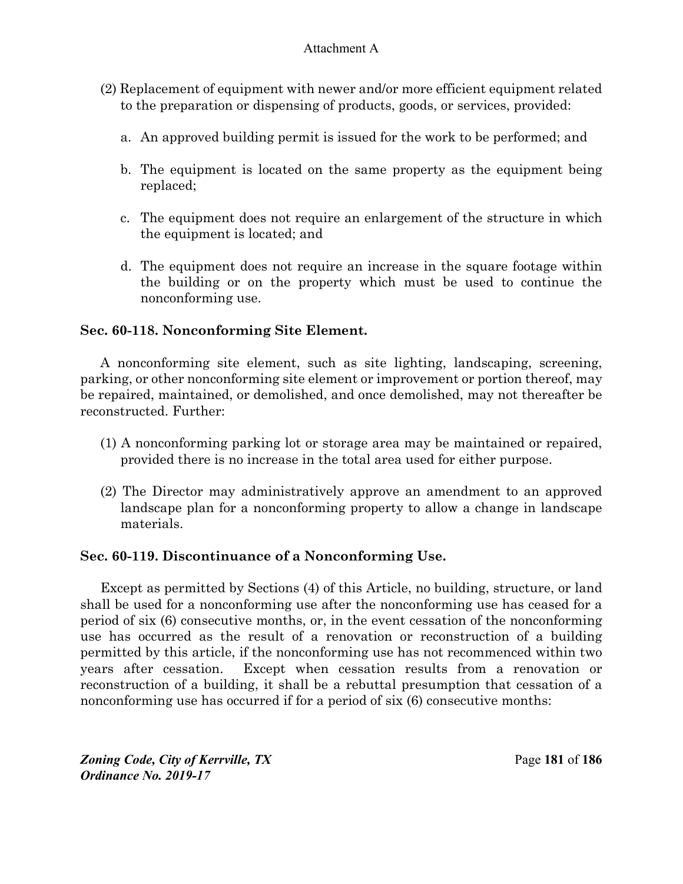(2) Replacement of equipment with newer and/or more efficient equipment related to the preparation or dispensing of products, goods, or services, provided:

a. An approved building permit is issued for the work to be performed; and

b. The equipment is located on the same property as the equipment being replaced;

c. The equipment does not require an enlargement of the structure in which the equipment is located; and

d. The equipment does not require an increase in the square footage within the building or on the property which must be used to continue the nonconforming use.

### Sec. 60-118. Nonconforming Site Element.

A nonconforming site element, such as site lighting, landscaping, screening, parking, or other nonconforming site element or improvement or portion thereof, may be repaired, maintained, or demolished, and once demolished, may not thereafter be reconstructed. Further:

(1) A nonconforming parking lot or storage area may be maintained or repaired, provided there is no increase in the total area used for either purpose.

(2) The Director may administratively approve an amendment to an approved landscape plan for a nonconforming property to allow a change in landscape materials.

### Sec. 60-119. Discontinuance of a Nonconforming Use.

Except as permitted by Sections (4) of this Article, no building, structure, or land shall be used for a nonconforming use after the nonconforming use has ceased for a period of six (6) consecutive months, or, in the event cessation of the nonconforming use has occurred as the result of a renovation or reconstruction of a building permitted by this article, if the nonconforming use has not recommenced within two years after cessation. Except when cessation results from a renovation or reconstruction of a building, it shall be a rebuttal presumption that cessation of a nonconforming use has occurred if for a period of six (6) consecutive months: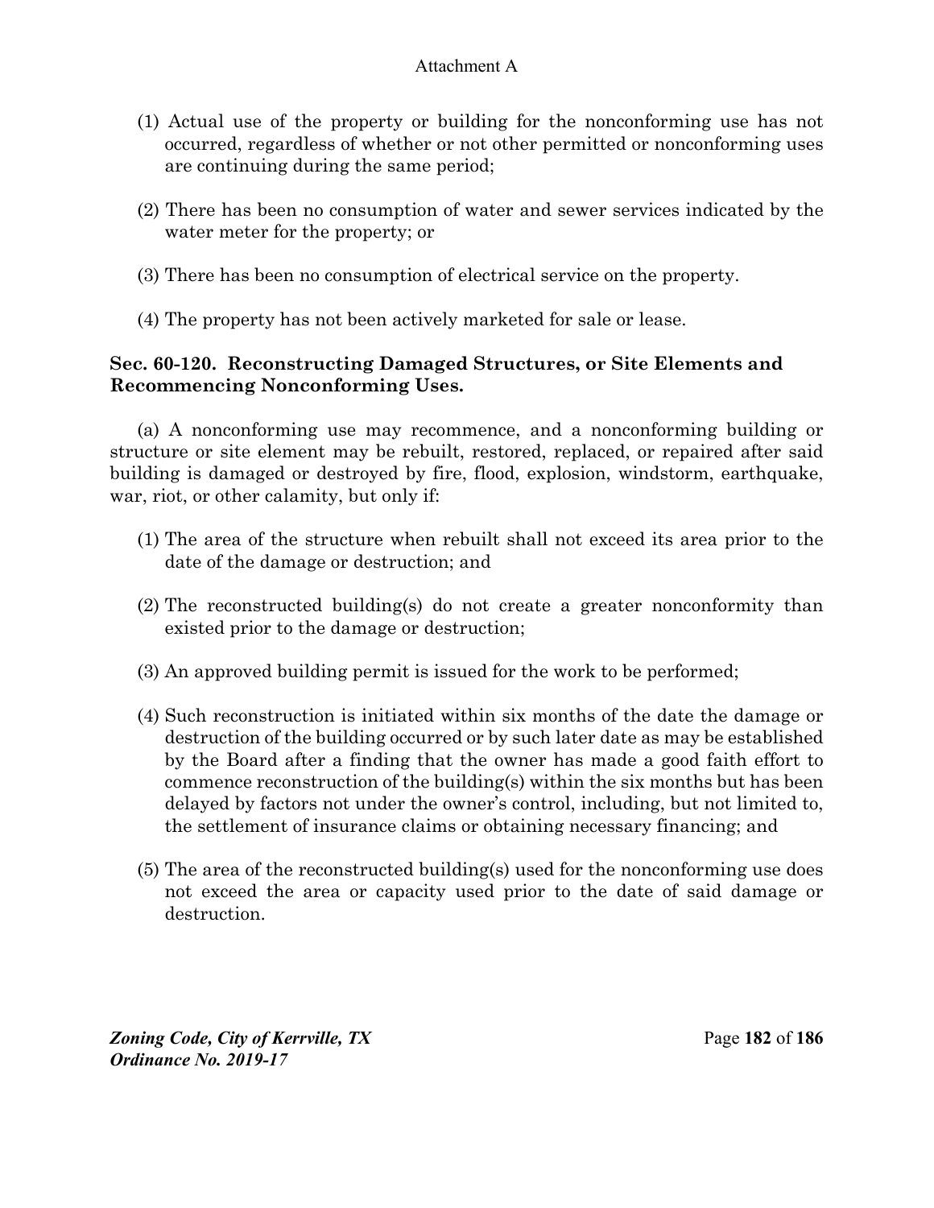(1) Actual use of the property or building for the nonconforming use has not occurred, regardless of whether or not other permitted or nonconforming uses are continuing during the same period;

(2) There has been no consumption of water and sewer services indicated by the water meter for the property; or

(3) There has been no consumption of electrical service on the property.

(4) The property has not been actively marketed for sale or lease.

### Sec. 60-120. Reconstructing Damaged Structures, or Site Elements and Recommencing Nonconforming Uses.

(a) A nonconforming use may recommence, and a nonconforming building or structure or site element may be rebuilt, restored, replaced, or repaired after said building is damaged or destroyed by fire, flood, explosion, windstorm, earthquake, war, riot, or other calamity, but only if:

(1) The area of the structure when rebuilt shall not exceed its area prior to the date of the damage or destruction; and

(2) The reconstructed building(s) do not create a greater nonconformity than existed prior to the damage or destruction;

(3) An approved building permit is issued for the work to be performed;

(4) Such reconstruction is initiated within six months of the date the damage or destruction of the building occurred or by such later date as may be established by the Board after a finding that the owner has made a good faith effort to commence reconstruction of the building(s) within the six months but has been delayed by factors not under the owner's control, including, but not limited to, the settlement of insurance claims or obtaining necessary financing; and

(5) The area of the reconstructed building(s) used for the nonconforming use does not exceed the area or capacity used prior to the date of said damage or destruction.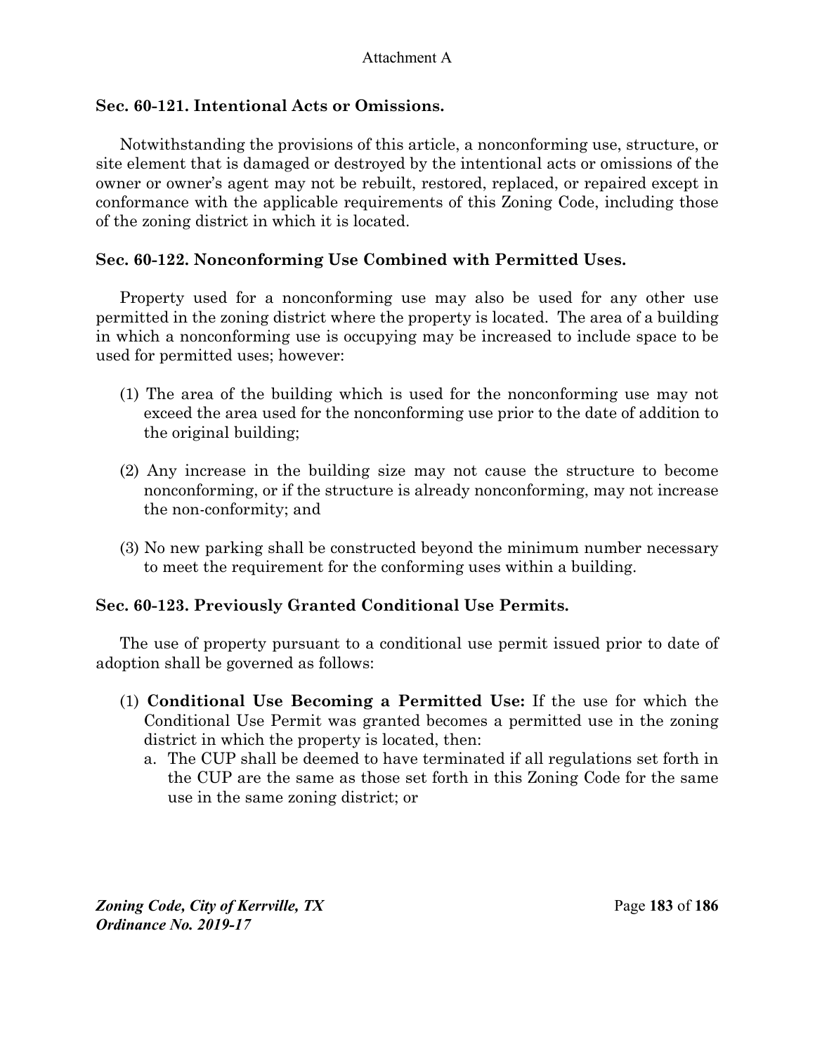### Sec. 60-121. Intentional Acts or Omissions.

Notwithstanding the provisions of this article, a nonconforming use, structure, or site element that is damaged or destroyed by the intentional acts or omissions of the owner or owner's agent may not be rebuilt, restored, replaced, or repaired except in conformance with the applicable requirements of this Zoning Code, including those of the zoning district in which it is located.

### Sec. 60-122. Nonconforming Use Combined with Permitted Uses.

Property used for a nonconforming use may also be used for any other use permitted in the zoning district where the property is located. The area of a building in which a nonconforming use is occupying may be increased to include space to be used for permitted uses; however:

(1) The area of the building which is used for the nonconforming use may not exceed the area used for the nonconforming use prior to the date of addition to the original building;

(2) Any increase in the building size may not cause the structure to become nonconforming, or if the structure is already nonconforming, may not increase the non-conformity; and

(3) No new parking shall be constructed beyond the minimum number necessary to meet the requirement for the conforming uses within a building.

### Sec. 60-123. Previously Granted Conditional Use Permits.

The use of property pursuant to a conditional use permit issued prior to date of adoption shall be governed as follows:

(1) **Conditional Use Becoming a Permitted Use:** If the use for which the Conditional Use Permit was granted becomes a permitted use in the zoning district in which the property is located, then:
   a. The CUP shall be deemed to have terminated if all regulations set forth in the CUP are the same as those set forth in this Zoning Code for the same use in the same zoning district; or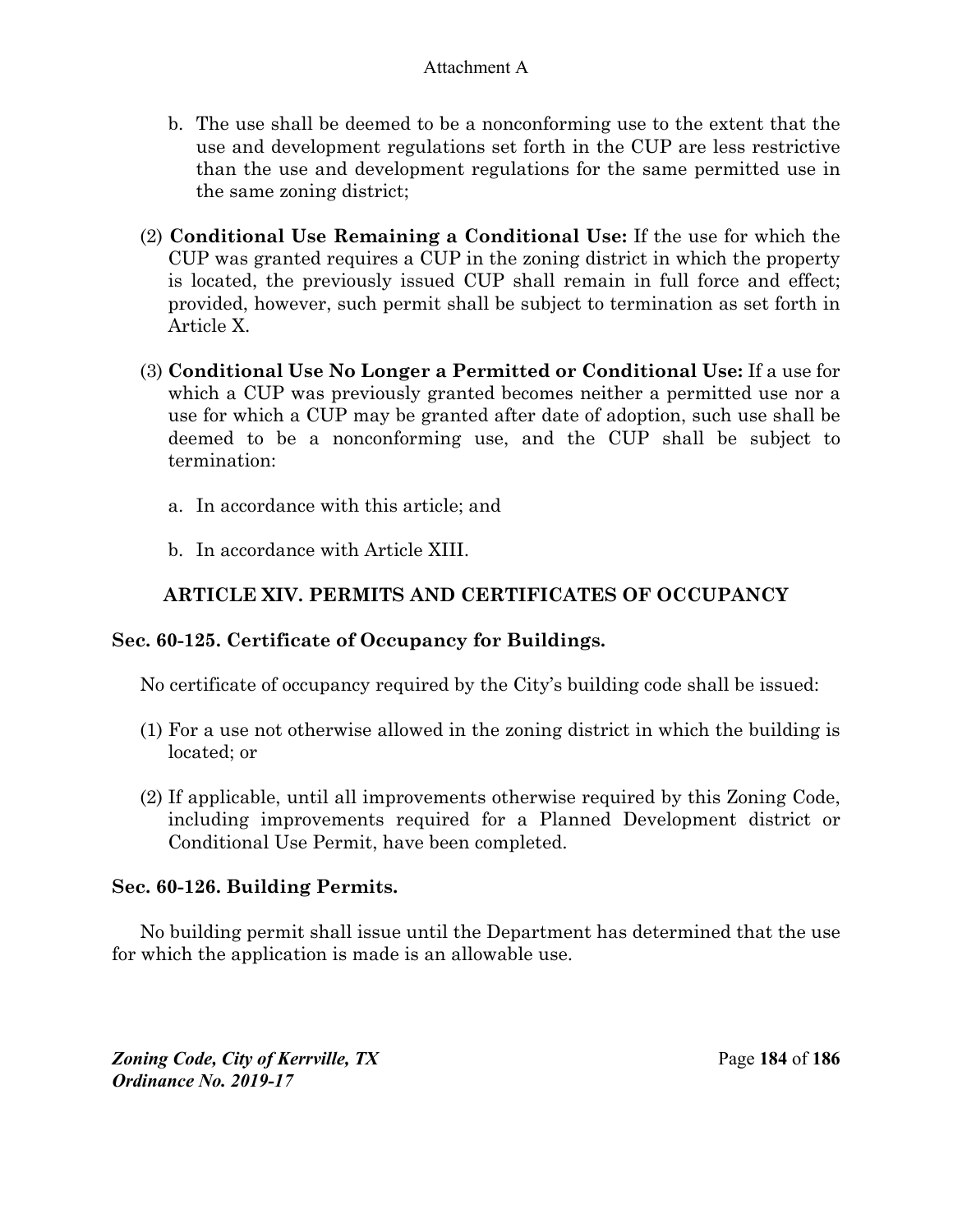b. The use shall be deemed to be a nonconforming use to the extent that the use and development regulations set forth in the CUP are less restrictive than the use and development regulations for the same permitted use in the same zoning district;

(2) **Conditional Use Remaining a Conditional Use:** If the use for which the CUP was granted requires a CUP in the zoning district in which the property is located, the previously issued CUP shall remain in full force and effect; provided, however, such permit shall be subject to termination as set forth in Article X.

(3) **Conditional Use No Longer a Permitted or Conditional Use:** If a use for which a CUP was previously granted becomes neither a permitted use nor a use for which a CUP may be granted after date of adoption, such use shall be deemed to be a nonconforming use, and the CUP shall be subject to termination:

a. In accordance with this article; and

b. In accordance with Article XIII.

## ARTICLE XIV. PERMITS AND CERTIFICATES OF OCCUPANCY

### Sec. 60-125. Certificate of Occupancy for Buildings.

No certificate of occupancy required by the City's building code shall be issued:

(1) For a use not otherwise allowed in the zoning district in which the building is located; or

(2) If applicable, until all improvements otherwise required by this Zoning Code, including improvements required for a Planned Development district or Conditional Use Permit, have been completed.

### Sec. 60-126. Building Permits.

No building permit shall issue until the Department has determined that the use for which the application is made is an allowable use.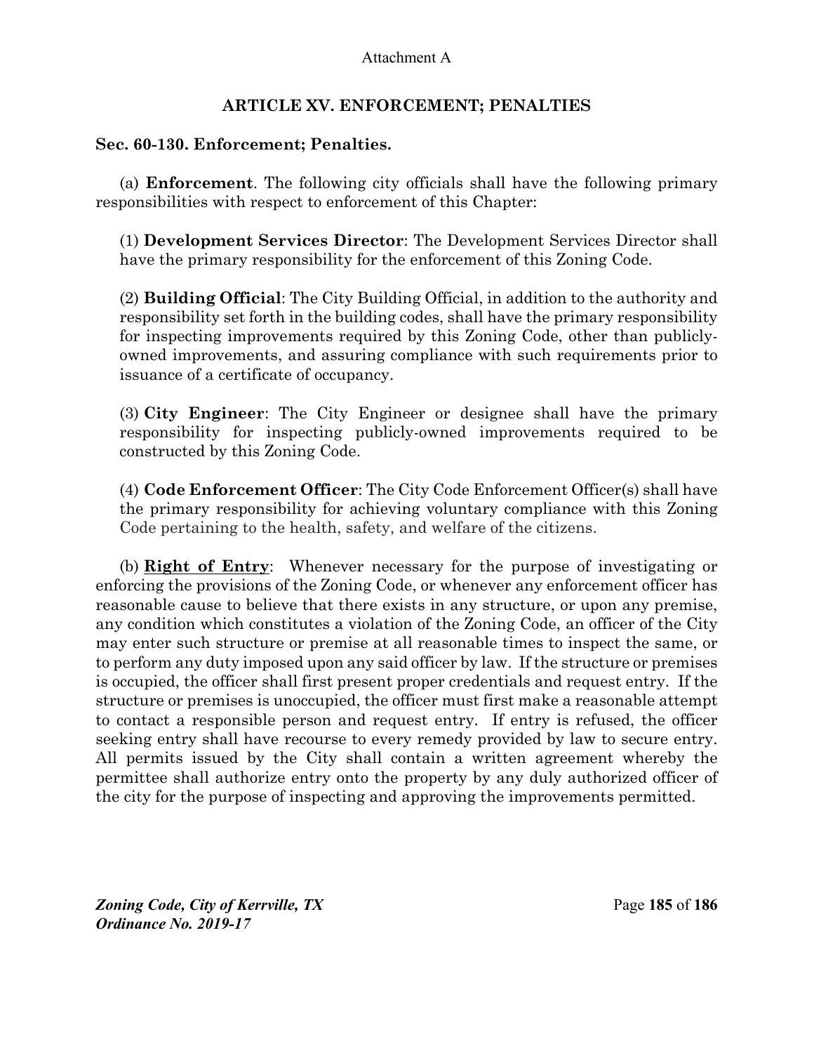Attachment A

# ARTICLE XV. ENFORCEMENT; PENALTIES

## Sec. 60-130. Enforcement; Penalties.

(a) **Enforcement**. The following city officials shall have the following primary responsibilities with respect to enforcement of this Chapter:

(1) **Development Services Director**: The Development Services Director shall have the primary responsibility for the enforcement of this Zoning Code.

(2) **Building Official**: The City Building Official, in addition to the authority and responsibility set forth in the building codes, shall have the primary responsibility for inspecting improvements required by this Zoning Code, other than publicly-owned improvements, and assuring compliance with such requirements prior to issuance of a certificate of occupancy.

(3) **City Engineer**: The City Engineer or designee shall have the primary responsibility for inspecting publicly-owned improvements required to be constructed by this Zoning Code.

(4) **Code Enforcement Officer**: The City Code Enforcement Officer(s) shall have the primary responsibility for achieving voluntary compliance with this Zoning Code pertaining to the health, safety, and welfare of the citizens.

(b) **Right of Entry**: Whenever necessary for the purpose of investigating or enforcing the provisions of the Zoning Code, or whenever any enforcement officer has reasonable cause to believe that there exists in any structure, or upon any premise, any condition which constitutes a violation of the Zoning Code, an officer of the City may enter such structure or premise at all reasonable times to inspect the same, or to perform any duty imposed upon any said officer by law. If the structure or premises is occupied, the officer shall first present proper credentials and request entry. If the structure or premises is unoccupied, the officer must first make a reasonable attempt to contact a responsible person and request entry. If entry is refused, the officer seeking entry shall have recourse to every remedy provided by law to secure entry. All permits issued by the City shall contain a written agreement whereby the permittee shall authorize entry onto the property by any duly authorized officer of the city for the purpose of inspecting and approving the improvements permitted.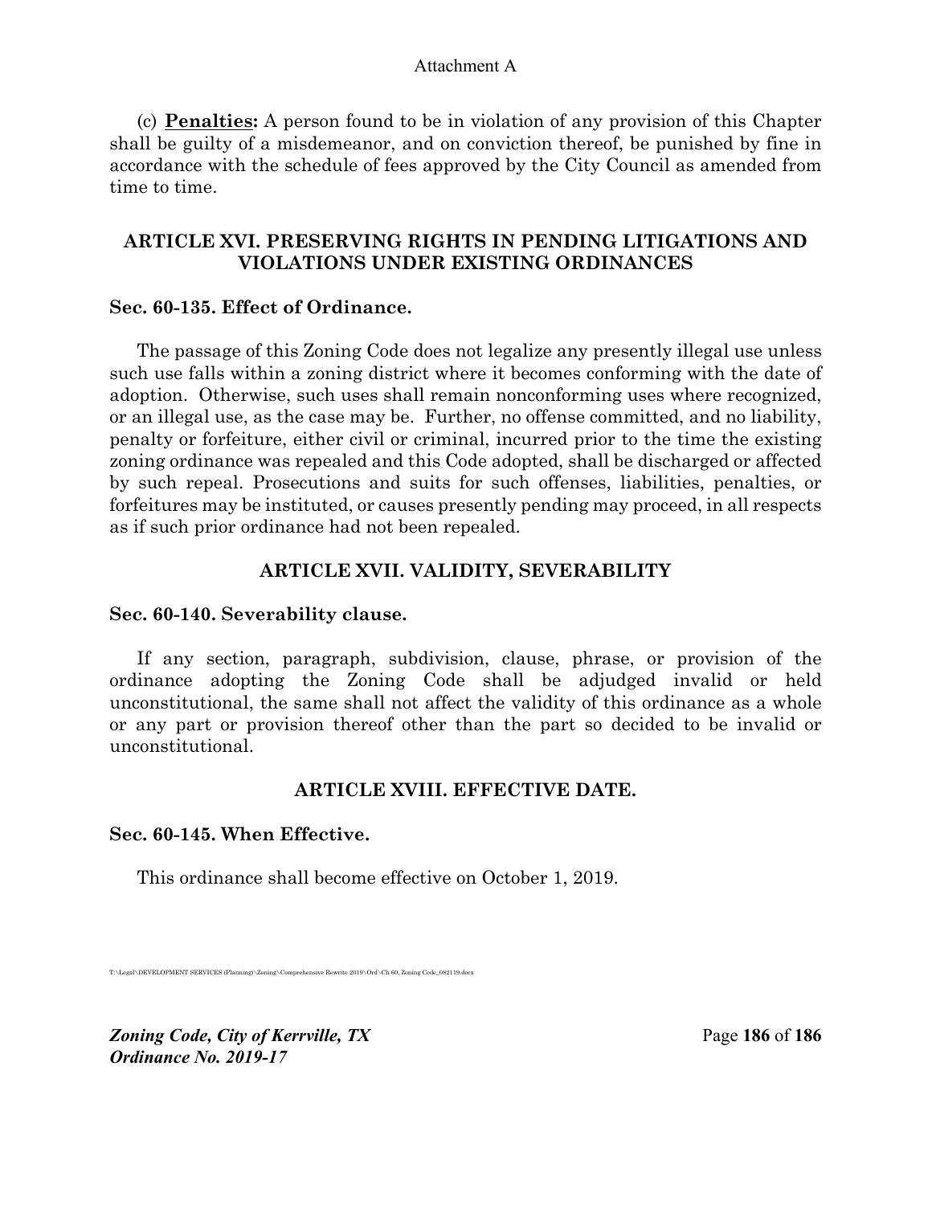(c) **Penalties:** A person found to be in violation of any provision of this Chapter shall be guilty of a misdemeanor, and on conviction thereof, be punished by fine in accordance with the schedule of fees approved by the City Council as amended from time to time.

## ARTICLE XVI. PRESERVING RIGHTS IN PENDING LITIGATIONS AND VIOLATIONS UNDER EXISTING ORDINANCES

### Sec. 60-135. Effect of Ordinance.

The passage of this Zoning Code does not legalize any presently illegal use unless such use falls within a zoning district where it becomes conforming with the date of adoption. Otherwise, such uses shall remain nonconforming uses where recognized, or an illegal use, as the case may be. Further, no offense committed, and no liability, penalty or forfeiture, either civil or criminal, incurred prior to the time the existing zoning ordinance was repealed and this Code adopted, shall be discharged or affected by such repeal. Prosecutions and suits for such offenses, liabilities, penalties, or forfeitures may be instituted, or causes presently pending may proceed, in all respects as if such prior ordinance had not been repealed.

## ARTICLE XVII. VALIDITY, SEVERABILITY

### Sec. 60-140. Severability clause.

If any section, paragraph, subdivision, clause, phrase, or provision of the ordinance adopting the Zoning Code shall be adjudged invalid or held unconstitutional, the same shall not affect the validity of this ordinance as a whole or any part or provision thereof other than the part so decided to be invalid or unconstitutional.

## ARTICLE XVIII. EFFECTIVE DATE.

### Sec. 60-145. When Effective.

This ordinance shall become effective on October 1, 2019.

T:\Legal\DEVELOPMENT SERVICES (Planning)\Zoning\Comprehensive Rewrite 2019\Ord\Ch 60, Zoning Code_082119.docx